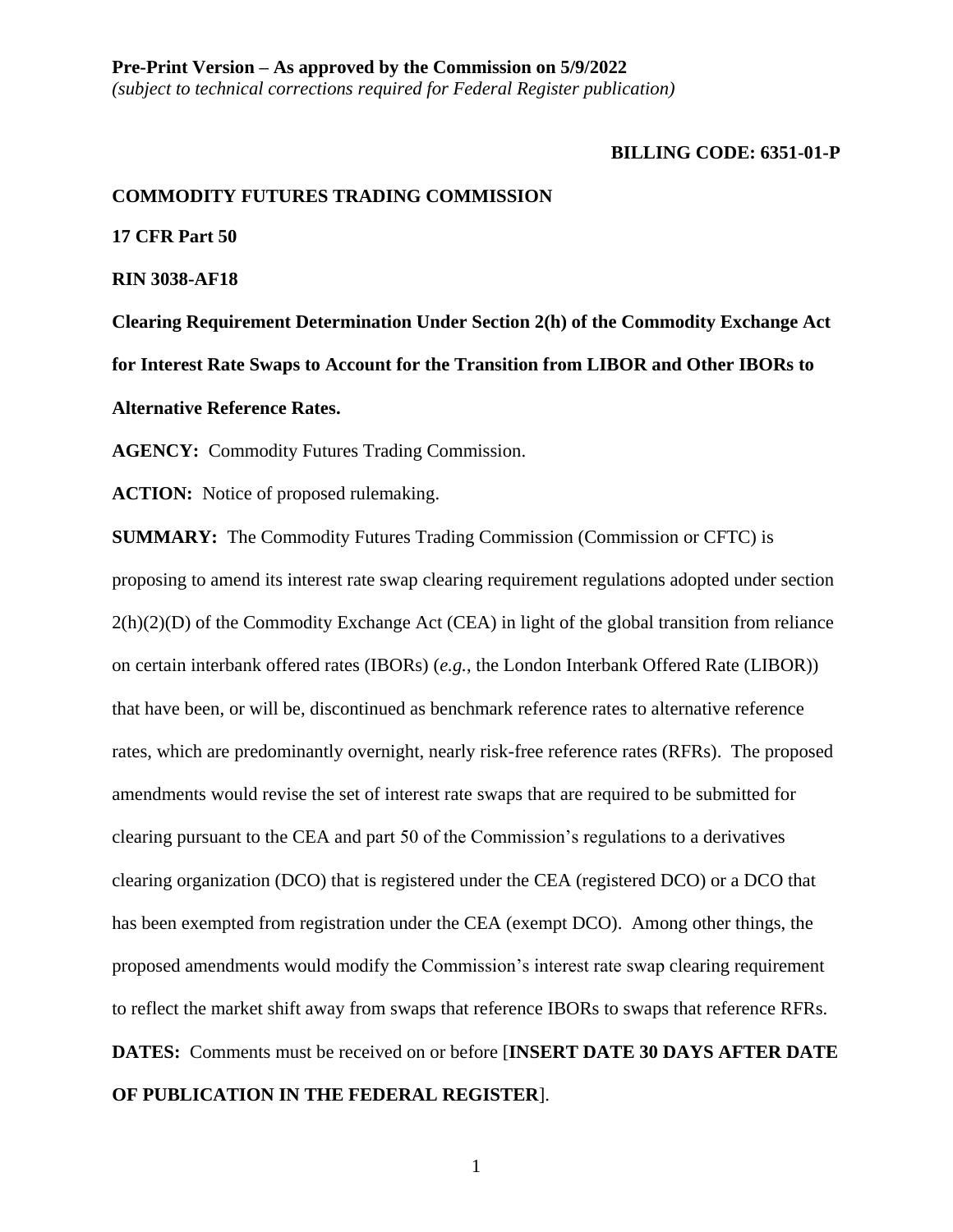**Pre-Print Version – As approved by the Commission on 5/9/2022**
*(subject to technical corrections required for Federal Register publication)*

**BILLING CODE: 6351-01-P**

**COMMODITY FUTURES TRADING COMMISSION**

**17 CFR Part 50**

**RIN 3038-AF18**

**Clearing Requirement Determination Under Section 2(h) of the Commodity Exchange Act for Interest Rate Swaps to Account for the Transition from LIBOR and Other IBORs to Alternative Reference Rates.**

**AGENCY:** Commodity Futures Trading Commission.

**ACTION:** Notice of proposed rulemaking.

**SUMMARY:** The Commodity Futures Trading Commission (Commission or CFTC) is proposing to amend its interest rate swap clearing requirement regulations adopted under section 2(h)(2)(D) of the Commodity Exchange Act (CEA) in light of the global transition from reliance on certain interbank offered rates (IBORs) (*e.g.*, the London Interbank Offered Rate (LIBOR)) that have been, or will be, discontinued as benchmark reference rates to alternative reference rates, which are predominantly overnight, nearly risk-free reference rates (RFRs). The proposed amendments would revise the set of interest rate swaps that are required to be submitted for clearing pursuant to the CEA and part 50 of the Commission's regulations to a derivatives clearing organization (DCO) that is registered under the CEA (registered DCO) or a DCO that has been exempted from registration under the CEA (exempt DCO). Among other things, the proposed amendments would modify the Commission's interest rate swap clearing requirement to reflect the market shift away from swaps that reference IBORs to swaps that reference RFRs.

**DATES:** Comments must be received on or before [**INSERT DATE 30 DAYS AFTER DATE OF PUBLICATION IN THE FEDERAL REGISTER**].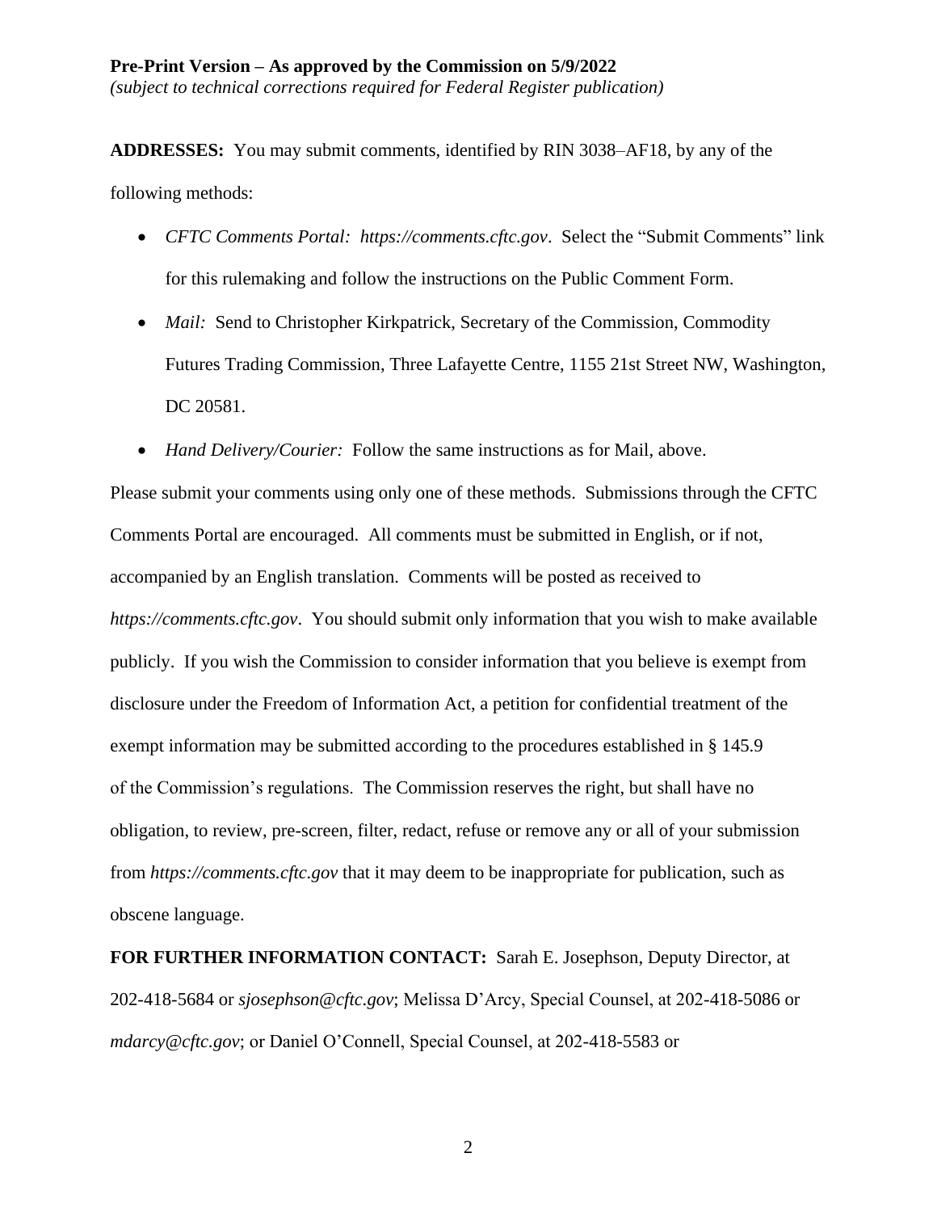**ADDRESSES:** You may submit comments, identified by RIN 3038–AF18, by any of the following methods:

- *CFTC Comments Portal: https://comments.cftc.gov*. Select the "Submit Comments" link for this rulemaking and follow the instructions on the Public Comment Form.
- *Mail:* Send to Christopher Kirkpatrick, Secretary of the Commission, Commodity Futures Trading Commission, Three Lafayette Centre, 1155 21st Street NW, Washington, DC 20581.
- *Hand Delivery/Courier:* Follow the same instructions as for Mail, above.

Please submit your comments using only one of these methods. Submissions through the CFTC Comments Portal are encouraged. All comments must be submitted in English, or if not, accompanied by an English translation. Comments will be posted as received to *https://comments.cftc.gov*. You should submit only information that you wish to make available publicly. If you wish the Commission to consider information that you believe is exempt from disclosure under the Freedom of Information Act, a petition for confidential treatment of the exempt information may be submitted according to the procedures established in § 145.9 of the Commission's regulations. The Commission reserves the right, but shall have no obligation, to review, pre-screen, filter, redact, refuse or remove any or all of your submission from *https://comments.cftc.gov* that it may deem to be inappropriate for publication, such as obscene language.

**FOR FURTHER INFORMATION CONTACT:** Sarah E. Josephson, Deputy Director, at 202-418-5684 or *sjosephson@cftc.gov*; Melissa D'Arcy, Special Counsel, at 202-418-5086 or *mdarcy@cftc.gov*; or Daniel O'Connell, Special Counsel, at 202-418-5583 or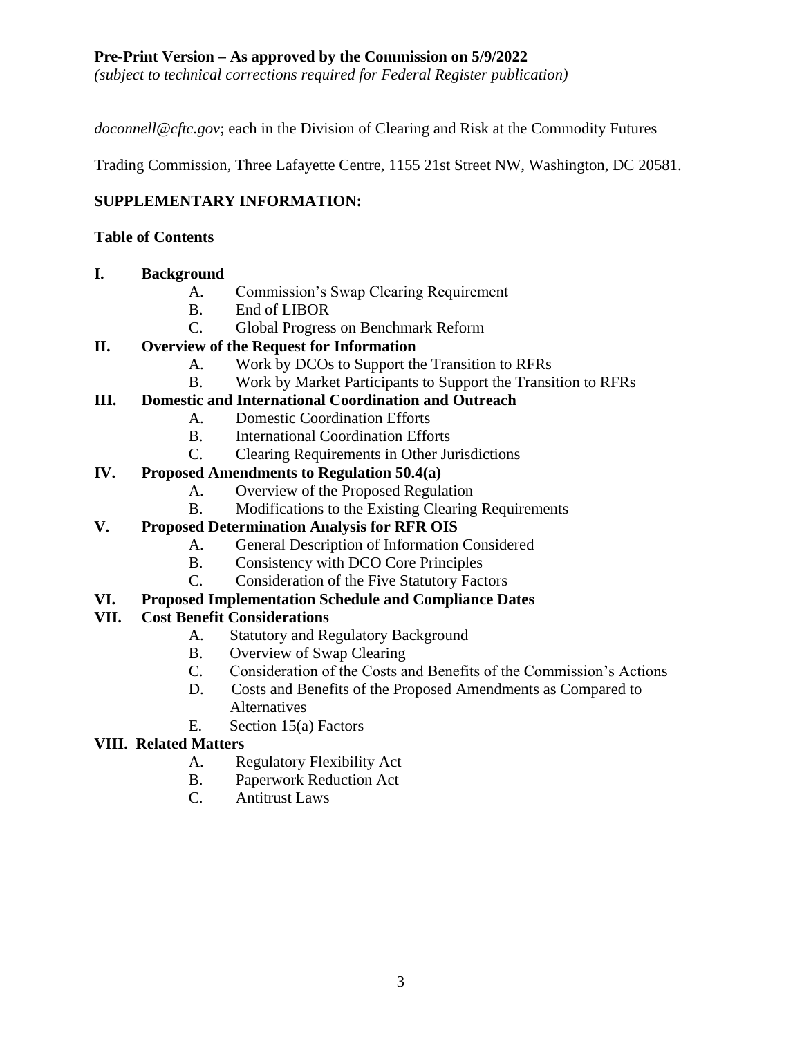doconnell@cftc.gov; each in the Division of Clearing and Risk at the Commodity Futures Trading Commission, Three Lafayette Centre, 1155 21st Street NW, Washington, DC 20581.

**SUPPLEMENTARY INFORMATION:**

**Table of Contents**

**I. Background**
- A. Commission's Swap Clearing Requirement
- B. End of LIBOR
- C. Global Progress on Benchmark Reform

**II. Overview of the Request for Information**
- A. Work by DCOs to Support the Transition to RFRs
- B. Work by Market Participants to Support the Transition to RFRs

**III. Domestic and International Coordination and Outreach**
- A. Domestic Coordination Efforts
- B. International Coordination Efforts
- C. Clearing Requirements in Other Jurisdictions

**IV. Proposed Amendments to Regulation 50.4(a)**
- A. Overview of the Proposed Regulation
- B. Modifications to the Existing Clearing Requirements

**V. Proposed Determination Analysis for RFR OIS**
- A. General Description of Information Considered
- B. Consistency with DCO Core Principles
- C. Consideration of the Five Statutory Factors

**VI. Proposed Implementation Schedule and Compliance Dates**

**VII. Cost Benefit Considerations**
- A. Statutory and Regulatory Background
- B. Overview of Swap Clearing
- C. Consideration of the Costs and Benefits of the Commission's Actions
- D. Costs and Benefits of the Proposed Amendments as Compared to Alternatives
- E. Section 15(a) Factors

**VIII. Related Matters**
- A. Regulatory Flexibility Act
- B. Paperwork Reduction Act
- C. Antitrust Laws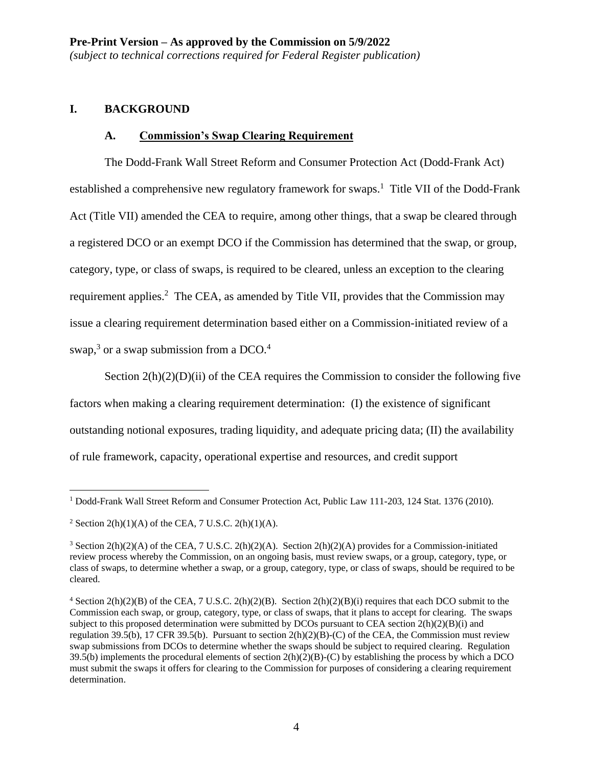## I. BACKGROUND

### A. Commission's Swap Clearing Requirement

The Dodd-Frank Wall Street Reform and Consumer Protection Act (Dodd-Frank Act) established a comprehensive new regulatory framework for swaps.[1] Title VII of the Dodd-Frank Act (Title VII) amended the CEA to require, among other things, that a swap be cleared through a registered DCO or an exempt DCO if the Commission has determined that the swap, or group, category, type, or class of swaps, is required to be cleared, unless an exception to the clearing requirement applies.[2] The CEA, as amended by Title VII, provides that the Commission may issue a clearing requirement determination based either on a Commission-initiated review of a swap,[3] or a swap submission from a DCO.[4]

Section 2(h)(2)(D)(ii) of the CEA requires the Commission to consider the following five factors when making a clearing requirement determination: (I) the existence of significant outstanding notional exposures, trading liquidity, and adequate pricing data; (II) the availability of rule framework, capacity, operational expertise and resources, and credit support

---

[1] Dodd-Frank Wall Street Reform and Consumer Protection Act, Public Law 111-203, 124 Stat. 1376 (2010).

[2] Section 2(h)(1)(A) of the CEA, 7 U.S.C. 2(h)(1)(A).

[3] Section 2(h)(2)(A) of the CEA, 7 U.S.C. 2(h)(2)(A). Section 2(h)(2)(A) provides for a Commission-initiated review process whereby the Commission, on an ongoing basis, must review swaps, or a group, category, type, or class of swaps, to determine whether a swap, or a group, category, type, or class of swaps, should be required to be cleared.

[4] Section 2(h)(2)(B) of the CEA, 7 U.S.C. 2(h)(2)(B). Section 2(h)(2)(B)(i) requires that each DCO submit to the Commission each swap, or group, category, type, or class of swaps, that it plans to accept for clearing. The swaps subject to this proposed determination were submitted by DCOs pursuant to CEA section 2(h)(2)(B)(i) and regulation 39.5(b), 17 CFR 39.5(b). Pursuant to section 2(h)(2)(B)-(C) of the CEA, the Commission must review swap submissions from DCOs to determine whether the swaps should be subject to required clearing. Regulation 39.5(b) implements the procedural elements of section 2(h)(2)(B)-(C) by establishing the process by which a DCO must submit the swaps it offers for clearing to the Commission for purposes of considering a clearing requirement determination.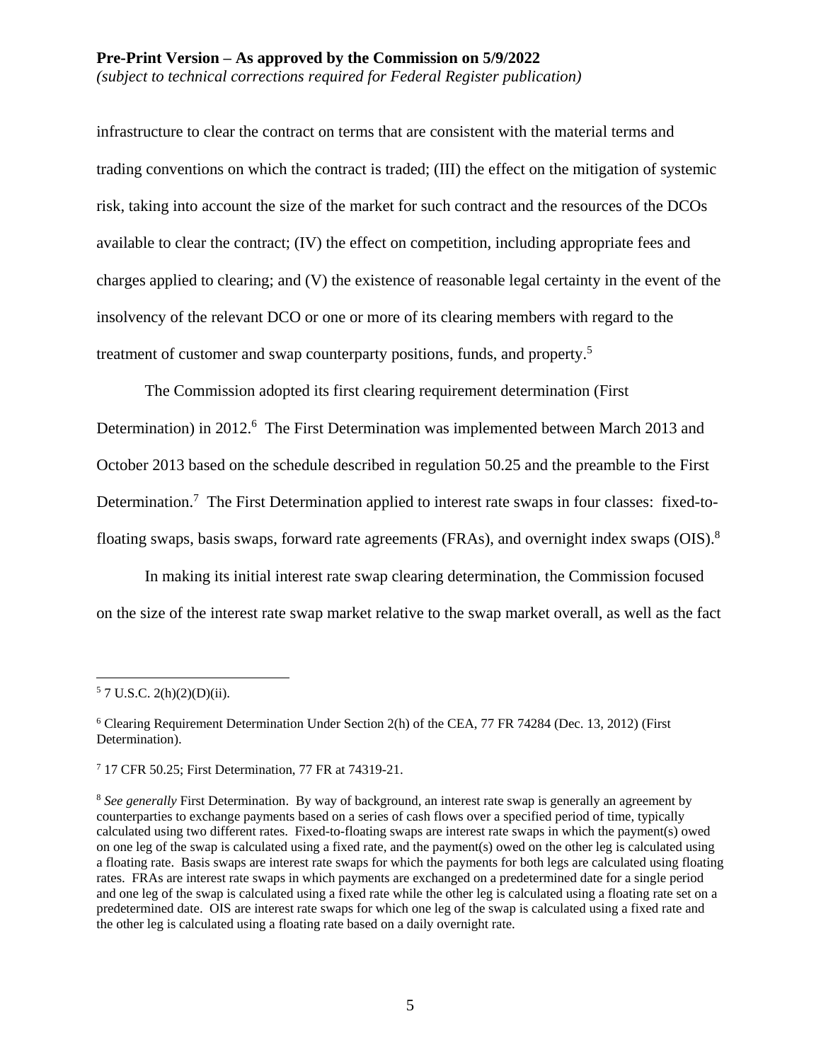infrastructure to clear the contract on terms that are consistent with the material terms and trading conventions on which the contract is traded; (III) the effect on the mitigation of systemic risk, taking into account the size of the market for such contract and the resources of the DCOs available to clear the contract; (IV) the effect on competition, including appropriate fees and charges applied to clearing; and (V) the existence of reasonable legal certainty in the event of the insolvency of the relevant DCO or one or more of its clearing members with regard to the treatment of customer and swap counterparty positions, funds, and property.[5]

The Commission adopted its first clearing requirement determination (First Determination) in 2012.[6] The First Determination was implemented between March 2013 and October 2013 based on the schedule described in regulation 50.25 and the preamble to the First Determination.[7] The First Determination applied to interest rate swaps in four classes: fixed-to-floating swaps, basis swaps, forward rate agreements (FRAs), and overnight index swaps (OIS).[8]

In making its initial interest rate swap clearing determination, the Commission focused on the size of the interest rate swap market relative to the swap market overall, as well as the fact

---

[5] 7 U.S.C. 2(h)(2)(D)(ii).

[6] Clearing Requirement Determination Under Section 2(h) of the CEA, 77 FR 74284 (Dec. 13, 2012) (First Determination).

[7] 17 CFR 50.25; First Determination, 77 FR at 74319-21.

[8] *See generally* First Determination. By way of background, an interest rate swap is generally an agreement by counterparties to exchange payments based on a series of cash flows over a specified period of time, typically calculated using two different rates. Fixed-to-floating swaps are interest rate swaps in which the payment(s) owed on one leg of the swap is calculated using a fixed rate, and the payment(s) owed on the other leg is calculated using a floating rate. Basis swaps are interest rate swaps for which the payments for both legs are calculated using floating rates. FRAs are interest rate swaps in which payments are exchanged on a predetermined date for a single period and one leg of the swap is calculated using a fixed rate while the other leg is calculated using a floating rate set on a predetermined date. OIS are interest rate swaps for which one leg of the swap is calculated using a fixed rate and the other leg is calculated using a floating rate based on a daily overnight rate.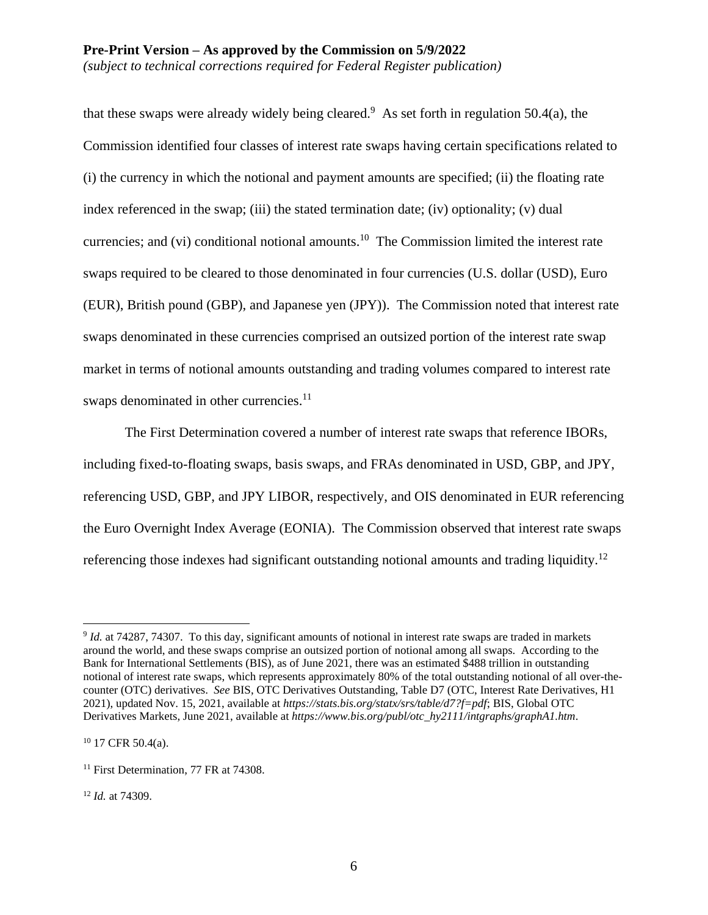that these swaps were already widely being cleared.[9] As set forth in regulation 50.4(a), the Commission identified four classes of interest rate swaps having certain specifications related to (i) the currency in which the notional and payment amounts are specified; (ii) the floating rate index referenced in the swap; (iii) the stated termination date; (iv) optionality; (v) dual currencies; and (vi) conditional notional amounts.[10] The Commission limited the interest rate swaps required to be cleared to those denominated in four currencies (U.S. dollar (USD), Euro (EUR), British pound (GBP), and Japanese yen (JPY)). The Commission noted that interest rate swaps denominated in these currencies comprised an outsized portion of the interest rate swap market in terms of notional amounts outstanding and trading volumes compared to interest rate swaps denominated in other currencies.[11]

The First Determination covered a number of interest rate swaps that reference IBORs, including fixed-to-floating swaps, basis swaps, and FRAs denominated in USD, GBP, and JPY, referencing USD, GBP, and JPY LIBOR, respectively, and OIS denominated in EUR referencing the Euro Overnight Index Average (EONIA). The Commission observed that interest rate swaps referencing those indexes had significant outstanding notional amounts and trading liquidity.[12]

---

[9] *Id.* at 74287, 74307. To this day, significant amounts of notional in interest rate swaps are traded in markets around the world, and these swaps comprise an outsized portion of notional among all swaps. According to the Bank for International Settlements (BIS), as of June 2021, there was an estimated $488 trillion in outstanding notional of interest rate swaps, which represents approximately 80% of the total outstanding notional of all over-the-counter (OTC) derivatives. *See* BIS, OTC Derivatives Outstanding, Table D7 (OTC, Interest Rate Derivatives, H1 2021), updated Nov. 15, 2021, available at *https://stats.bis.org/statx/srs/table/d7?f=pdf*; BIS, Global OTC Derivatives Markets, June 2021, available at *https://www.bis.org/publ/otc_hy2111/intgraphs/graphA1.htm*.

[10] 17 CFR 50.4(a).

[11] First Determination, 77 FR at 74308.

[12] *Id.* at 74309.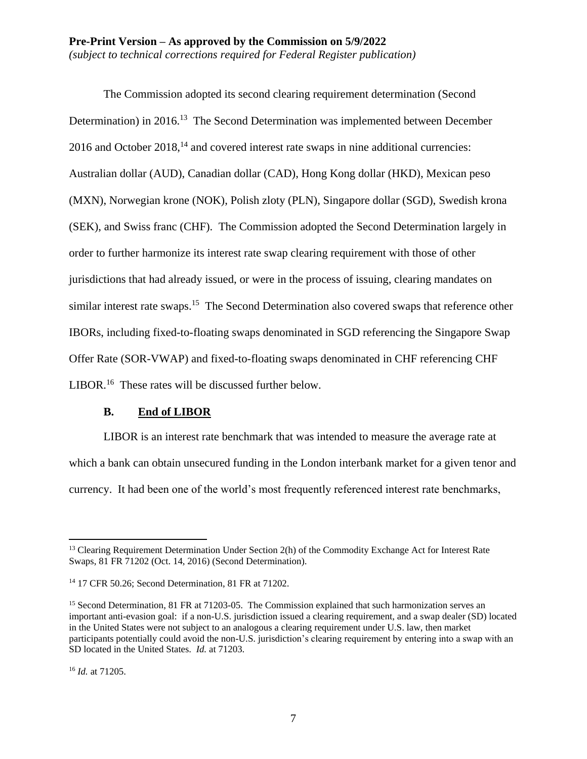The Commission adopted its second clearing requirement determination (Second Determination) in 2016.[13] The Second Determination was implemented between December 2016 and October 2018,[14] and covered interest rate swaps in nine additional currencies: Australian dollar (AUD), Canadian dollar (CAD), Hong Kong dollar (HKD), Mexican peso (MXN), Norwegian krone (NOK), Polish zloty (PLN), Singapore dollar (SGD), Swedish krona (SEK), and Swiss franc (CHF). The Commission adopted the Second Determination largely in order to further harmonize its interest rate swap clearing requirement with those of other jurisdictions that had already issued, or were in the process of issuing, clearing mandates on similar interest rate swaps.[15] The Second Determination also covered swaps that reference other IBORs, including fixed-to-floating swaps denominated in SGD referencing the Singapore Swap Offer Rate (SOR-VWAP) and fixed-to-floating swaps denominated in CHF referencing CHF LIBOR.[16] These rates will be discussed further below.

### B. End of LIBOR

LIBOR is an interest rate benchmark that was intended to measure the average rate at which a bank can obtain unsecured funding in the London interbank market for a given tenor and currency. It had been one of the world's most frequently referenced interest rate benchmarks,

---

[13] Clearing Requirement Determination Under Section 2(h) of the Commodity Exchange Act for Interest Rate Swaps, 81 FR 71202 (Oct. 14, 2016) (Second Determination).

[14] 17 CFR 50.26; Second Determination, 81 FR at 71202.

[15] Second Determination, 81 FR at 71203-05. The Commission explained that such harmonization serves an important anti-evasion goal: if a non-U.S. jurisdiction issued a clearing requirement, and a swap dealer (SD) located in the United States were not subject to an analogous a clearing requirement under U.S. law, then market participants potentially could avoid the non-U.S. jurisdiction's clearing requirement by entering into a swap with an SD located in the United States. *Id.* at 71203.

[16] *Id.* at 71205.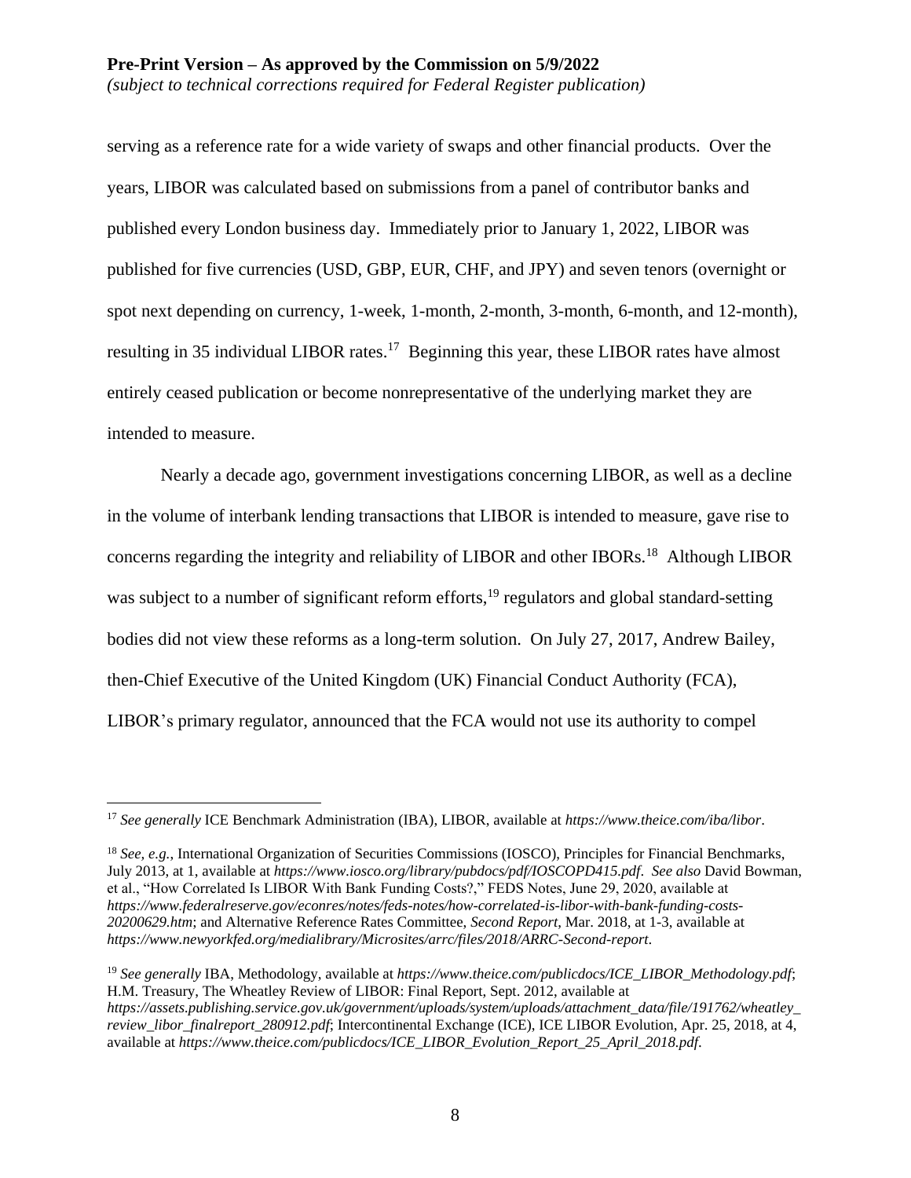serving as a reference rate for a wide variety of swaps and other financial products. Over the years, LIBOR was calculated based on submissions from a panel of contributor banks and published every London business day. Immediately prior to January 1, 2022, LIBOR was published for five currencies (USD, GBP, EUR, CHF, and JPY) and seven tenors (overnight or spot next depending on currency, 1-week, 1-month, 2-month, 3-month, 6-month, and 12-month), resulting in 35 individual LIBOR rates.[17] Beginning this year, these LIBOR rates have almost entirely ceased publication or become nonrepresentative of the underlying market they are intended to measure.

Nearly a decade ago, government investigations concerning LIBOR, as well as a decline in the volume of interbank lending transactions that LIBOR is intended to measure, gave rise to concerns regarding the integrity and reliability of LIBOR and other IBORs.[18] Although LIBOR was subject to a number of significant reform efforts,[19] regulators and global standard-setting bodies did not view these reforms as a long-term solution. On July 27, 2017, Andrew Bailey, then-Chief Executive of the United Kingdom (UK) Financial Conduct Authority (FCA), LIBOR's primary regulator, announced that the FCA would not use its authority to compel

---

[17] *See generally* ICE Benchmark Administration (IBA), LIBOR, available at *https://www.theice.com/iba/libor*.

[18] *See, e.g.*, International Organization of Securities Commissions (IOSCO), Principles for Financial Benchmarks, July 2013, at 1, available at *https://www.iosco.org/library/pubdocs/pdf/IOSCOPD415.pdf*. *See also* David Bowman, et al., "How Correlated Is LIBOR With Bank Funding Costs?," FEDS Notes, June 29, 2020, available at *https://www.federalreserve.gov/econres/notes/feds-notes/how-correlated-is-libor-with-bank-funding-costs-20200629.htm*; and Alternative Reference Rates Committee, *Second Report*, Mar. 2018, at 1-3, available at *https://www.newyorkfed.org/medialibrary/Microsites/arrc/files/2018/ARRC-Second-report*.

[19] *See generally* IBA, Methodology, available at *https://www.theice.com/publicdocs/ICE_LIBOR_Methodology.pdf*; H.M. Treasury, The Wheatley Review of LIBOR: Final Report, Sept. 2012, available at *https://assets.publishing.service.gov.uk/government/uploads/system/uploads/attachment_data/file/191762/wheatley_review_libor_finalreport_280912.pdf*; Intercontinental Exchange (ICE), ICE LIBOR Evolution, Apr. 25, 2018, at 4, available at *https://www.theice.com/publicdocs/ICE_LIBOR_Evolution_Report_25_April_2018.pdf*.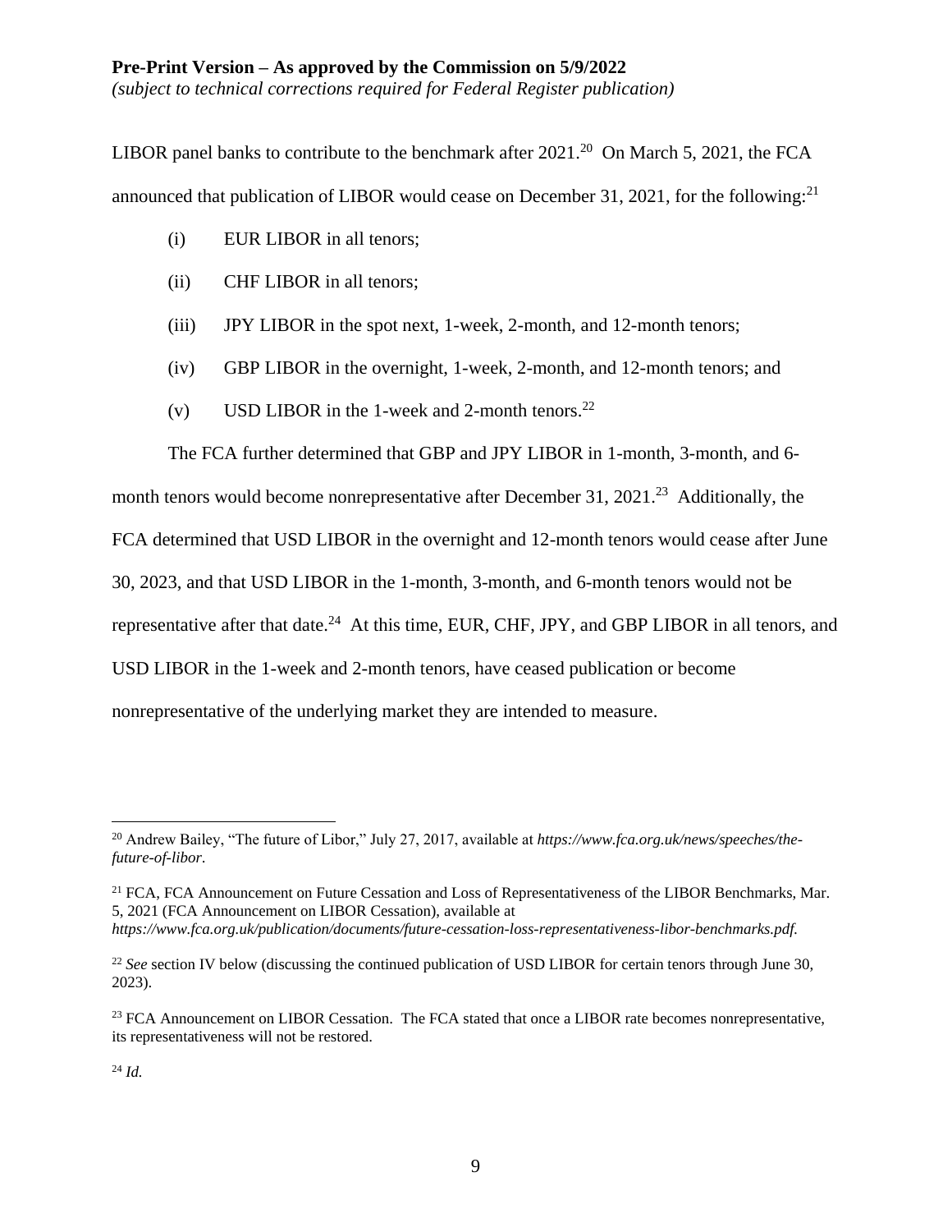LIBOR panel banks to contribute to the benchmark after 2021.[20] On March 5, 2021, the FCA announced that publication of LIBOR would cease on December 31, 2021, for the following:[21]

(i) EUR LIBOR in all tenors;

(ii) CHF LIBOR in all tenors;

(iii) JPY LIBOR in the spot next, 1-week, 2-month, and 12-month tenors;

(iv) GBP LIBOR in the overnight, 1-week, 2-month, and 12-month tenors; and

(v) USD LIBOR in the 1-week and 2-month tenors.[22]

The FCA further determined that GBP and JPY LIBOR in 1-month, 3-month, and 6-month tenors would become nonrepresentative after December 31, 2021.[23] Additionally, the FCA determined that USD LIBOR in the overnight and 12-month tenors would cease after June 30, 2023, and that USD LIBOR in the 1-month, 3-month, and 6-month tenors would not be representative after that date.[24] At this time, EUR, CHF, JPY, and GBP LIBOR in all tenors, and USD LIBOR in the 1-week and 2-month tenors, have ceased publication or become nonrepresentative of the underlying market they are intended to measure.

---

[20] Andrew Bailey, "The future of Libor," July 27, 2017, available at *https://www.fca.org.uk/news/speeches/the-future-of-libor*.

[21] FCA, FCA Announcement on Future Cessation and Loss of Representativeness of the LIBOR Benchmarks, Mar. 5, 2021 (FCA Announcement on LIBOR Cessation), available at *https://www.fca.org.uk/publication/documents/future-cessation-loss-representativeness-libor-benchmarks.pdf*.

[22] *See* section IV below (discussing the continued publication of USD LIBOR for certain tenors through June 30, 2023).

[23] FCA Announcement on LIBOR Cessation. The FCA stated that once a LIBOR rate becomes nonrepresentative, its representativeness will not be restored.

[24] *Id.*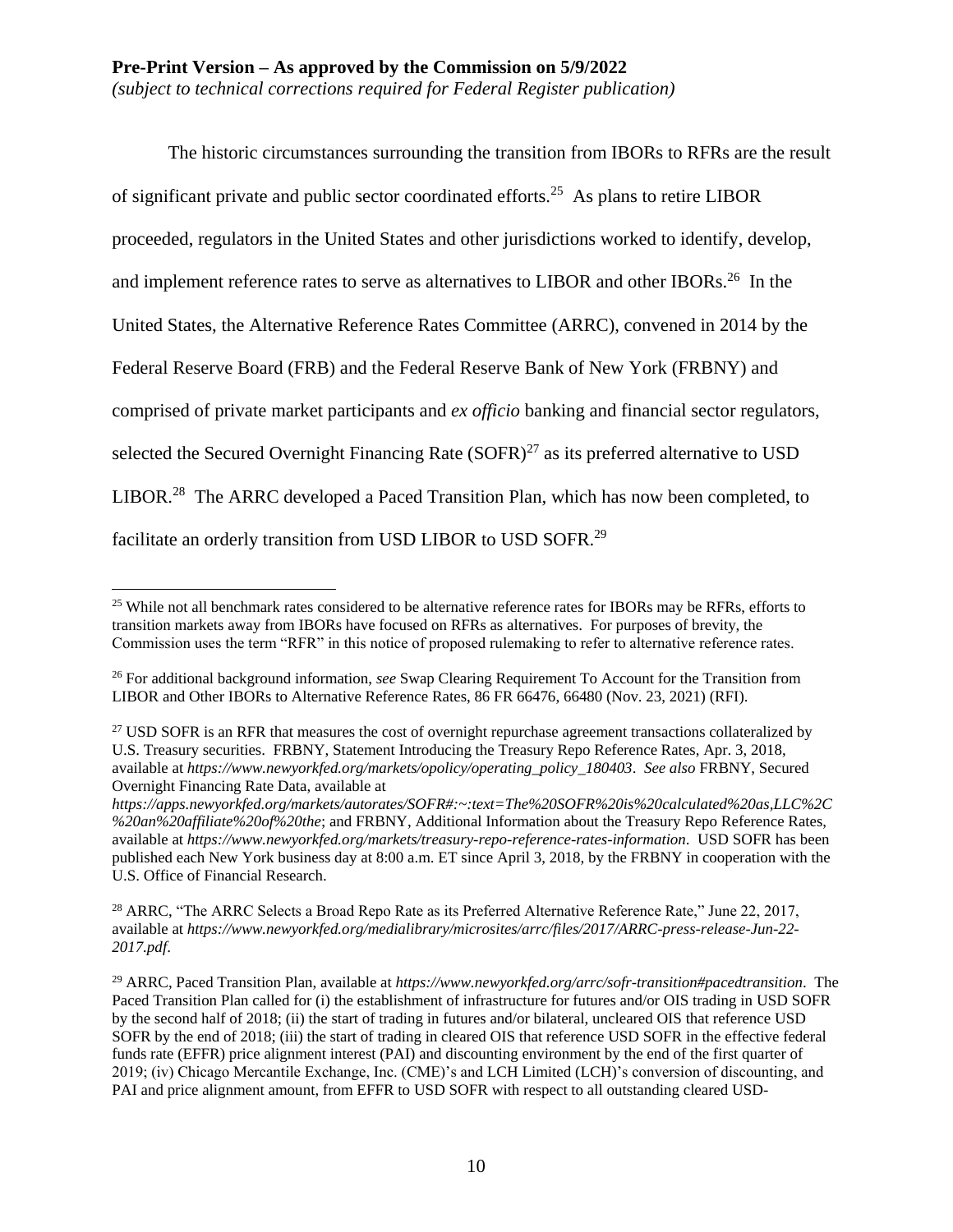The historic circumstances surrounding the transition from IBORs to RFRs are the result of significant private and public sector coordinated efforts.[25] As plans to retire LIBOR proceeded, regulators in the United States and other jurisdictions worked to identify, develop, and implement reference rates to serve as alternatives to LIBOR and other IBORs.[26] In the United States, the Alternative Reference Rates Committee (ARRC), convened in 2014 by the Federal Reserve Board (FRB) and the Federal Reserve Bank of New York (FRBNY) and comprised of private market participants and *ex officio* banking and financial sector regulators, selected the Secured Overnight Financing Rate (SOFR)[27] as its preferred alternative to USD LIBOR.[28] The ARRC developed a Paced Transition Plan, which has now been completed, to facilitate an orderly transition from USD LIBOR to USD SOFR.[29]

---

[25] While not all benchmark rates considered to be alternative reference rates for IBORs may be RFRs, efforts to transition markets away from IBORs have focused on RFRs as alternatives. For purposes of brevity, the Commission uses the term "RFR" in this notice of proposed rulemaking to refer to alternative reference rates.

[26] For additional background information, *see* Swap Clearing Requirement To Account for the Transition from LIBOR and Other IBORs to Alternative Reference Rates, 86 FR 66476, 66480 (Nov. 23, 2021) (RFI).

[27] USD SOFR is an RFR that measures the cost of overnight repurchase agreement transactions collateralized by U.S. Treasury securities. FRBNY, Statement Introducing the Treasury Repo Reference Rates, Apr. 3, 2018, available at *https://www.newyorkfed.org/markets/opolicy/operating_policy_180403*. *See also* FRBNY, Secured Overnight Financing Rate Data, available at *https://apps.newyorkfed.org/markets/autorates/SOFR#:~:text=The%20SOFR%20is%20calculated%20as,LLC%2C%20an%20affiliate%20of%20the*; and FRBNY, Additional Information about the Treasury Repo Reference Rates, available at *https://www.newyorkfed.org/markets/treasury-repo-reference-rates-information*. USD SOFR has been published each New York business day at 8:00 a.m. ET since April 3, 2018, by the FRBNY in cooperation with the U.S. Office of Financial Research.

[28] ARRC, "The ARRC Selects a Broad Repo Rate as its Preferred Alternative Reference Rate," June 22, 2017, available at *https://www.newyorkfed.org/medialibrary/microsites/arrc/files/2017/ARRC-press-release-Jun-22-2017.pdf*.

[29] ARRC, Paced Transition Plan, available at *https://www.newyorkfed.org/arrc/sofr-transition#pacedtransition*. The Paced Transition Plan called for (i) the establishment of infrastructure for futures and/or OIS trading in USD SOFR by the second half of 2018; (ii) the start of trading in futures and/or bilateral, uncleared OIS that reference USD SOFR by the end of 2018; (iii) the start of trading in cleared OIS that reference USD SOFR in the effective federal funds rate (EFFR) price alignment interest (PAI) and discounting environment by the end of the first quarter of 2019; (iv) Chicago Mercantile Exchange, Inc. (CME)'s and LCH Limited (LCH)'s conversion of discounting, and PAI and price alignment amount, from EFFR to USD SOFR with respect to all outstanding cleared USD-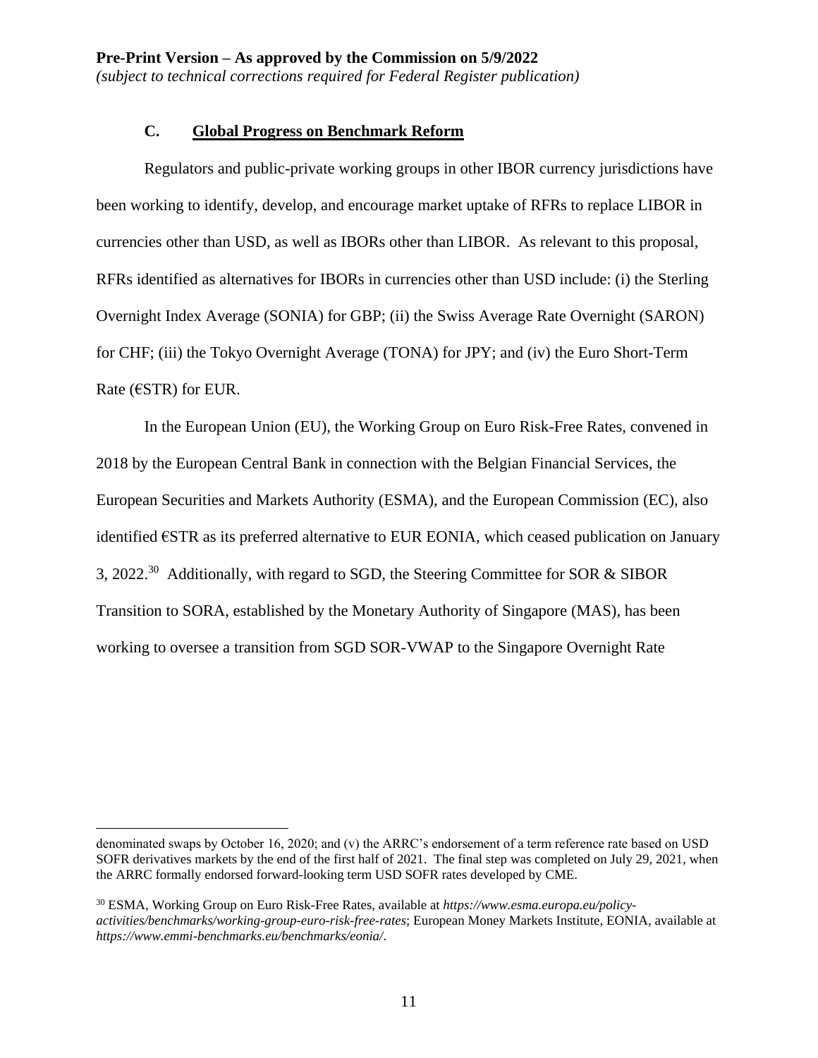### C. Global Progress on Benchmark Reform

Regulators and public-private working groups in other IBOR currency jurisdictions have been working to identify, develop, and encourage market uptake of RFRs to replace LIBOR in currencies other than USD, as well as IBORs other than LIBOR. As relevant to this proposal, RFRs identified as alternatives for IBORs in currencies other than USD include: (i) the Sterling Overnight Index Average (SONIA) for GBP; (ii) the Swiss Average Rate Overnight (SARON) for CHF; (iii) the Tokyo Overnight Average (TONA) for JPY; and (iv) the Euro Short-Term Rate (€STR) for EUR.

In the European Union (EU), the Working Group on Euro Risk-Free Rates, convened in 2018 by the European Central Bank in connection with the Belgian Financial Services, the European Securities and Markets Authority (ESMA), and the European Commission (EC), also identified €STR as its preferred alternative to EUR EONIA, which ceased publication on January 3, 2022.[30] Additionally, with regard to SGD, the Steering Committee for SOR & SIBOR Transition to SORA, established by the Monetary Authority of Singapore (MAS), has been working to oversee a transition from SGD SOR-VWAP to the Singapore Overnight Rate

---

denominated swaps by October 16, 2020; and (v) the ARRC's endorsement of a term reference rate based on USD SOFR derivatives markets by the end of the first half of 2021. The final step was completed on July 29, 2021, when the ARRC formally endorsed forward-looking term USD SOFR rates developed by CME.

[30] ESMA, Working Group on Euro Risk-Free Rates, available at *https://www.esma.europa.eu/policy-activities/benchmarks/working-group-euro-risk-free-rates*; European Money Markets Institute, EONIA, available at *https://www.emmi-benchmarks.eu/benchmarks/eonia/*.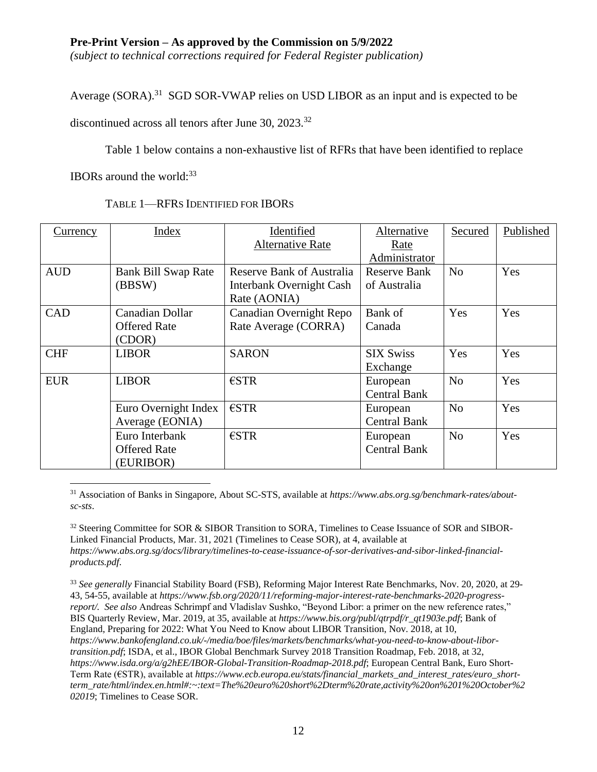Average (SORA).[31] SGD SOR-VWAP relies on USD LIBOR as an input and is expected to be discontinued across all tenors after June 30, 2023.[32]

Table 1 below contains a non-exhaustive list of RFRs that have been identified to replace IBORs around the world:[33]

TABLE 1—RFRS IDENTIFIED FOR IBORS

| Currency | Index | Identified Alternative Rate | Alternative Rate Administrator | Secured | Published |
|---|---|---|---|---|---|
| AUD | Bank Bill Swap Rate (BBSW) | Reserve Bank of Australia Interbank Overnight Cash Rate (AONIA) | Reserve Bank of Australia | No | Yes |
| CAD | Canadian Dollar Offered Rate (CDOR) | Canadian Overnight Repo Rate Average (CORRA) | Bank of Canada | Yes | Yes |
| CHF | LIBOR | SARON | SIX Swiss Exchange | Yes | Yes |
| EUR | LIBOR | €STR | European Central Bank | No | Yes |
| | Euro Overnight Index Average (EONIA) | €STR | European Central Bank | No | Yes |
| | Euro Interbank Offered Rate (EURIBOR) | €STR | European Central Bank | No | Yes |

---

[31] Association of Banks in Singapore, About SC-STS, available at *https://www.abs.org.sg/benchmark-rates/about-sc-sts*.

[32] Steering Committee for SOR & SIBOR Transition to SORA, Timelines to Cease Issuance of SOR and SIBOR-Linked Financial Products, Mar. 31, 2021 (Timelines to Cease SOR), at 4, available at *https://www.abs.org.sg/docs/library/timelines-to-cease-issuance-of-sor-derivatives-and-sibor-linked-financial-products.pdf*.

[33] *See generally* Financial Stability Board (FSB), Reforming Major Interest Rate Benchmarks, Nov. 20, 2020, at 29-43, 54-55, available at *https://www.fsb.org/2020/11/reforming-major-interest-rate-benchmarks-2020-progress-report/*. *See also* Andreas Schrimpf and Vladislav Sushko, "Beyond Libor: a primer on the new reference rates," BIS Quarterly Review, Mar. 2019, at 35, available at *https://www.bis.org/publ/qtrpdf/r_qt1903e.pdf*; Bank of England, Preparing for 2022: What You Need to Know about LIBOR Transition, Nov. 2018, at 10, *https://www.bankofengland.co.uk/-/media/boe/files/markets/benchmarks/what-you-need-to-know-about-libor-transition.pdf*; ISDA, et al., IBOR Global Benchmark Survey 2018 Transition Roadmap, Feb. 2018, at 32, *https://www.isda.org/a/g2hEE/IBOR-Global-Transition-Roadmap-2018.pdf*; European Central Bank, Euro Short-Term Rate (€STR), available at *https://www.ecb.europa.eu/stats/financial_markets_and_interest_rates/euro_short-term_rate/html/index.en.html#:~:text=The%20euro%20short%2Dterm%20rate,activity%20on%201%20October%202019*; Timelines to Cease SOR.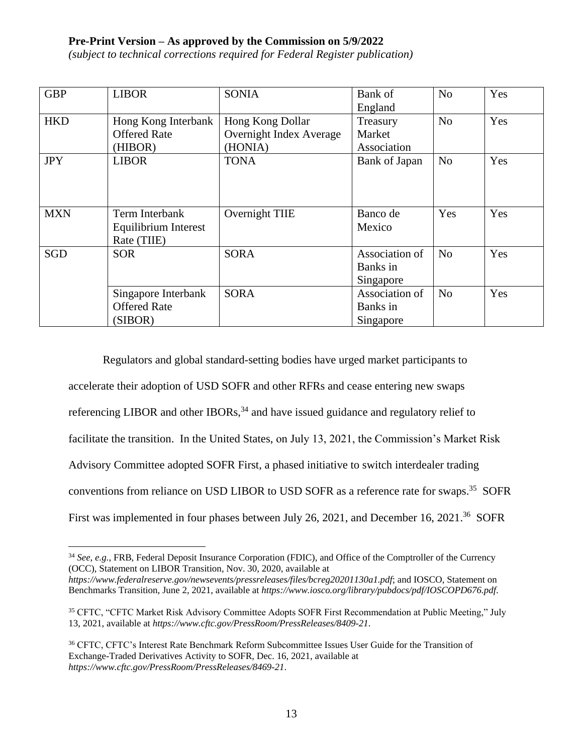**Pre-Print Version – As approved by the Commission on 5/9/2022**
*(subject to technical corrections required for Federal Register publication)*

| | | | | | |
|---|---|---|---|---|---|
| GBP | LIBOR | SONIA | Bank of England | No | Yes |
| HKD | Hong Kong Interbank Offered Rate (HIBOR) | Hong Kong Dollar Overnight Index Average (HONIA) | Treasury Market Association | No | Yes |
| JPY | LIBOR | TONA | Bank of Japan | No | Yes |
| MXN | Term Interbank Equilibrium Interest Rate (TIIE) | Overnight TIIE | Banco de Mexico | Yes | Yes |
| SGD | SOR | SORA | Association of Banks in Singapore | No | Yes |
| | Singapore Interbank Offered Rate (SIBOR) | SORA | Association of Banks in Singapore | No | Yes |

Regulators and global standard-setting bodies have urged market participants to accelerate their adoption of USD SOFR and other RFRs and cease entering new swaps referencing LIBOR and other IBORs,[34] and have issued guidance and regulatory relief to facilitate the transition. In the United States, on July 13, 2021, the Commission's Market Risk Advisory Committee adopted SOFR First, a phased initiative to switch interdealer trading conventions from reliance on USD LIBOR to USD SOFR as a reference rate for swaps.[35] SOFR First was implemented in four phases between July 26, 2021, and December 16, 2021.[36] SOFR

[34] *See, e.g.*, FRB, Federal Deposit Insurance Corporation (FDIC), and Office of the Comptroller of the Currency (OCC), Statement on LIBOR Transition, Nov. 30, 2020, available at *https://www.federalreserve.gov/newsevents/pressreleases/files/bcreg20201130a1.pdf*; and IOSCO, Statement on Benchmarks Transition, June 2, 2021, available at *https://www.iosco.org/library/pubdocs/pdf/IOSCOPD676.pdf*.

[35] CFTC, "CFTC Market Risk Advisory Committee Adopts SOFR First Recommendation at Public Meeting," July 13, 2021, available at *https://www.cftc.gov/PressRoom/PressReleases/8409-21*.

[36] CFTC, CFTC's Interest Rate Benchmark Reform Subcommittee Issues User Guide for the Transition of Exchange-Traded Derivatives Activity to SOFR, Dec. 16, 2021, available at *https://www.cftc.gov/PressRoom/PressReleases/8469-21*.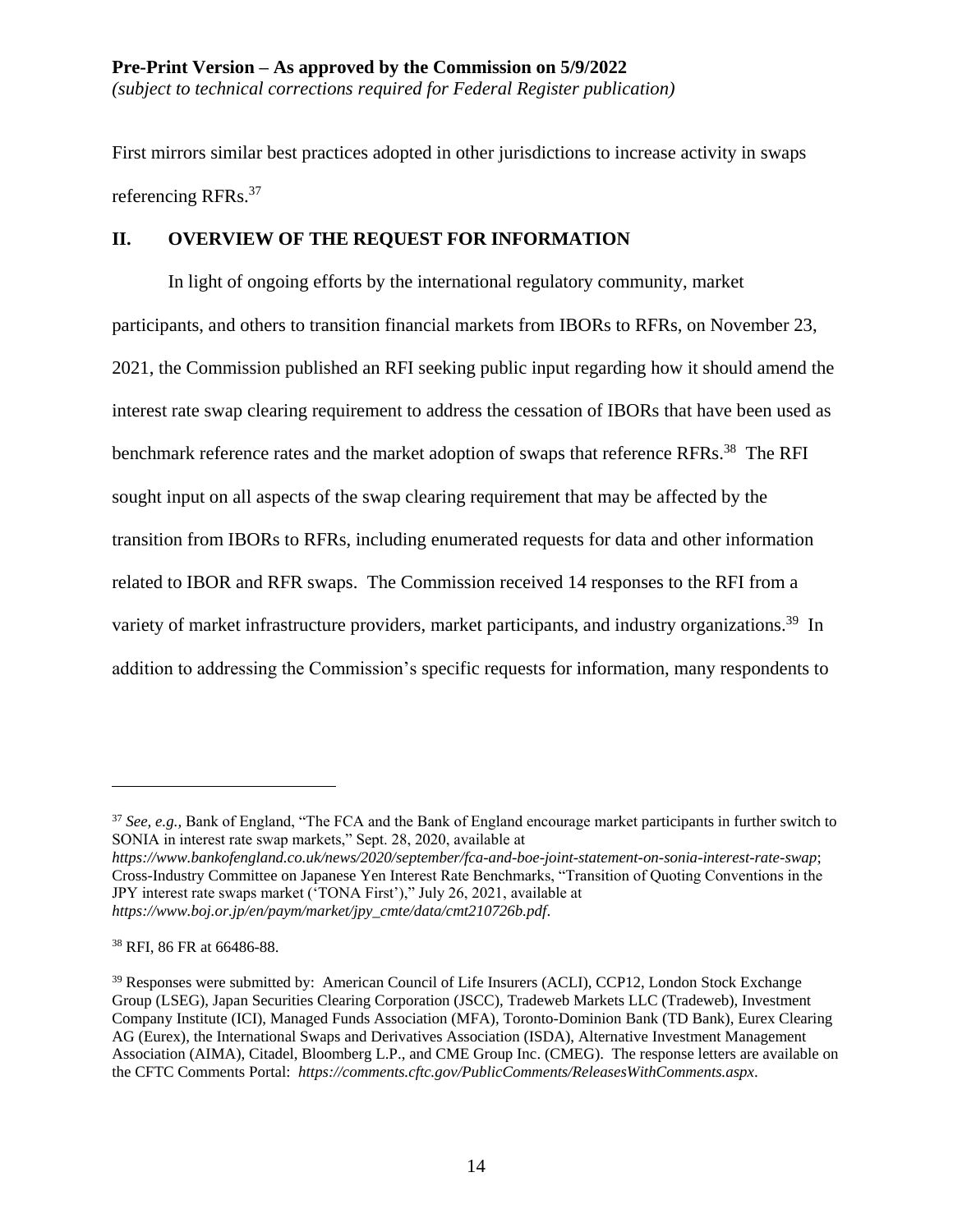First mirrors similar best practices adopted in other jurisdictions to increase activity in swaps referencing RFRs.[37]

## II. OVERVIEW OF THE REQUEST FOR INFORMATION

In light of ongoing efforts by the international regulatory community, market participants, and others to transition financial markets from IBORs to RFRs, on November 23, 2021, the Commission published an RFI seeking public input regarding how it should amend the interest rate swap clearing requirement to address the cessation of IBORs that have been used as benchmark reference rates and the market adoption of swaps that reference RFRs.[38] The RFI sought input on all aspects of the swap clearing requirement that may be affected by the transition from IBORs to RFRs, including enumerated requests for data and other information related to IBOR and RFR swaps. The Commission received 14 responses to the RFI from a variety of market infrastructure providers, market participants, and industry organizations.[39] In addition to addressing the Commission's specific requests for information, many respondents to

---

[37] *See, e.g.*, Bank of England, "The FCA and the Bank of England encourage market participants in further switch to SONIA in interest rate swap markets," Sept. 28, 2020, available at *https://www.bankofengland.co.uk/news/2020/september/fca-and-boe-joint-statement-on-sonia-interest-rate-swap*; Cross-Industry Committee on Japanese Yen Interest Rate Benchmarks, "Transition of Quoting Conventions in the JPY interest rate swaps market ('TONA First')," July 26, 2021, available at *https://www.boj.or.jp/en/paym/market/jpy_cmte/data/cmt210726b.pdf*.

[38] RFI, 86 FR at 66486-88.

[39] Responses were submitted by: American Council of Life Insurers (ACLI), CCP12, London Stock Exchange Group (LSEG), Japan Securities Clearing Corporation (JSCC), Tradeweb Markets LLC (Tradeweb), Investment Company Institute (ICI), Managed Funds Association (MFA), Toronto-Dominion Bank (TD Bank), Eurex Clearing AG (Eurex), the International Swaps and Derivatives Association (ISDA), Alternative Investment Management Association (AIMA), Citadel, Bloomberg L.P., and CME Group Inc. (CMEG). The response letters are available on the CFTC Comments Portal: *https://comments.cftc.gov/PublicComments/ReleasesWithComments.aspx*.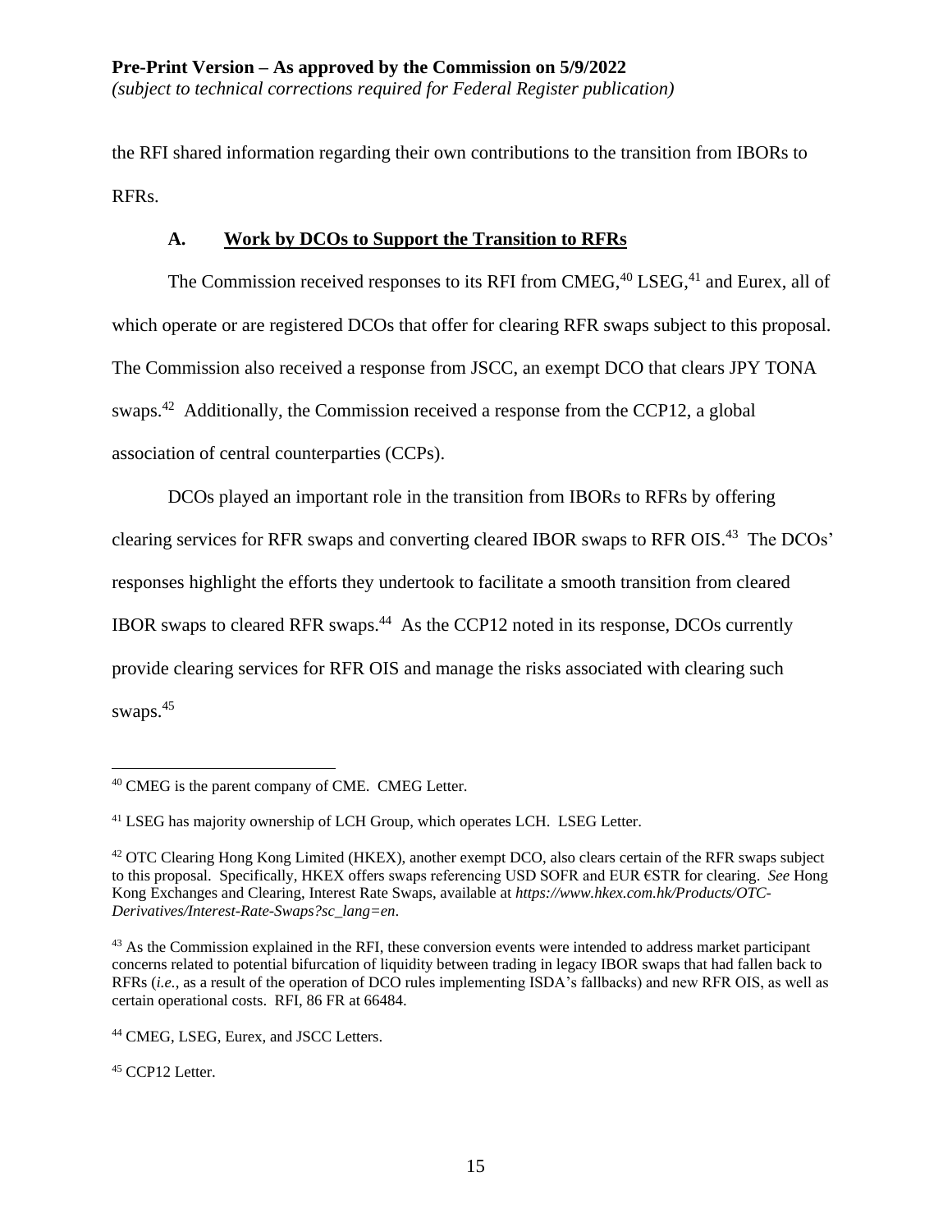the RFI shared information regarding their own contributions to the transition from IBORs to RFRs.

### A. Work by DCOs to Support the Transition to RFRs

The Commission received responses to its RFI from CMEG,[40] LSEG,[41] and Eurex, all of which operate or are registered DCOs that offer for clearing RFR swaps subject to this proposal. The Commission also received a response from JSCC, an exempt DCO that clears JPY TONA swaps.[42] Additionally, the Commission received a response from the CCP12, a global association of central counterparties (CCPs).

DCOs played an important role in the transition from IBORs to RFRs by offering clearing services for RFR swaps and converting cleared IBOR swaps to RFR OIS.[43] The DCOs' responses highlight the efforts they undertook to facilitate a smooth transition from cleared IBOR swaps to cleared RFR swaps.[44] As the CCP12 noted in its response, DCOs currently provide clearing services for RFR OIS and manage the risks associated with clearing such swaps.[45]

---

[40] CMEG is the parent company of CME. CMEG Letter.

[41] LSEG has majority ownership of LCH Group, which operates LCH. LSEG Letter.

[42] OTC Clearing Hong Kong Limited (HKEX), another exempt DCO, also clears certain of the RFR swaps subject to this proposal. Specifically, HKEX offers swaps referencing USD SOFR and EUR €STR for clearing. *See* Hong Kong Exchanges and Clearing, Interest Rate Swaps, available at *https://www.hkex.com.hk/Products/OTC-Derivatives/Interest-Rate-Swaps?sc_lang=en*.

[43] As the Commission explained in the RFI, these conversion events were intended to address market participant concerns related to potential bifurcation of liquidity between trading in legacy IBOR swaps that had fallen back to RFRs (*i.e.*, as a result of the operation of DCO rules implementing ISDA's fallbacks) and new RFR OIS, as well as certain operational costs. RFI, 86 FR at 66484.

[44] CMEG, LSEG, Eurex, and JSCC Letters.

[45] CCP12 Letter.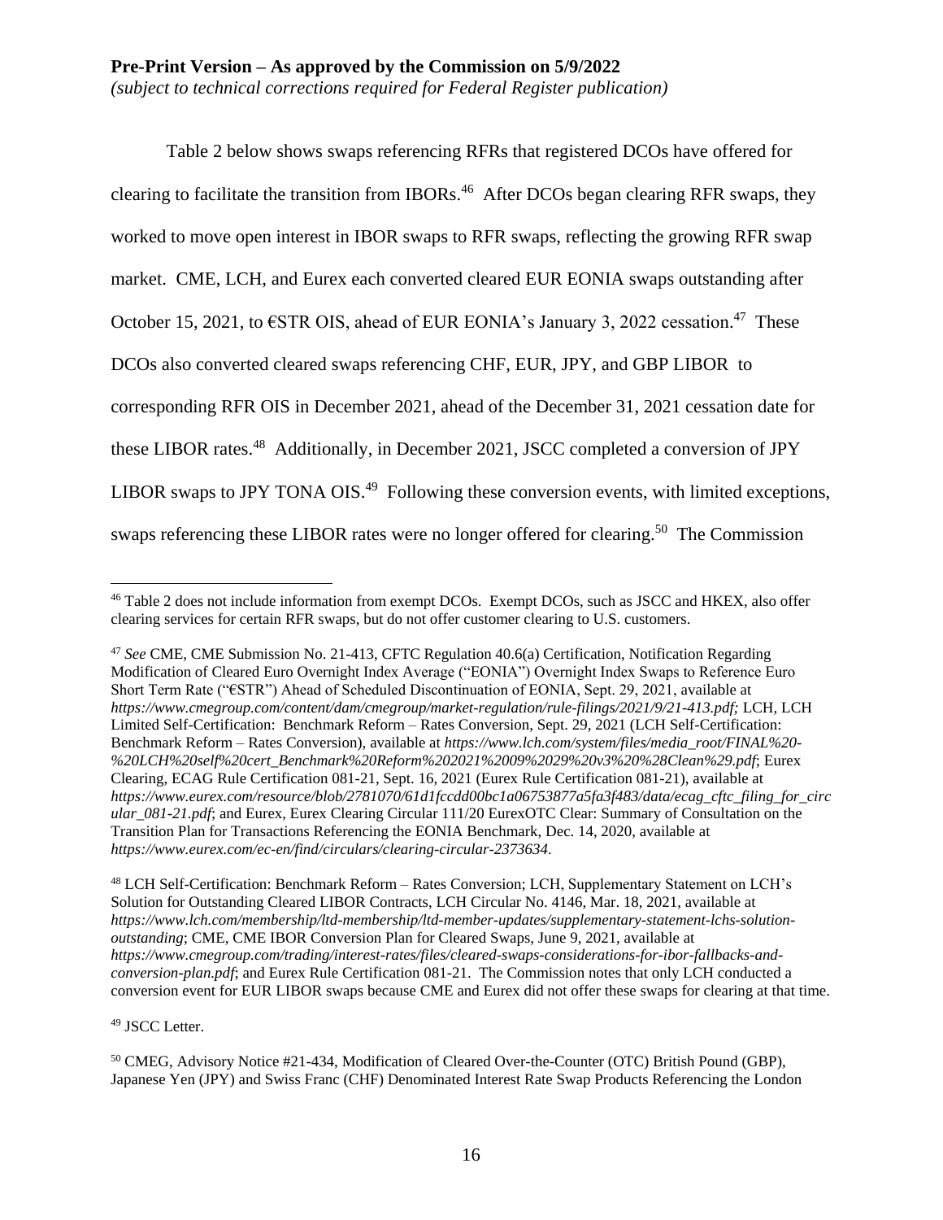Table 2 below shows swaps referencing RFRs that registered DCOs have offered for clearing to facilitate the transition from IBORs.[46] After DCOs began clearing RFR swaps, they worked to move open interest in IBOR swaps to RFR swaps, reflecting the growing RFR swap market. CME, LCH, and Eurex each converted cleared EUR EONIA swaps outstanding after October 15, 2021, to €STR OIS, ahead of EUR EONIA's January 3, 2022 cessation.[47] These DCOs also converted cleared swaps referencing CHF, EUR, JPY, and GBP LIBOR to corresponding RFR OIS in December 2021, ahead of the December 31, 2021 cessation date for these LIBOR rates.[48] Additionally, in December 2021, JSCC completed a conversion of JPY LIBOR swaps to JPY TONA OIS.[49] Following these conversion events, with limited exceptions, swaps referencing these LIBOR rates were no longer offered for clearing.[50] The Commission

---

[46] Table 2 does not include information from exempt DCOs. Exempt DCOs, such as JSCC and HKEX, also offer clearing services for certain RFR swaps, but do not offer customer clearing to U.S. customers.

[47] *See* CME, CME Submission No. 21-413, CFTC Regulation 40.6(a) Certification, Notification Regarding Modification of Cleared Euro Overnight Index Average ("EONIA") Overnight Index Swaps to Reference Euro Short Term Rate ("€STR") Ahead of Scheduled Discontinuation of EONIA, Sept. 29, 2021, available at *https://www.cmegroup.com/content/dam/cmegroup/market-regulation/rule-filings/2021/9/21-413.pdf;* LCH, LCH Limited Self-Certification: Benchmark Reform – Rates Conversion, Sept. 29, 2021 (LCH Self-Certification: Benchmark Reform – Rates Conversion), available at *https://www.lch.com/system/files/media_root/FINAL%20-%20LCH%20self%20cert_Benchmark%20Reform%202021%2009%2029%20v3%20%28Clean%29.pdf*; Eurex Clearing, ECAG Rule Certification 081-21, Sept. 16, 2021 (Eurex Rule Certification 081-21), available at *https://www.eurex.com/resource/blob/2781070/61d1fccdd00bc1a06753877a5fa3f483/data/ecag_cftc_filing_for_circular_081-21.pdf*; and Eurex, Eurex Clearing Circular 111/20 EurexOTC Clear: Summary of Consultation on the Transition Plan for Transactions Referencing the EONIA Benchmark, Dec. 14, 2020, available at *https://www.eurex.com/ec-en/find/circulars/clearing-circular-2373634*.

[48] LCH Self-Certification: Benchmark Reform – Rates Conversion; LCH, Supplementary Statement on LCH's Solution for Outstanding Cleared LIBOR Contracts, LCH Circular No. 4146, Mar. 18, 2021, available at *https://www.lch.com/membership/ltd-membership/ltd-member-updates/supplementary-statement-lchs-solution-outstanding*; CME, CME IBOR Conversion Plan for Cleared Swaps, June 9, 2021, available at *https://www.cmegroup.com/trading/interest-rates/files/cleared-swaps-considerations-for-ibor-fallbacks-and-conversion-plan.pdf*; and Eurex Rule Certification 081-21. The Commission notes that only LCH conducted a conversion event for EUR LIBOR swaps because CME and Eurex did not offer these swaps for clearing at that time.

[49] JSCC Letter.

[50] CMEG, Advisory Notice #21-434, Modification of Cleared Over-the-Counter (OTC) British Pound (GBP), Japanese Yen (JPY) and Swiss Franc (CHF) Denominated Interest Rate Swap Products Referencing the London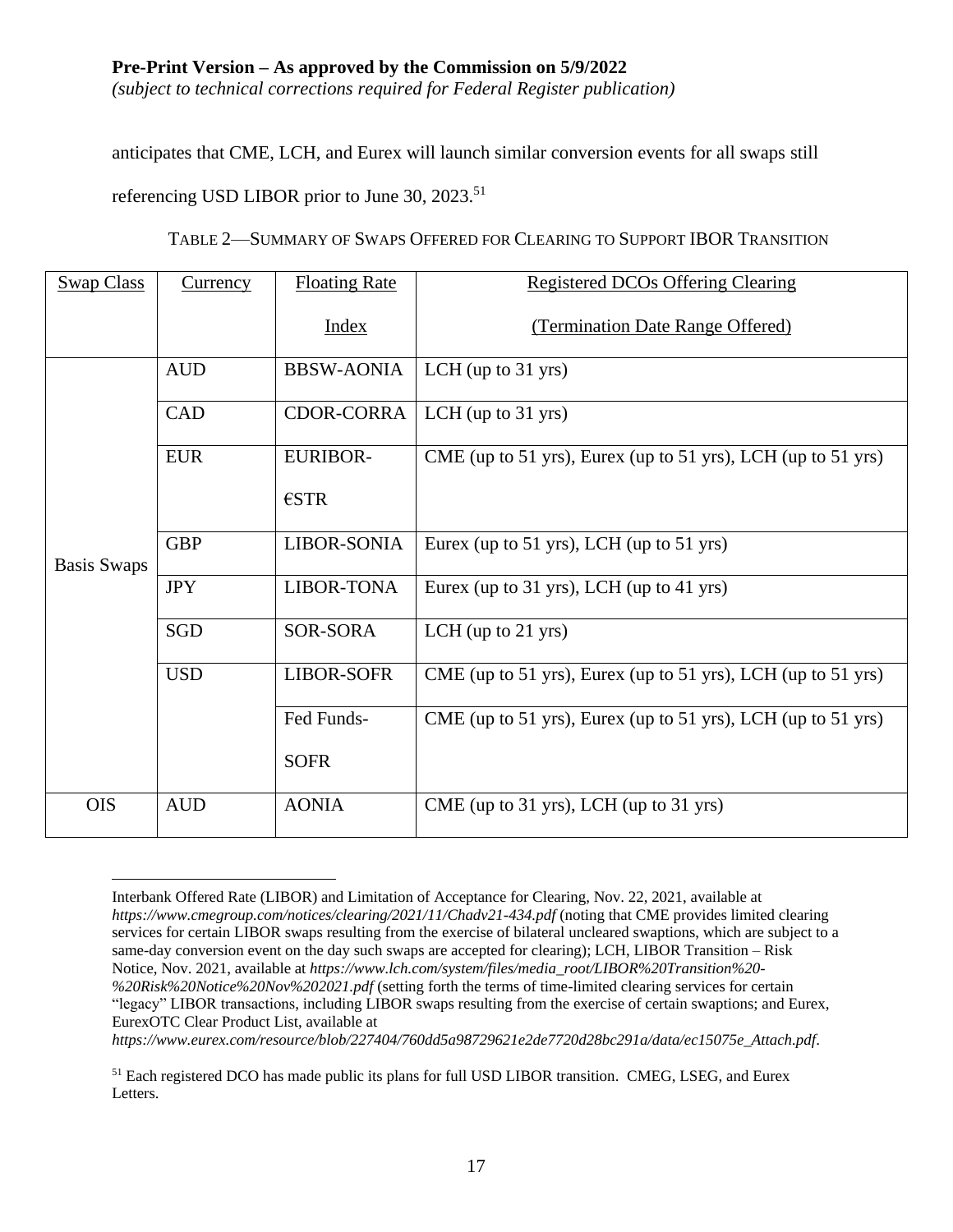anticipates that CME, LCH, and Eurex will launch similar conversion events for all swaps still referencing USD LIBOR prior to June 30, 2023.[51]

TABLE 2—SUMMARY OF SWAPS OFFERED FOR CLEARING TO SUPPORT IBOR TRANSITION

| Swap Class | Currency | Floating Rate Index | Registered DCOs Offering Clearing (Termination Date Range Offered) |
|---|---|---|---|
| Basis Swaps | AUD | BBSW-AONIA | LCH (up to 31 yrs) |
| | CAD | CDOR-CORRA | LCH (up to 31 yrs) |
| | EUR | EURIBOR-€STR | CME (up to 51 yrs), Eurex (up to 51 yrs), LCH (up to 51 yrs) |
| | GBP | LIBOR-SONIA | Eurex (up to 51 yrs), LCH (up to 51 yrs) |
| | JPY | LIBOR-TONA | Eurex (up to 31 yrs), LCH (up to 41 yrs) |
| | SGD | SOR-SORA | LCH (up to 21 yrs) |
| | USD | LIBOR-SOFR | CME (up to 51 yrs), Eurex (up to 51 yrs), LCH (up to 51 yrs) |
| | | Fed Funds-SOFR | CME (up to 51 yrs), Eurex (up to 51 yrs), LCH (up to 51 yrs) |
| OIS | AUD | AONIA | CME (up to 31 yrs), LCH (up to 31 yrs) |

Interbank Offered Rate (LIBOR) and Limitation of Acceptance for Clearing, Nov. 22, 2021, available at *https://www.cmegroup.com/notices/clearing/2021/11/Chadv21-434.pdf* (noting that CME provides limited clearing services for certain LIBOR swaps resulting from the exercise of bilateral uncleared swaptions, which are subject to a same-day conversion event on the day such swaps are accepted for clearing); LCH, LIBOR Transition – Risk Notice, Nov. 2021, available at *https://www.lch.com/system/files/media_root/LIBOR%20Transition%20-%20Risk%20Notice%20Nov%202021.pdf* (setting forth the terms of time-limited clearing services for certain "legacy" LIBOR transactions, including LIBOR swaps resulting from the exercise of certain swaptions; and Eurex, EurexOTC Clear Product List, available at *https://www.eurex.com/resource/blob/227404/760dd5a98729621e2de7720d28bc291a/data/ec15075e_Attach.pdf*.

[51] Each registered DCO has made public its plans for full USD LIBOR transition. CMEG, LSEG, and Eurex Letters.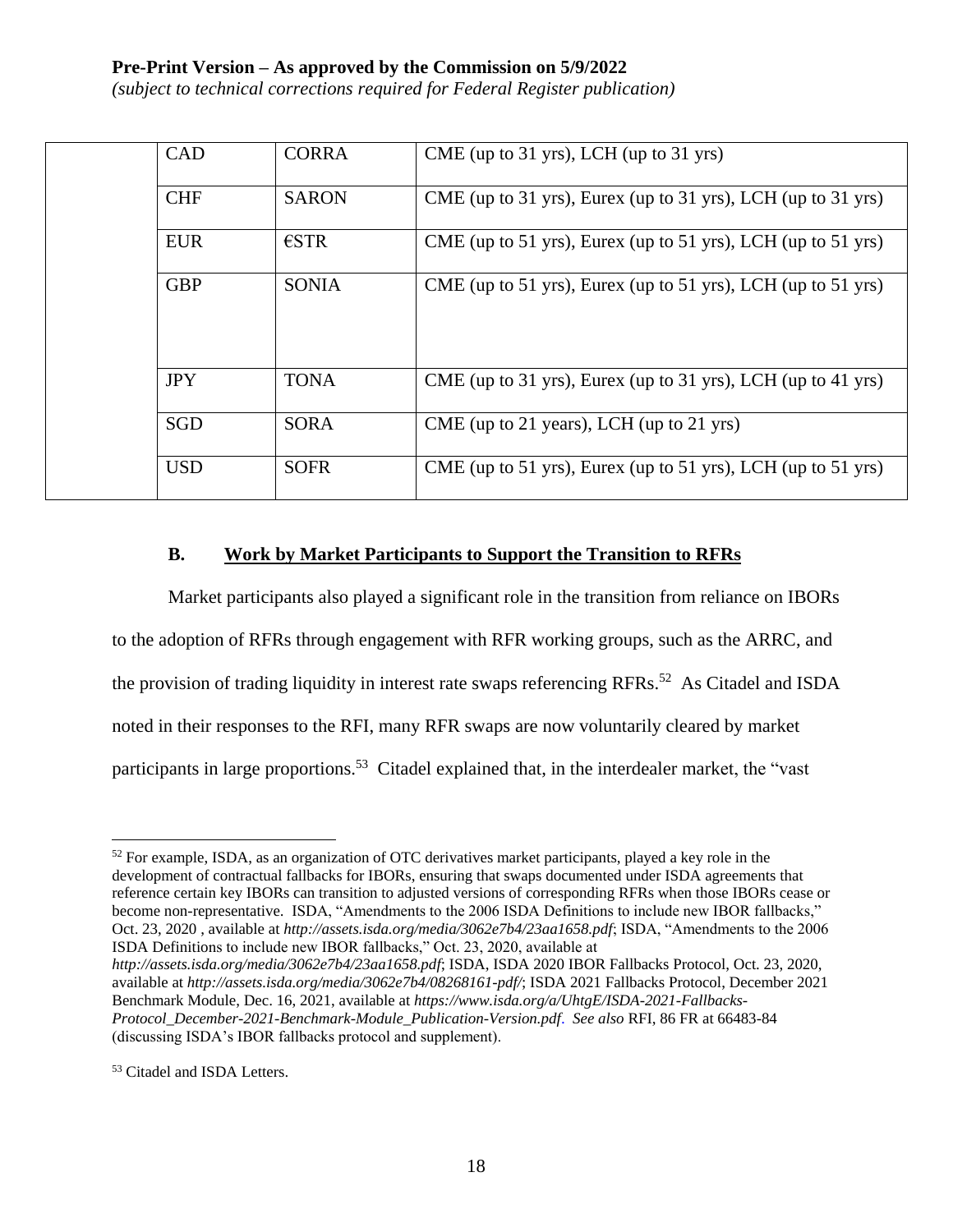| | CAD | CORRA | CME (up to 31 yrs), LCH (up to 31 yrs) |
|---|---|---|---|
| | CHF | SARON | CME (up to 31 yrs), Eurex (up to 31 yrs), LCH (up to 31 yrs) |
| | EUR | €STR | CME (up to 51 yrs), Eurex (up to 51 yrs), LCH (up to 51 yrs) |
| | GBP | SONIA | CME (up to 51 yrs), Eurex (up to 51 yrs), LCH (up to 51 yrs) |
| | JPY | TONA | CME (up to 31 yrs), Eurex (up to 31 yrs), LCH (up to 41 yrs) |
| | SGD | SORA | CME (up to 21 years), LCH (up to 21 yrs) |
| | USD | SOFR | CME (up to 51 yrs), Eurex (up to 51 yrs), LCH (up to 51 yrs) |

### B. Work by Market Participants to Support the Transition to RFRs

Market participants also played a significant role in the transition from reliance on IBORs to the adoption of RFRs through engagement with RFR working groups, such as the ARRC, and the provision of trading liquidity in interest rate swaps referencing RFRs.[52] As Citadel and ISDA noted in their responses to the RFI, many RFR swaps are now voluntarily cleared by market participants in large proportions.[53] Citadel explained that, in the interdealer market, the "vast

[52] For example, ISDA, as an organization of OTC derivatives market participants, played a key role in the development of contractual fallbacks for IBORs, ensuring that swaps documented under ISDA agreements that reference certain key IBORs can transition to adjusted versions of corresponding RFRs when those IBORs cease or become non-representative. ISDA, "Amendments to the 2006 ISDA Definitions to include new IBOR fallbacks," Oct. 23, 2020 , available at *http://assets.isda.org/media/3062e7b4/23aa1658.pdf*; ISDA, "Amendments to the 2006 ISDA Definitions to include new IBOR fallbacks," Oct. 23, 2020, available at *http://assets.isda.org/media/3062e7b4/23aa1658.pdf*; ISDA, ISDA 2020 IBOR Fallbacks Protocol, Oct. 23, 2020, available at *http://assets.isda.org/media/3062e7b4/08268161-pdf/*; ISDA 2021 Fallbacks Protocol, December 2021 Benchmark Module, Dec. 16, 2021, available at *https://www.isda.org/a/UhtgE/ISDA-2021-Fallbacks-Protocol_December-2021-Benchmark-Module_Publication-Version.pdf*. *See also* RFI, 86 FR at 66483-84 (discussing ISDA's IBOR fallbacks protocol and supplement).

[53] Citadel and ISDA Letters.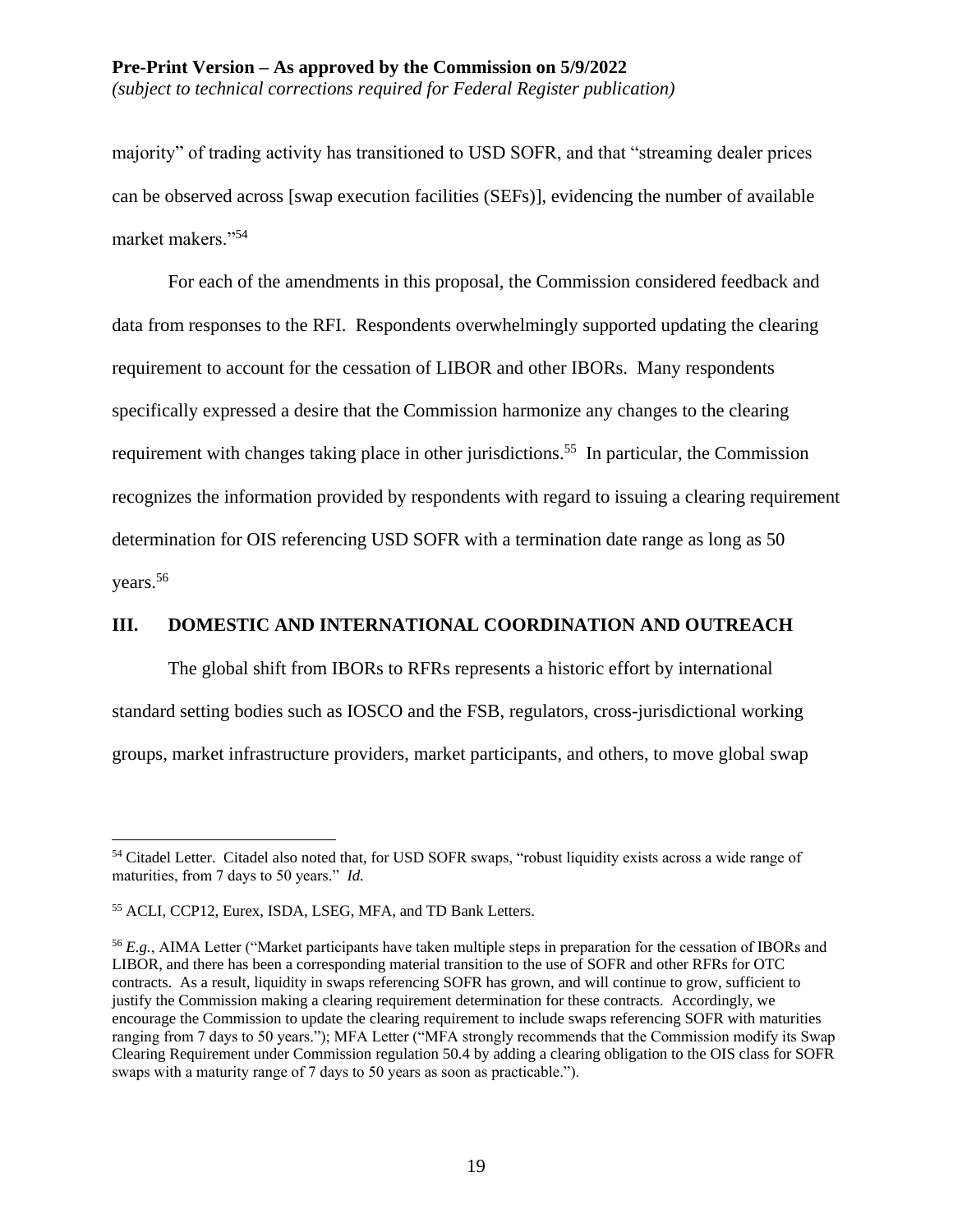majority" of trading activity has transitioned to USD SOFR, and that "streaming dealer prices can be observed across [swap execution facilities (SEFs)], evidencing the number of available market makers."[54]

For each of the amendments in this proposal, the Commission considered feedback and data from responses to the RFI. Respondents overwhelmingly supported updating the clearing requirement to account for the cessation of LIBOR and other IBORs. Many respondents specifically expressed a desire that the Commission harmonize any changes to the clearing requirement with changes taking place in other jurisdictions.[55] In particular, the Commission recognizes the information provided by respondents with regard to issuing a clearing requirement determination for OIS referencing USD SOFR with a termination date range as long as 50 years.[56]

## III. DOMESTIC AND INTERNATIONAL COORDINATION AND OUTREACH

The global shift from IBORs to RFRs represents a historic effort by international standard setting bodies such as IOSCO and the FSB, regulators, cross-jurisdictional working groups, market infrastructure providers, market participants, and others, to move global swap

---

[54] Citadel Letter. Citadel also noted that, for USD SOFR swaps, "robust liquidity exists across a wide range of maturities, from 7 days to 50 years." *Id.*

[55] ACLI, CCP12, Eurex, ISDA, LSEG, MFA, and TD Bank Letters.

[56] *E.g.*, AIMA Letter ("Market participants have taken multiple steps in preparation for the cessation of IBORs and LIBOR, and there has been a corresponding material transition to the use of SOFR and other RFRs for OTC contracts. As a result, liquidity in swaps referencing SOFR has grown, and will continue to grow, sufficient to justify the Commission making a clearing requirement determination for these contracts. Accordingly, we encourage the Commission to update the clearing requirement to include swaps referencing SOFR with maturities ranging from 7 days to 50 years."); MFA Letter ("MFA strongly recommends that the Commission modify its Swap Clearing Requirement under Commission regulation 50.4 by adding a clearing obligation to the OIS class for SOFR swaps with a maturity range of 7 days to 50 years as soon as practicable.").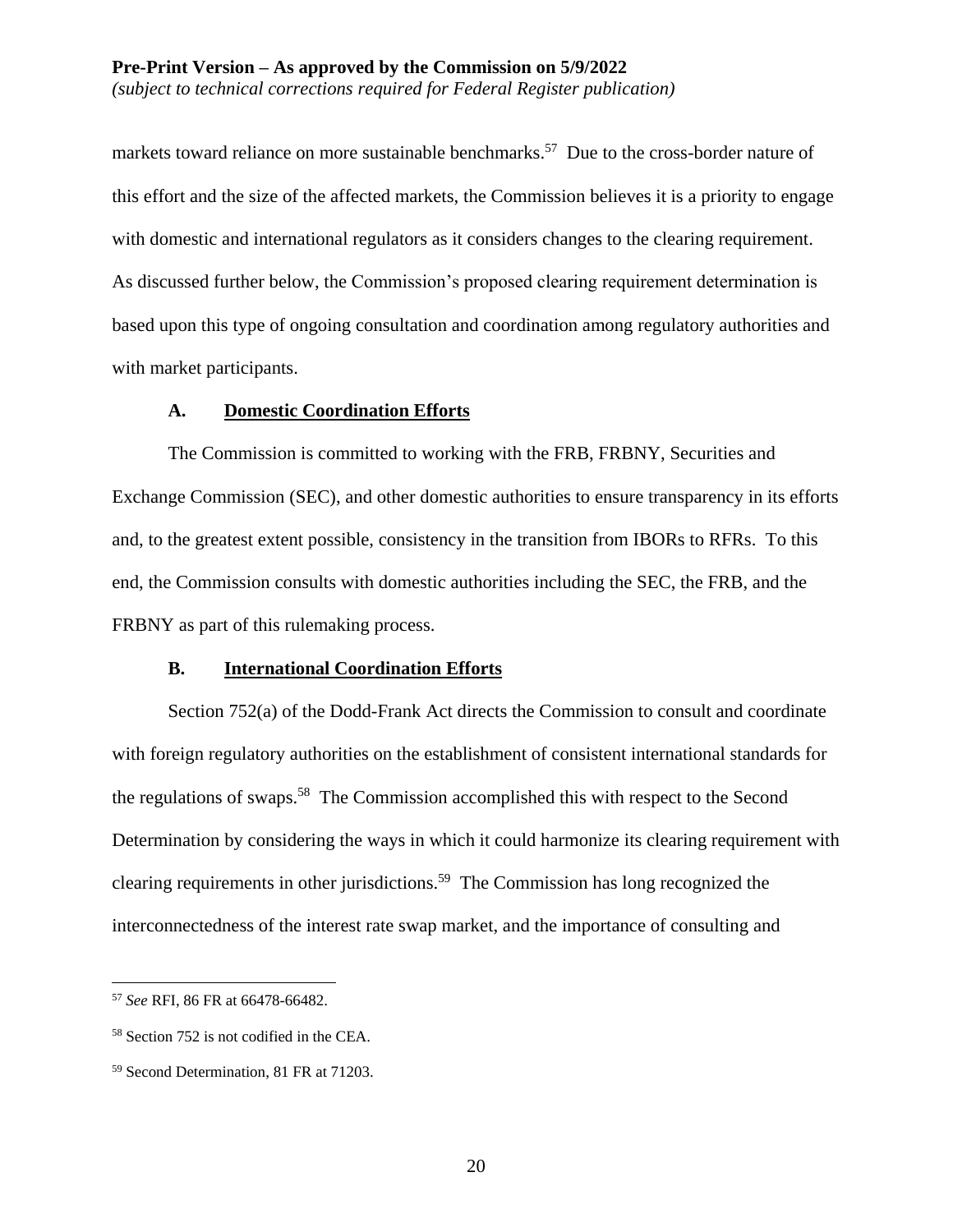markets toward reliance on more sustainable benchmarks.[57] Due to the cross-border nature of this effort and the size of the affected markets, the Commission believes it is a priority to engage with domestic and international regulators as it considers changes to the clearing requirement. As discussed further below, the Commission's proposed clearing requirement determination is based upon this type of ongoing consultation and coordination among regulatory authorities and with market participants.

### A. Domestic Coordination Efforts

The Commission is committed to working with the FRB, FRBNY, Securities and Exchange Commission (SEC), and other domestic authorities to ensure transparency in its efforts and, to the greatest extent possible, consistency in the transition from IBORs to RFRs. To this end, the Commission consults with domestic authorities including the SEC, the FRB, and the FRBNY as part of this rulemaking process.

### B. International Coordination Efforts

Section 752(a) of the Dodd-Frank Act directs the Commission to consult and coordinate with foreign regulatory authorities on the establishment of consistent international standards for the regulations of swaps.[58] The Commission accomplished this with respect to the Second Determination by considering the ways in which it could harmonize its clearing requirement with clearing requirements in other jurisdictions.[59] The Commission has long recognized the interconnectedness of the interest rate swap market, and the importance of consulting and

---

[57] *See* RFI, 86 FR at 66478-66482.

[58] Section 752 is not codified in the CEA.

[59] Second Determination, 81 FR at 71203.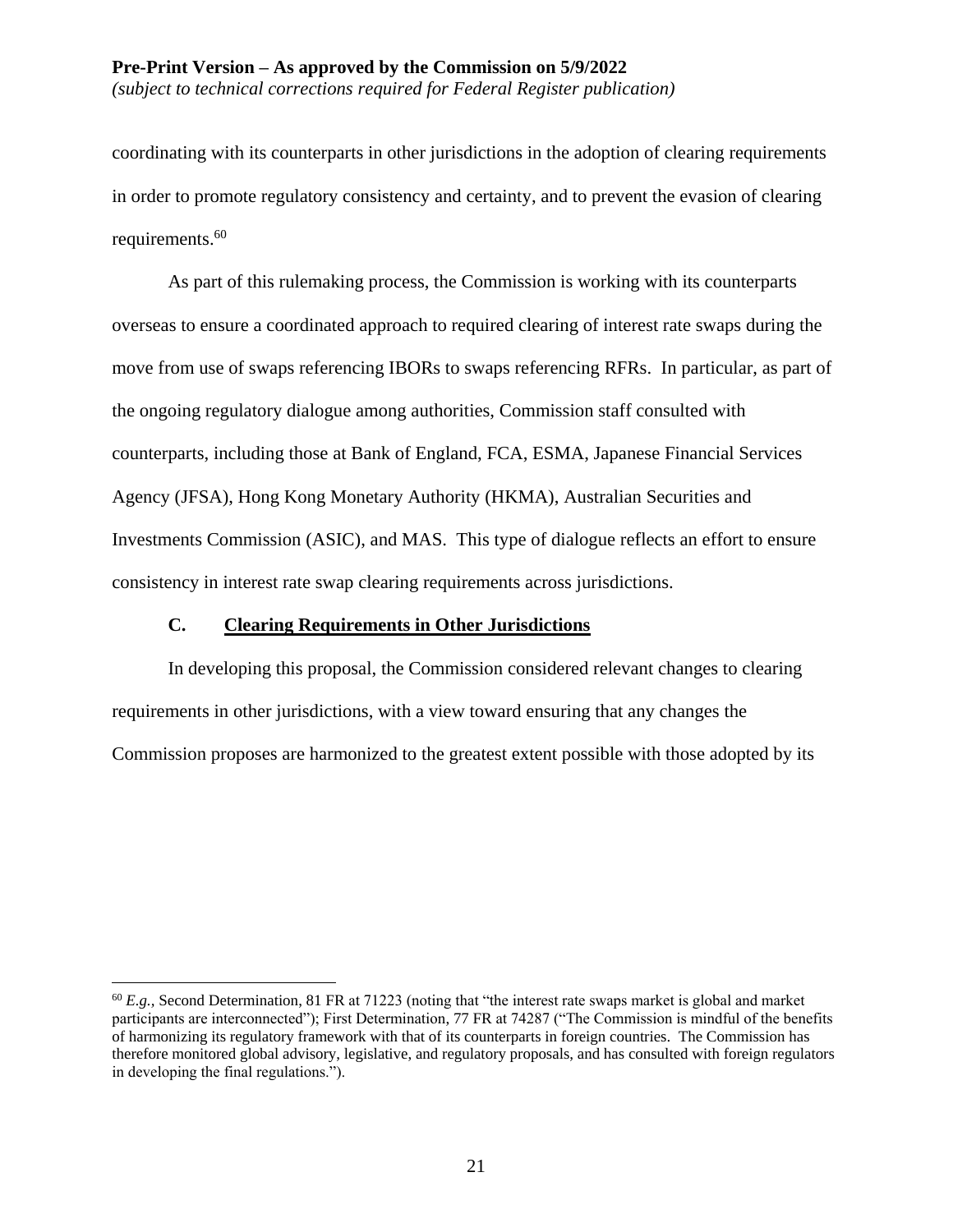coordinating with its counterparts in other jurisdictions in the adoption of clearing requirements in order to promote regulatory consistency and certainty, and to prevent the evasion of clearing requirements.[60]

As part of this rulemaking process, the Commission is working with its counterparts overseas to ensure a coordinated approach to required clearing of interest rate swaps during the move from use of swaps referencing IBORs to swaps referencing RFRs. In particular, as part of the ongoing regulatory dialogue among authorities, Commission staff consulted with counterparts, including those at Bank of England, FCA, ESMA, Japanese Financial Services Agency (JFSA), Hong Kong Monetary Authority (HKMA), Australian Securities and Investments Commission (ASIC), and MAS. This type of dialogue reflects an effort to ensure consistency in interest rate swap clearing requirements across jurisdictions.

### C. Clearing Requirements in Other Jurisdictions

In developing this proposal, the Commission considered relevant changes to clearing requirements in other jurisdictions, with a view toward ensuring that any changes the Commission proposes are harmonized to the greatest extent possible with those adopted by its

---

[60] *E.g.,* Second Determination, 81 FR at 71223 (noting that "the interest rate swaps market is global and market participants are interconnected"); First Determination, 77 FR at 74287 ("The Commission is mindful of the benefits of harmonizing its regulatory framework with that of its counterparts in foreign countries. The Commission has therefore monitored global advisory, legislative, and regulatory proposals, and has consulted with foreign regulators in developing the final regulations.").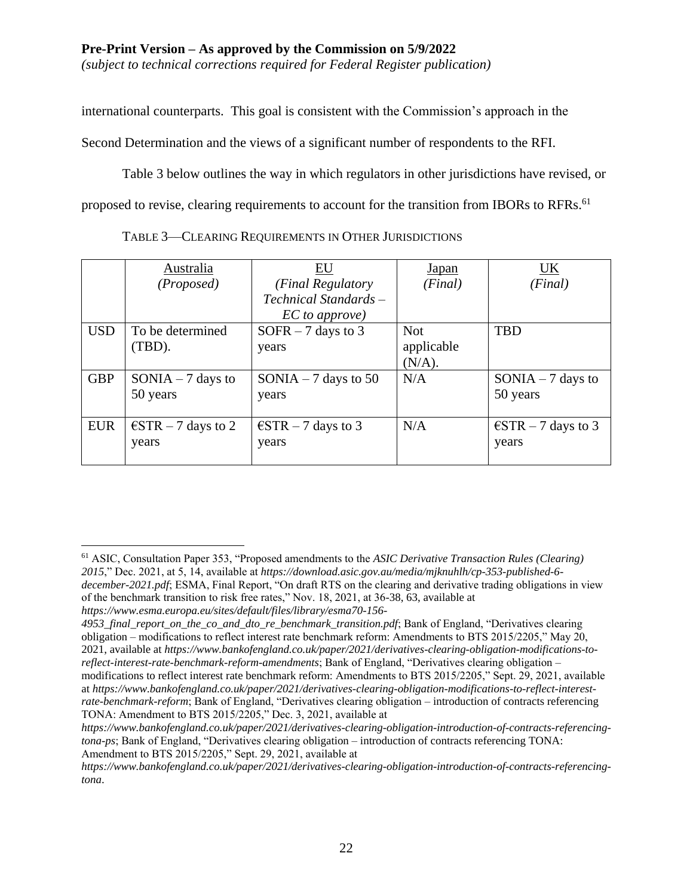international counterparts. This goal is consistent with the Commission's approach in the Second Determination and the views of a significant number of respondents to the RFI.

Table 3 below outlines the way in which regulators in other jurisdictions have revised, or proposed to revise, clearing requirements to account for the transition from IBORs to RFRs.[61]

TABLE 3—CLEARING REQUIREMENTS IN OTHER JURISDICTIONS

| | Australia *(Proposed)* | EU *(Final Regulatory Technical Standards – EC to approve)* | Japan *(Final)* | UK *(Final)* |
|---|---|---|---|---|
| USD | To be determined (TBD). | SOFR – 7 days to 3 years | Not applicable (N/A). | TBD |
| GBP | SONIA – 7 days to 50 years | SONIA – 7 days to 50 years | N/A | SONIA – 7 days to 50 years |
| EUR | €STR – 7 days to 2 years | €STR – 7 days to 3 years | N/A | €STR – 7 days to 3 years |

[61] ASIC, Consultation Paper 353, "Proposed amendments to the *ASIC Derivative Transaction Rules (Clearing) 2015*," Dec. 2021, at 5, 14, available at *https://download.asic.gov.au/media/mjknuhlh/cp-353-published-6-december-2021.pdf*; ESMA, Final Report, "On draft RTS on the clearing and derivative trading obligations in view of the benchmark transition to risk free rates," Nov. 18, 2021, at 36-38, 63, available at *https://www.esma.europa.eu/sites/default/files/library/esma70-156-4953_final_report_on_the_co_and_dto_re_benchmark_transition.pdf*; Bank of England, "Derivatives clearing obligation – modifications to reflect interest rate benchmark reform: Amendments to BTS 2015/2205," May 20, 2021, available at *https://www.bankofengland.co.uk/paper/2021/derivatives-clearing-obligation-modifications-to-reflect-interest-rate-benchmark-reform-amendments*; Bank of England, "Derivatives clearing obligation – modifications to reflect interest rate benchmark reform: Amendments to BTS 2015/2205," Sept. 29, 2021, available at *https://www.bankofengland.co.uk/paper/2021/derivatives-clearing-obligation-modifications-to-reflect-interest-rate-benchmark-reform*; Bank of England, "Derivatives clearing obligation – introduction of contracts referencing TONA: Amendment to BTS 2015/2205," Dec. 3, 2021, available at *https://www.bankofengland.co.uk/paper/2021/derivatives-clearing-obligation-introduction-of-contracts-referencing-tona-ps*; Bank of England, "Derivatives clearing obligation – introduction of contracts referencing TONA: Amendment to BTS 2015/2205," Sept. 29, 2021, available at *https://www.bankofengland.co.uk/paper/2021/derivatives-clearing-obligation-introduction-of-contracts-referencing-tona*.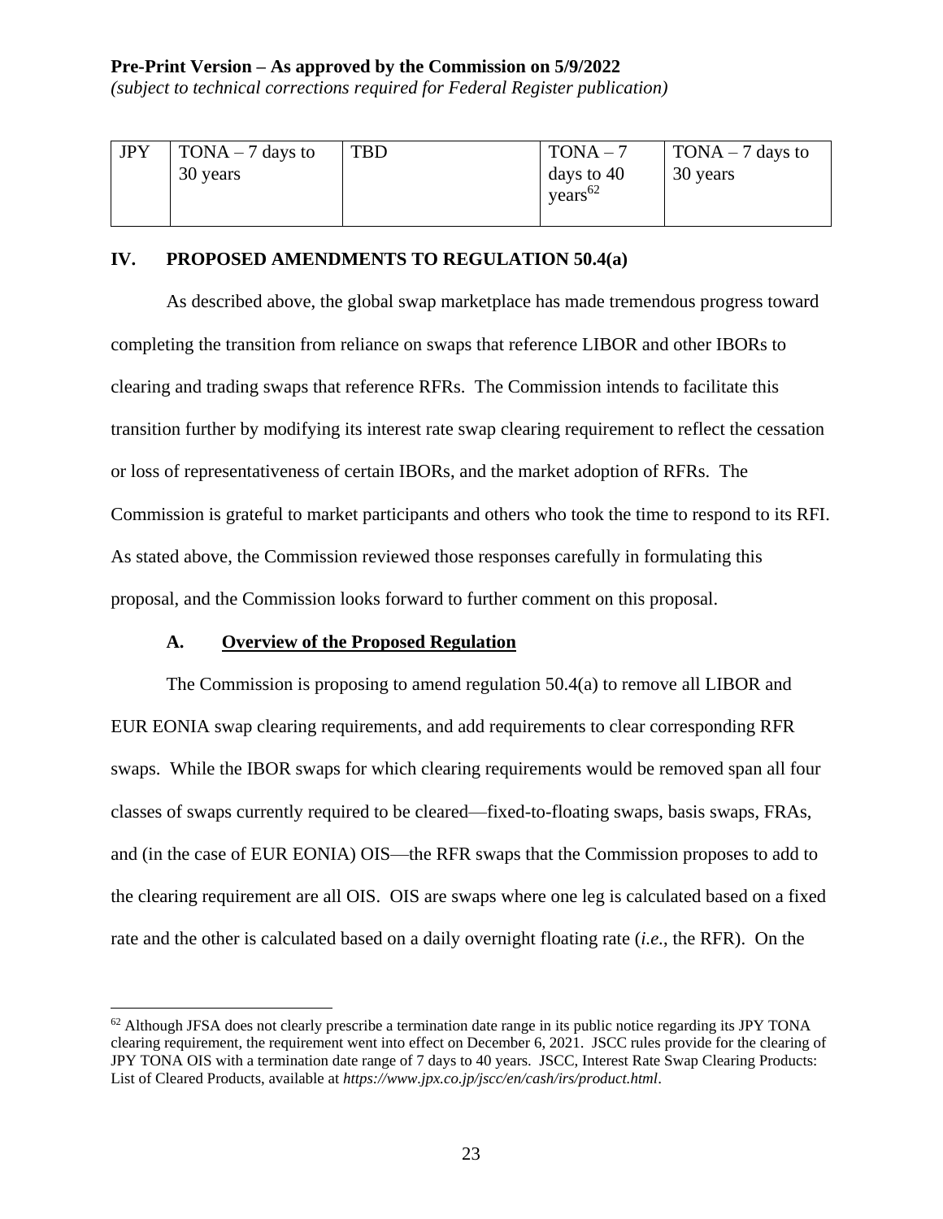| JPY | TONA – 7 days to 30 years | TBD | TONA – 7 days to 40 years[62] | TONA – 7 days to 30 years |
|---|---|---|---|---|

## IV. PROPOSED AMENDMENTS TO REGULATION 50.4(a)

As described above, the global swap marketplace has made tremendous progress toward completing the transition from reliance on swaps that reference LIBOR and other IBORs to clearing and trading swaps that reference RFRs. The Commission intends to facilitate this transition further by modifying its interest rate swap clearing requirement to reflect the cessation or loss of representativeness of certain IBORs, and the market adoption of RFRs. The Commission is grateful to market participants and others who took the time to respond to its RFI. As stated above, the Commission reviewed those responses carefully in formulating this proposal, and the Commission looks forward to further comment on this proposal.

### A. Overview of the Proposed Regulation

The Commission is proposing to amend regulation 50.4(a) to remove all LIBOR and EUR EONIA swap clearing requirements, and add requirements to clear corresponding RFR swaps. While the IBOR swaps for which clearing requirements would be removed span all four classes of swaps currently required to be cleared—fixed-to-floating swaps, basis swaps, FRAs, and (in the case of EUR EONIA) OIS—the RFR swaps that the Commission proposes to add to the clearing requirement are all OIS. OIS are swaps where one leg is calculated based on a fixed rate and the other is calculated based on a daily overnight floating rate (*i.e.*, the RFR). On the

[62] Although JFSA does not clearly prescribe a termination date range in its public notice regarding its JPY TONA clearing requirement, the requirement went into effect on December 6, 2021. JSCC rules provide for the clearing of JPY TONA OIS with a termination date range of 7 days to 40 years. JSCC, Interest Rate Swap Clearing Products: List of Cleared Products, available at *https://www.jpx.co.jp/jscc/en/cash/irs/product.html*.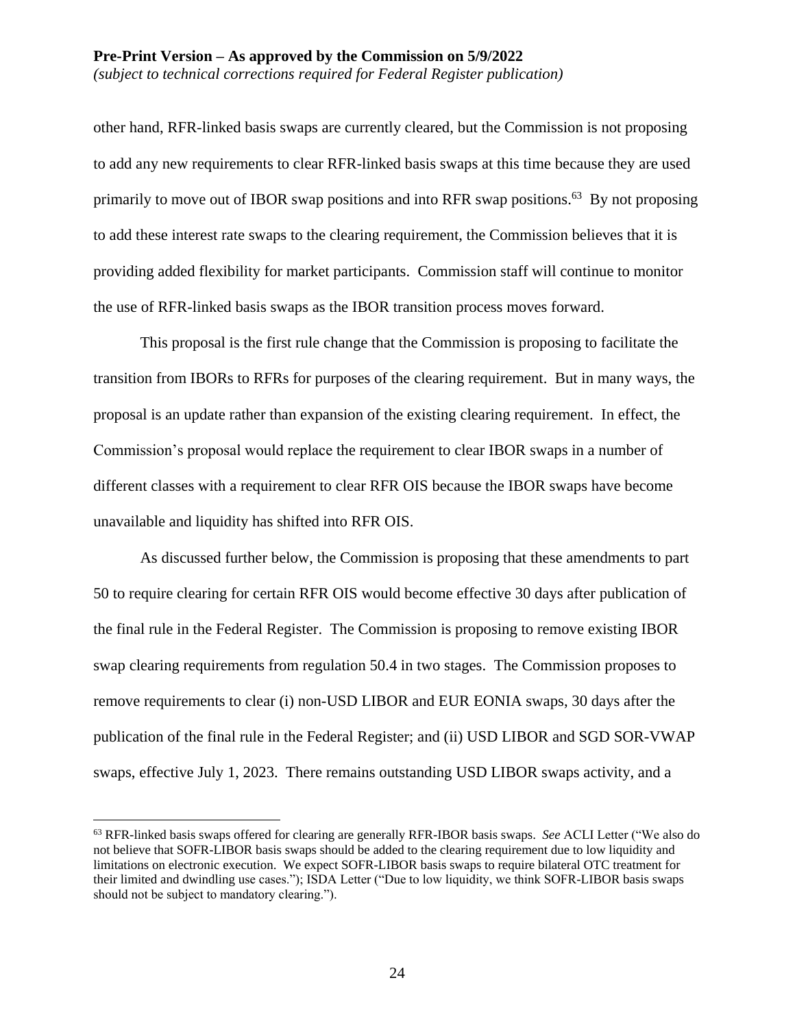other hand, RFR-linked basis swaps are currently cleared, but the Commission is not proposing to add any new requirements to clear RFR-linked basis swaps at this time because they are used primarily to move out of IBOR swap positions and into RFR swap positions.[63] By not proposing to add these interest rate swaps to the clearing requirement, the Commission believes that it is providing added flexibility for market participants. Commission staff will continue to monitor the use of RFR-linked basis swaps as the IBOR transition process moves forward.

This proposal is the first rule change that the Commission is proposing to facilitate the transition from IBORs to RFRs for purposes of the clearing requirement. But in many ways, the proposal is an update rather than expansion of the existing clearing requirement. In effect, the Commission's proposal would replace the requirement to clear IBOR swaps in a number of different classes with a requirement to clear RFR OIS because the IBOR swaps have become unavailable and liquidity has shifted into RFR OIS.

As discussed further below, the Commission is proposing that these amendments to part 50 to require clearing for certain RFR OIS would become effective 30 days after publication of the final rule in the Federal Register. The Commission is proposing to remove existing IBOR swap clearing requirements from regulation 50.4 in two stages. The Commission proposes to remove requirements to clear (i) non-USD LIBOR and EUR EONIA swaps, 30 days after the publication of the final rule in the Federal Register; and (ii) USD LIBOR and SGD SOR-VWAP swaps, effective July 1, 2023. There remains outstanding USD LIBOR swaps activity, and a

---

[63] RFR-linked basis swaps offered for clearing are generally RFR-IBOR basis swaps. *See* ACLI Letter ("We also do not believe that SOFR-LIBOR basis swaps should be added to the clearing requirement due to low liquidity and limitations on electronic execution. We expect SOFR-LIBOR basis swaps to require bilateral OTC treatment for their limited and dwindling use cases."); ISDA Letter ("Due to low liquidity, we think SOFR-LIBOR basis swaps should not be subject to mandatory clearing.").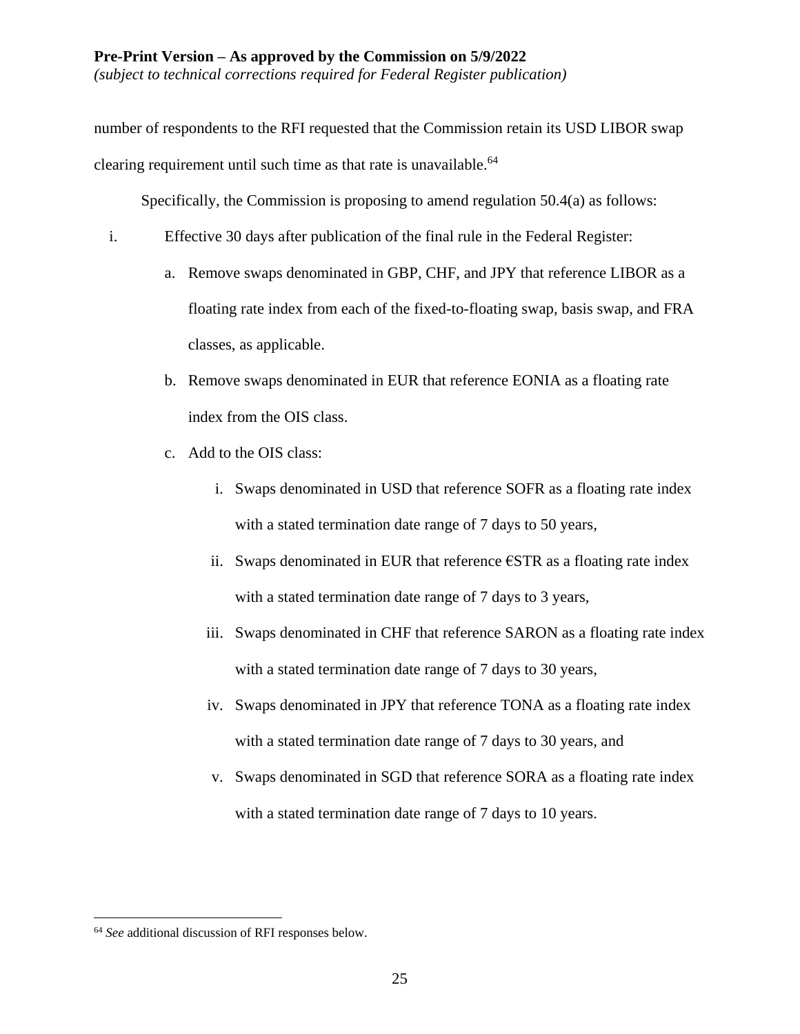number of respondents to the RFI requested that the Commission retain its USD LIBOR swap clearing requirement until such time as that rate is unavailable.[64]

Specifically, the Commission is proposing to amend regulation 50.4(a) as follows:

i. Effective 30 days after publication of the final rule in the Federal Register:

   a. Remove swaps denominated in GBP, CHF, and JPY that reference LIBOR as a floating rate index from each of the fixed-to-floating swap, basis swap, and FRA classes, as applicable.

   b. Remove swaps denominated in EUR that reference EONIA as a floating rate index from the OIS class.

   c. Add to the OIS class:

      i. Swaps denominated in USD that reference SOFR as a floating rate index with a stated termination date range of 7 days to 50 years,

      ii. Swaps denominated in EUR that reference €STR as a floating rate index with a stated termination date range of 7 days to 3 years,

      iii. Swaps denominated in CHF that reference SARON as a floating rate index with a stated termination date range of 7 days to 30 years,

      iv. Swaps denominated in JPY that reference TONA as a floating rate index with a stated termination date range of 7 days to 30 years, and

      v. Swaps denominated in SGD that reference SORA as a floating rate index with a stated termination date range of 7 days to 10 years.

[64] *See* additional discussion of RFI responses below.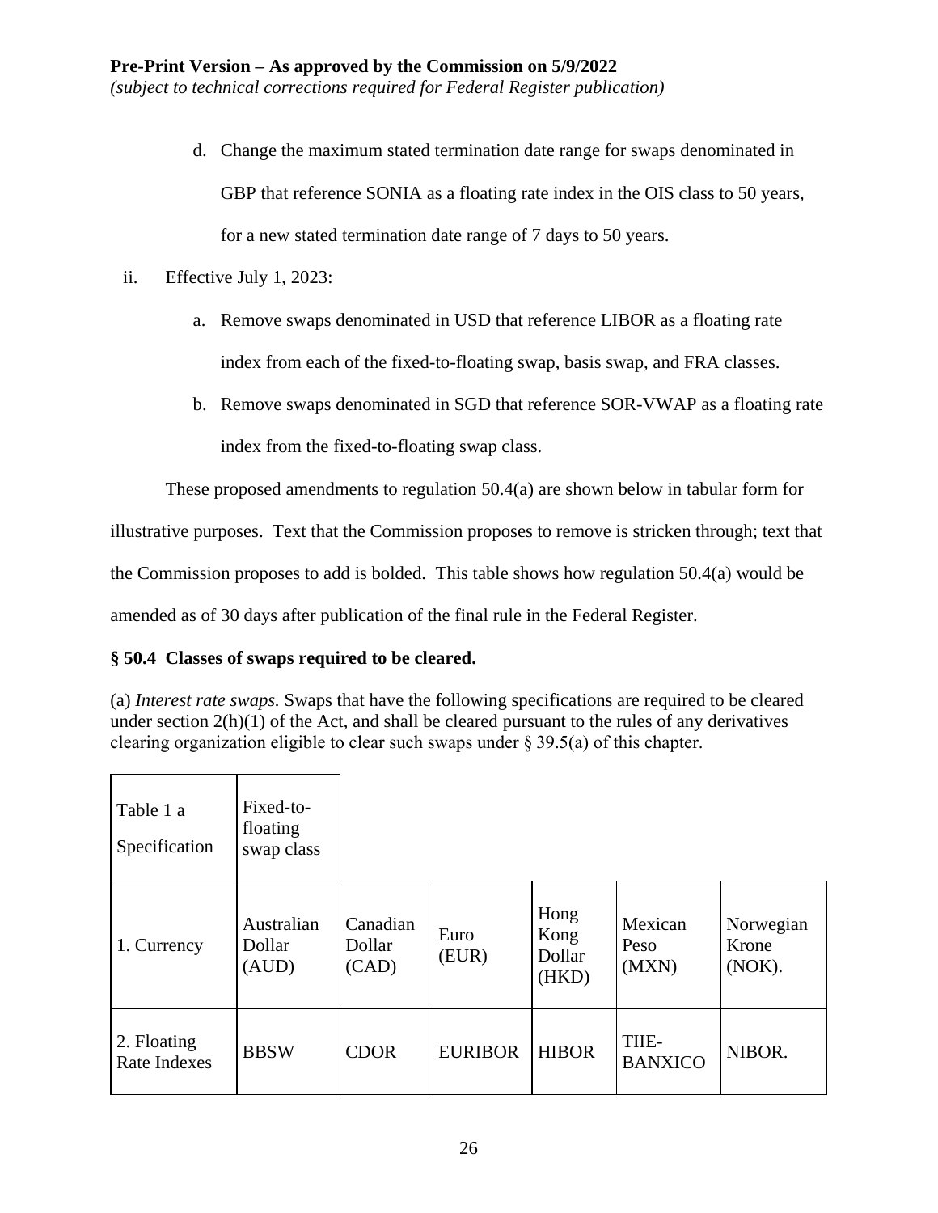d. Change the maximum stated termination date range for swaps denominated in GBP that reference SONIA as a floating rate index in the OIS class to 50 years, for a new stated termination date range of 7 days to 50 years.

ii. Effective July 1, 2023:

a. Remove swaps denominated in USD that reference LIBOR as a floating rate index from each of the fixed-to-floating swap, basis swap, and FRA classes.

b. Remove swaps denominated in SGD that reference SOR-VWAP as a floating rate index from the fixed-to-floating swap class.

These proposed amendments to regulation 50.4(a) are shown below in tabular form for illustrative purposes. Text that the Commission proposes to remove is stricken through; text that the Commission proposes to add is bolded. This table shows how regulation 50.4(a) would be amended as of 30 days after publication of the final rule in the Federal Register.

**§ 50.4 Classes of swaps required to be cleared.**

(a) *Interest rate swaps.* Swaps that have the following specifications are required to be cleared under section 2(h)(1) of the Act, and shall be cleared pursuant to the rules of any derivatives clearing organization eligible to clear such swaps under § 39.5(a) of this chapter.

| Table 1 a Specification | Fixed-to-floating swap class | | | | | |
|---|---|---|---|---|---|---|
| 1. Currency | Australian Dollar (AUD) | Canadian Dollar (CAD) | Euro (EUR) | Hong Kong Dollar (HKD) | Mexican Peso (MXN) | Norwegian Krone (NOK). |
| 2. Floating Rate Indexes | BBSW | CDOR | EURIBOR | HIBOR | TIIE-BANXICO | NIBOR. |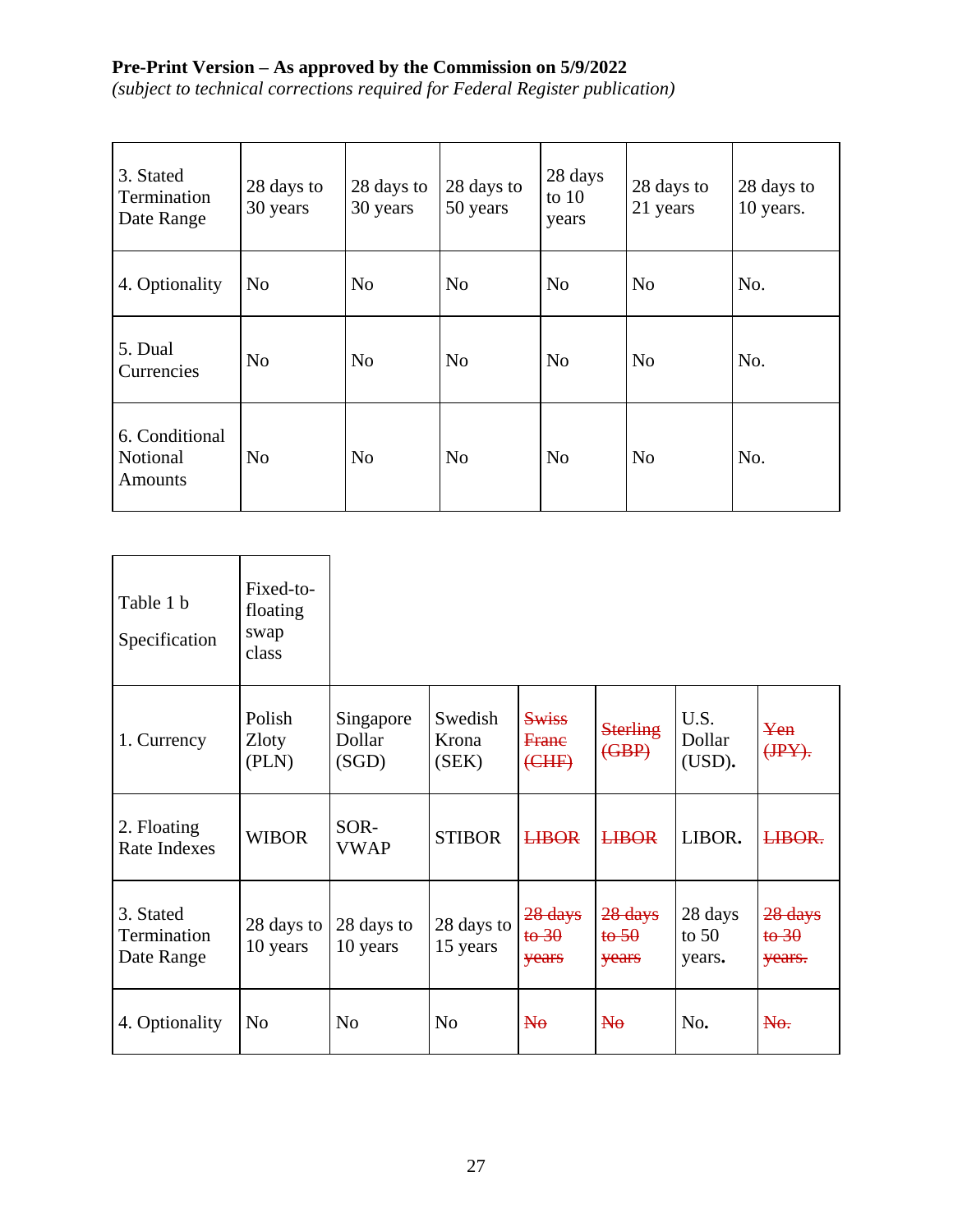**Pre-Print Version – As approved by the Commission on 5/9/2022**
*(subject to technical corrections required for Federal Register publication)*

| | | | | | | |
|---|---|---|---|---|---|---|
| 3. Stated Termination Date Range | 28 days to 30 years | 28 days to 30 years | 28 days to 50 years | 28 days to 10 years | 28 days to 21 years | 28 days to 10 years. |
| 4. Optionality | No | No | No | No | No | No. |
| 5. Dual Currencies | No | No | No | No | No | No. |
| 6. Conditional Notional Amounts | No | No | No | No | No | No. |

| Table 1 b Specification | Fixed-to-floating swap class | | | | | | |
|---|---|---|---|---|---|---|---|
| 1. Currency | Polish Zloty (PLN) | Singapore Dollar (SGD) | Swedish Krona (SEK) | ~~Swiss Franc (CHF)~~ | ~~Sterling (GBP)~~ | U.S. Dollar (USD). | ~~Yen (JPY).~~ |
| 2. Floating Rate Indexes | WIBOR | SOR-VWAP | STIBOR | ~~LIBOR~~ | ~~LIBOR~~ | LIBOR. | ~~LIBOR.~~ |
| 3. Stated Termination Date Range | 28 days to 10 years | 28 days to 10 years | 28 days to 15 years | ~~28 days to 30 years~~ | ~~28 days to 50 years~~ | 28 days to 50 years. | ~~28 days to 30 years.~~ |
| 4. Optionality | No | No | No | ~~No~~ | ~~No~~ | No. | ~~No.~~ |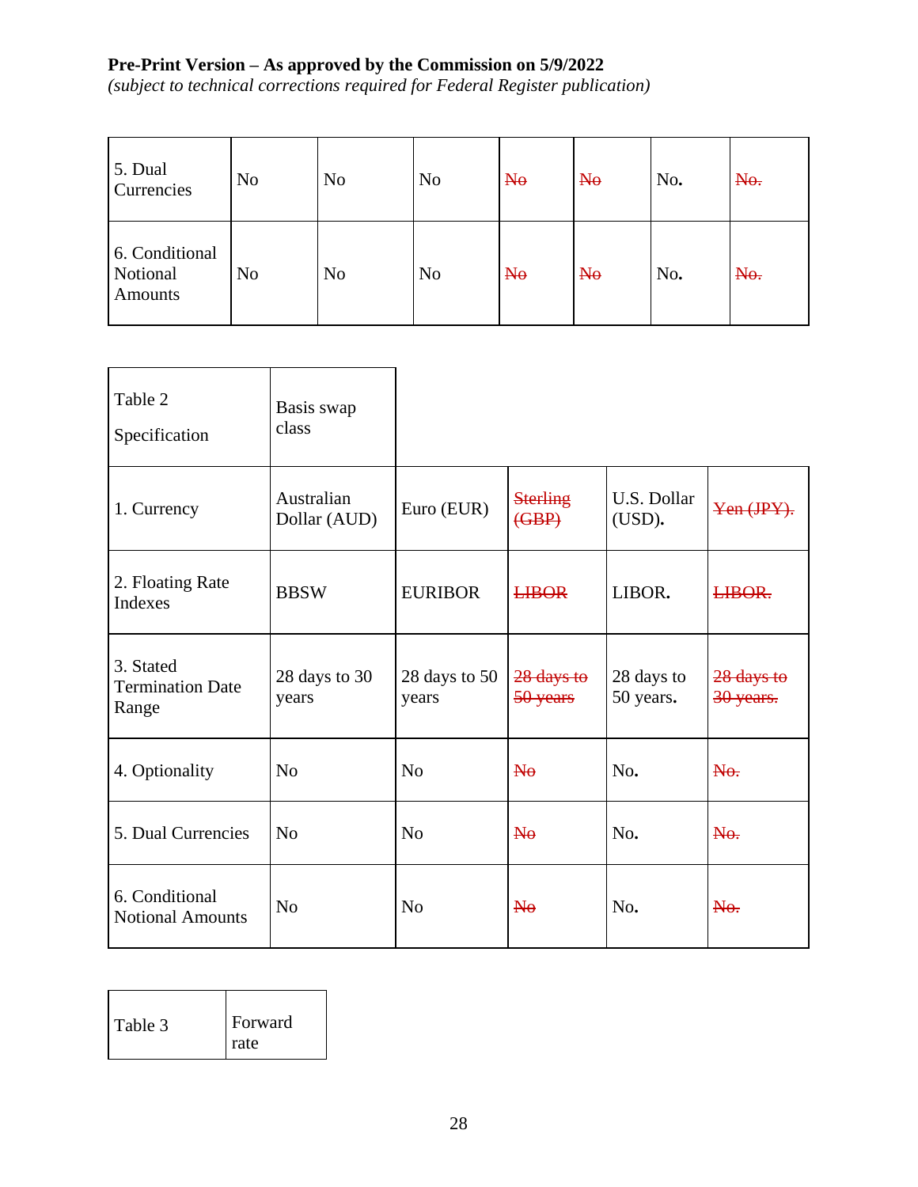**Pre-Print Version – As approved by the Commission on 5/9/2022**
*(subject to technical corrections required for Federal Register publication)*

| | | | | | | | |
|---|---|---|---|---|---|---|---|
| 5. Dual Currencies | No | No | No | ~~No~~ | ~~No~~ | No. | ~~No.~~ |
| 6. Conditional Notional Amounts | No | No | No | ~~No~~ | ~~No~~ | No. | ~~No.~~ |

| Table 2 Specification | Basis swap class | | | | |
|---|---|---|---|---|---|
| 1. Currency | Australian Dollar (AUD) | Euro (EUR) | ~~Sterling (GBP)~~ | U.S. Dollar (USD). | ~~Yen (JPY).~~ |
| 2. Floating Rate Indexes | BBSW | EURIBOR | ~~LIBOR~~ | LIBOR. | ~~LIBOR.~~ |
| 3. Stated Termination Date Range | 28 days to 30 years | 28 days to 50 years | ~~28 days to 50 years~~ | 28 days to 50 years. | ~~28 days to 30 years.~~ |
| 4. Optionality | No | No | ~~No~~ | No. | ~~No.~~ |
| 5. Dual Currencies | No | No | ~~No~~ | No. | ~~No.~~ |
| 6. Conditional Notional Amounts | No | No | ~~No~~ | No. | ~~No.~~ |

| Table 3 | Forward rate |
|---|---|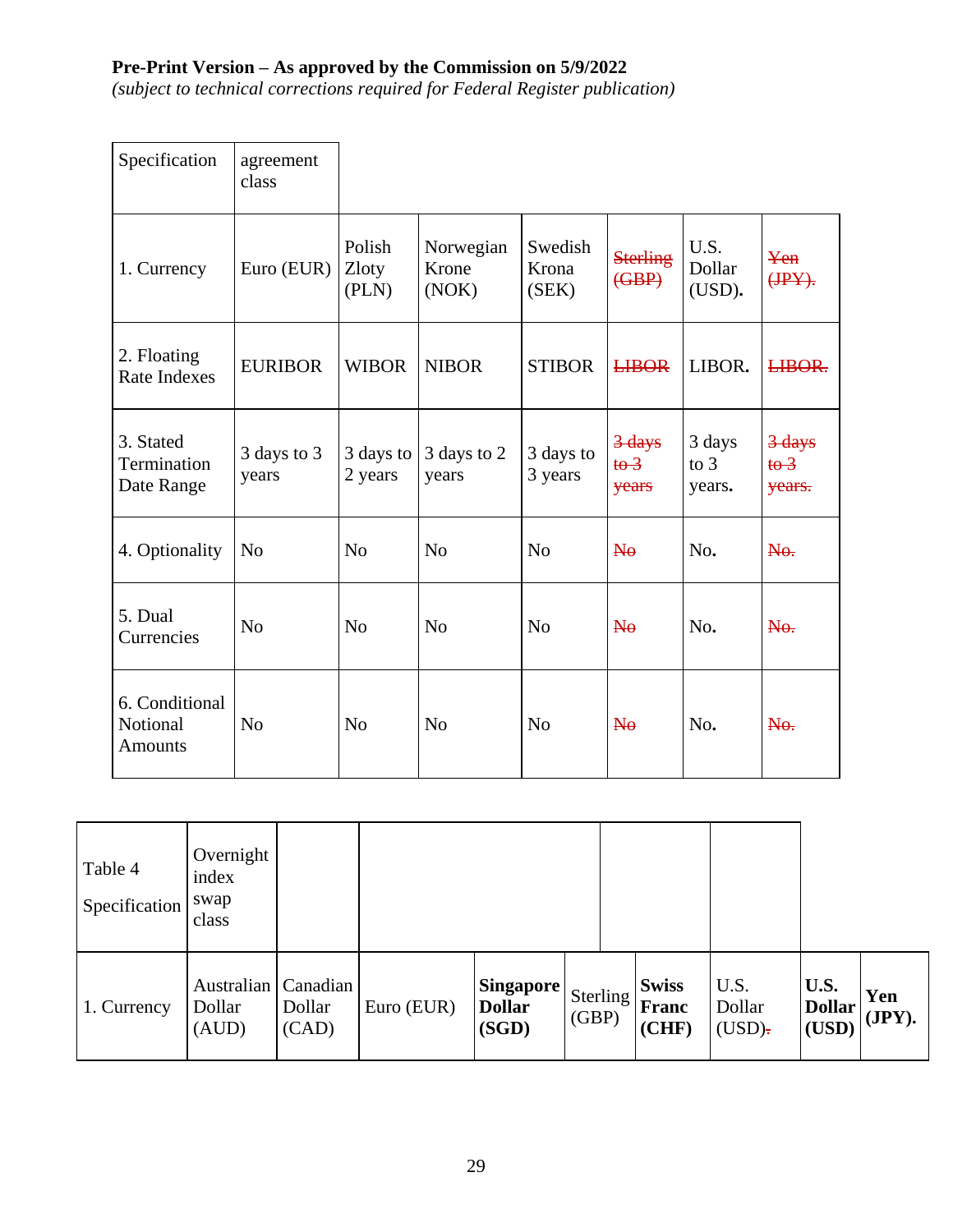**Pre-Print Version – As approved by the Commission on 5/9/2022**
*(subject to technical corrections required for Federal Register publication)*

| Specification | agreement class | | | | | | |
|---|---|---|---|---|---|---|---|
| 1. Currency | Euro (EUR) | Polish Zloty (PLN) | Norwegian Krone (NOK) | Swedish Krona (SEK) | ~~Sterling (GBP)~~ | U.S. Dollar (USD)**.** | ~~Yen (JPY).~~ |
| 2. Floating Rate Indexes | EURIBOR | WIBOR | NIBOR | STIBOR | ~~LIBOR~~ | LIBOR**.** | ~~LIBOR.~~ |
| 3. Stated Termination Date Range | 3 days to 3 years | 3 days to 2 years | 3 days to 2 years | 3 days to 3 years | ~~3 days to 3 years~~ | 3 days to 3 years**.** | ~~3 days to 3 years.~~ |
| 4. Optionality | No | No | No | No | ~~No~~ | No**.** | ~~No.~~ |
| 5. Dual Currencies | No | No | No | No | ~~No~~ | No**.** | ~~No.~~ |
| 6. Conditional Notional Amounts | No | No | No | No | ~~No~~ | No**.** | ~~No.~~ |

| Table 4 Specification | Overnight index swap class | | | | | | | | |
|---|---|---|---|---|---|---|---|---|---|
| 1. Currency | Australian Dollar (AUD) | Canadian Dollar (CAD) | Euro (EUR) | **Singapore Dollar (SGD)** | Sterling (GBP) | **Swiss Franc (CHF)** | U.S. Dollar (USD)~~.~~ | **U.S. Dollar (USD)** | **Yen (JPY).** |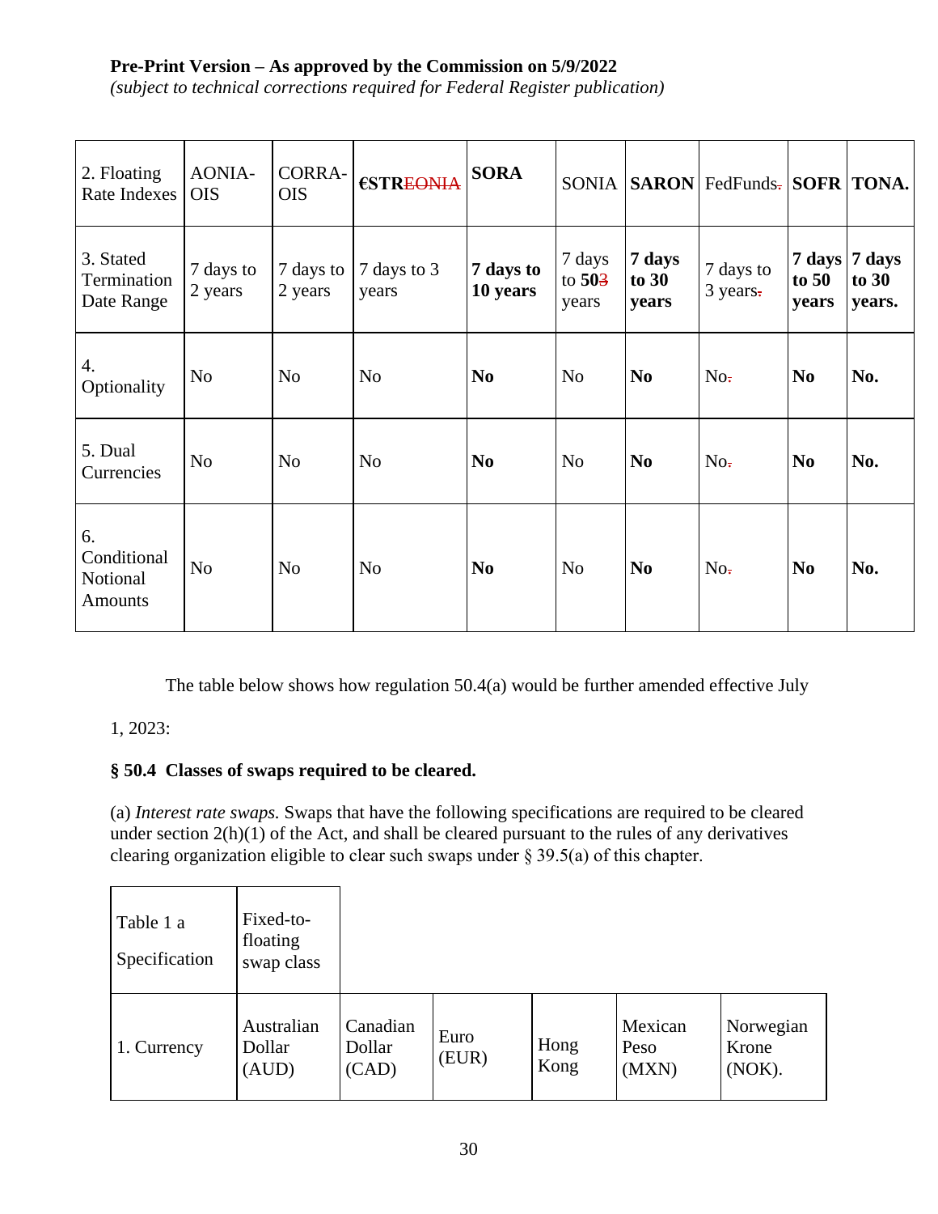**Pre-Print Version – As approved by the Commission on 5/9/2022**
*(subject to technical corrections required for Federal Register publication)*

| 2. Floating Rate Indexes | AONIA-OIS | CORRA-OIS | €STR~~EONIA~~ | **SORA** | SONIA | **SARON** | FedFunds~~.~~ | **SOFR** | **TONA.** |
|---|---|---|---|---|---|---|---|---|---|
| 3. Stated Termination Date Range | 7 days to 2 years | 7 days to 2 years | 7 days to 3 years | **7 days to 10 years** | 7 days to **50**~~3~~ years | **7 days to 30 years** | 7 days to 3 years~~.~~ | **7 days to 50 years** | **7 days to 30 years.** |
| 4. Optionality | No | No | No | **No** | No | **No** | No~~.~~ | **No** | **No.** |
| 5. Dual Currencies | No | No | No | **No** | No | **No** | No~~.~~ | **No** | **No.** |
| 6. Conditional Notional Amounts | No | No | No | **No** | No | **No** | No~~.~~ | **No** | **No.** |

The table below shows how regulation 50.4(a) would be further amended effective July 1, 2023:

**§ 50.4 Classes of swaps required to be cleared.**

(a) *Interest rate swaps.* Swaps that have the following specifications are required to be cleared under section 2(h)(1) of the Act, and shall be cleared pursuant to the rules of any derivatives clearing organization eligible to clear such swaps under § 39.5(a) of this chapter.

| Table 1 a Specification | Fixed-to-floating swap class | | | | | |
|---|---|---|---|---|---|---|
| 1. Currency | Australian Dollar (AUD) | Canadian Dollar (CAD) | Euro (EUR) | Hong Kong | Mexican Peso (MXN) | Norwegian Krone (NOK). |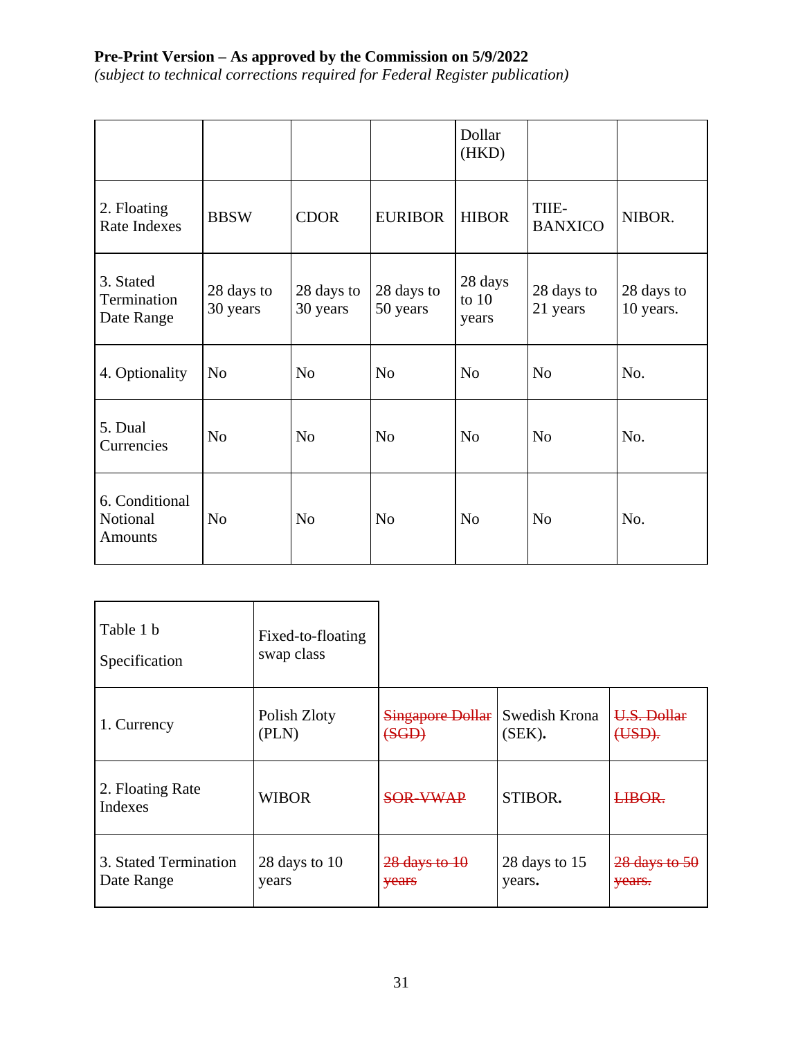**Pre-Print Version – As approved by the Commission on 5/9/2022**
*(subject to technical corrections required for Federal Register publication)*

| | | | | Dollar (HKD) | | |
|---|---|---|---|---|---|---|
| 2. Floating Rate Indexes | BBSW | CDOR | EURIBOR | HIBOR | TIIE-BANXICO | NIBOR. |
| 3. Stated Termination Date Range | 28 days to 30 years | 28 days to 30 years | 28 days to 50 years | 28 days to 10 years | 28 days to 21 years | 28 days to 10 years. |
| 4. Optionality | No | No | No | No | No | No. |
| 5. Dual Currencies | No | No | No | No | No | No. |
| 6. Conditional Notional Amounts | No | No | No | No | No | No. |

| Table 1 b Specification | Fixed-to-floating swap class | | | |
|---|---|---|---|---|
| 1. Currency | Polish Zloty (PLN) | ~~Singapore Dollar (SGD)~~ | Swedish Krona (SEK)**.** | ~~U.S. Dollar (USD).~~ |
| 2. Floating Rate Indexes | WIBOR | ~~SOR-VWAP~~ | STIBOR**.** | ~~LIBOR.~~ |
| 3. Stated Termination Date Range | 28 days to 10 years | ~~28 days to 10 years~~ | 28 days to 15 years**.** | ~~28 days to 50 years.~~ |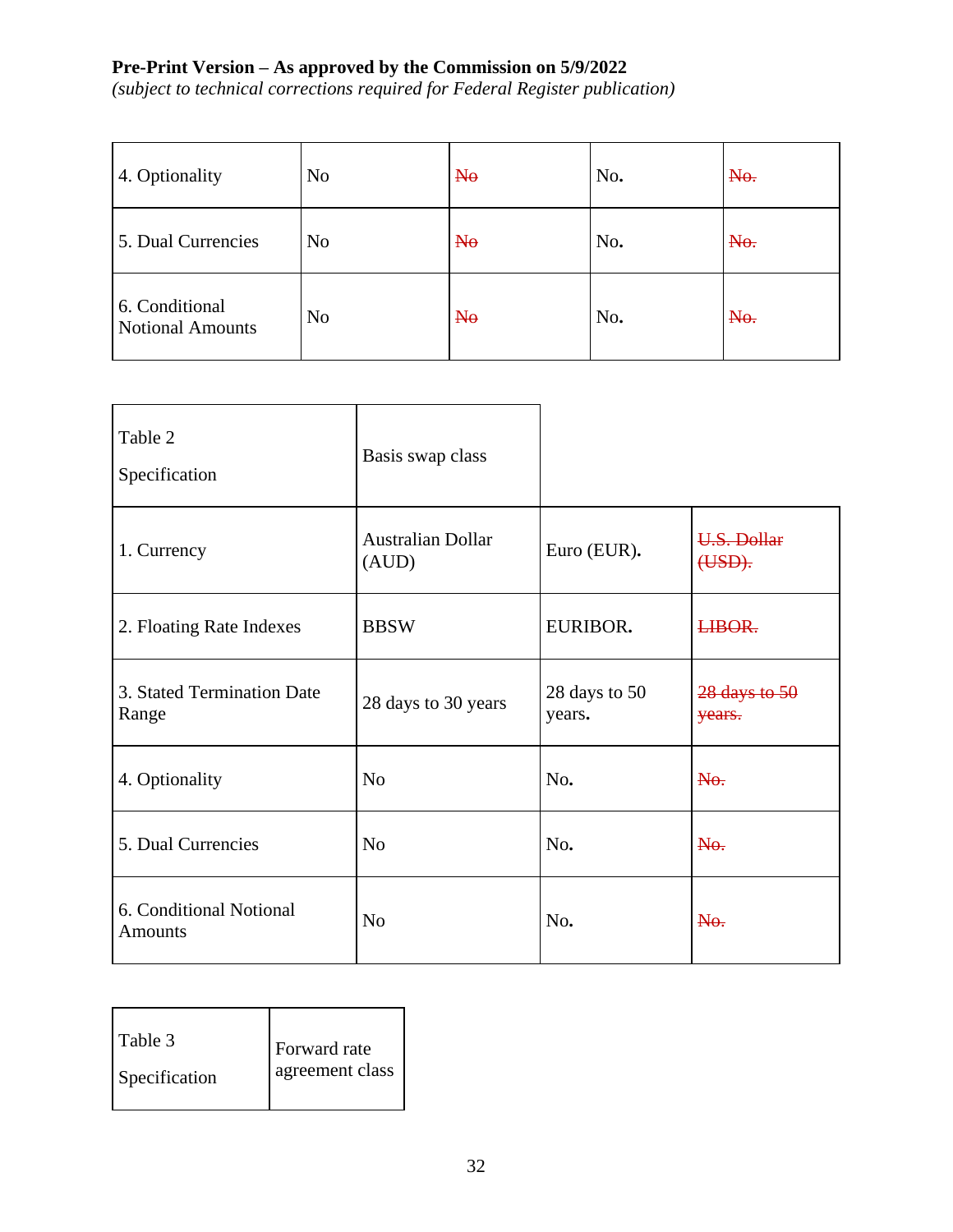**Pre-Print Version – As approved by the Commission on 5/9/2022**
*(subject to technical corrections required for Federal Register publication)*

| | | | | |
|---|---|---|---|---|
| 4. Optionality | No | ~~No~~ | No. | ~~No.~~ |
| 5. Dual Currencies | No | ~~No~~ | No. | ~~No.~~ |
| 6. Conditional Notional Amounts | No | ~~No~~ | No. | ~~No.~~ |

| Table 2 Specification | Basis swap class | | |
|---|---|---|---|
| 1. Currency | Australian Dollar (AUD) | Euro (EUR). | ~~U.S. Dollar (USD).~~ |
| 2. Floating Rate Indexes | BBSW | EURIBOR. | ~~LIBOR.~~ |
| 3. Stated Termination Date Range | 28 days to 30 years | 28 days to 50 years. | ~~28 days to 50 years.~~ |
| 4. Optionality | No | No. | ~~No.~~ |
| 5. Dual Currencies | No | No. | ~~No.~~ |
| 6. Conditional Notional Amounts | No | No. | ~~No.~~ |

| Table 3 Specification | Forward rate agreement class |
|---|---|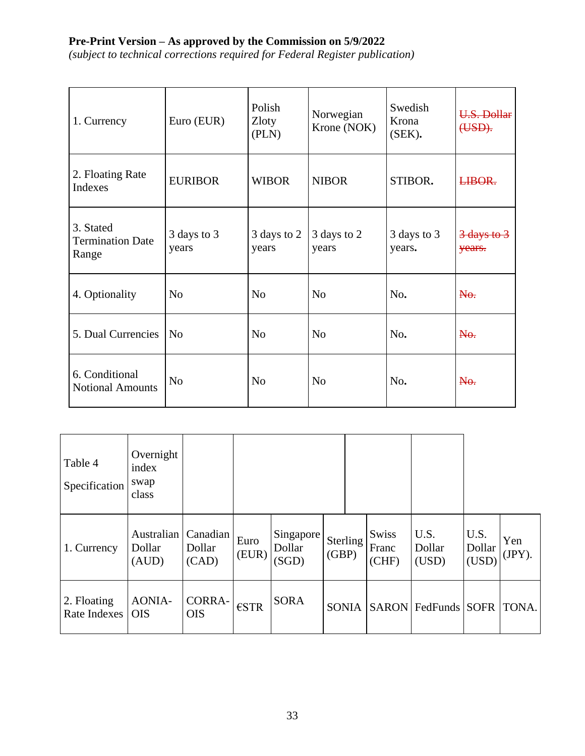**Pre-Print Version – As approved by the Commission on 5/9/2022**
*(subject to technical corrections required for Federal Register publication)*

| 1. Currency | Euro (EUR) | Polish Zloty (PLN) | Norwegian Krone (NOK) | Swedish Krona (SEK). | ~~U.S. Dollar (USD).~~ |
|---|---|---|---|---|---|
| 2. Floating Rate Indexes | EURIBOR | WIBOR | NIBOR | STIBOR. | ~~LIBOR.~~ |
| 3. Stated Termination Date Range | 3 days to 3 years | 3 days to 2 years | 3 days to 2 years | 3 days to 3 years. | ~~3 days to 3 years.~~ |
| 4. Optionality | No | No | No | No. | ~~No.~~ |
| 5. Dual Currencies | No | No | No | No. | ~~No.~~ |
| 6. Conditional Notional Amounts | No | No | No | No. | ~~No.~~ |

| Table 4 Specification | Overnight index swap class | | | | | | | | |
|---|---|---|---|---|---|---|---|---|---|
| 1. Currency | Australian Dollar (AUD) | Canadian Dollar (CAD) | Euro (EUR) | Singapore Dollar (SGD) | Sterling (GBP) | Swiss Franc (CHF) | U.S. Dollar (USD) | U.S. Dollar (USD) | Yen (JPY). |
| 2. Floating Rate Indexes | AONIA-OIS | CORRA-OIS | €STR | SORA | SONIA | SARON | FedFunds | SOFR | TONA. |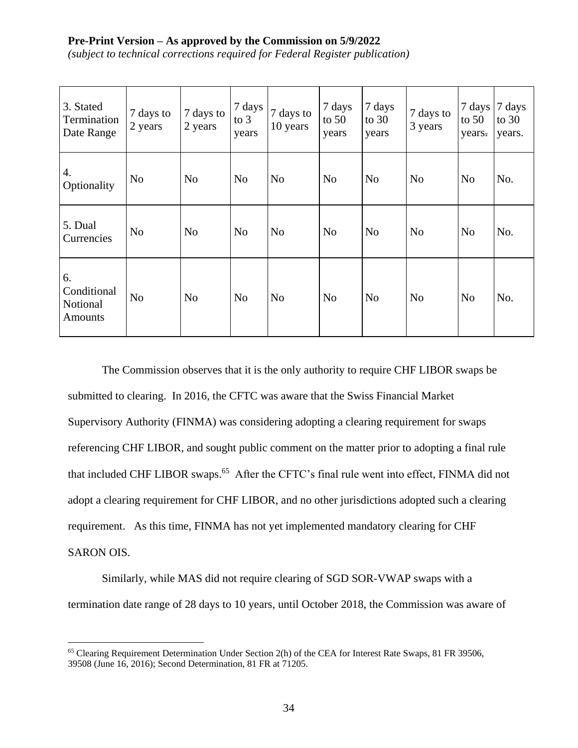Pre-Print Version – As approved by the Commission on 5/9/2022
*(subject to technical corrections required for Federal Register publication)*

| 3. Stated Termination Date Range | 7 days to 2 years | 7 days to 2 years | 7 days to 3 years | 7 days to 10 years | 7 days to 50 years | 7 days to 30 years | 7 days to 3 years | 7 days to 50 years. | 7 days to 30 years. |
|---|---|---|---|---|---|---|---|---|---|
| 4. Optionality | No | No | No | No | No | No | No | No | No. |
| 5. Dual Currencies | No | No | No | No | No | No | No | No | No. |
| 6. Conditional Notional Amounts | No | No | No | No | No | No | No | No | No. |

The Commission observes that it is the only authority to require CHF LIBOR swaps be submitted to clearing. In 2016, the CFTC was aware that the Swiss Financial Market Supervisory Authority (FINMA) was considering adopting a clearing requirement for swaps referencing CHF LIBOR, and sought public comment on the matter prior to adopting a final rule that included CHF LIBOR swaps.[65] After the CFTC's final rule went into effect, FINMA did not adopt a clearing requirement for CHF LIBOR, and no other jurisdictions adopted such a clearing requirement. As this time, FINMA has not yet implemented mandatory clearing for CHF SARON OIS.

Similarly, while MAS did not require clearing of SGD SOR-VWAP swaps with a termination date range of 28 days to 10 years, until October 2018, the Commission was aware of

[65] Clearing Requirement Determination Under Section 2(h) of the CEA for Interest Rate Swaps, 81 FR 39506, 39508 (June 16, 2016); Second Determination, 81 FR at 71205.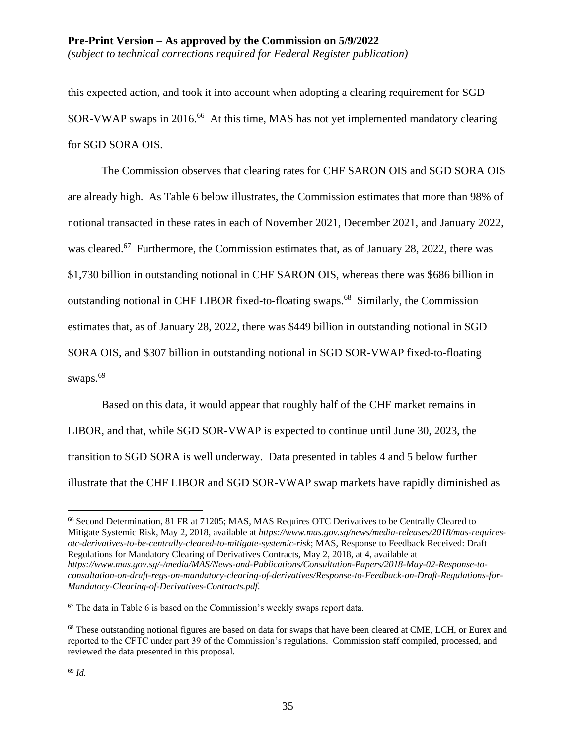this expected action, and took it into account when adopting a clearing requirement for SGD SOR-VWAP swaps in 2016.[66] At this time, MAS has not yet implemented mandatory clearing for SGD SORA OIS.

The Commission observes that clearing rates for CHF SARON OIS and SGD SORA OIS are already high. As Table 6 below illustrates, the Commission estimates that more than 98% of notional transacted in these rates in each of November 2021, December 2021, and January 2022, was cleared.[67] Furthermore, the Commission estimates that, as of January 28, 2022, there was $1,730 billion in outstanding notional in CHF SARON OIS, whereas there was $686 billion in outstanding notional in CHF LIBOR fixed-to-floating swaps.[68] Similarly, the Commission estimates that, as of January 28, 2022, there was $449 billion in outstanding notional in SGD SORA OIS, and $307 billion in outstanding notional in SGD SOR-VWAP fixed-to-floating swaps.[69]

Based on this data, it would appear that roughly half of the CHF market remains in LIBOR, and that, while SGD SOR-VWAP is expected to continue until June 30, 2023, the transition to SGD SORA is well underway. Data presented in tables 4 and 5 below further illustrate that the CHF LIBOR and SGD SOR-VWAP swap markets have rapidly diminished as

---

[66] Second Determination, 81 FR at 71205; MAS, MAS Requires OTC Derivatives to be Centrally Cleared to Mitigate Systemic Risk, May 2, 2018, available at *https://www.mas.gov.sg/news/media-releases/2018/mas-requires-otc-derivatives-to-be-centrally-cleared-to-mitigate-systemic-risk*; MAS, Response to Feedback Received: Draft Regulations for Mandatory Clearing of Derivatives Contracts, May 2, 2018, at 4, available at *https://www.mas.gov.sg/-/media/MAS/News-and-Publications/Consultation-Papers/2018-May-02-Response-to-consultation-on-draft-regs-on-mandatory-clearing-of-derivatives/Response-to-Feedback-on-Draft-Regulations-for-Mandatory-Clearing-of-Derivatives-Contracts.pdf*.

[67] The data in Table 6 is based on the Commission's weekly swaps report data.

[68] These outstanding notional figures are based on data for swaps that have been cleared at CME, LCH, or Eurex and reported to the CFTC under part 39 of the Commission's regulations. Commission staff compiled, processed, and reviewed the data presented in this proposal.

[69] *Id.*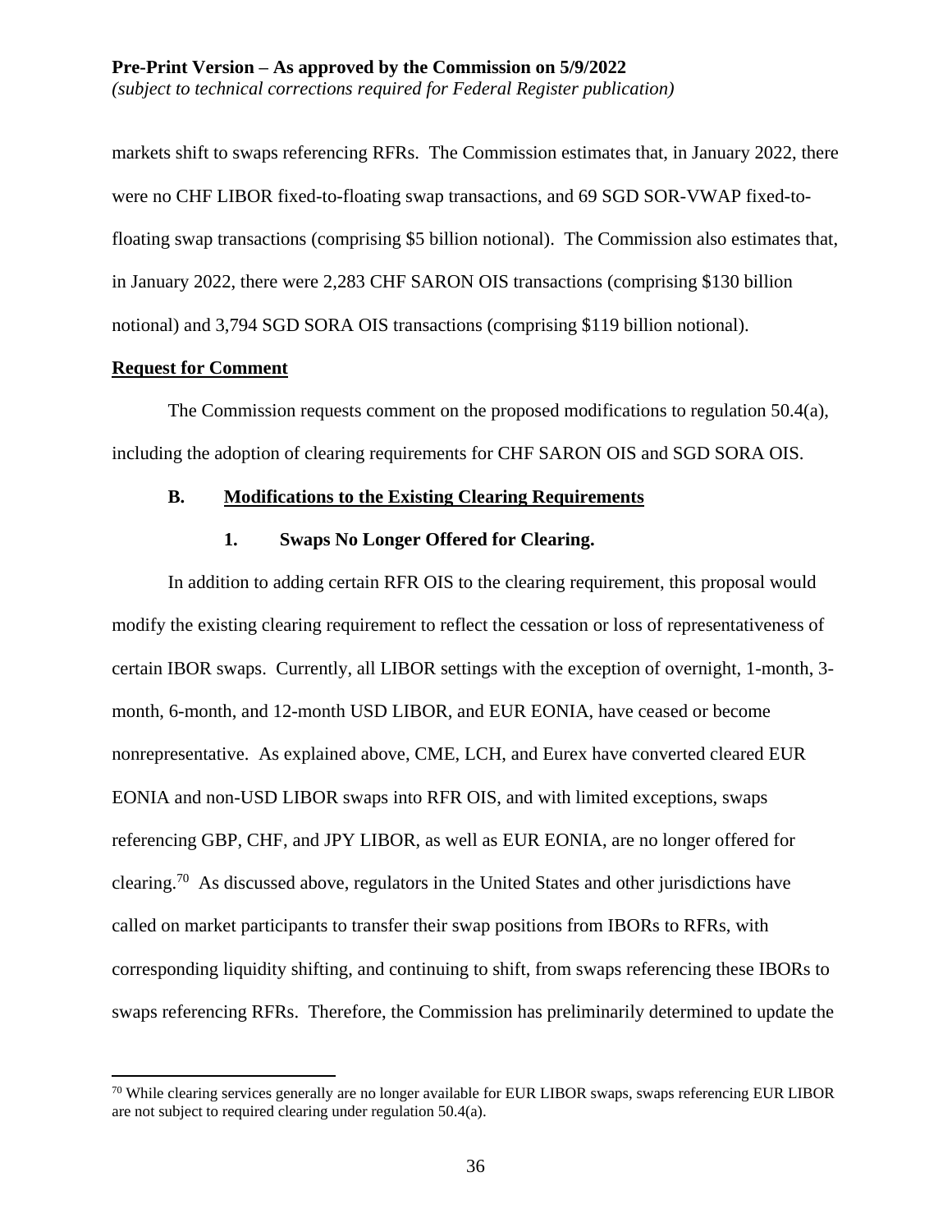markets shift to swaps referencing RFRs. The Commission estimates that, in January 2022, there were no CHF LIBOR fixed-to-floating swap transactions, and 69 SGD SOR-VWAP fixed-to-floating swap transactions (comprising \$5 billion notional). The Commission also estimates that, in January 2022, there were 2,283 CHF SARON OIS transactions (comprising \$130 billion notional) and 3,794 SGD SORA OIS transactions (comprising \$119 billion notional).

**Request for Comment**

The Commission requests comment on the proposed modifications to regulation 50.4(a), including the adoption of clearing requirements for CHF SARON OIS and SGD SORA OIS.

### B. Modifications to the Existing Clearing Requirements

#### 1. Swaps No Longer Offered for Clearing.

In addition to adding certain RFR OIS to the clearing requirement, this proposal would modify the existing clearing requirement to reflect the cessation or loss of representativeness of certain IBOR swaps. Currently, all LIBOR settings with the exception of overnight, 1-month, 3-month, 6-month, and 12-month USD LIBOR, and EUR EONIA, have ceased or become nonrepresentative. As explained above, CME, LCH, and Eurex have converted cleared EUR EONIA and non-USD LIBOR swaps into RFR OIS, and with limited exceptions, swaps referencing GBP, CHF, and JPY LIBOR, as well as EUR EONIA, are no longer offered for clearing.[70] As discussed above, regulators in the United States and other jurisdictions have called on market participants to transfer their swap positions from IBORs to RFRs, with corresponding liquidity shifting, and continuing to shift, from swaps referencing these IBORs to swaps referencing RFRs. Therefore, the Commission has preliminarily determined to update the

[70] While clearing services generally are no longer available for EUR LIBOR swaps, swaps referencing EUR LIBOR are not subject to required clearing under regulation 50.4(a).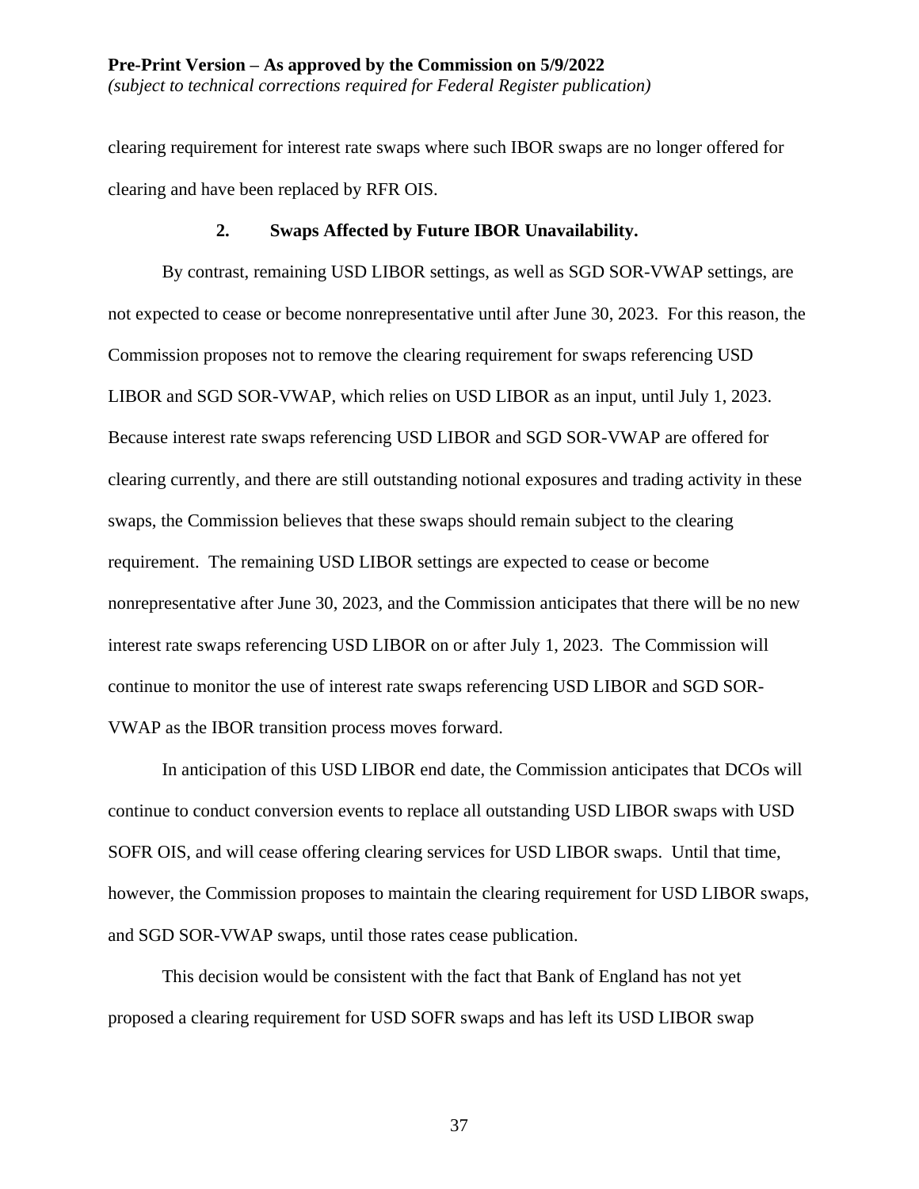clearing requirement for interest rate swaps where such IBOR swaps are no longer offered for clearing and have been replaced by RFR OIS.

### 2. Swaps Affected by Future IBOR Unavailability.

By contrast, remaining USD LIBOR settings, as well as SGD SOR-VWAP settings, are not expected to cease or become nonrepresentative until after June 30, 2023. For this reason, the Commission proposes not to remove the clearing requirement for swaps referencing USD LIBOR and SGD SOR-VWAP, which relies on USD LIBOR as an input, until July 1, 2023. Because interest rate swaps referencing USD LIBOR and SGD SOR-VWAP are offered for clearing currently, and there are still outstanding notional exposures and trading activity in these swaps, the Commission believes that these swaps should remain subject to the clearing requirement. The remaining USD LIBOR settings are expected to cease or become nonrepresentative after June 30, 2023, and the Commission anticipates that there will be no new interest rate swaps referencing USD LIBOR on or after July 1, 2023. The Commission will continue to monitor the use of interest rate swaps referencing USD LIBOR and SGD SOR-VWAP as the IBOR transition process moves forward.

In anticipation of this USD LIBOR end date, the Commission anticipates that DCOs will continue to conduct conversion events to replace all outstanding USD LIBOR swaps with USD SOFR OIS, and will cease offering clearing services for USD LIBOR swaps. Until that time, however, the Commission proposes to maintain the clearing requirement for USD LIBOR swaps, and SGD SOR-VWAP swaps, until those rates cease publication.

This decision would be consistent with the fact that Bank of England has not yet proposed a clearing requirement for USD SOFR swaps and has left its USD LIBOR swap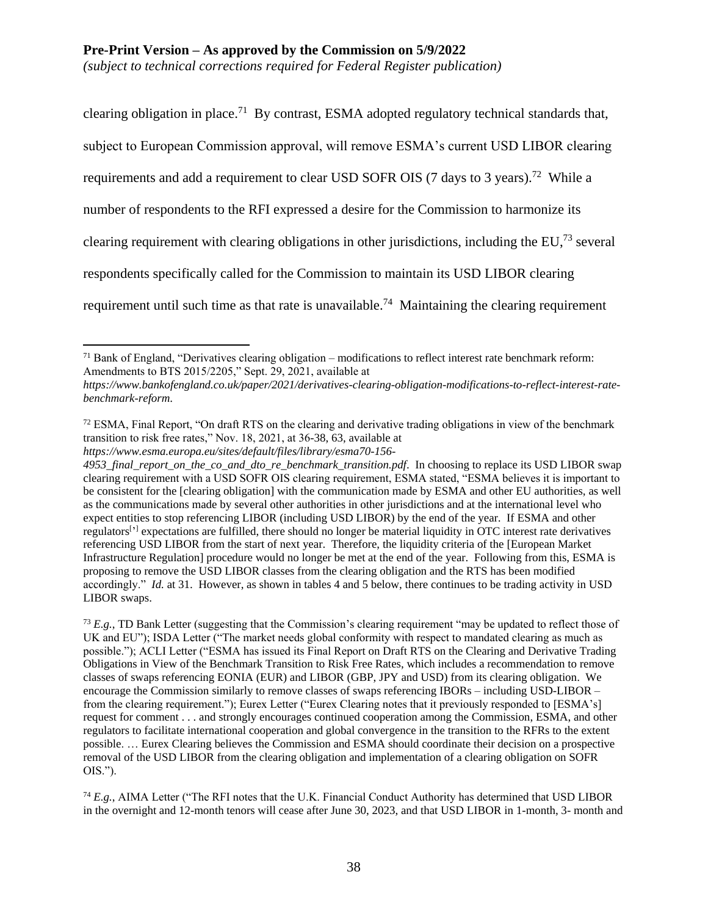clearing obligation in place.[71] By contrast, ESMA adopted regulatory technical standards that, subject to European Commission approval, will remove ESMA's current USD LIBOR clearing requirements and add a requirement to clear USD SOFR OIS (7 days to 3 years).[72] While a number of respondents to the RFI expressed a desire for the Commission to harmonize its clearing requirement with clearing obligations in other jurisdictions, including the EU,[73] several respondents specifically called for the Commission to maintain its USD LIBOR clearing requirement until such time as that rate is unavailable.[74] Maintaining the clearing requirement

---

[71] Bank of England, "Derivatives clearing obligation – modifications to reflect interest rate benchmark reform: Amendments to BTS 2015/2205," Sept. 29, 2021, available at *https://www.bankofengland.co.uk/paper/2021/derivatives-clearing-obligation-modifications-to-reflect-interest-rate-benchmark-reform*.

[72] ESMA, Final Report, "On draft RTS on the clearing and derivative trading obligations in view of the benchmark transition to risk free rates," Nov. 18, 2021, at 36-38, 63, available at *https://www.esma.europa.eu/sites/default/files/library/esma70-156-4953_final_report_on_the_co_and_dto_re_benchmark_transition.pdf*. In choosing to replace its USD LIBOR swap clearing requirement with a USD SOFR OIS clearing requirement, ESMA stated, "ESMA believes it is important to be consistent for the [clearing obligation] with the communication made by ESMA and other EU authorities, as well as the communications made by several other authorities in other jurisdictions and at the international level who expect entities to stop referencing LIBOR (including USD LIBOR) by the end of the year. If ESMA and other regulators['] expectations are fulfilled, there should no longer be material liquidity in OTC interest rate derivatives referencing USD LIBOR from the start of next year. Therefore, the liquidity criteria of the [European Market Infrastructure Regulation] procedure would no longer be met at the end of the year. Following from this, ESMA is proposing to remove the USD LIBOR classes from the clearing obligation and the RTS has been modified accordingly." *Id.* at 31. However, as shown in tables 4 and 5 below, there continues to be trading activity in USD LIBOR swaps.

[73] *E.g.*, TD Bank Letter (suggesting that the Commission's clearing requirement "may be updated to reflect those of UK and EU"); ISDA Letter ("The market needs global conformity with respect to mandated clearing as much as possible."); ACLI Letter ("ESMA has issued its Final Report on Draft RTS on the Clearing and Derivative Trading Obligations in View of the Benchmark Transition to Risk Free Rates, which includes a recommendation to remove classes of swaps referencing EONIA (EUR) and LIBOR (GBP, JPY and USD) from its clearing obligation. We encourage the Commission similarly to remove classes of swaps referencing IBORs – including USD-LIBOR – from the clearing requirement."); Eurex Letter ("Eurex Clearing notes that it previously responded to [ESMA's] request for comment . . . and strongly encourages continued cooperation among the Commission, ESMA, and other regulators to facilitate international cooperation and global convergence in the transition to the RFRs to the extent possible. … Eurex Clearing believes the Commission and ESMA should coordinate their decision on a prospective removal of the USD LIBOR from the clearing obligation and implementation of a clearing obligation on SOFR OIS.").

[74] *E.g.*, AIMA Letter ("The RFI notes that the U.K. Financial Conduct Authority has determined that USD LIBOR in the overnight and 12-month tenors will cease after June 30, 2023, and that USD LIBOR in 1-month, 3- month and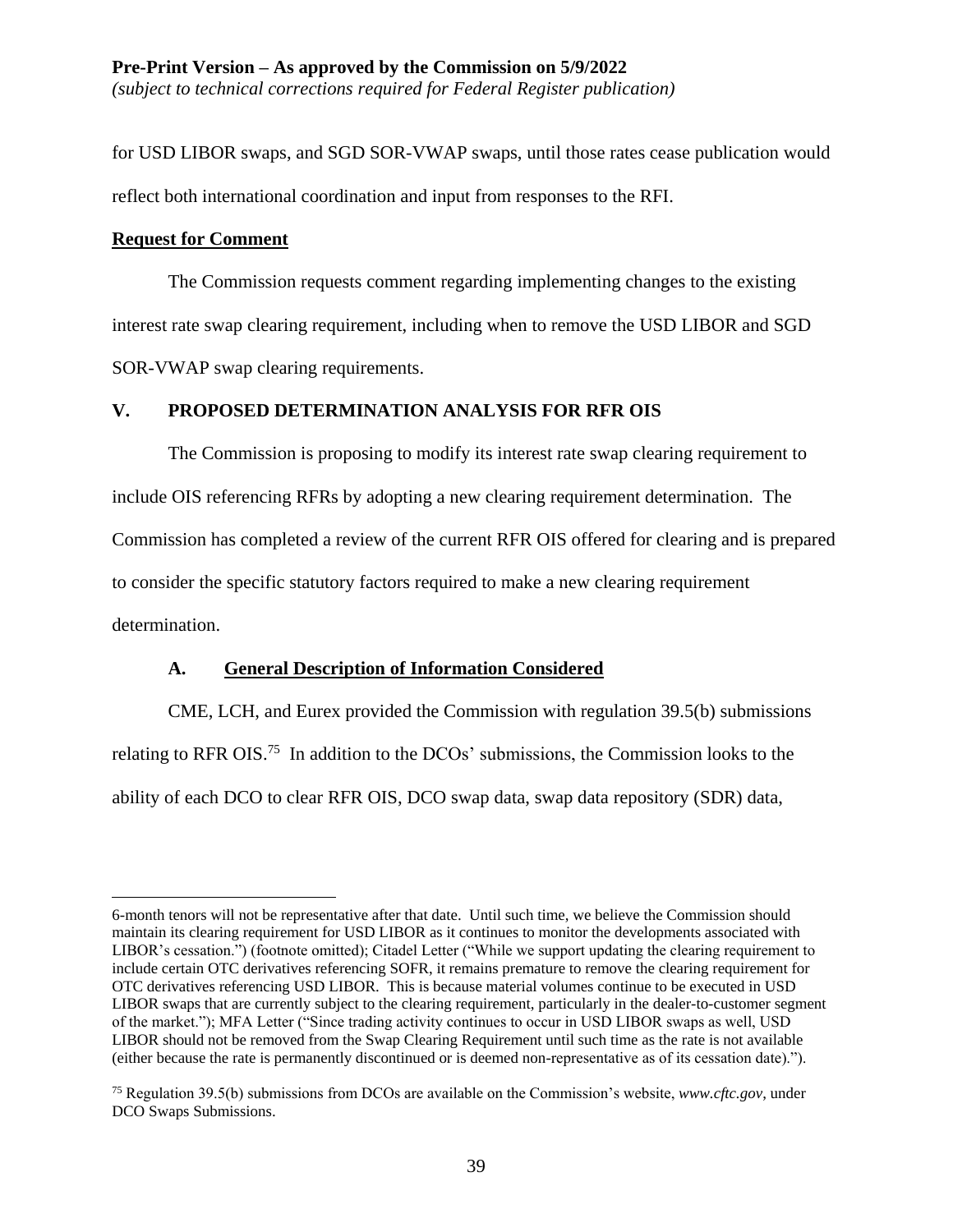for USD LIBOR swaps, and SGD SOR-VWAP swaps, until those rates cease publication would reflect both international coordination and input from responses to the RFI.

**Request for Comment**

The Commission requests comment regarding implementing changes to the existing interest rate swap clearing requirement, including when to remove the USD LIBOR and SGD SOR-VWAP swap clearing requirements.

## V. PROPOSED DETERMINATION ANALYSIS FOR RFR OIS

The Commission is proposing to modify its interest rate swap clearing requirement to include OIS referencing RFRs by adopting a new clearing requirement determination. The Commission has completed a review of the current RFR OIS offered for clearing and is prepared to consider the specific statutory factors required to make a new clearing requirement determination.

### A. General Description of Information Considered

CME, LCH, and Eurex provided the Commission with regulation 39.5(b) submissions relating to RFR OIS.[75] In addition to the DCOs' submissions, the Commission looks to the ability of each DCO to clear RFR OIS, DCO swap data, swap data repository (SDR) data,

---

6-month tenors will not be representative after that date. Until such time, we believe the Commission should maintain its clearing requirement for USD LIBOR as it continues to monitor the developments associated with LIBOR's cessation.") (footnote omitted); Citadel Letter ("While we support updating the clearing requirement to include certain OTC derivatives referencing SOFR, it remains premature to remove the clearing requirement for OTC derivatives referencing USD LIBOR. This is because material volumes continue to be executed in USD LIBOR swaps that are currently subject to the clearing requirement, particularly in the dealer-to-customer segment of the market."); MFA Letter ("Since trading activity continues to occur in USD LIBOR swaps as well, USD LIBOR should not be removed from the Swap Clearing Requirement until such time as the rate is not available (either because the rate is permanently discontinued or is deemed non-representative as of its cessation date).").

[75] Regulation 39.5(b) submissions from DCOs are available on the Commission's website, *www.cftc.gov*, under DCO Swaps Submissions.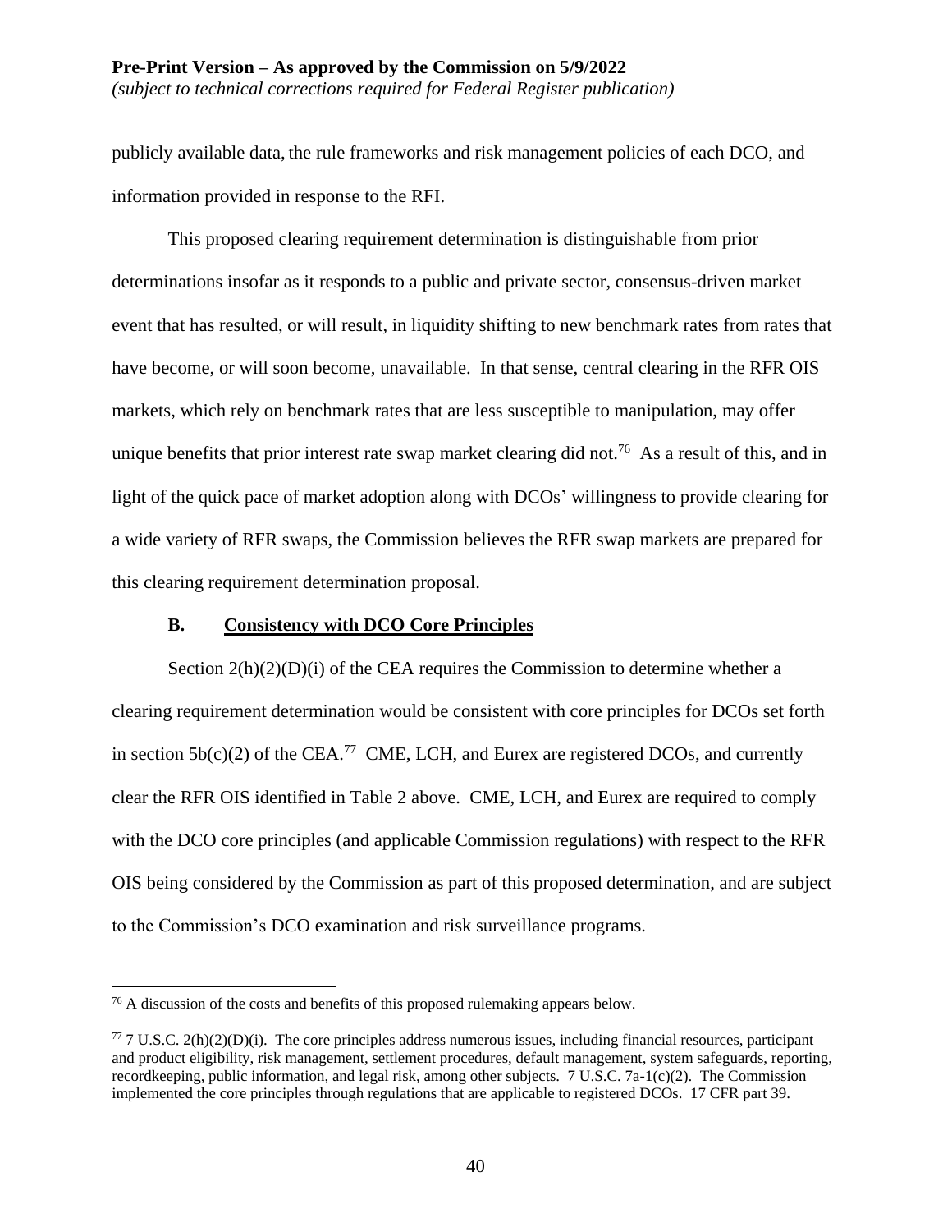publicly available data, the rule frameworks and risk management policies of each DCO, and information provided in response to the RFI.

This proposed clearing requirement determination is distinguishable from prior determinations insofar as it responds to a public and private sector, consensus-driven market event that has resulted, or will result, in liquidity shifting to new benchmark rates from rates that have become, or will soon become, unavailable. In that sense, central clearing in the RFR OIS markets, which rely on benchmark rates that are less susceptible to manipulation, may offer unique benefits that prior interest rate swap market clearing did not.[76] As a result of this, and in light of the quick pace of market adoption along with DCOs' willingness to provide clearing for a wide variety of RFR swaps, the Commission believes the RFR swap markets are prepared for this clearing requirement determination proposal.

### B. Consistency with DCO Core Principles

Section 2(h)(2)(D)(i) of the CEA requires the Commission to determine whether a clearing requirement determination would be consistent with core principles for DCOs set forth in section 5b(c)(2) of the CEA.[77] CME, LCH, and Eurex are registered DCOs, and currently clear the RFR OIS identified in Table 2 above. CME, LCH, and Eurex are required to comply with the DCO core principles (and applicable Commission regulations) with respect to the RFR OIS being considered by the Commission as part of this proposed determination, and are subject to the Commission's DCO examination and risk surveillance programs.

---

[76] A discussion of the costs and benefits of this proposed rulemaking appears below.

[77] 7 U.S.C. 2(h)(2)(D)(i). The core principles address numerous issues, including financial resources, participant and product eligibility, risk management, settlement procedures, default management, system safeguards, reporting, recordkeeping, public information, and legal risk, among other subjects. 7 U.S.C. 7a-1(c)(2). The Commission implemented the core principles through regulations that are applicable to registered DCOs. 17 CFR part 39.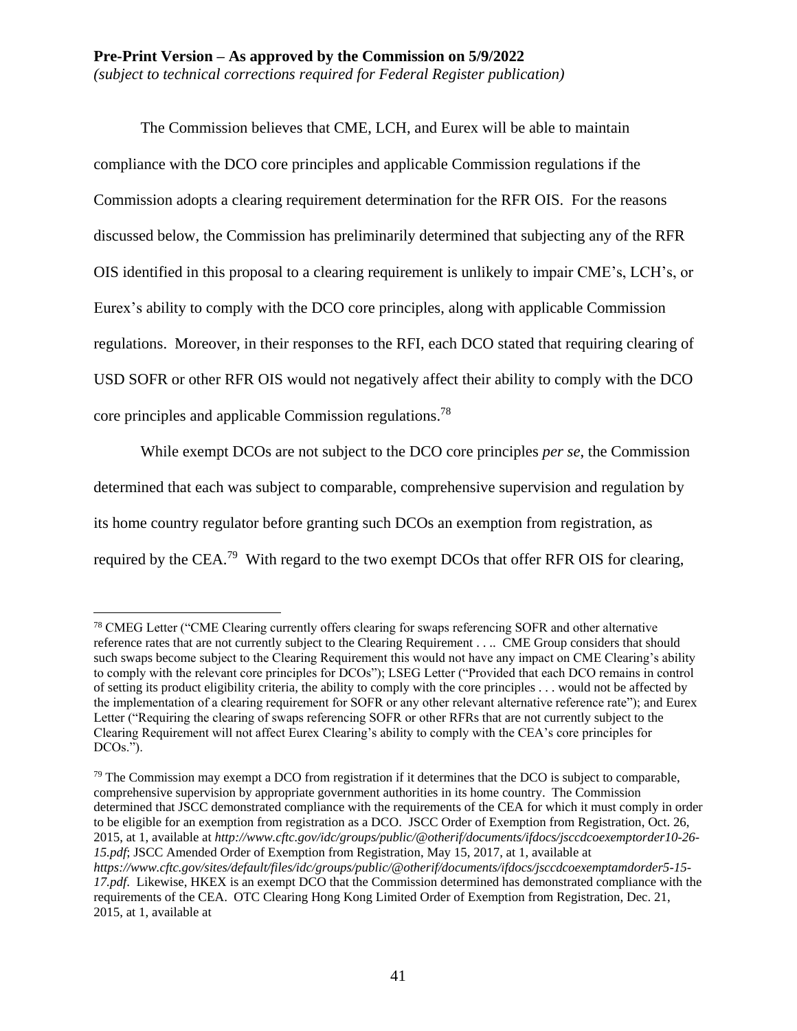The Commission believes that CME, LCH, and Eurex will be able to maintain compliance with the DCO core principles and applicable Commission regulations if the Commission adopts a clearing requirement determination for the RFR OIS. For the reasons discussed below, the Commission has preliminarily determined that subjecting any of the RFR OIS identified in this proposal to a clearing requirement is unlikely to impair CME's, LCH's, or Eurex's ability to comply with the DCO core principles, along with applicable Commission regulations. Moreover, in their responses to the RFI, each DCO stated that requiring clearing of USD SOFR or other RFR OIS would not negatively affect their ability to comply with the DCO core principles and applicable Commission regulations.[78]

While exempt DCOs are not subject to the DCO core principles *per se*, the Commission determined that each was subject to comparable, comprehensive supervision and regulation by its home country regulator before granting such DCOs an exemption from registration, as required by the CEA.[79] With regard to the two exempt DCOs that offer RFR OIS for clearing,

---

[78] CMEG Letter ("CME Clearing currently offers clearing for swaps referencing SOFR and other alternative reference rates that are not currently subject to the Clearing Requirement . . .. CME Group considers that should such swaps become subject to the Clearing Requirement this would not have any impact on CME Clearing's ability to comply with the relevant core principles for DCOs"); LSEG Letter ("Provided that each DCO remains in control of setting its product eligibility criteria, the ability to comply with the core principles . . . would not be affected by the implementation of a clearing requirement for SOFR or any other relevant alternative reference rate"); and Eurex Letter ("Requiring the clearing of swaps referencing SOFR or other RFRs that are not currently subject to the Clearing Requirement will not affect Eurex Clearing's ability to comply with the CEA's core principles for DCOs.").

[79] The Commission may exempt a DCO from registration if it determines that the DCO is subject to comparable, comprehensive supervision by appropriate government authorities in its home country. The Commission determined that JSCC demonstrated compliance with the requirements of the CEA for which it must comply in order to be eligible for an exemption from registration as a DCO. JSCC Order of Exemption from Registration, Oct. 26, 2015, at 1, available at *http://www.cftc.gov/idc/groups/public/@otherif/documents/ifdocs/jsccdcoexemptorder10-26-15.pdf*; JSCC Amended Order of Exemption from Registration, May 15, 2017, at 1, available at *https://www.cftc.gov/sites/default/files/idc/groups/public/@otherif/documents/ifdocs/jsccdcoexemptamdorder5-15-17.pdf*. Likewise, HKEX is an exempt DCO that the Commission determined has demonstrated compliance with the requirements of the CEA. OTC Clearing Hong Kong Limited Order of Exemption from Registration, Dec. 21, 2015, at 1, available at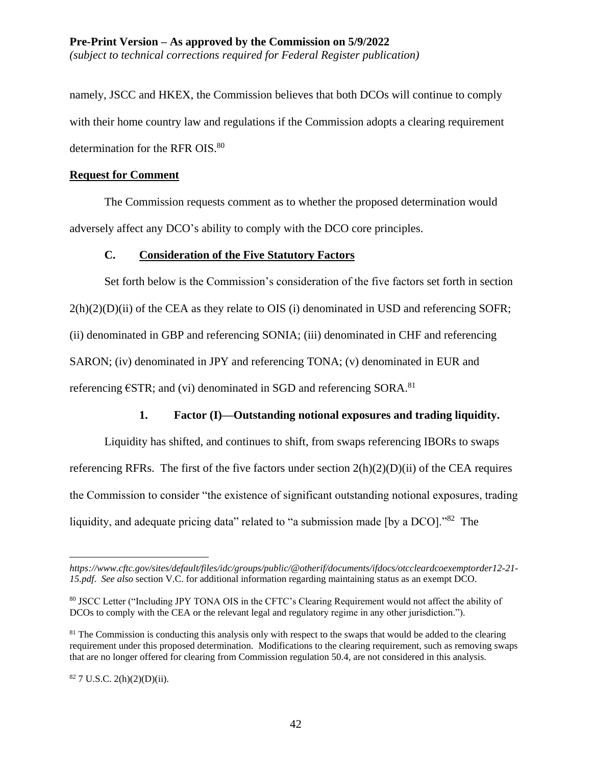namely, JSCC and HKEX, the Commission believes that both DCOs will continue to comply with their home country law and regulations if the Commission adopts a clearing requirement determination for the RFR OIS.[80]

**Request for Comment**

The Commission requests comment as to whether the proposed determination would adversely affect any DCO's ability to comply with the DCO core principles.

### C. Consideration of the Five Statutory Factors

Set forth below is the Commission's consideration of the five factors set forth in section 2(h)(2)(D)(ii) of the CEA as they relate to OIS (i) denominated in USD and referencing SOFR; (ii) denominated in GBP and referencing SONIA; (iii) denominated in CHF and referencing SARON; (iv) denominated in JPY and referencing TONA; (v) denominated in EUR and referencing €STR; and (vi) denominated in SGD and referencing SORA.[81]

#### 1. Factor (I)—Outstanding notional exposures and trading liquidity.

Liquidity has shifted, and continues to shift, from swaps referencing IBORs to swaps referencing RFRs. The first of the five factors under section 2(h)(2)(D)(ii) of the CEA requires the Commission to consider "the existence of significant outstanding notional exposures, trading liquidity, and adequate pricing data" related to "a submission made [by a DCO]."[82] The

---

*https://www.cftc.gov/sites/default/files/idc/groups/public/@otherif/documents/ifdocs/otccleardcoexemptorder12-21-15.pdf*. *See also* section V.C. for additional information regarding maintaining status as an exempt DCO.

[80] JSCC Letter ("Including JPY TONA OIS in the CFTC's Clearing Requirement would not affect the ability of DCOs to comply with the CEA or the relevant legal and regulatory regime in any other jurisdiction.").

[81] The Commission is conducting this analysis only with respect to the swaps that would be added to the clearing requirement under this proposed determination. Modifications to the clearing requirement, such as removing swaps that are no longer offered for clearing from Commission regulation 50.4, are not considered in this analysis.

[82] 7 U.S.C. 2(h)(2)(D)(ii).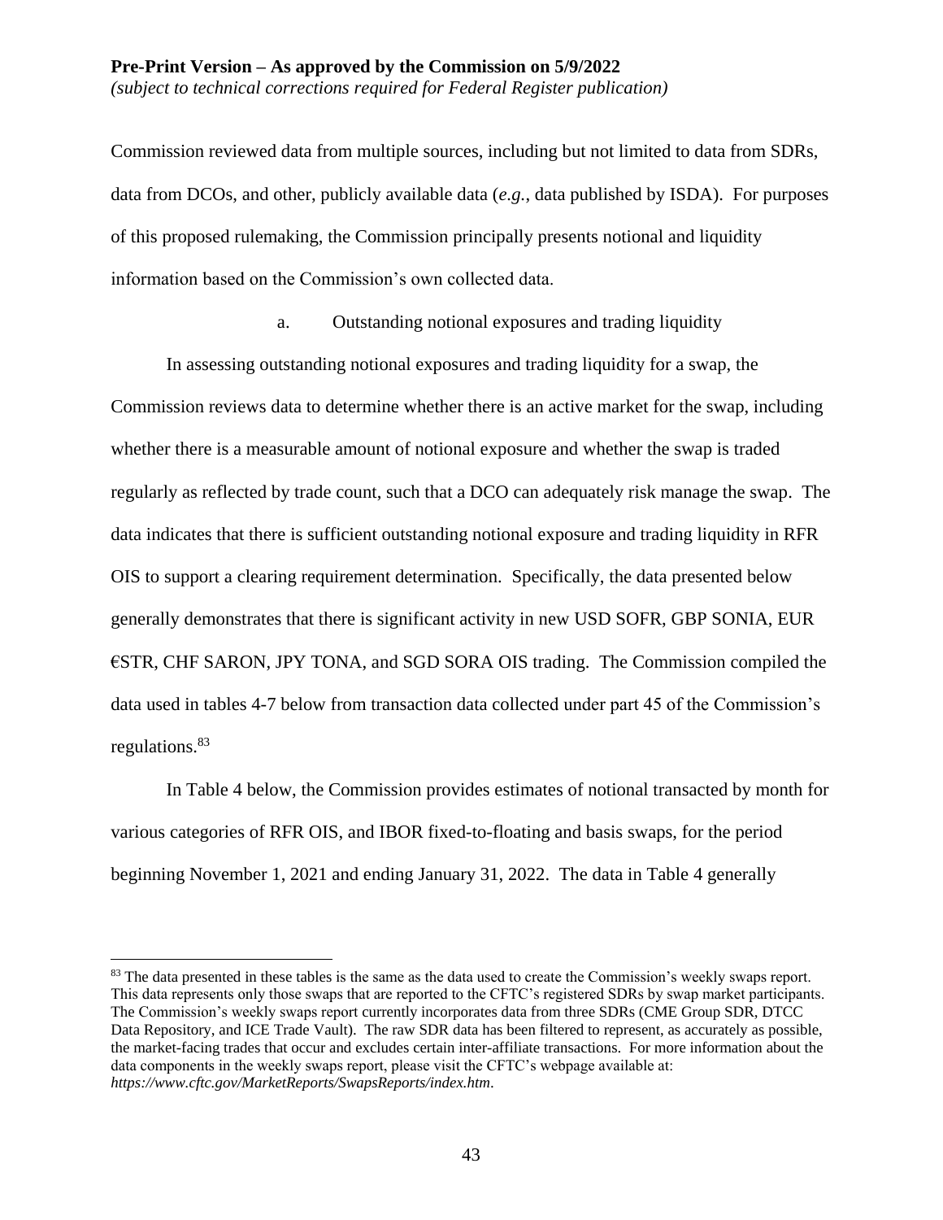Commission reviewed data from multiple sources, including but not limited to data from SDRs, data from DCOs, and other, publicly available data (*e.g.*, data published by ISDA). For purposes of this proposed rulemaking, the Commission principally presents notional and liquidity information based on the Commission's own collected data.

a. Outstanding notional exposures and trading liquidity

In assessing outstanding notional exposures and trading liquidity for a swap, the Commission reviews data to determine whether there is an active market for the swap, including whether there is a measurable amount of notional exposure and whether the swap is traded regularly as reflected by trade count, such that a DCO can adequately risk manage the swap. The data indicates that there is sufficient outstanding notional exposure and trading liquidity in RFR OIS to support a clearing requirement determination. Specifically, the data presented below generally demonstrates that there is significant activity in new USD SOFR, GBP SONIA, EUR €STR, CHF SARON, JPY TONA, and SGD SORA OIS trading. The Commission compiled the data used in tables 4-7 below from transaction data collected under part 45 of the Commission's regulations.[83]

In Table 4 below, the Commission provides estimates of notional transacted by month for various categories of RFR OIS, and IBOR fixed-to-floating and basis swaps, for the period beginning November 1, 2021 and ending January 31, 2022. The data in Table 4 generally

[83] The data presented in these tables is the same as the data used to create the Commission's weekly swaps report. This data represents only those swaps that are reported to the CFTC's registered SDRs by swap market participants. The Commission's weekly swaps report currently incorporates data from three SDRs (CME Group SDR, DTCC Data Repository, and ICE Trade Vault). The raw SDR data has been filtered to represent, as accurately as possible, the market-facing trades that occur and excludes certain inter-affiliate transactions. For more information about the data components in the weekly swaps report, please visit the CFTC's webpage available at: *https://www.cftc.gov/MarketReports/SwapsReports/index.htm*.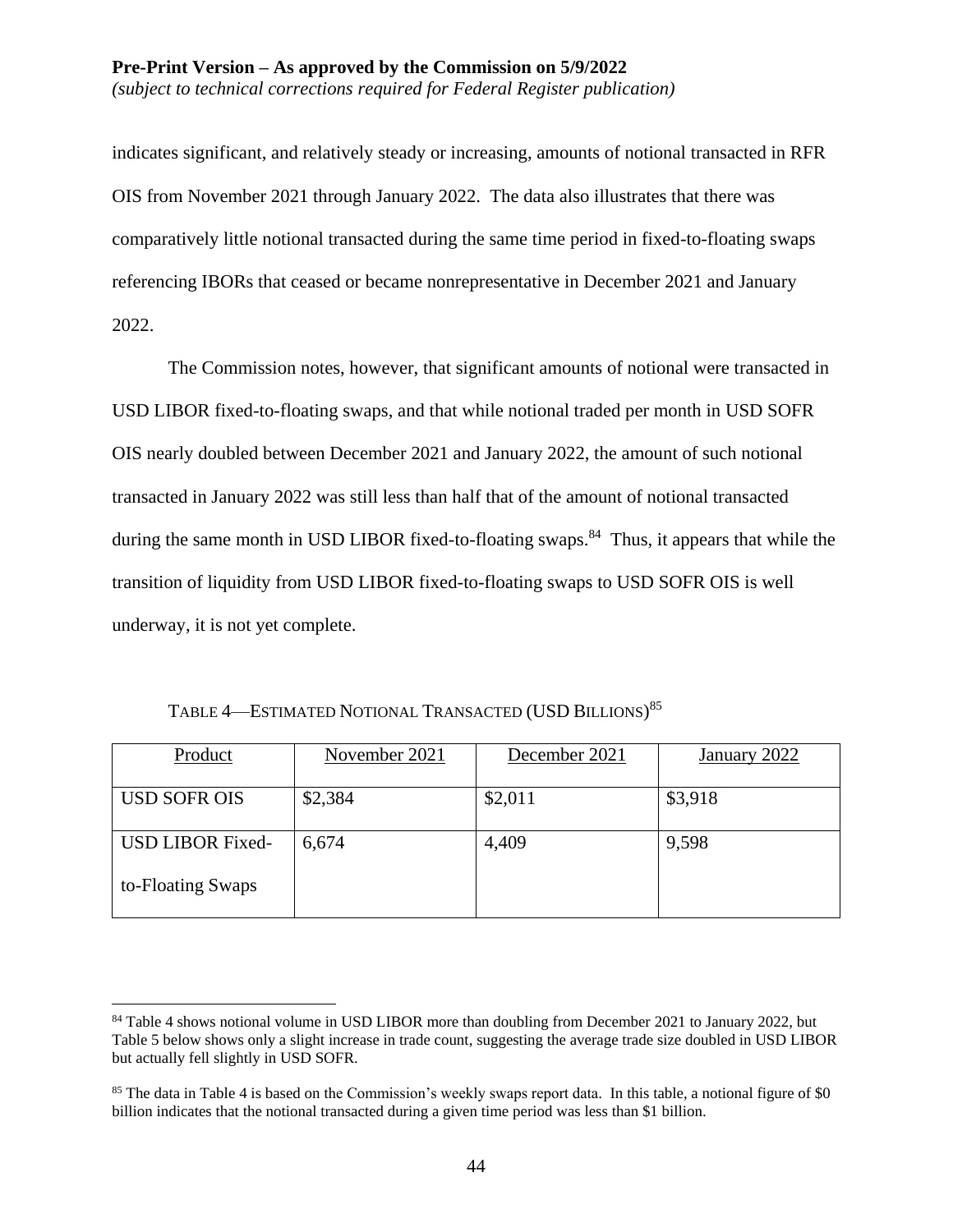indicates significant, and relatively steady or increasing, amounts of notional transacted in RFR OIS from November 2021 through January 2022. The data also illustrates that there was comparatively little notional transacted during the same time period in fixed-to-floating swaps referencing IBORs that ceased or became nonrepresentative in December 2021 and January 2022.

The Commission notes, however, that significant amounts of notional were transacted in USD LIBOR fixed-to-floating swaps, and that while notional traded per month in USD SOFR OIS nearly doubled between December 2021 and January 2022, the amount of such notional transacted in January 2022 was still less than half that of the amount of notional transacted during the same month in USD LIBOR fixed-to-floating swaps.[84] Thus, it appears that while the transition of liquidity from USD LIBOR fixed-to-floating swaps to USD SOFR OIS is well underway, it is not yet complete.

TABLE 4—ESTIMATED NOTIONAL TRANSACTED (USD BILLIONS)[85]

| Product | November 2021 | December 2021 | January 2022 |
|---|---|---|---|
| USD SOFR OIS | $2,384 | $2,011 | $3,918 |
| USD LIBOR Fixed-to-Floating Swaps | 6,674 | 4,409 | 9,598 |

[84] Table 4 shows notional volume in USD LIBOR more than doubling from December 2021 to January 2022, but Table 5 below shows only a slight increase in trade count, suggesting the average trade size doubled in USD LIBOR but actually fell slightly in USD SOFR.

[85] The data in Table 4 is based on the Commission's weekly swaps report data. In this table, a notional figure of $0 billion indicates that the notional transacted during a given time period was less than $1 billion.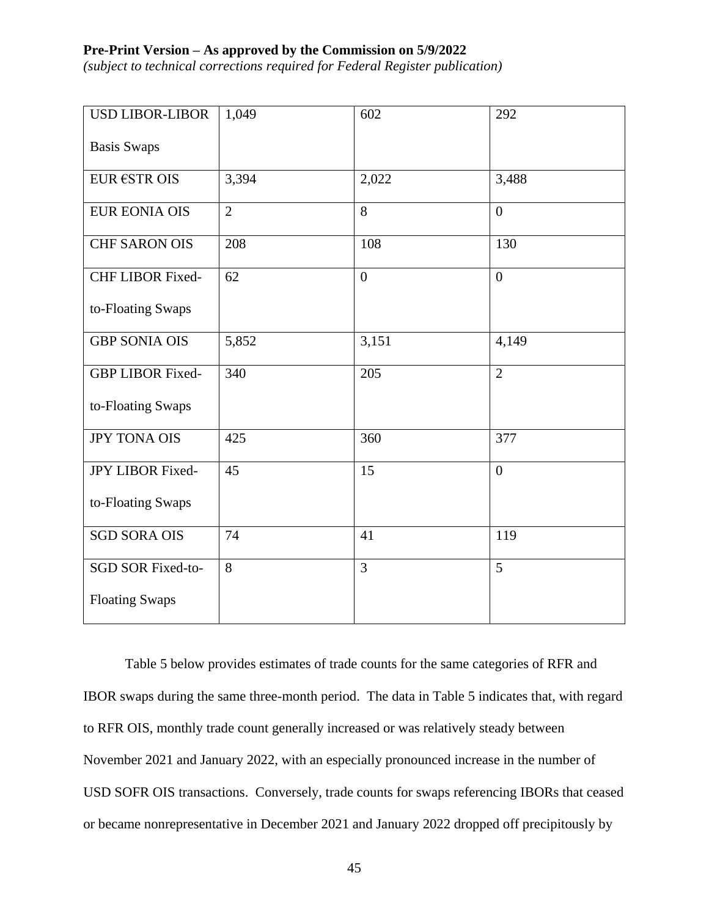| USD LIBOR-LIBOR Basis Swaps | 1,049 | 602 | 292 |
|---|---|---|---|
| EUR €STR OIS | 3,394 | 2,022 | 3,488 |
| EUR EONIA OIS | 2 | 8 | 0 |
| CHF SARON OIS | 208 | 108 | 130 |
| CHF LIBOR Fixed-to-Floating Swaps | 62 | 0 | 0 |
| GBP SONIA OIS | 5,852 | 3,151 | 4,149 |
| GBP LIBOR Fixed-to-Floating Swaps | 340 | 205 | 2 |
| JPY TONA OIS | 425 | 360 | 377 |
| JPY LIBOR Fixed-to-Floating Swaps | 45 | 15 | 0 |
| SGD SORA OIS | 74 | 41 | 119 |
| SGD SOR Fixed-to-Floating Swaps | 8 | 3 | 5 |

Table 5 below provides estimates of trade counts for the same categories of RFR and IBOR swaps during the same three-month period. The data in Table 5 indicates that, with regard to RFR OIS, monthly trade count generally increased or was relatively steady between November 2021 and January 2022, with an especially pronounced increase in the number of USD SOFR OIS transactions. Conversely, trade counts for swaps referencing IBORs that ceased or became nonrepresentative in December 2021 and January 2022 dropped off precipitously by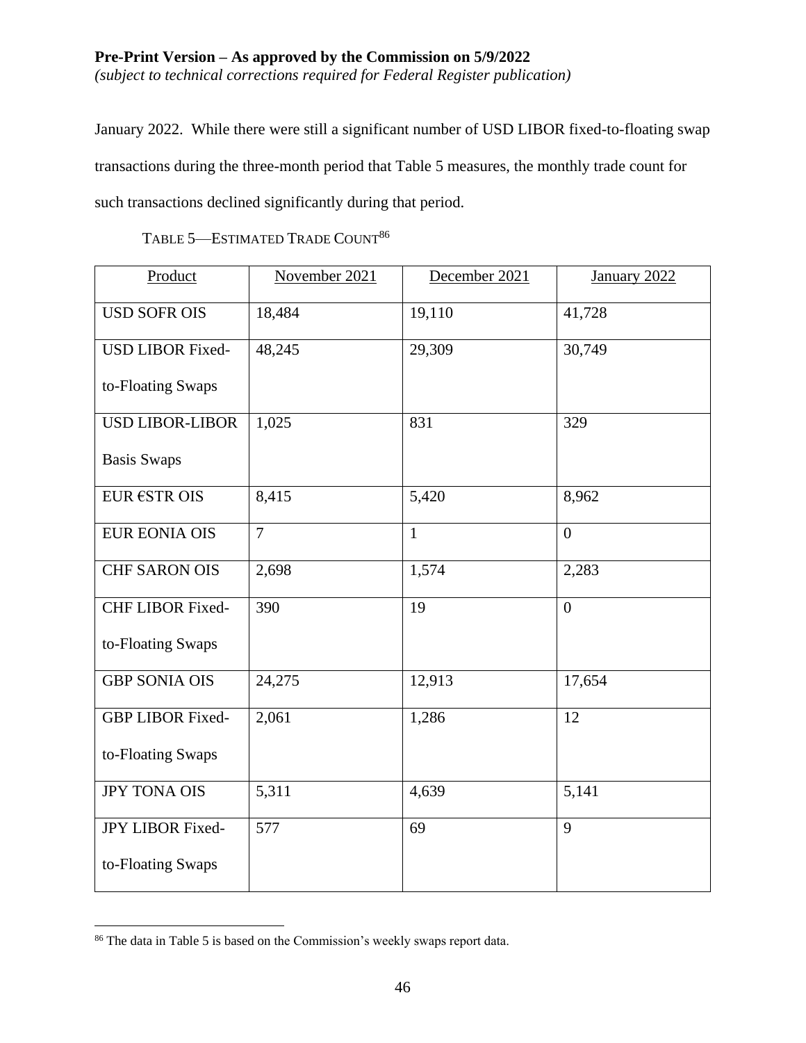January 2022. While there were still a significant number of USD LIBOR fixed-to-floating swap transactions during the three-month period that Table 5 measures, the monthly trade count for such transactions declined significantly during that period.

TABLE 5—ESTIMATED TRADE COUNT[86]

| Product | November 2021 | December 2021 | January 2022 |
| --- | --- | --- | --- |
| USD SOFR OIS | 18,484 | 19,110 | 41,728 |
| USD LIBOR Fixed-to-Floating Swaps | 48,245 | 29,309 | 30,749 |
| USD LIBOR-LIBOR Basis Swaps | 1,025 | 831 | 329 |
| EUR €STR OIS | 8,415 | 5,420 | 8,962 |
| EUR EONIA OIS | 7 | 1 | 0 |
| CHF SARON OIS | 2,698 | 1,574 | 2,283 |
| CHF LIBOR Fixed-to-Floating Swaps | 390 | 19 | 0 |
| GBP SONIA OIS | 24,275 | 12,913 | 17,654 |
| GBP LIBOR Fixed-to-Floating Swaps | 2,061 | 1,286 | 12 |
| JPY TONA OIS | 5,311 | 4,639 | 5,141 |
| JPY LIBOR Fixed-to-Floating Swaps | 577 | 69 | 9 |

[86] The data in Table 5 is based on the Commission's weekly swaps report data.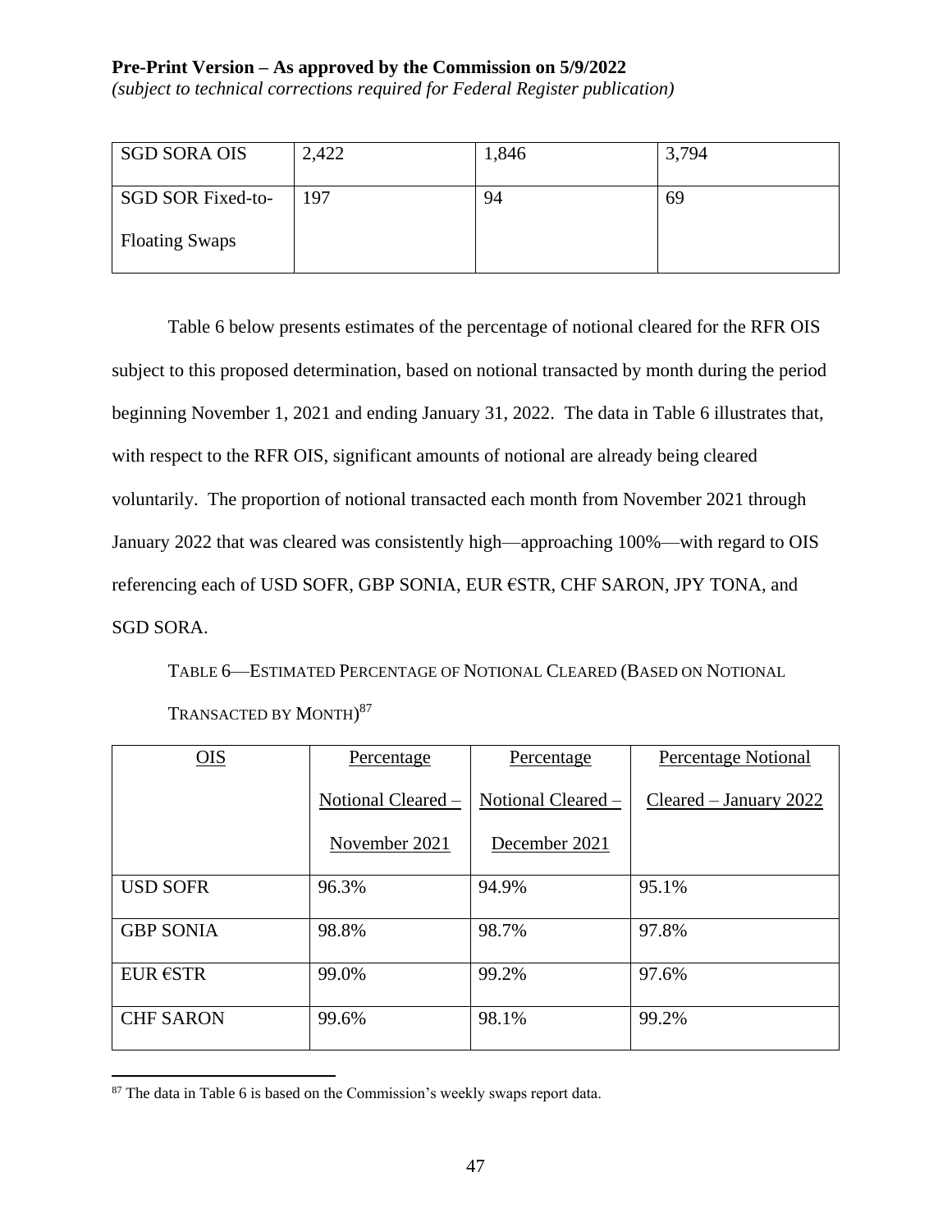| SGD SORA OIS | 2,422 | 1,846 | 3,794 |
|---|---|---|---|
| SGD SOR Fixed-to-Floating Swaps | 197 | 94 | 69 |

Table 6 below presents estimates of the percentage of notional cleared for the RFR OIS subject to this proposed determination, based on notional transacted by month during the period beginning November 1, 2021 and ending January 31, 2022. The data in Table 6 illustrates that, with respect to the RFR OIS, significant amounts of notional are already being cleared voluntarily. The proportion of notional transacted each month from November 2021 through January 2022 that was cleared was consistently high—approaching 100%—with regard to OIS referencing each of USD SOFR, GBP SONIA, EUR €STR, CHF SARON, JPY TONA, and SGD SORA.

TABLE 6—ESTIMATED PERCENTAGE OF NOTIONAL CLEARED (BASED ON NOTIONAL TRANSACTED BY MONTH)[87]

| OIS | Percentage Notional Cleared – November 2021 | Percentage Notional Cleared – December 2021 | Percentage Notional Cleared – January 2022 |
|---|---|---|---|
| USD SOFR | 96.3% | 94.9% | 95.1% |
| GBP SONIA | 98.8% | 98.7% | 97.8% |
| EUR €STR | 99.0% | 99.2% | 97.6% |
| CHF SARON | 99.6% | 98.1% | 99.2% |

[87] The data in Table 6 is based on the Commission's weekly swaps report data.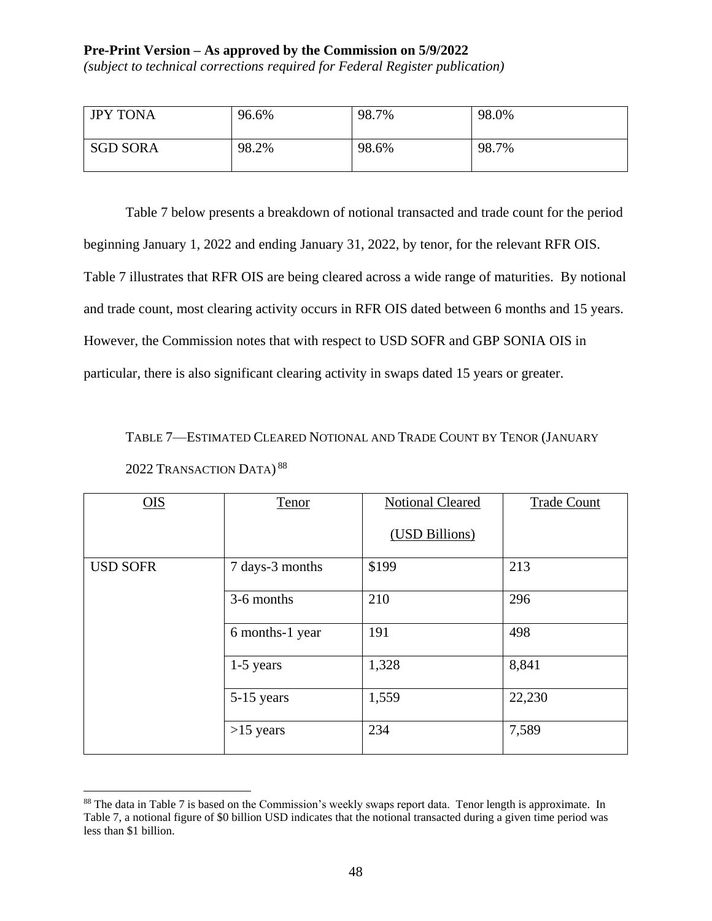| JPY TONA | 96.6% | 98.7% | 98.0% |
| --- | --- | --- | --- |
| SGD SORA | 98.2% | 98.6% | 98.7% |

Table 7 below presents a breakdown of notional transacted and trade count for the period beginning January 1, 2022 and ending January 31, 2022, by tenor, for the relevant RFR OIS. Table 7 illustrates that RFR OIS are being cleared across a wide range of maturities. By notional and trade count, most clearing activity occurs in RFR OIS dated between 6 months and 15 years. However, the Commission notes that with respect to USD SOFR and GBP SONIA OIS in particular, there is also significant clearing activity in swaps dated 15 years or greater.

TABLE 7—ESTIMATED CLEARED NOTIONAL AND TRADE COUNT BY TENOR (JANUARY 2022 TRANSACTION DATA)[88]

| OIS | Tenor | Notional Cleared (USD Billions) | Trade Count |
| --- | --- | --- | --- |
| USD SOFR | 7 days-3 months | $199 | 213 |
| | 3-6 months | 210 | 296 |
| | 6 months-1 year | 191 | 498 |
| | 1-5 years | 1,328 | 8,841 |
| | 5-15 years | 1,559 | 22,230 |
| | >15 years | 234 | 7,589 |

[88] The data in Table 7 is based on the Commission's weekly swaps report data. Tenor length is approximate. In Table 7, a notional figure of $0 billion USD indicates that the notional transacted during a given time period was less than $1 billion.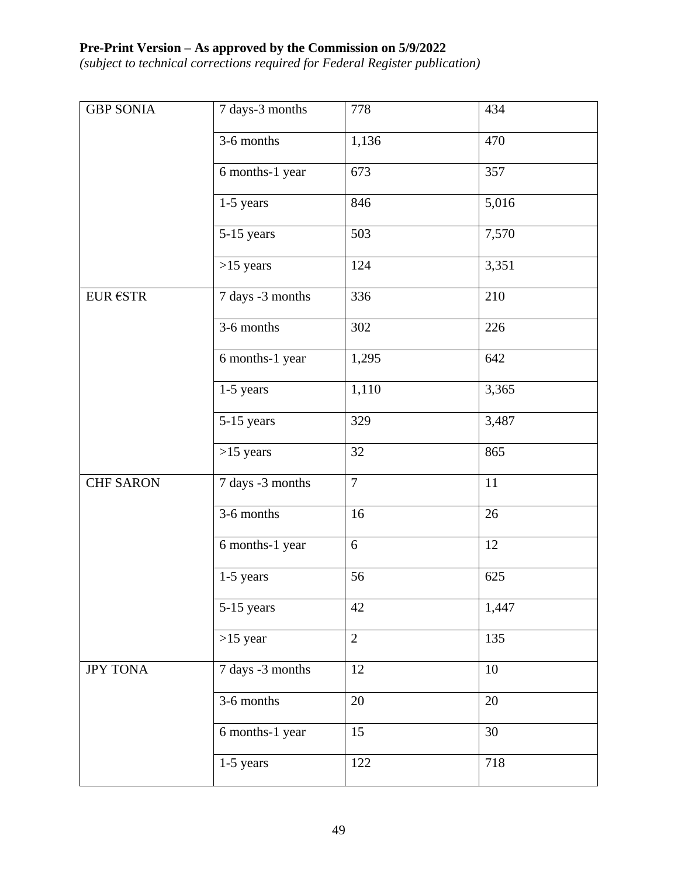**Pre-Print Version – As approved by the Commission on 5/9/2022**
*(subject to technical corrections required for Federal Register publication)*

| | | | |
|---|---|---|---|
| GBP SONIA | 7 days-3 months | 778 | 434 |
| | 3-6 months | 1,136 | 470 |
| | 6 months-1 year | 673 | 357 |
| | 1-5 years | 846 | 5,016 |
| | 5-15 years | 503 | 7,570 |
| | >15 years | 124 | 3,351 |
| EUR €STR | 7 days -3 months | 336 | 210 |
| | 3-6 months | 302 | 226 |
| | 6 months-1 year | 1,295 | 642 |
| | 1-5 years | 1,110 | 3,365 |
| | 5-15 years | 329 | 3,487 |
| | >15 years | 32 | 865 |
| CHF SARON | 7 days -3 months | 7 | 11 |
| | 3-6 months | 16 | 26 |
| | 6 months-1 year | 6 | 12 |
| | 1-5 years | 56 | 625 |
| | 5-15 years | 42 | 1,447 |
| | >15 year | 2 | 135 |
| JPY TONA | 7 days -3 months | 12 | 10 |
| | 3-6 months | 20 | 20 |
| | 6 months-1 year | 15 | 30 |
| | 1-5 years | 122 | 718 |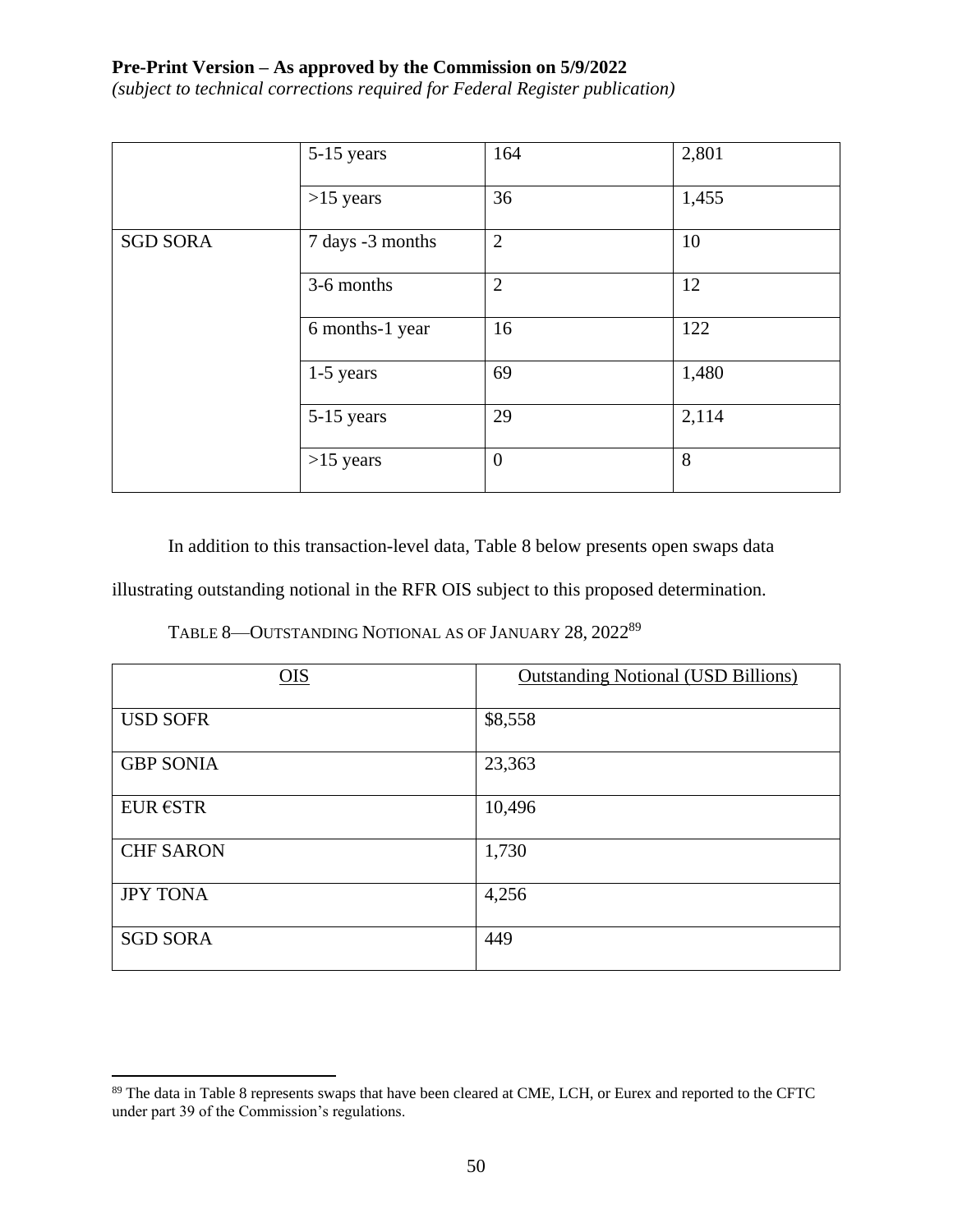|  | 5-15 years | 164 | 2,801 |
|---|---|---|---|
|  | >15 years | 36 | 1,455 |
| SGD SORA | 7 days -3 months | 2 | 10 |
|  | 3-6 months | 2 | 12 |
|  | 6 months-1 year | 16 | 122 |
|  | 1-5 years | 69 | 1,480 |
|  | 5-15 years | 29 | 2,114 |
|  | >15 years | 0 | 8 |

In addition to this transaction-level data, Table 8 below presents open swaps data illustrating outstanding notional in the RFR OIS subject to this proposed determination.

TABLE 8—OUTSTANDING NOTIONAL AS OF JANUARY 28, 2022[89]

| OIS | Outstanding Notional (USD Billions) |
|---|---|
| USD SOFR | $8,558 |
| GBP SONIA | 23,363 |
| EUR €STR | 10,496 |
| CHF SARON | 1,730 |
| JPY TONA | 4,256 |
| SGD SORA | 449 |

[89] The data in Table 8 represents swaps that have been cleared at CME, LCH, or Eurex and reported to the CFTC under part 39 of the Commission's regulations.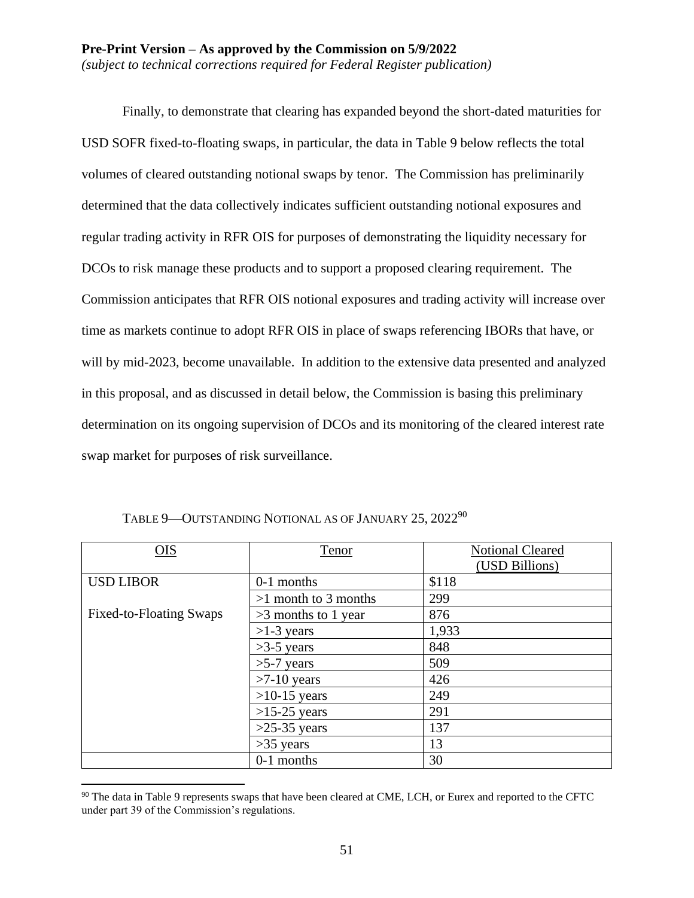Finally, to demonstrate that clearing has expanded beyond the short-dated maturities for USD SOFR fixed-to-floating swaps, in particular, the data in Table 9 below reflects the total volumes of cleared outstanding notional swaps by tenor. The Commission has preliminarily determined that the data collectively indicates sufficient outstanding notional exposures and regular trading activity in RFR OIS for purposes of demonstrating the liquidity necessary for DCOs to risk manage these products and to support a proposed clearing requirement. The Commission anticipates that RFR OIS notional exposures and trading activity will increase over time as markets continue to adopt RFR OIS in place of swaps referencing IBORs that have, or will by mid-2023, become unavailable. In addition to the extensive data presented and analyzed in this proposal, and as discussed in detail below, the Commission is basing this preliminary determination on its ongoing supervision of DCOs and its monitoring of the cleared interest rate swap market for purposes of risk surveillance.

TABLE 9—OUTSTANDING NOTIONAL AS OF JANUARY 25, 2022[90]

| OIS | Tenor | Notional Cleared (USD Billions) |
|---|---|---|
| USD LIBOR | 0-1 months | $118 |
| | >1 month to 3 months | 299 |
| Fixed-to-Floating Swaps | >3 months to 1 year | 876 |
| | >1-3 years | 1,933 |
| | >3-5 years | 848 |
| | >5-7 years | 509 |
| | >7-10 years | 426 |
| | >10-15 years | 249 |
| | >15-25 years | 291 |
| | >25-35 years | 137 |
| | >35 years | 13 |
| | 0-1 months | 30 |

[90] The data in Table 9 represents swaps that have been cleared at CME, LCH, or Eurex and reported to the CFTC under part 39 of the Commission's regulations.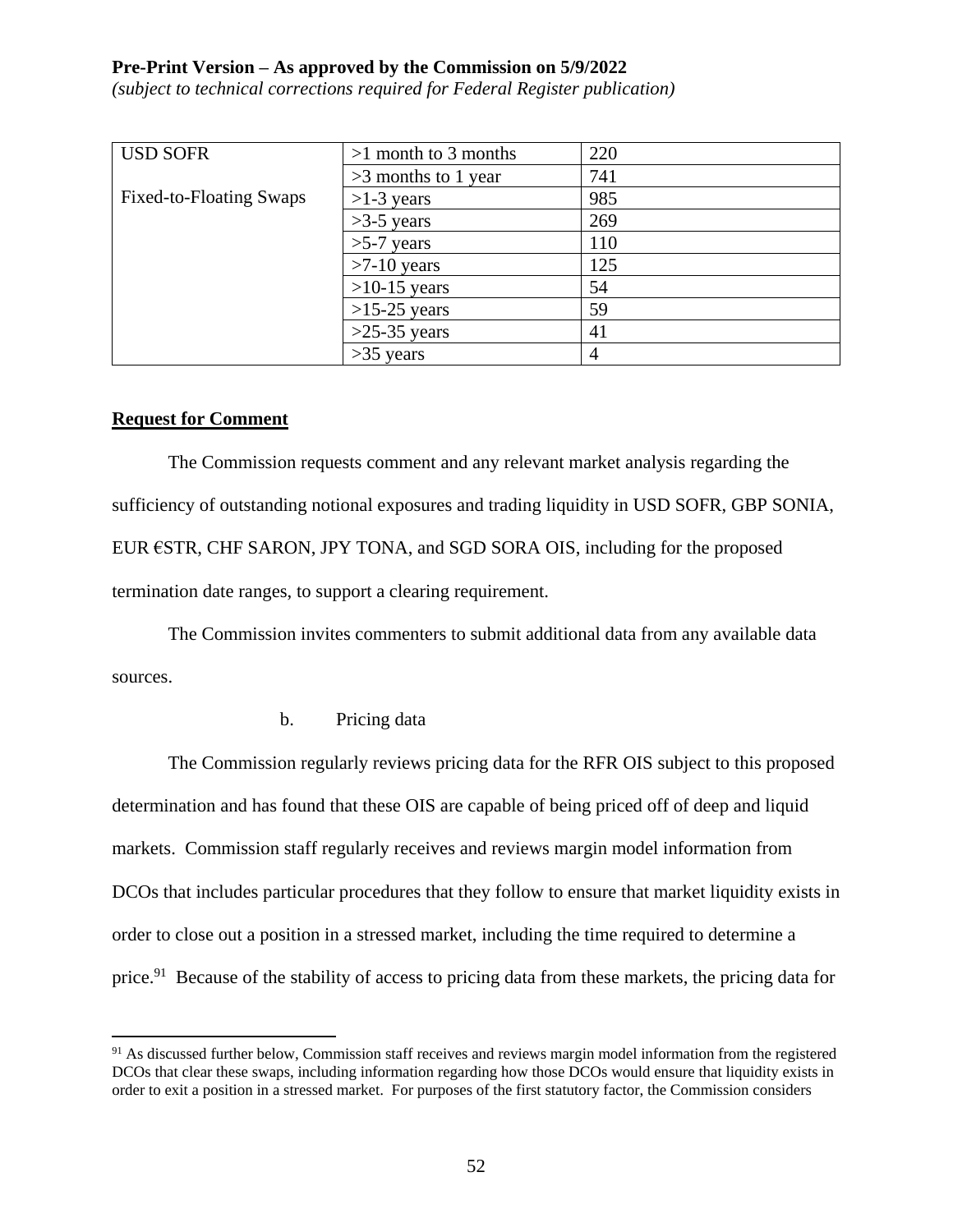| USD SOFR<br><br>Fixed-to-Floating Swaps | >1 month to 3 months | 220 |
|---|---|---|
| | >3 months to 1 year | 741 |
| | >1-3 years | 985 |
| | >3-5 years | 269 |
| | >5-7 years | 110 |
| | >7-10 years | 125 |
| | >10-15 years | 54 |
| | >15-25 years | 59 |
| | >25-35 years | 41 |
| | >35 years | 4 |

**Request for Comment**

The Commission requests comment and any relevant market analysis regarding the sufficiency of outstanding notional exposures and trading liquidity in USD SOFR, GBP SONIA, EUR €STR, CHF SARON, JPY TONA, and SGD SORA OIS, including for the proposed termination date ranges, to support a clearing requirement.

The Commission invites commenters to submit additional data from any available data sources.

b. Pricing data

The Commission regularly reviews pricing data for the RFR OIS subject to this proposed determination and has found that these OIS are capable of being priced off of deep and liquid markets. Commission staff regularly receives and reviews margin model information from DCOs that includes particular procedures that they follow to ensure that market liquidity exists in order to close out a position in a stressed market, including the time required to determine a price.[91] Because of the stability of access to pricing data from these markets, the pricing data for

[91] As discussed further below, Commission staff receives and reviews margin model information from the registered DCOs that clear these swaps, including information regarding how those DCOs would ensure that liquidity exists in order to exit a position in a stressed market. For purposes of the first statutory factor, the Commission considers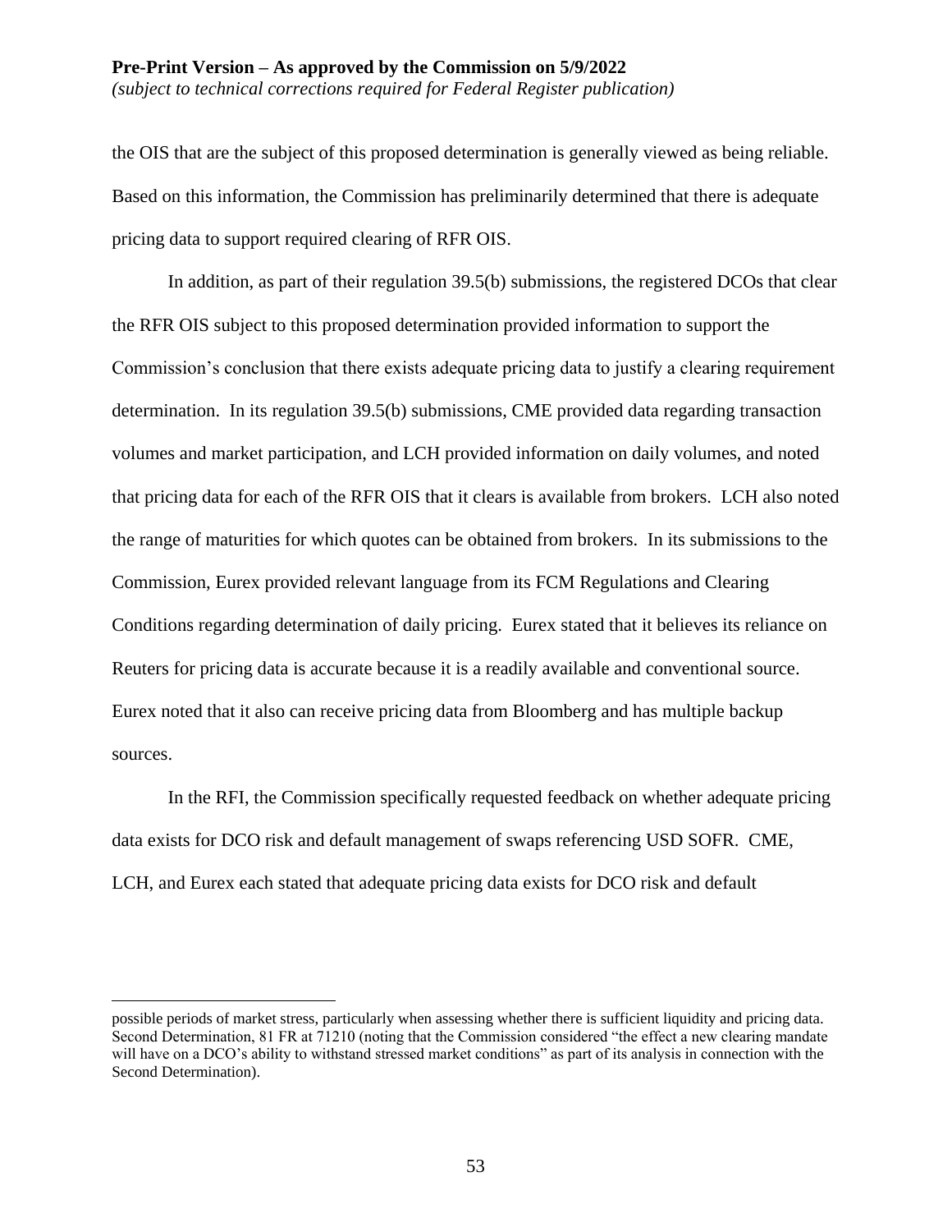the OIS that are the subject of this proposed determination is generally viewed as being reliable. Based on this information, the Commission has preliminarily determined that there is adequate pricing data to support required clearing of RFR OIS.

In addition, as part of their regulation 39.5(b) submissions, the registered DCOs that clear the RFR OIS subject to this proposed determination provided information to support the Commission's conclusion that there exists adequate pricing data to justify a clearing requirement determination. In its regulation 39.5(b) submissions, CME provided data regarding transaction volumes and market participation, and LCH provided information on daily volumes, and noted that pricing data for each of the RFR OIS that it clears is available from brokers. LCH also noted the range of maturities for which quotes can be obtained from brokers. In its submissions to the Commission, Eurex provided relevant language from its FCM Regulations and Clearing Conditions regarding determination of daily pricing. Eurex stated that it believes its reliance on Reuters for pricing data is accurate because it is a readily available and conventional source. Eurex noted that it also can receive pricing data from Bloomberg and has multiple backup sources.

In the RFI, the Commission specifically requested feedback on whether adequate pricing data exists for DCO risk and default management of swaps referencing USD SOFR. CME, LCH, and Eurex each stated that adequate pricing data exists for DCO risk and default

---

possible periods of market stress, particularly when assessing whether there is sufficient liquidity and pricing data. Second Determination, 81 FR at 71210 (noting that the Commission considered "the effect a new clearing mandate will have on a DCO's ability to withstand stressed market conditions" as part of its analysis in connection with the Second Determination).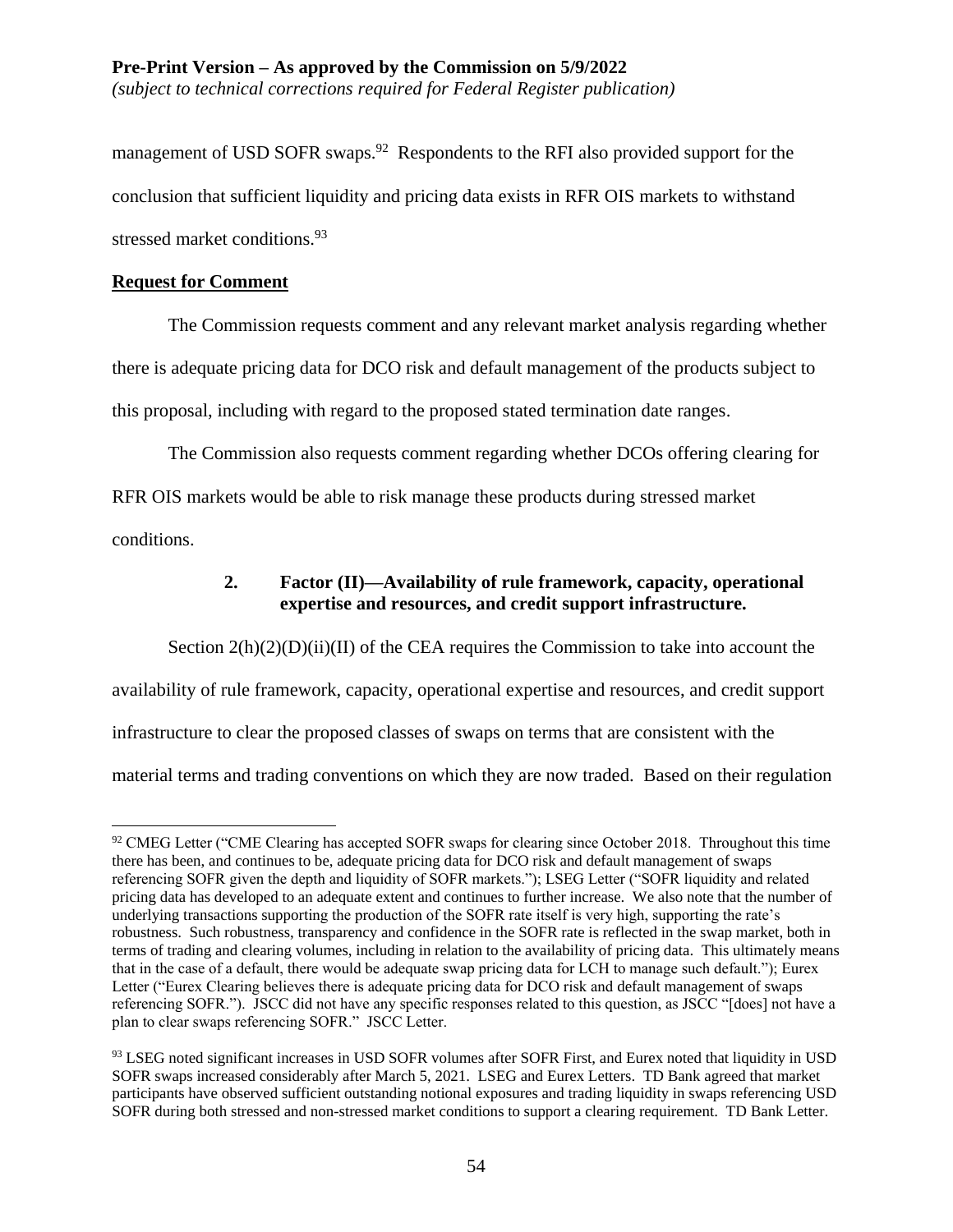management of USD SOFR swaps.[92] Respondents to the RFI also provided support for the conclusion that sufficient liquidity and pricing data exists in RFR OIS markets to withstand stressed market conditions.[93]

**Request for Comment**

The Commission requests comment and any relevant market analysis regarding whether there is adequate pricing data for DCO risk and default management of the products subject to this proposal, including with regard to the proposed stated termination date ranges.

The Commission also requests comment regarding whether DCOs offering clearing for RFR OIS markets would be able to risk manage these products during stressed market conditions.

### 2. Factor (II)—Availability of rule framework, capacity, operational expertise and resources, and credit support infrastructure.

Section 2(h)(2)(D)(ii)(II) of the CEA requires the Commission to take into account the availability of rule framework, capacity, operational expertise and resources, and credit support infrastructure to clear the proposed classes of swaps on terms that are consistent with the material terms and trading conventions on which they are now traded. Based on their regulation

---

[92] CMEG Letter ("CME Clearing has accepted SOFR swaps for clearing since October 2018. Throughout this time there has been, and continues to be, adequate pricing data for DCO risk and default management of swaps referencing SOFR given the depth and liquidity of SOFR markets."); LSEG Letter ("SOFR liquidity and related pricing data has developed to an adequate extent and continues to further increase. We also note that the number of underlying transactions supporting the production of the SOFR rate itself is very high, supporting the rate's robustness. Such robustness, transparency and confidence in the SOFR rate is reflected in the swap market, both in terms of trading and clearing volumes, including in relation to the availability of pricing data. This ultimately means that in the case of a default, there would be adequate swap pricing data for LCH to manage such default."); Eurex Letter ("Eurex Clearing believes there is adequate pricing data for DCO risk and default management of swaps referencing SOFR."). JSCC did not have any specific responses related to this question, as JSCC "[does] not have a plan to clear swaps referencing SOFR." JSCC Letter.

[93] LSEG noted significant increases in USD SOFR volumes after SOFR First, and Eurex noted that liquidity in USD SOFR swaps increased considerably after March 5, 2021. LSEG and Eurex Letters. TD Bank agreed that market participants have observed sufficient outstanding notional exposures and trading liquidity in swaps referencing USD SOFR during both stressed and non-stressed market conditions to support a clearing requirement. TD Bank Letter.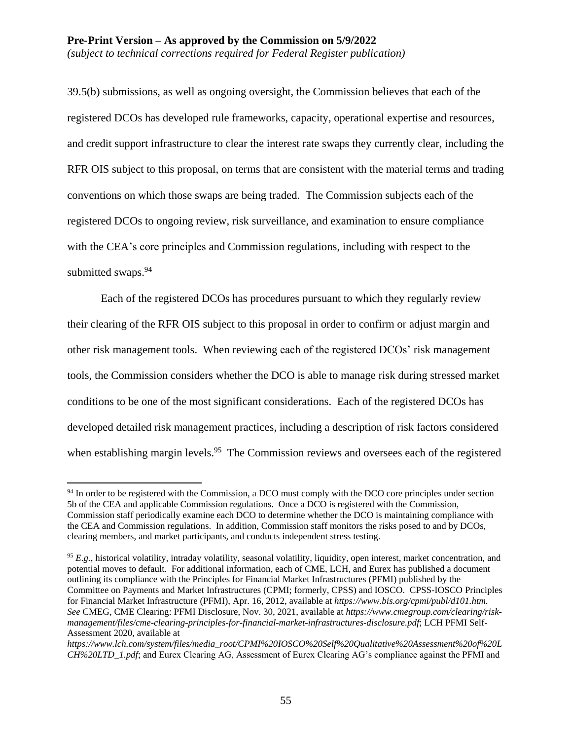39.5(b) submissions, as well as ongoing oversight, the Commission believes that each of the registered DCOs has developed rule frameworks, capacity, operational expertise and resources, and credit support infrastructure to clear the interest rate swaps they currently clear, including the RFR OIS subject to this proposal, on terms that are consistent with the material terms and trading conventions on which those swaps are being traded. The Commission subjects each of the registered DCOs to ongoing review, risk surveillance, and examination to ensure compliance with the CEA's core principles and Commission regulations, including with respect to the submitted swaps.[94]

Each of the registered DCOs has procedures pursuant to which they regularly review their clearing of the RFR OIS subject to this proposal in order to confirm or adjust margin and other risk management tools. When reviewing each of the registered DCOs' risk management tools, the Commission considers whether the DCO is able to manage risk during stressed market conditions to be one of the most significant considerations. Each of the registered DCOs has developed detailed risk management practices, including a description of risk factors considered when establishing margin levels.[95] The Commission reviews and oversees each of the registered

---

[94] In order to be registered with the Commission, a DCO must comply with the DCO core principles under section 5b of the CEA and applicable Commission regulations. Once a DCO is registered with the Commission, Commission staff periodically examine each DCO to determine whether the DCO is maintaining compliance with the CEA and Commission regulations. In addition, Commission staff monitors the risks posed to and by DCOs, clearing members, and market participants, and conducts independent stress testing.

[95] *E.g.*, historical volatility, intraday volatility, seasonal volatility, liquidity, open interest, market concentration, and potential moves to default. For additional information, each of CME, LCH, and Eurex has published a document outlining its compliance with the Principles for Financial Market Infrastructures (PFMI) published by the Committee on Payments and Market Infrastructures (CPMI; formerly, CPSS) and IOSCO. CPSS-IOSCO Principles for Financial Market Infrastructure (PFMI), Apr. 16, 2012, available at *https://www.bis.org/cpmi/publ/d101.htm*. *See* CMEG, CME Clearing: PFMI Disclosure, Nov. 30, 2021, available at *https://www.cmegroup.com/clearing/risk-management/files/cme-clearing-principles-for-financial-market-infrastructures-disclosure.pdf*; LCH PFMI Self-Assessment 2020, available at *https://www.lch.com/system/files/media_root/CPMI%20IOSCO%20Self%20Qualitative%20Assessment%20of%20LCH%20LTD_1.pdf*; and Eurex Clearing AG, Assessment of Eurex Clearing AG's compliance against the PFMI and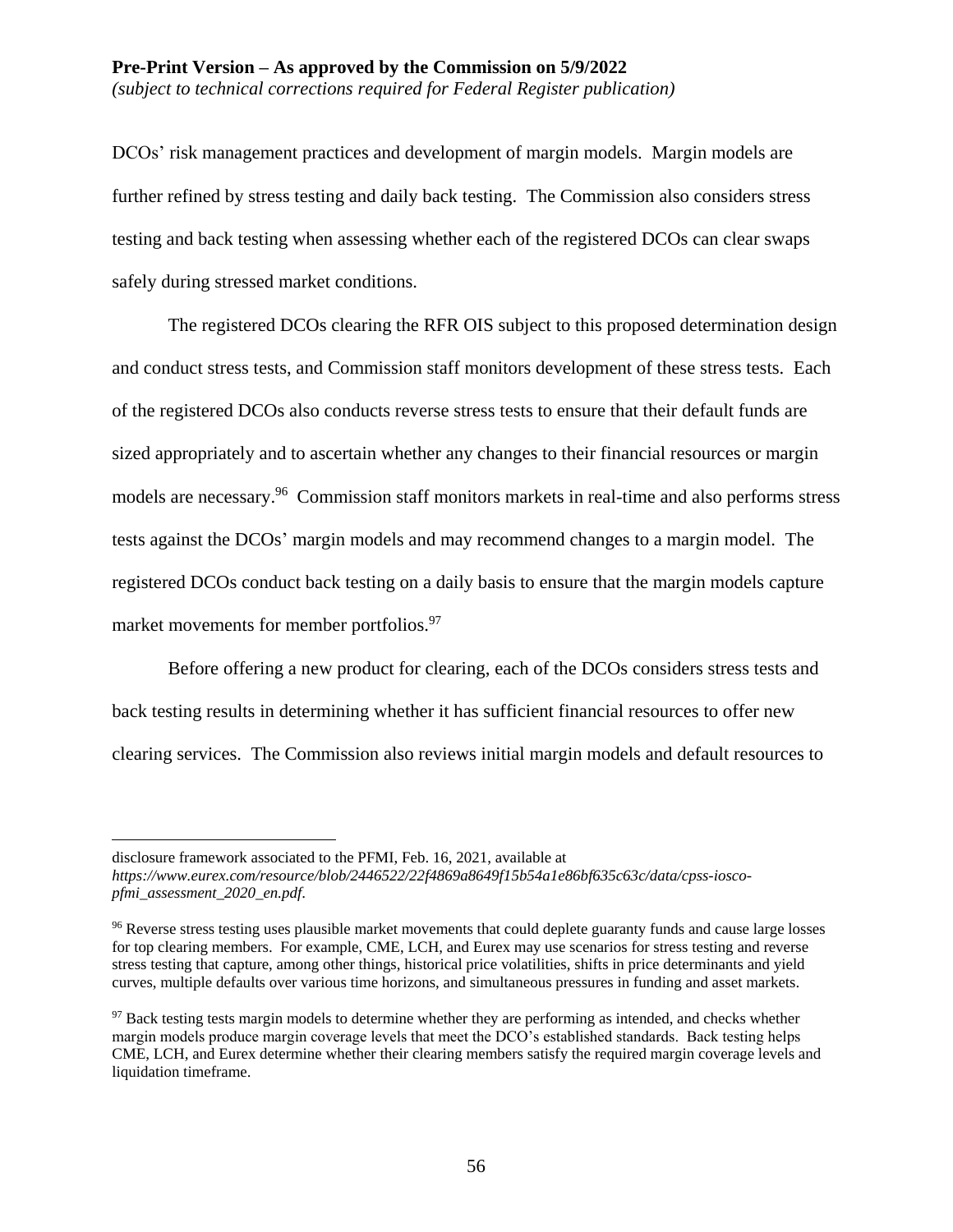DCOs' risk management practices and development of margin models. Margin models are further refined by stress testing and daily back testing. The Commission also considers stress testing and back testing when assessing whether each of the registered DCOs can clear swaps safely during stressed market conditions.

The registered DCOs clearing the RFR OIS subject to this proposed determination design and conduct stress tests, and Commission staff monitors development of these stress tests. Each of the registered DCOs also conducts reverse stress tests to ensure that their default funds are sized appropriately and to ascertain whether any changes to their financial resources or margin models are necessary.[96] Commission staff monitors markets in real-time and also performs stress tests against the DCOs' margin models and may recommend changes to a margin model. The registered DCOs conduct back testing on a daily basis to ensure that the margin models capture market movements for member portfolios.[97]

Before offering a new product for clearing, each of the DCOs considers stress tests and back testing results in determining whether it has sufficient financial resources to offer new clearing services. The Commission also reviews initial margin models and default resources to

---

disclosure framework associated to the PFMI, Feb. 16, 2021, available at *https://www.eurex.com/resource/blob/2446522/22f4869a8649f15b54a1e86bf635c63c/data/cpss-iosco-pfmi_assessment_2020_en.pdf*.

[96] Reverse stress testing uses plausible market movements that could deplete guaranty funds and cause large losses for top clearing members. For example, CME, LCH, and Eurex may use scenarios for stress testing and reverse stress testing that capture, among other things, historical price volatilities, shifts in price determinants and yield curves, multiple defaults over various time horizons, and simultaneous pressures in funding and asset markets.

[97] Back testing tests margin models to determine whether they are performing as intended, and checks whether margin models produce margin coverage levels that meet the DCO's established standards. Back testing helps CME, LCH, and Eurex determine whether their clearing members satisfy the required margin coverage levels and liquidation timeframe.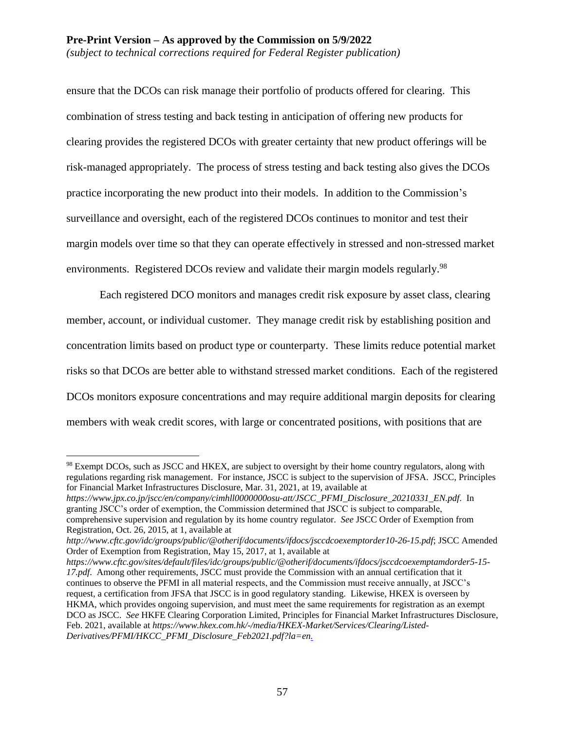ensure that the DCOs can risk manage their portfolio of products offered for clearing. This combination of stress testing and back testing in anticipation of offering new products for clearing provides the registered DCOs with greater certainty that new product offerings will be risk-managed appropriately. The process of stress testing and back testing also gives the DCOs practice incorporating the new product into their models. In addition to the Commission's surveillance and oversight, each of the registered DCOs continues to monitor and test their margin models over time so that they can operate effectively in stressed and non-stressed market environments. Registered DCOs review and validate their margin models regularly.[98]

Each registered DCO monitors and manages credit risk exposure by asset class, clearing member, account, or individual customer. They manage credit risk by establishing position and concentration limits based on product type or counterparty. These limits reduce potential market risks so that DCOs are better able to withstand stressed market conditions. Each of the registered DCOs monitors exposure concentrations and may require additional margin deposits for clearing members with weak credit scores, with large or concentrated positions, with positions that are

---

[98] Exempt DCOs, such as JSCC and HKEX, are subject to oversight by their home country regulators, along with regulations regarding risk management. For instance, JSCC is subject to the supervision of JFSA. JSCC, Principles for Financial Market Infrastructures Disclosure, Mar. 31, 2021, at 19, available at *https://www.jpx.co.jp/jscc/en/company/cimhll0000000osu-att/JSCC_PFMI_Disclosure_20210331_EN.pdf*. In granting JSCC's order of exemption, the Commission determined that JSCC is subject to comparable, comprehensive supervision and regulation by its home country regulator. *See* JSCC Order of Exemption from Registration, Oct. 26, 2015, at 1, available at *http://www.cftc.gov/idc/groups/public/@otherif/documents/ifdocs/jsccdcoexemptorder10-26-15.pdf*; JSCC Amended Order of Exemption from Registration, May 15, 2017, at 1, available at *https://www.cftc.gov/sites/default/files/idc/groups/public/@otherif/documents/ifdocs/jsccdcoexemptamdorder5-15-17.pdf*. Among other requirements, JSCC must provide the Commission with an annual certification that it continues to observe the PFMI in all material respects, and the Commission must receive annually, at JSCC's request, a certification from JFSA that JSCC is in good regulatory standing. Likewise, HKEX is overseen by HKMA, which provides ongoing supervision, and must meet the same requirements for registration as an exempt DCO as JSCC. *See* HKFE Clearing Corporation Limited, Principles for Financial Market Infrastructures Disclosure, Feb. 2021, available at *https://www.hkex.com.hk/-/media/HKEX-Market/Services/Clearing/Listed-Derivatives/PFMI/HKCC_PFMI_Disclosure_Feb2021.pdf?la=en*.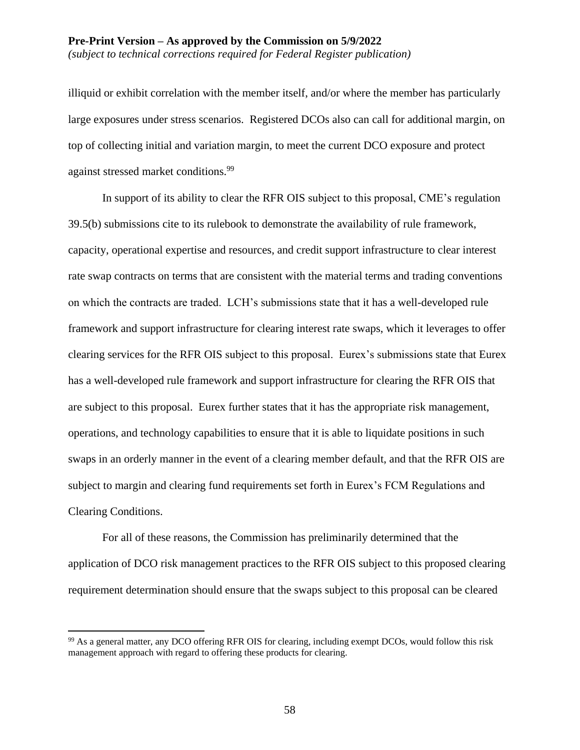illiquid or exhibit correlation with the member itself, and/or where the member has particularly large exposures under stress scenarios. Registered DCOs also can call for additional margin, on top of collecting initial and variation margin, to meet the current DCO exposure and protect against stressed market conditions.[99]

In support of its ability to clear the RFR OIS subject to this proposal, CME's regulation 39.5(b) submissions cite to its rulebook to demonstrate the availability of rule framework, capacity, operational expertise and resources, and credit support infrastructure to clear interest rate swap contracts on terms that are consistent with the material terms and trading conventions on which the contracts are traded. LCH's submissions state that it has a well-developed rule framework and support infrastructure for clearing interest rate swaps, which it leverages to offer clearing services for the RFR OIS subject to this proposal. Eurex's submissions state that Eurex has a well-developed rule framework and support infrastructure for clearing the RFR OIS that are subject to this proposal. Eurex further states that it has the appropriate risk management, operations, and technology capabilities to ensure that it is able to liquidate positions in such swaps in an orderly manner in the event of a clearing member default, and that the RFR OIS are subject to margin and clearing fund requirements set forth in Eurex's FCM Regulations and Clearing Conditions.

For all of these reasons, the Commission has preliminarily determined that the application of DCO risk management practices to the RFR OIS subject to this proposed clearing requirement determination should ensure that the swaps subject to this proposal can be cleared

[99] As a general matter, any DCO offering RFR OIS for clearing, including exempt DCOs, would follow this risk management approach with regard to offering these products for clearing.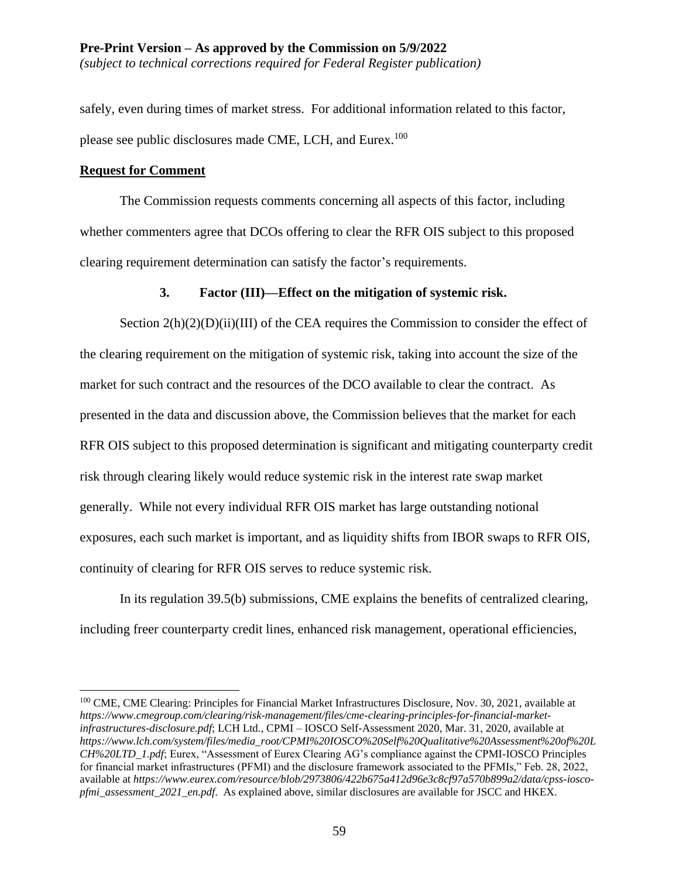safely, even during times of market stress. For additional information related to this factor, please see public disclosures made CME, LCH, and Eurex.[100]

**Request for Comment**

The Commission requests comments concerning all aspects of this factor, including whether commenters agree that DCOs offering to clear the RFR OIS subject to this proposed clearing requirement determination can satisfy the factor's requirements.

### 3. Factor (III)—Effect on the mitigation of systemic risk.

Section 2(h)(2)(D)(ii)(III) of the CEA requires the Commission to consider the effect of the clearing requirement on the mitigation of systemic risk, taking into account the size of the market for such contract and the resources of the DCO available to clear the contract. As presented in the data and discussion above, the Commission believes that the market for each RFR OIS subject to this proposed determination is significant and mitigating counterparty credit risk through clearing likely would reduce systemic risk in the interest rate swap market generally. While not every individual RFR OIS market has large outstanding notional exposures, each such market is important, and as liquidity shifts from IBOR swaps to RFR OIS, continuity of clearing for RFR OIS serves to reduce systemic risk.

In its regulation 39.5(b) submissions, CME explains the benefits of centralized clearing, including freer counterparty credit lines, enhanced risk management, operational efficiencies,

---

[100] CME, CME Clearing: Principles for Financial Market Infrastructures Disclosure, Nov. 30, 2021, available at *https://www.cmegroup.com/clearing/risk-management/files/cme-clearing-principles-for-financial-market-infrastructures-disclosure.pdf*; LCH Ltd., CPMI – IOSCO Self-Assessment 2020, Mar. 31, 2020, available at *https://www.lch.com/system/files/media_root/CPMI%20IOSCO%20Self%20Qualitative%20Assessment%20of%20LCH%20LTD_1.pdf*; Eurex, "Assessment of Eurex Clearing AG's compliance against the CPMI-IOSCO Principles for financial market infrastructures (PFMI) and the disclosure framework associated to the PFMIs," Feb. 28, 2022, available at *https://www.eurex.com/resource/blob/2973806/422b675a412d96e3c8cf97a570b899a2/data/cpss-iosco-pfmi_assessment_2021_en.pdf*. As explained above, similar disclosures are available for JSCC and HKEX.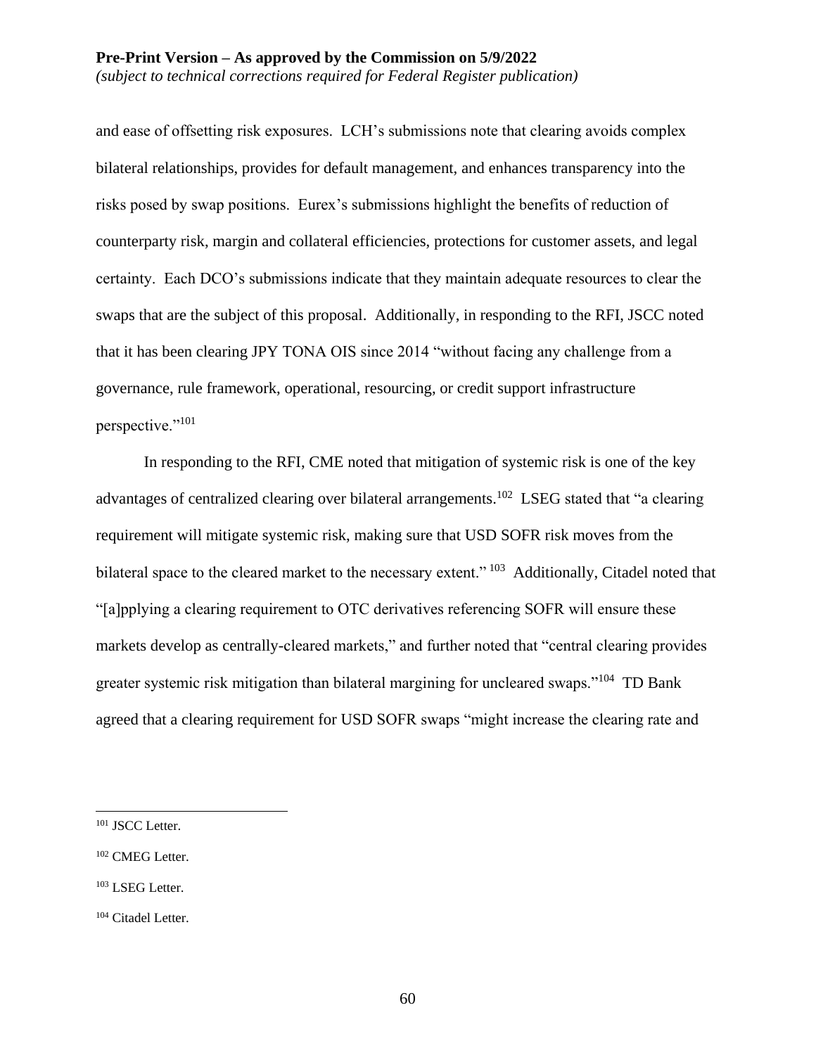and ease of offsetting risk exposures. LCH's submissions note that clearing avoids complex bilateral relationships, provides for default management, and enhances transparency into the risks posed by swap positions. Eurex's submissions highlight the benefits of reduction of counterparty risk, margin and collateral efficiencies, protections for customer assets, and legal certainty. Each DCO's submissions indicate that they maintain adequate resources to clear the swaps that are the subject of this proposal. Additionally, in responding to the RFI, JSCC noted that it has been clearing JPY TONA OIS since 2014 "without facing any challenge from a governance, rule framework, operational, resourcing, or credit support infrastructure perspective."[101]

In responding to the RFI, CME noted that mitigation of systemic risk is one of the key advantages of centralized clearing over bilateral arrangements.[102] LSEG stated that "a clearing requirement will mitigate systemic risk, making sure that USD SOFR risk moves from the bilateral space to the cleared market to the necessary extent."[103] Additionally, Citadel noted that "[a]pplying a clearing requirement to OTC derivatives referencing SOFR will ensure these markets develop as centrally-cleared markets," and further noted that "central clearing provides greater systemic risk mitigation than bilateral margining for uncleared swaps."[104] TD Bank agreed that a clearing requirement for USD SOFR swaps "might increase the clearing rate and

[101] JSCC Letter.

[102] CMEG Letter.

[103] LSEG Letter.

[104] Citadel Letter.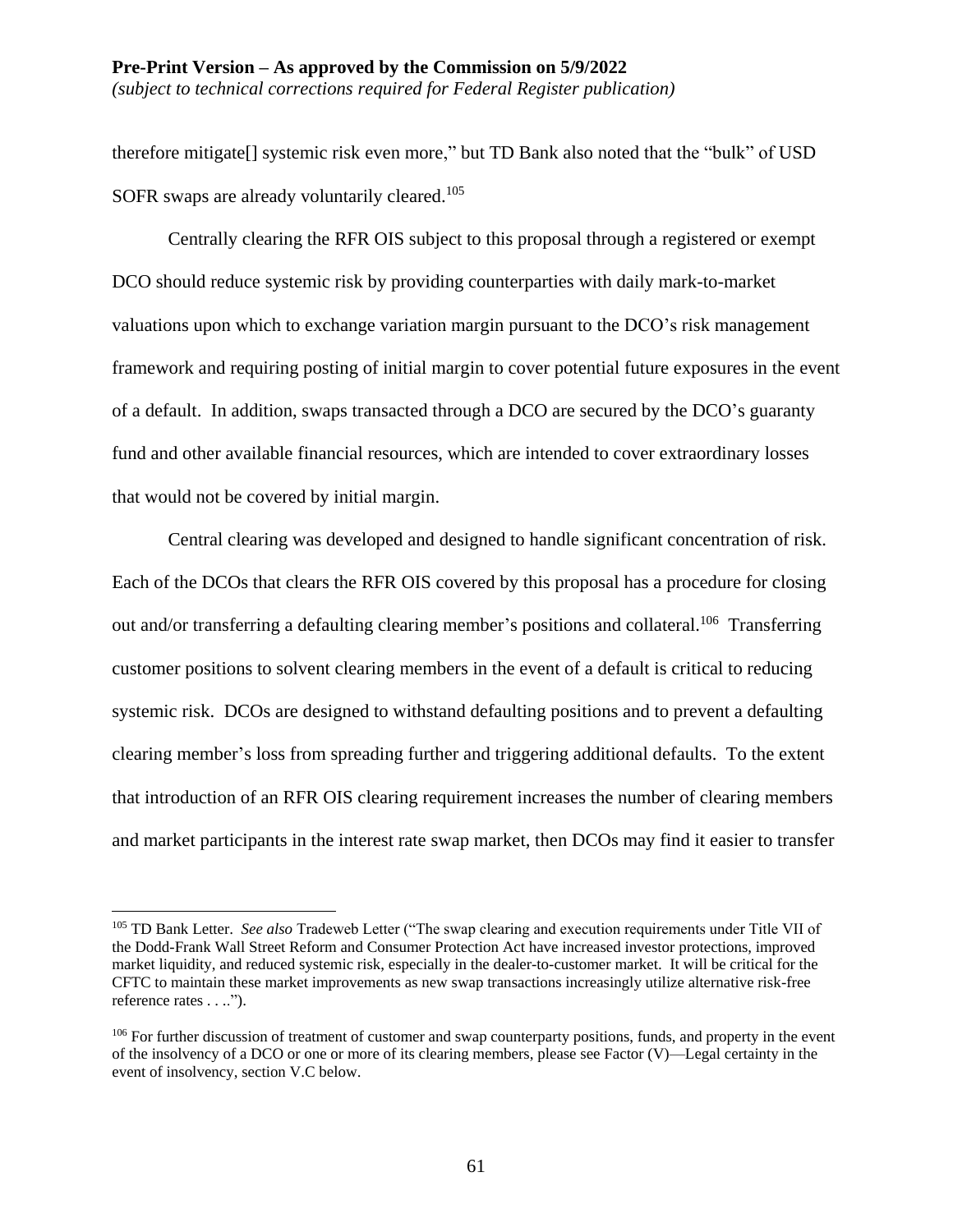therefore mitigate[] systemic risk even more," but TD Bank also noted that the "bulk" of USD SOFR swaps are already voluntarily cleared.[105]

Centrally clearing the RFR OIS subject to this proposal through a registered or exempt DCO should reduce systemic risk by providing counterparties with daily mark-to-market valuations upon which to exchange variation margin pursuant to the DCO's risk management framework and requiring posting of initial margin to cover potential future exposures in the event of a default. In addition, swaps transacted through a DCO are secured by the DCO's guaranty fund and other available financial resources, which are intended to cover extraordinary losses that would not be covered by initial margin.

Central clearing was developed and designed to handle significant concentration of risk. Each of the DCOs that clears the RFR OIS covered by this proposal has a procedure for closing out and/or transferring a defaulting clearing member's positions and collateral.[106] Transferring customer positions to solvent clearing members in the event of a default is critical to reducing systemic risk. DCOs are designed to withstand defaulting positions and to prevent a defaulting clearing member's loss from spreading further and triggering additional defaults. To the extent that introduction of an RFR OIS clearing requirement increases the number of clearing members and market participants in the interest rate swap market, then DCOs may find it easier to transfer

---

[105] TD Bank Letter. *See also* Tradeweb Letter ("The swap clearing and execution requirements under Title VII of the Dodd-Frank Wall Street Reform and Consumer Protection Act have increased investor protections, improved market liquidity, and reduced systemic risk, especially in the dealer-to-customer market. It will be critical for the CFTC to maintain these market improvements as new swap transactions increasingly utilize alternative risk-free reference rates . . ..").

[106] For further discussion of treatment of customer and swap counterparty positions, funds, and property in the event of the insolvency of a DCO or one or more of its clearing members, please see Factor (V)—Legal certainty in the event of insolvency, section V.C below.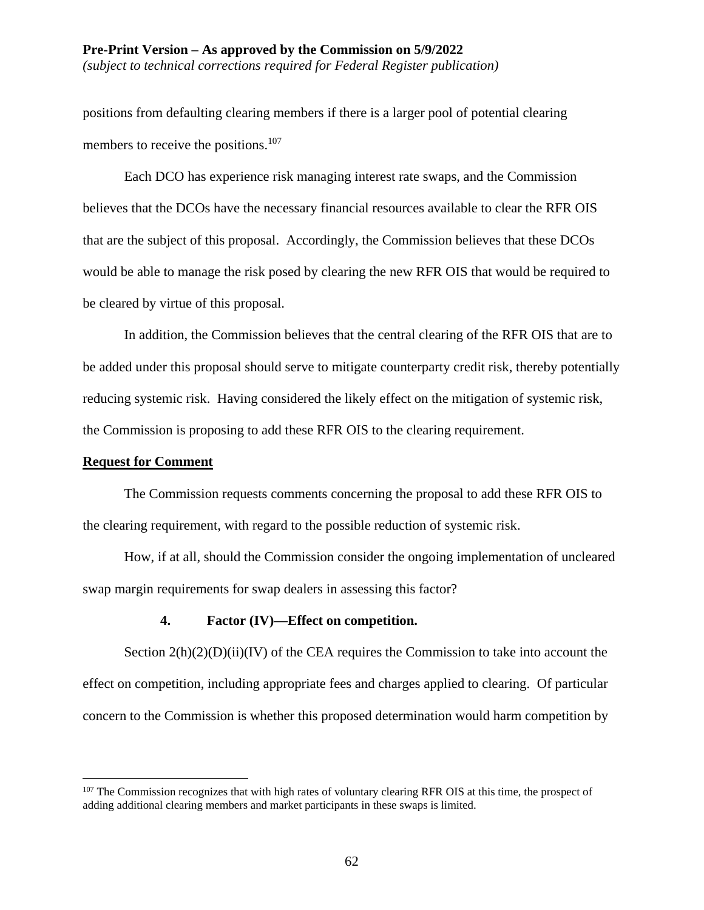positions from defaulting clearing members if there is a larger pool of potential clearing members to receive the positions.[107]

Each DCO has experience risk managing interest rate swaps, and the Commission believes that the DCOs have the necessary financial resources available to clear the RFR OIS that are the subject of this proposal. Accordingly, the Commission believes that these DCOs would be able to manage the risk posed by clearing the new RFR OIS that would be required to be cleared by virtue of this proposal.

In addition, the Commission believes that the central clearing of the RFR OIS that are to be added under this proposal should serve to mitigate counterparty credit risk, thereby potentially reducing systemic risk. Having considered the likely effect on the mitigation of systemic risk, the Commission is proposing to add these RFR OIS to the clearing requirement.

**Request for Comment**

The Commission requests comments concerning the proposal to add these RFR OIS to the clearing requirement, with regard to the possible reduction of systemic risk.

How, if at all, should the Commission consider the ongoing implementation of uncleared swap margin requirements for swap dealers in assessing this factor?

#### 4. Factor (IV)—Effect on competition.

Section 2(h)(2)(D)(ii)(IV) of the CEA requires the Commission to take into account the effect on competition, including appropriate fees and charges applied to clearing. Of particular concern to the Commission is whether this proposed determination would harm competition by

---

[107] The Commission recognizes that with high rates of voluntary clearing RFR OIS at this time, the prospect of adding additional clearing members and market participants in these swaps is limited.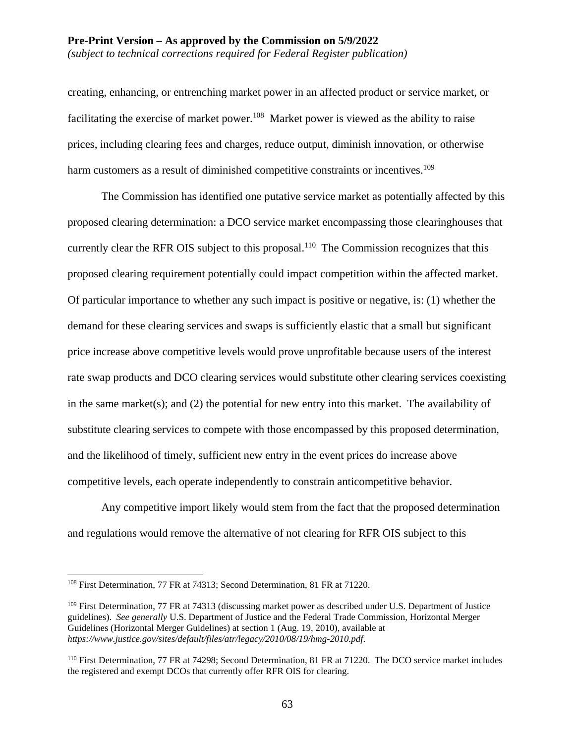creating, enhancing, or entrenching market power in an affected product or service market, or facilitating the exercise of market power.[108] Market power is viewed as the ability to raise prices, including clearing fees and charges, reduce output, diminish innovation, or otherwise harm customers as a result of diminished competitive constraints or incentives.[109]

The Commission has identified one putative service market as potentially affected by this proposed clearing determination: a DCO service market encompassing those clearinghouses that currently clear the RFR OIS subject to this proposal.[110] The Commission recognizes that this proposed clearing requirement potentially could impact competition within the affected market. Of particular importance to whether any such impact is positive or negative, is: (1) whether the demand for these clearing services and swaps is sufficiently elastic that a small but significant price increase above competitive levels would prove unprofitable because users of the interest rate swap products and DCO clearing services would substitute other clearing services coexisting in the same market(s); and (2) the potential for new entry into this market. The availability of substitute clearing services to compete with those encompassed by this proposed determination, and the likelihood of timely, sufficient new entry in the event prices do increase above competitive levels, each operate independently to constrain anticompetitive behavior.

Any competitive import likely would stem from the fact that the proposed determination and regulations would remove the alternative of not clearing for RFR OIS subject to this

---

[108] First Determination, 77 FR at 74313; Second Determination, 81 FR at 71220.

[109] First Determination, 77 FR at 74313 (discussing market power as described under U.S. Department of Justice guidelines). *See generally* U.S. Department of Justice and the Federal Trade Commission, Horizontal Merger Guidelines (Horizontal Merger Guidelines) at section 1 (Aug. 19, 2010), available at *https://www.justice.gov/sites/default/files/atr/legacy/2010/08/19/hmg-2010.pdf*.

[110] First Determination, 77 FR at 74298; Second Determination, 81 FR at 71220. The DCO service market includes the registered and exempt DCOs that currently offer RFR OIS for clearing.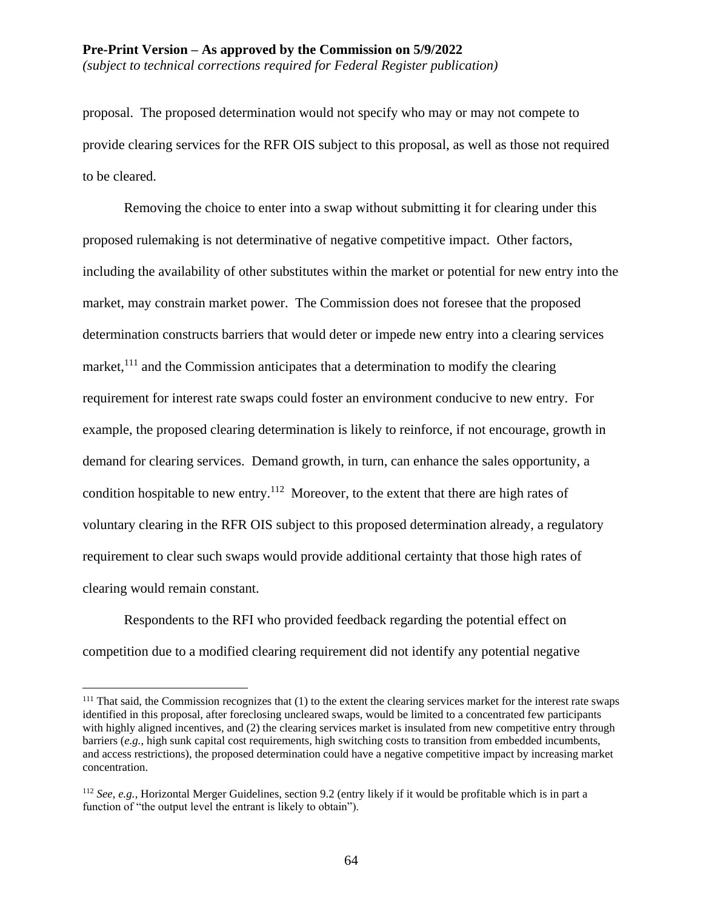proposal. The proposed determination would not specify who may or may not compete to provide clearing services for the RFR OIS subject to this proposal, as well as those not required to be cleared.

Removing the choice to enter into a swap without submitting it for clearing under this proposed rulemaking is not determinative of negative competitive impact. Other factors, including the availability of other substitutes within the market or potential for new entry into the market, may constrain market power. The Commission does not foresee that the proposed determination constructs barriers that would deter or impede new entry into a clearing services market,[111] and the Commission anticipates that a determination to modify the clearing requirement for interest rate swaps could foster an environment conducive to new entry. For example, the proposed clearing determination is likely to reinforce, if not encourage, growth in demand for clearing services. Demand growth, in turn, can enhance the sales opportunity, a condition hospitable to new entry.[112] Moreover, to the extent that there are high rates of voluntary clearing in the RFR OIS subject to this proposed determination already, a regulatory requirement to clear such swaps would provide additional certainty that those high rates of clearing would remain constant.

Respondents to the RFI who provided feedback regarding the potential effect on competition due to a modified clearing requirement did not identify any potential negative

---

[111] That said, the Commission recognizes that (1) to the extent the clearing services market for the interest rate swaps identified in this proposal, after foreclosing uncleared swaps, would be limited to a concentrated few participants with highly aligned incentives, and (2) the clearing services market is insulated from new competitive entry through barriers (*e.g.*, high sunk capital cost requirements, high switching costs to transition from embedded incumbents, and access restrictions), the proposed determination could have a negative competitive impact by increasing market concentration.

[112] *See, e.g.*, Horizontal Merger Guidelines, section 9.2 (entry likely if it would be profitable which is in part a function of "the output level the entrant is likely to obtain").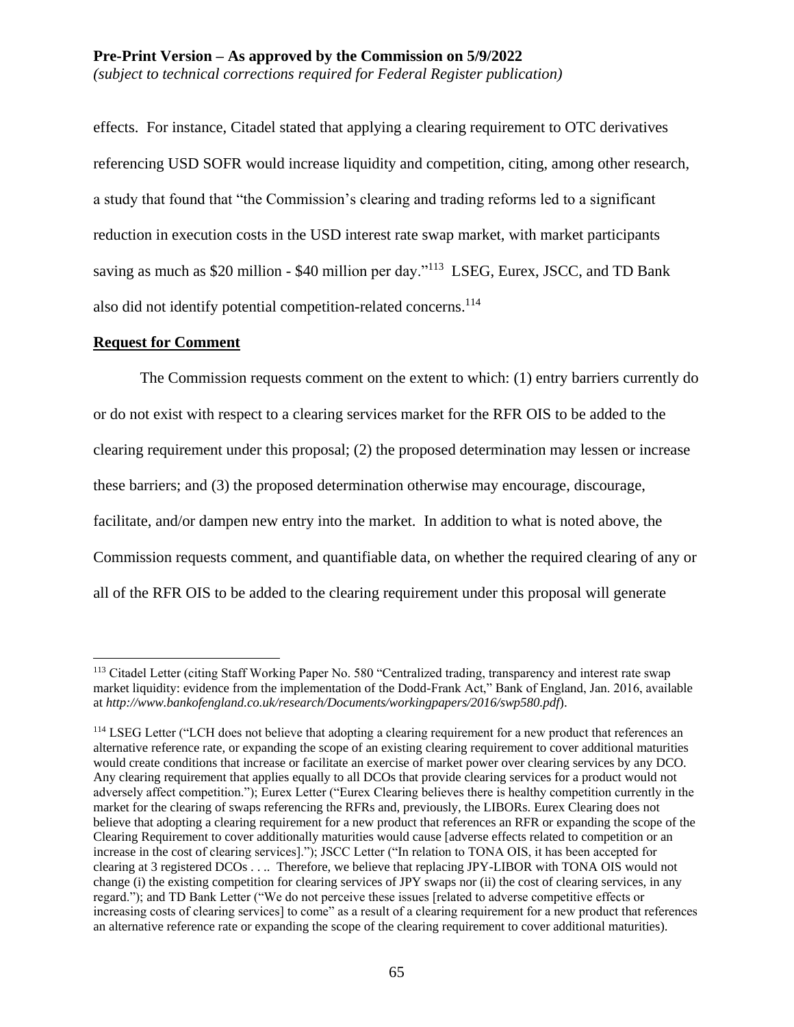effects. For instance, Citadel stated that applying a clearing requirement to OTC derivatives referencing USD SOFR would increase liquidity and competition, citing, among other research, a study that found that "the Commission's clearing and trading reforms led to a significant reduction in execution costs in the USD interest rate swap market, with market participants saving as much as $20 million - $40 million per day."[113] LSEG, Eurex, JSCC, and TD Bank also did not identify potential competition-related concerns.[114]

**Request for Comment**

The Commission requests comment on the extent to which: (1) entry barriers currently do or do not exist with respect to a clearing services market for the RFR OIS to be added to the clearing requirement under this proposal; (2) the proposed determination may lessen or increase these barriers; and (3) the proposed determination otherwise may encourage, discourage, facilitate, and/or dampen new entry into the market. In addition to what is noted above, the Commission requests comment, and quantifiable data, on whether the required clearing of any or all of the RFR OIS to be added to the clearing requirement under this proposal will generate

---

[113] Citadel Letter (citing Staff Working Paper No. 580 "Centralized trading, transparency and interest rate swap market liquidity: evidence from the implementation of the Dodd-Frank Act," Bank of England, Jan. 2016, available at *http://www.bankofengland.co.uk/research/Documents/workingpapers/2016/swp580.pdf*).

[114] LSEG Letter ("LCH does not believe that adopting a clearing requirement for a new product that references an alternative reference rate, or expanding the scope of an existing clearing requirement to cover additional maturities would create conditions that increase or facilitate an exercise of market power over clearing services by any DCO. Any clearing requirement that applies equally to all DCOs that provide clearing services for a product would not adversely affect competition."); Eurex Letter ("Eurex Clearing believes there is healthy competition currently in the market for the clearing of swaps referencing the RFRs and, previously, the LIBORs. Eurex Clearing does not believe that adopting a clearing requirement for a new product that references an RFR or expanding the scope of the Clearing Requirement to cover additionally maturities would cause [adverse effects related to competition or an increase in the cost of clearing services]."); JSCC Letter ("In relation to TONA OIS, it has been accepted for clearing at 3 registered DCOs . . .. Therefore, we believe that replacing JPY-LIBOR with TONA OIS would not change (i) the existing competition for clearing services of JPY swaps nor (ii) the cost of clearing services, in any regard."); and TD Bank Letter ("We do not perceive these issues [related to adverse competitive effects or increasing costs of clearing services] to come" as a result of a clearing requirement for a new product that references an alternative reference rate or expanding the scope of the clearing requirement to cover additional maturities).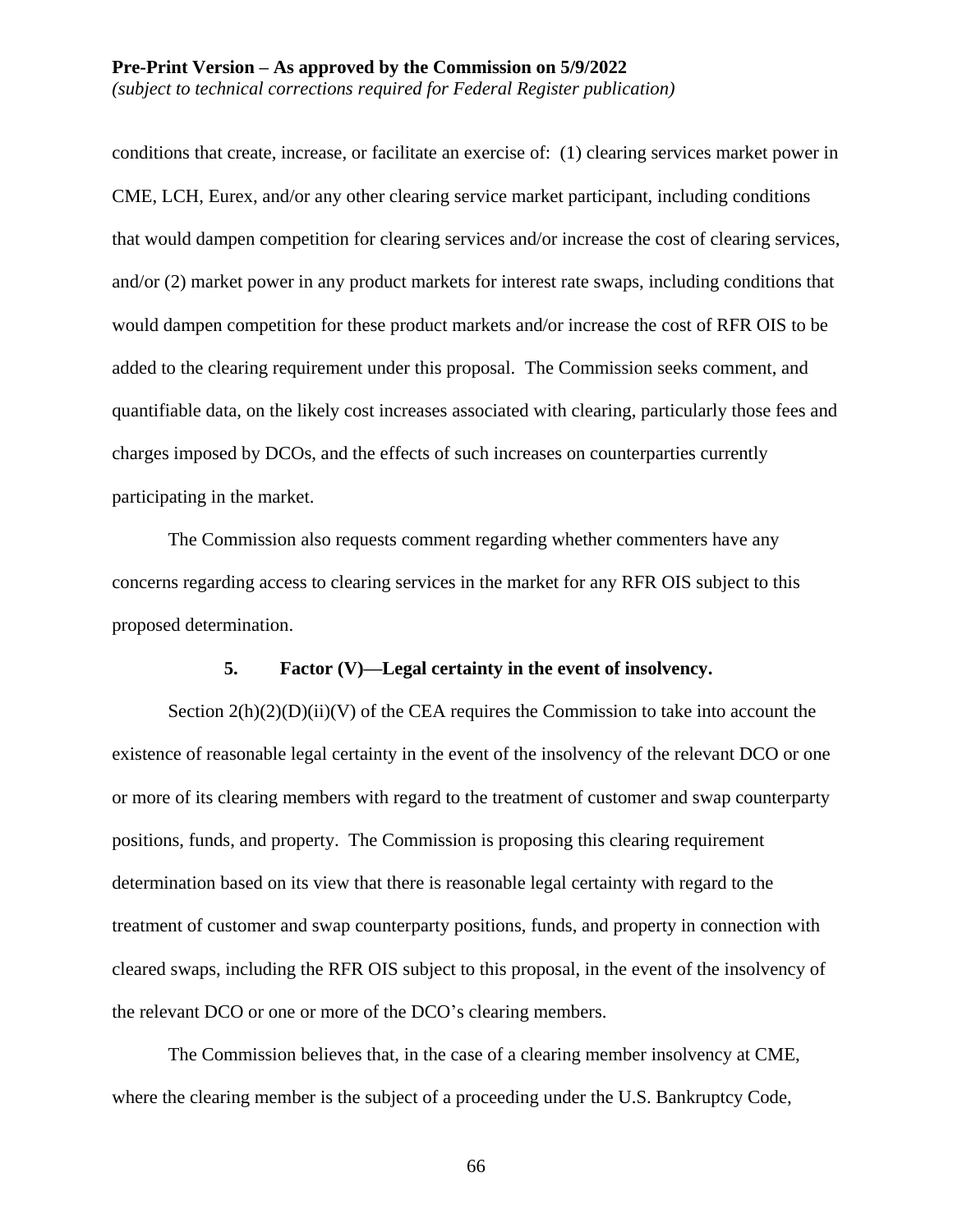conditions that create, increase, or facilitate an exercise of: (1) clearing services market power in CME, LCH, Eurex, and/or any other clearing service market participant, including conditions that would dampen competition for clearing services and/or increase the cost of clearing services, and/or (2) market power in any product markets for interest rate swaps, including conditions that would dampen competition for these product markets and/or increase the cost of RFR OIS to be added to the clearing requirement under this proposal. The Commission seeks comment, and quantifiable data, on the likely cost increases associated with clearing, particularly those fees and charges imposed by DCOs, and the effects of such increases on counterparties currently participating in the market.

The Commission also requests comment regarding whether commenters have any concerns regarding access to clearing services in the market for any RFR OIS subject to this proposed determination.

### 5. Factor (V)—Legal certainty in the event of insolvency.

Section 2(h)(2)(D)(ii)(V) of the CEA requires the Commission to take into account the existence of reasonable legal certainty in the event of the insolvency of the relevant DCO or one or more of its clearing members with regard to the treatment of customer and swap counterparty positions, funds, and property. The Commission is proposing this clearing requirement determination based on its view that there is reasonable legal certainty with regard to the treatment of customer and swap counterparty positions, funds, and property in connection with cleared swaps, including the RFR OIS subject to this proposal, in the event of the insolvency of the relevant DCO or one or more of the DCO's clearing members.

The Commission believes that, in the case of a clearing member insolvency at CME, where the clearing member is the subject of a proceeding under the U.S. Bankruptcy Code,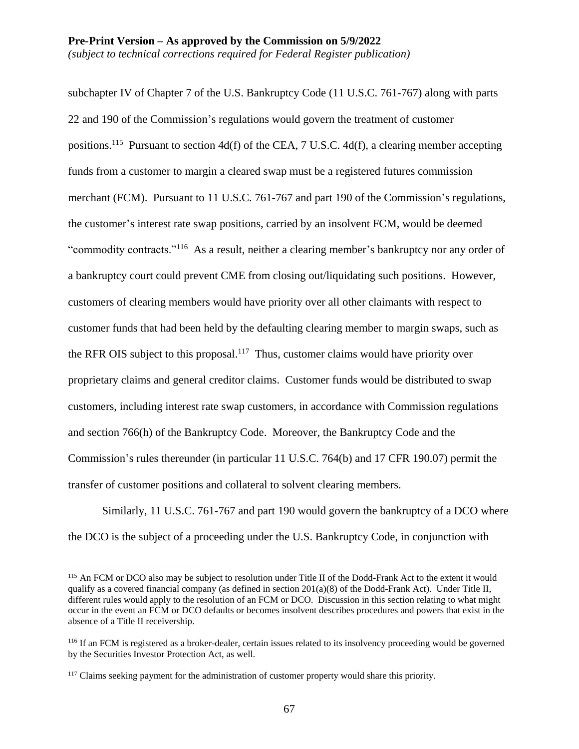subchapter IV of Chapter 7 of the U.S. Bankruptcy Code (11 U.S.C. 761-767) along with parts 22 and 190 of the Commission's regulations would govern the treatment of customer positions.[115] Pursuant to section 4d(f) of the CEA, 7 U.S.C. 4d(f), a clearing member accepting funds from a customer to margin a cleared swap must be a registered futures commission merchant (FCM). Pursuant to 11 U.S.C. 761-767 and part 190 of the Commission's regulations, the customer's interest rate swap positions, carried by an insolvent FCM, would be deemed "commodity contracts."[116] As a result, neither a clearing member's bankruptcy nor any order of a bankruptcy court could prevent CME from closing out/liquidating such positions. However, customers of clearing members would have priority over all other claimants with respect to customer funds that had been held by the defaulting clearing member to margin swaps, such as the RFR OIS subject to this proposal.[117] Thus, customer claims would have priority over proprietary claims and general creditor claims. Customer funds would be distributed to swap customers, including interest rate swap customers, in accordance with Commission regulations and section 766(h) of the Bankruptcy Code. Moreover, the Bankruptcy Code and the Commission's rules thereunder (in particular 11 U.S.C. 764(b) and 17 CFR 190.07) permit the transfer of customer positions and collateral to solvent clearing members.

Similarly, 11 U.S.C. 761-767 and part 190 would govern the bankruptcy of a DCO where the DCO is the subject of a proceeding under the U.S. Bankruptcy Code, in conjunction with

---

[115] An FCM or DCO also may be subject to resolution under Title II of the Dodd-Frank Act to the extent it would qualify as a covered financial company (as defined in section 201(a)(8) of the Dodd-Frank Act). Under Title II, different rules would apply to the resolution of an FCM or DCO. Discussion in this section relating to what might occur in the event an FCM or DCO defaults or becomes insolvent describes procedures and powers that exist in the absence of a Title II receivership.

[116] If an FCM is registered as a broker-dealer, certain issues related to its insolvency proceeding would be governed by the Securities Investor Protection Act, as well.

[117] Claims seeking payment for the administration of customer property would share this priority.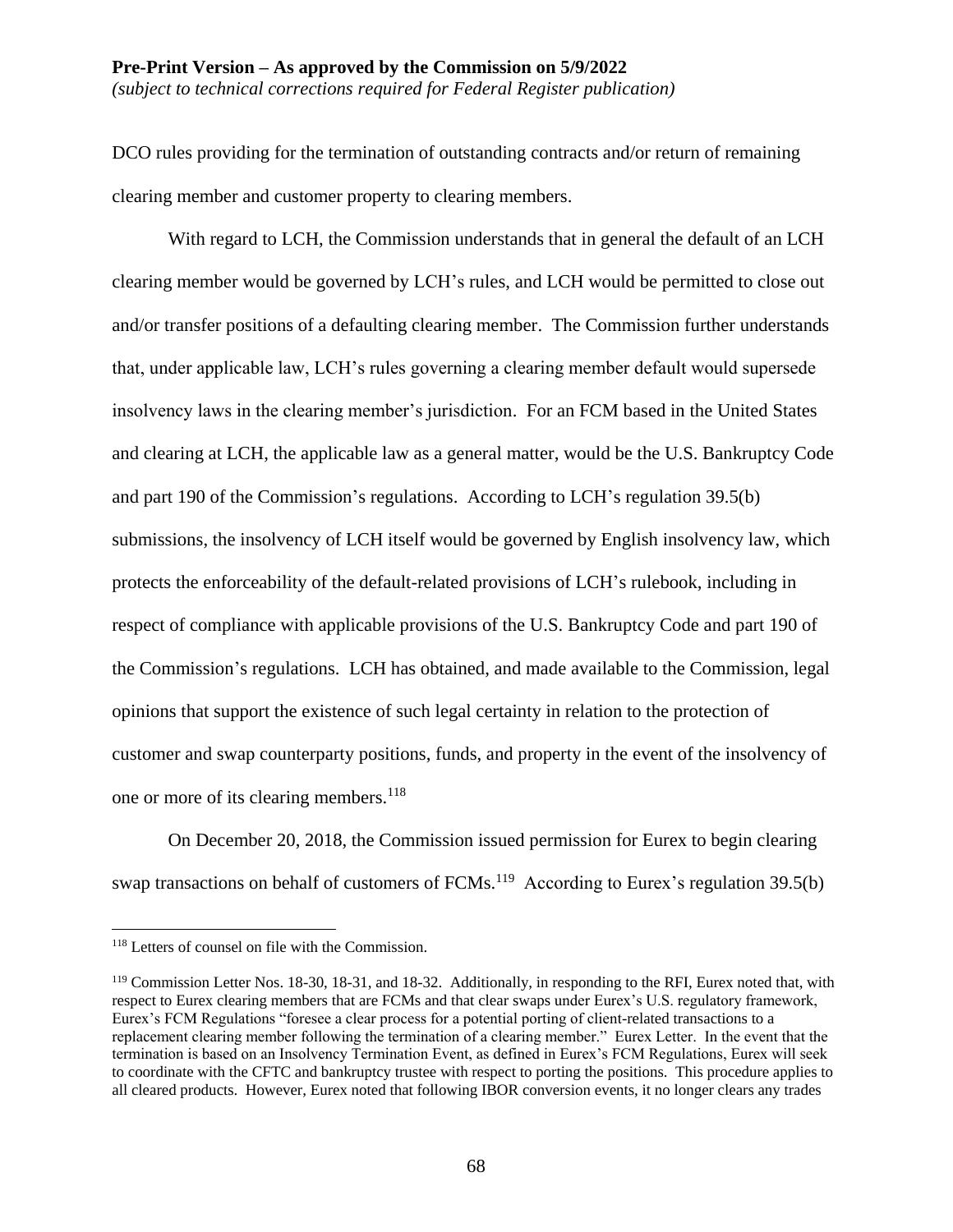DCO rules providing for the termination of outstanding contracts and/or return of remaining clearing member and customer property to clearing members.

With regard to LCH, the Commission understands that in general the default of an LCH clearing member would be governed by LCH's rules, and LCH would be permitted to close out and/or transfer positions of a defaulting clearing member. The Commission further understands that, under applicable law, LCH's rules governing a clearing member default would supersede insolvency laws in the clearing member's jurisdiction. For an FCM based in the United States and clearing at LCH, the applicable law as a general matter, would be the U.S. Bankruptcy Code and part 190 of the Commission's regulations. According to LCH's regulation 39.5(b) submissions, the insolvency of LCH itself would be governed by English insolvency law, which protects the enforceability of the default-related provisions of LCH's rulebook, including in respect of compliance with applicable provisions of the U.S. Bankruptcy Code and part 190 of the Commission's regulations. LCH has obtained, and made available to the Commission, legal opinions that support the existence of such legal certainty in relation to the protection of customer and swap counterparty positions, funds, and property in the event of the insolvency of one or more of its clearing members.[118]

On December 20, 2018, the Commission issued permission for Eurex to begin clearing swap transactions on behalf of customers of FCMs.[119] According to Eurex's regulation 39.5(b)

---

[118] Letters of counsel on file with the Commission.

[119] Commission Letter Nos. 18-30, 18-31, and 18-32. Additionally, in responding to the RFI, Eurex noted that, with respect to Eurex clearing members that are FCMs and that clear swaps under Eurex's U.S. regulatory framework, Eurex's FCM Regulations "foresee a clear process for a potential porting of client-related transactions to a replacement clearing member following the termination of a clearing member." Eurex Letter. In the event that the termination is based on an Insolvency Termination Event, as defined in Eurex's FCM Regulations, Eurex will seek to coordinate with the CFTC and bankruptcy trustee with respect to porting the positions. This procedure applies to all cleared products. However, Eurex noted that following IBOR conversion events, it no longer clears any trades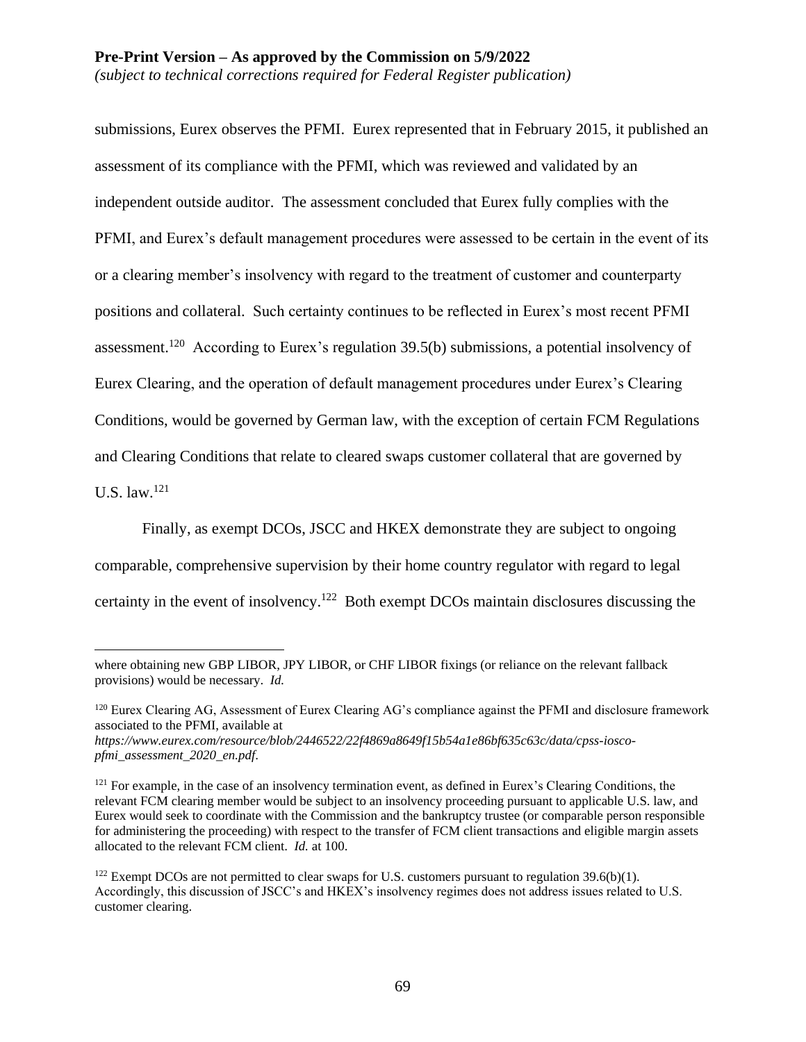submissions, Eurex observes the PFMI. Eurex represented that in February 2015, it published an assessment of its compliance with the PFMI, which was reviewed and validated by an independent outside auditor. The assessment concluded that Eurex fully complies with the PFMI, and Eurex's default management procedures were assessed to be certain in the event of its or a clearing member's insolvency with regard to the treatment of customer and counterparty positions and collateral. Such certainty continues to be reflected in Eurex's most recent PFMI assessment.[120] According to Eurex's regulation 39.5(b) submissions, a potential insolvency of Eurex Clearing, and the operation of default management procedures under Eurex's Clearing Conditions, would be governed by German law, with the exception of certain FCM Regulations and Clearing Conditions that relate to cleared swaps customer collateral that are governed by U.S. law.[121]

Finally, as exempt DCOs, JSCC and HKEX demonstrate they are subject to ongoing comparable, comprehensive supervision by their home country regulator with regard to legal certainty in the event of insolvency.[122] Both exempt DCOs maintain disclosures discussing the

---

where obtaining new GBP LIBOR, JPY LIBOR, or CHF LIBOR fixings (or reliance on the relevant fallback provisions) would be necessary. *Id.*

[120] Eurex Clearing AG, Assessment of Eurex Clearing AG's compliance against the PFMI and disclosure framework associated to the PFMI, available at *https://www.eurex.com/resource/blob/2446522/22f4869a8649f15b54a1e86bf635c63c/data/cpss-iosco-pfmi_assessment_2020_en.pdf*.

[121] For example, in the case of an insolvency termination event, as defined in Eurex's Clearing Conditions, the relevant FCM clearing member would be subject to an insolvency proceeding pursuant to applicable U.S. law, and Eurex would seek to coordinate with the Commission and the bankruptcy trustee (or comparable person responsible for administering the proceeding) with respect to the transfer of FCM client transactions and eligible margin assets allocated to the relevant FCM client. *Id.* at 100.

[122] Exempt DCOs are not permitted to clear swaps for U.S. customers pursuant to regulation 39.6(b)(1). Accordingly, this discussion of JSCC's and HKEX's insolvency regimes does not address issues related to U.S. customer clearing.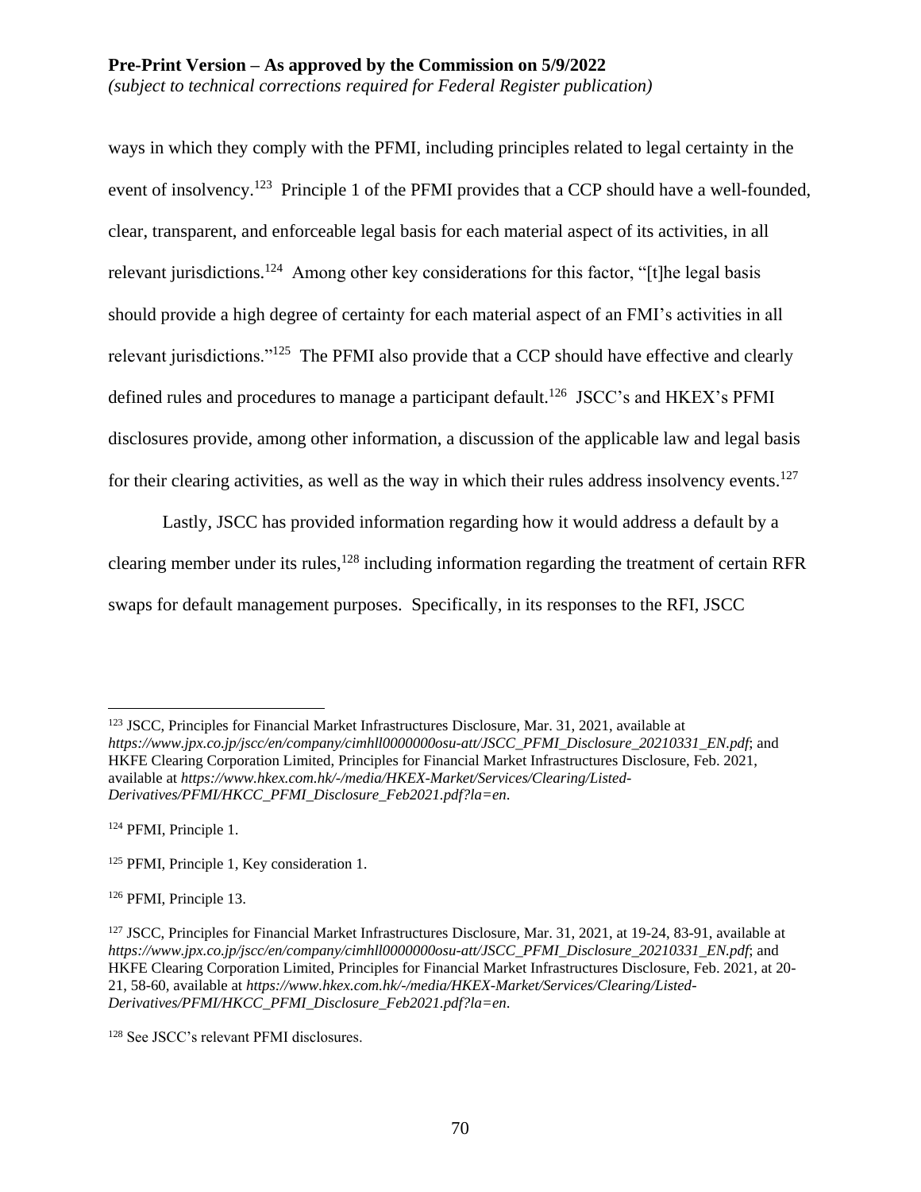ways in which they comply with the PFMI, including principles related to legal certainty in the event of insolvency.[123] Principle 1 of the PFMI provides that a CCP should have a well-founded, clear, transparent, and enforceable legal basis for each material aspect of its activities, in all relevant jurisdictions.[124] Among other key considerations for this factor, "[t]he legal basis should provide a high degree of certainty for each material aspect of an FMI's activities in all relevant jurisdictions."[125] The PFMI also provide that a CCP should have effective and clearly defined rules and procedures to manage a participant default.[126] JSCC's and HKEX's PFMI disclosures provide, among other information, a discussion of the applicable law and legal basis for their clearing activities, as well as the way in which their rules address insolvency events.[127]

Lastly, JSCC has provided information regarding how it would address a default by a clearing member under its rules,[128] including information regarding the treatment of certain RFR swaps for default management purposes. Specifically, in its responses to the RFI, JSCC

---

[123] JSCC, Principles for Financial Market Infrastructures Disclosure, Mar. 31, 2021, available at *https://www.jpx.co.jp/jscc/en/company/cimhll0000000osu-att/JSCC_PFMI_Disclosure_20210331_EN.pdf*; and HKFE Clearing Corporation Limited, Principles for Financial Market Infrastructures Disclosure, Feb. 2021, available at *https://www.hkex.com.hk/-/media/HKEX-Market/Services/Clearing/Listed-Derivatives/PFMI/HKCC_PFMI_Disclosure_Feb2021.pdf?la=en*.

[124] PFMI, Principle 1.

[125] PFMI, Principle 1, Key consideration 1.

[126] PFMI, Principle 13.

[127] JSCC, Principles for Financial Market Infrastructures Disclosure, Mar. 31, 2021, at 19-24, 83-91, available at *https://www.jpx.co.jp/jscc/en/company/cimhll0000000osu-att/JSCC_PFMI_Disclosure_20210331_EN.pdf*; and HKFE Clearing Corporation Limited, Principles for Financial Market Infrastructures Disclosure, Feb. 2021, at 20-21, 58-60, available at *https://www.hkex.com.hk/-/media/HKEX-Market/Services/Clearing/Listed-Derivatives/PFMI/HKCC_PFMI_Disclosure_Feb2021.pdf?la=en*.

[128] See JSCC's relevant PFMI disclosures.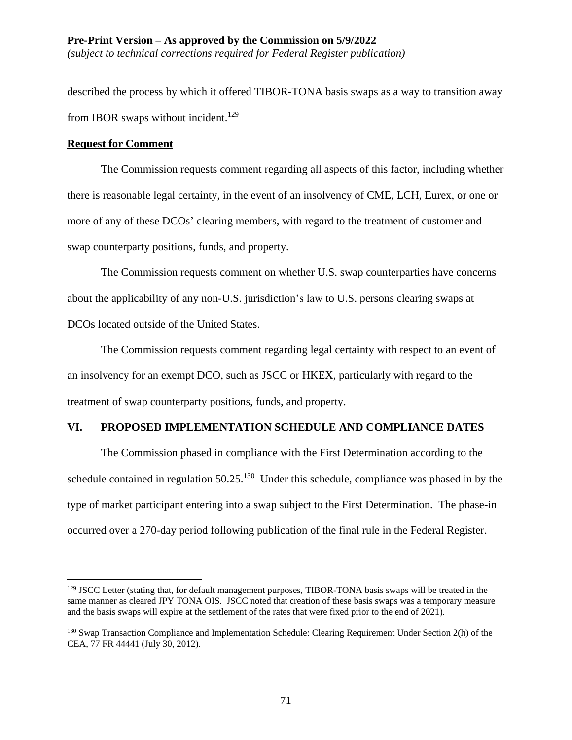described the process by which it offered TIBOR-TONA basis swaps as a way to transition away from IBOR swaps without incident.[129]

**Request for Comment**

The Commission requests comment regarding all aspects of this factor, including whether there is reasonable legal certainty, in the event of an insolvency of CME, LCH, Eurex, or one or more of any of these DCOs' clearing members, with regard to the treatment of customer and swap counterparty positions, funds, and property.

The Commission requests comment on whether U.S. swap counterparties have concerns about the applicability of any non-U.S. jurisdiction's law to U.S. persons clearing swaps at DCOs located outside of the United States.

The Commission requests comment regarding legal certainty with respect to an event of an insolvency for an exempt DCO, such as JSCC or HKEX, particularly with regard to the treatment of swap counterparty positions, funds, and property.

## VI. PROPOSED IMPLEMENTATION SCHEDULE AND COMPLIANCE DATES

The Commission phased in compliance with the First Determination according to the schedule contained in regulation 50.25.[130] Under this schedule, compliance was phased in by the type of market participant entering into a swap subject to the First Determination. The phase-in occurred over a 270-day period following publication of the final rule in the Federal Register.

---

[129] JSCC Letter (stating that, for default management purposes, TIBOR-TONA basis swaps will be treated in the same manner as cleared JPY TONA OIS. JSCC noted that creation of these basis swaps was a temporary measure and the basis swaps will expire at the settlement of the rates that were fixed prior to the end of 2021).

[130] Swap Transaction Compliance and Implementation Schedule: Clearing Requirement Under Section 2(h) of the CEA, 77 FR 44441 (July 30, 2012).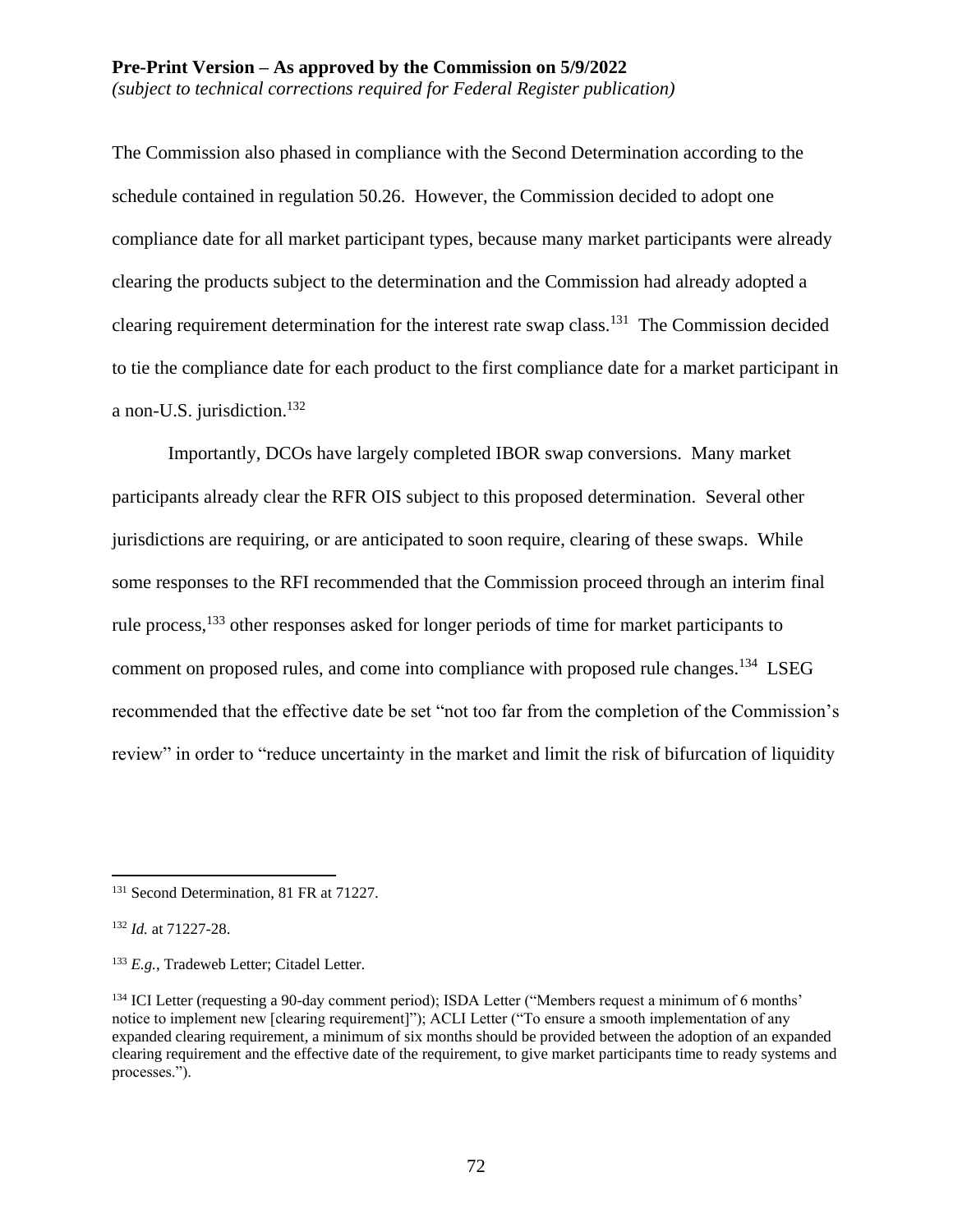The Commission also phased in compliance with the Second Determination according to the schedule contained in regulation 50.26. However, the Commission decided to adopt one compliance date for all market participant types, because many market participants were already clearing the products subject to the determination and the Commission had already adopted a clearing requirement determination for the interest rate swap class.[131] The Commission decided to tie the compliance date for each product to the first compliance date for a market participant in a non-U.S. jurisdiction.[132]

Importantly, DCOs have largely completed IBOR swap conversions. Many market participants already clear the RFR OIS subject to this proposed determination. Several other jurisdictions are requiring, or are anticipated to soon require, clearing of these swaps. While some responses to the RFI recommended that the Commission proceed through an interim final rule process,[133] other responses asked for longer periods of time for market participants to comment on proposed rules, and come into compliance with proposed rule changes.[134] LSEG recommended that the effective date be set "not too far from the completion of the Commission's review" in order to "reduce uncertainty in the market and limit the risk of bifurcation of liquidity

---

[131] Second Determination, 81 FR at 71227.

[132] *Id.* at 71227-28.

[133] *E.g.*, Tradeweb Letter; Citadel Letter.

[134] ICI Letter (requesting a 90-day comment period); ISDA Letter ("Members request a minimum of 6 months' notice to implement new [clearing requirement]"); ACLI Letter ("To ensure a smooth implementation of any expanded clearing requirement, a minimum of six months should be provided between the adoption of an expanded clearing requirement and the effective date of the requirement, to give market participants time to ready systems and processes.").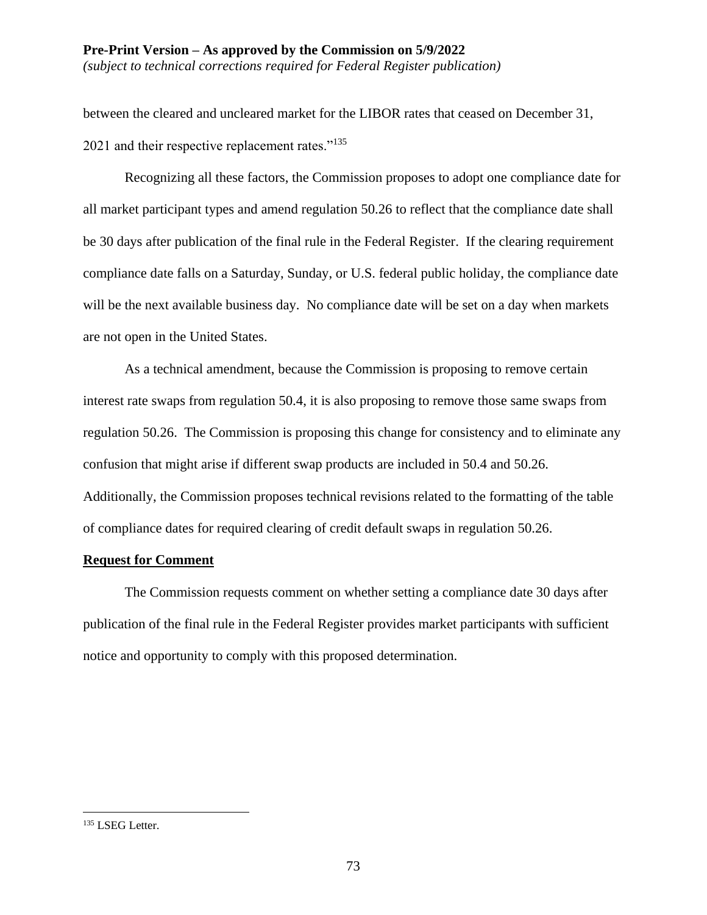between the cleared and uncleared market for the LIBOR rates that ceased on December 31, 2021 and their respective replacement rates."[135]

Recognizing all these factors, the Commission proposes to adopt one compliance date for all market participant types and amend regulation 50.26 to reflect that the compliance date shall be 30 days after publication of the final rule in the Federal Register. If the clearing requirement compliance date falls on a Saturday, Sunday, or U.S. federal public holiday, the compliance date will be the next available business day. No compliance date will be set on a day when markets are not open in the United States.

As a technical amendment, because the Commission is proposing to remove certain interest rate swaps from regulation 50.4, it is also proposing to remove those same swaps from regulation 50.26. The Commission is proposing this change for consistency and to eliminate any confusion that might arise if different swap products are included in 50.4 and 50.26. Additionally, the Commission proposes technical revisions related to the formatting of the table of compliance dates for required clearing of credit default swaps in regulation 50.26.

**Request for Comment**

The Commission requests comment on whether setting a compliance date 30 days after publication of the final rule in the Federal Register provides market participants with sufficient notice and opportunity to comply with this proposed determination.

---

[135] LSEG Letter.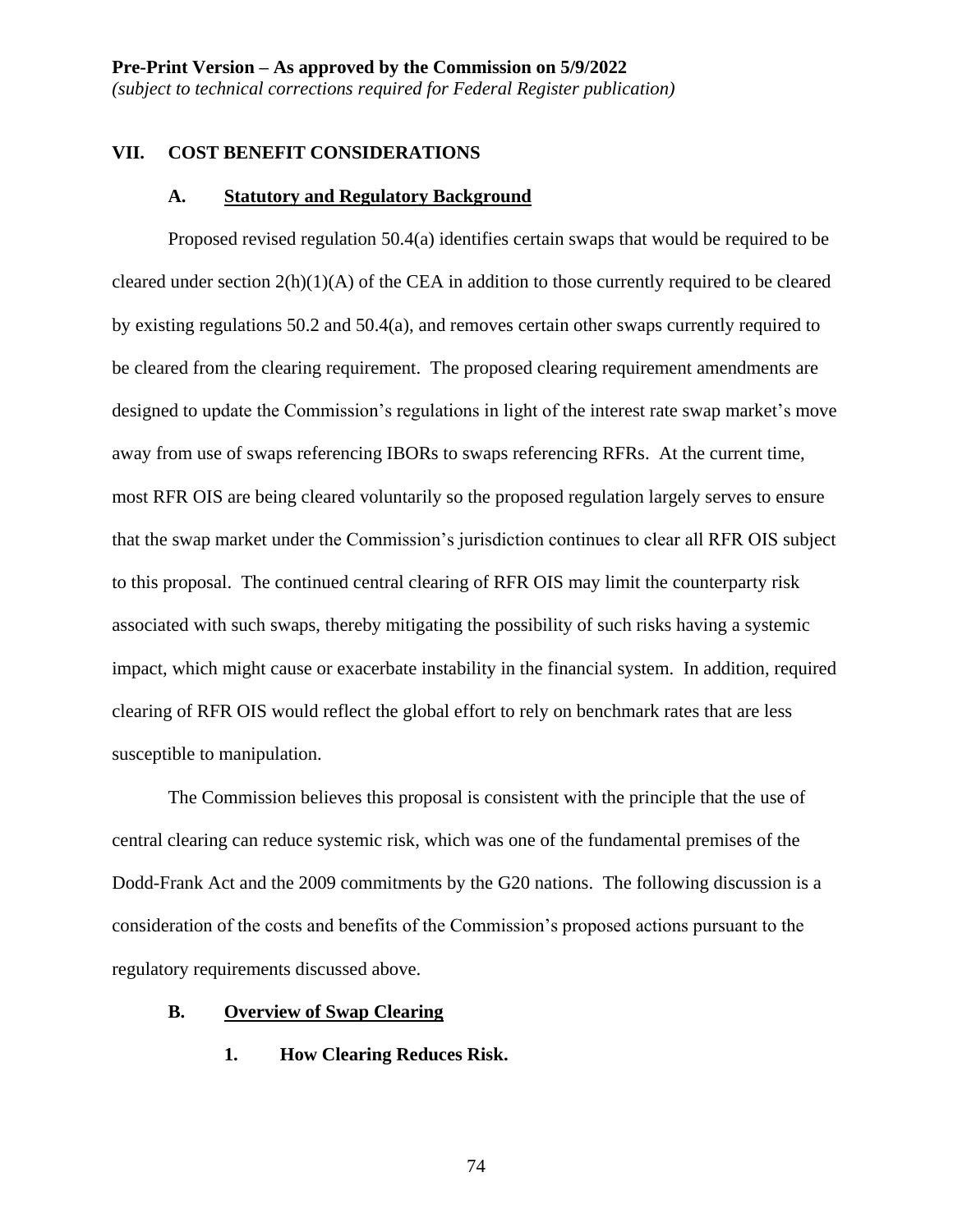## VII. COST BENEFIT CONSIDERATIONS

### A. Statutory and Regulatory Background

Proposed revised regulation 50.4(a) identifies certain swaps that would be required to be cleared under section 2(h)(1)(A) of the CEA in addition to those currently required to be cleared by existing regulations 50.2 and 50.4(a), and removes certain other swaps currently required to be cleared from the clearing requirement. The proposed clearing requirement amendments are designed to update the Commission's regulations in light of the interest rate swap market's move away from use of swaps referencing IBORs to swaps referencing RFRs. At the current time, most RFR OIS are being cleared voluntarily so the proposed regulation largely serves to ensure that the swap market under the Commission's jurisdiction continues to clear all RFR OIS subject to this proposal. The continued central clearing of RFR OIS may limit the counterparty risk associated with such swaps, thereby mitigating the possibility of such risks having a systemic impact, which might cause or exacerbate instability in the financial system. In addition, required clearing of RFR OIS would reflect the global effort to rely on benchmark rates that are less susceptible to manipulation.

The Commission believes this proposal is consistent with the principle that the use of central clearing can reduce systemic risk, which was one of the fundamental premises of the Dodd-Frank Act and the 2009 commitments by the G20 nations. The following discussion is a consideration of the costs and benefits of the Commission's proposed actions pursuant to the regulatory requirements discussed above.

### B. Overview of Swap Clearing

#### 1. How Clearing Reduces Risk.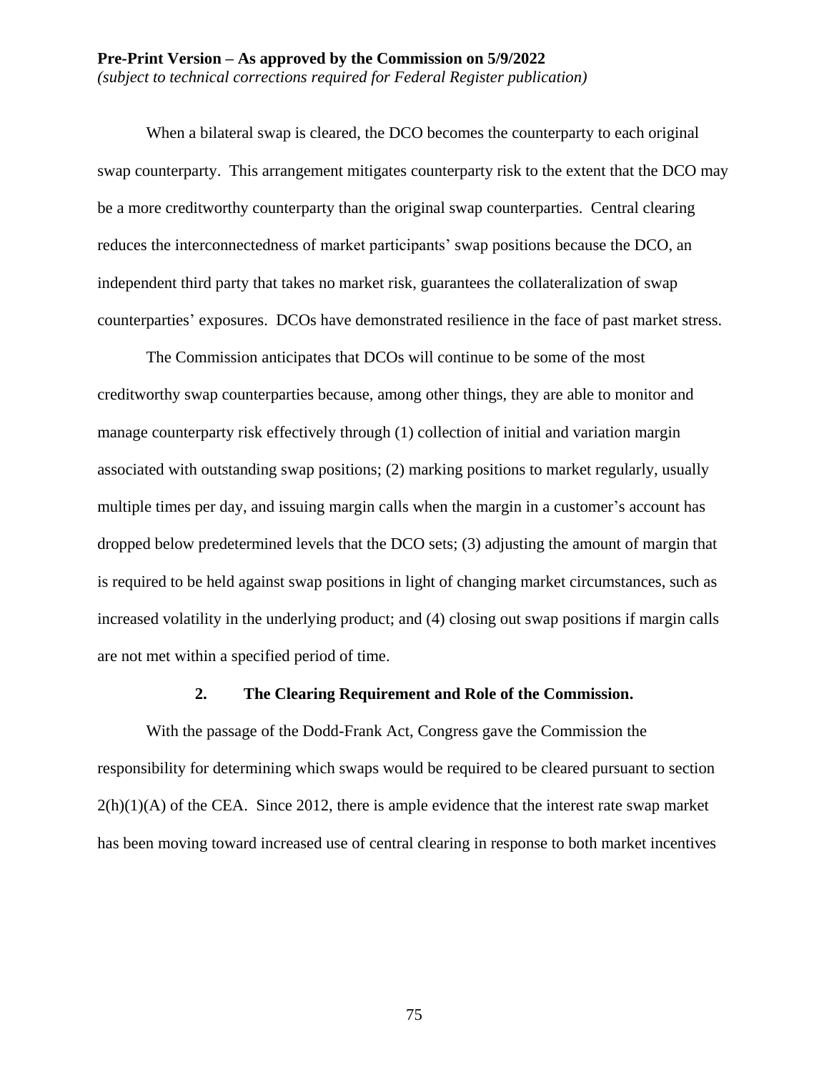When a bilateral swap is cleared, the DCO becomes the counterparty to each original swap counterparty. This arrangement mitigates counterparty risk to the extent that the DCO may be a more creditworthy counterparty than the original swap counterparties. Central clearing reduces the interconnectedness of market participants' swap positions because the DCO, an independent third party that takes no market risk, guarantees the collateralization of swap counterparties' exposures. DCOs have demonstrated resilience in the face of past market stress.

The Commission anticipates that DCOs will continue to be some of the most creditworthy swap counterparties because, among other things, they are able to monitor and manage counterparty risk effectively through (1) collection of initial and variation margin associated with outstanding swap positions; (2) marking positions to market regularly, usually multiple times per day, and issuing margin calls when the margin in a customer's account has dropped below predetermined levels that the DCO sets; (3) adjusting the amount of margin that is required to be held against swap positions in light of changing market circumstances, such as increased volatility in the underlying product; and (4) closing out swap positions if margin calls are not met within a specified period of time.

### 2. The Clearing Requirement and Role of the Commission.

With the passage of the Dodd-Frank Act, Congress gave the Commission the responsibility for determining which swaps would be required to be cleared pursuant to section 2(h)(1)(A) of the CEA. Since 2012, there is ample evidence that the interest rate swap market has been moving toward increased use of central clearing in response to both market incentives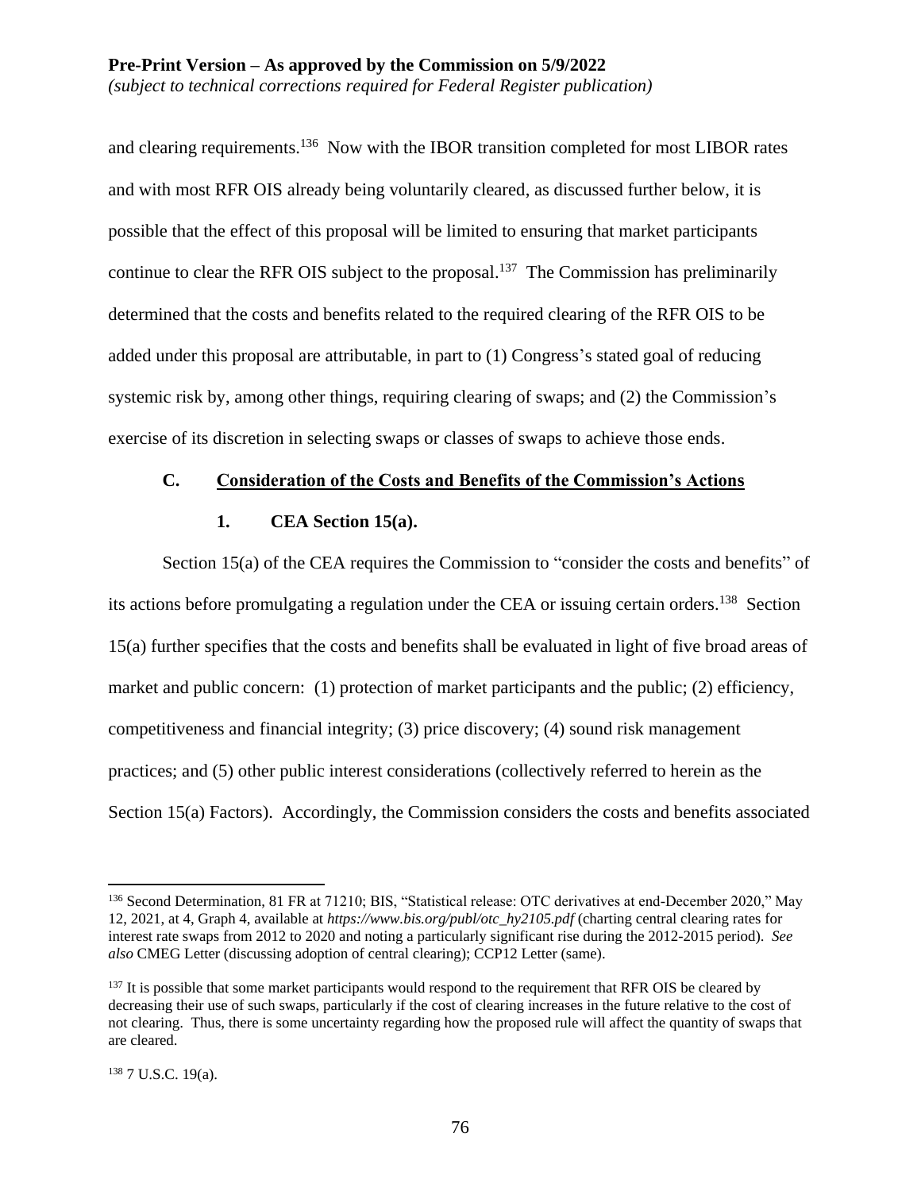and clearing requirements.[136] Now with the IBOR transition completed for most LIBOR rates and with most RFR OIS already being voluntarily cleared, as discussed further below, it is possible that the effect of this proposal will be limited to ensuring that market participants continue to clear the RFR OIS subject to the proposal.[137] The Commission has preliminarily determined that the costs and benefits related to the required clearing of the RFR OIS to be added under this proposal are attributable, in part to (1) Congress's stated goal of reducing systemic risk by, among other things, requiring clearing of swaps; and (2) the Commission's exercise of its discretion in selecting swaps or classes of swaps to achieve those ends.

### C. Consideration of the Costs and Benefits of the Commission's Actions

#### 1. CEA Section 15(a).

Section 15(a) of the CEA requires the Commission to "consider the costs and benefits" of its actions before promulgating a regulation under the CEA or issuing certain orders.[138] Section 15(a) further specifies that the costs and benefits shall be evaluated in light of five broad areas of market and public concern: (1) protection of market participants and the public; (2) efficiency, competitiveness and financial integrity; (3) price discovery; (4) sound risk management practices; and (5) other public interest considerations (collectively referred to herein as the Section 15(a) Factors). Accordingly, the Commission considers the costs and benefits associated

---

[136] Second Determination, 81 FR at 71210; BIS, "Statistical release: OTC derivatives at end-December 2020," May 12, 2021, at 4, Graph 4, available at *https://www.bis.org/publ/otc_hy2105.pdf* (charting central clearing rates for interest rate swaps from 2012 to 2020 and noting a particularly significant rise during the 2012-2015 period). *See also* CMEG Letter (discussing adoption of central clearing); CCP12 Letter (same).

[137] It is possible that some market participants would respond to the requirement that RFR OIS be cleared by decreasing their use of such swaps, particularly if the cost of clearing increases in the future relative to the cost of not clearing. Thus, there is some uncertainty regarding how the proposed rule will affect the quantity of swaps that are cleared.

[138] 7 U.S.C. 19(a).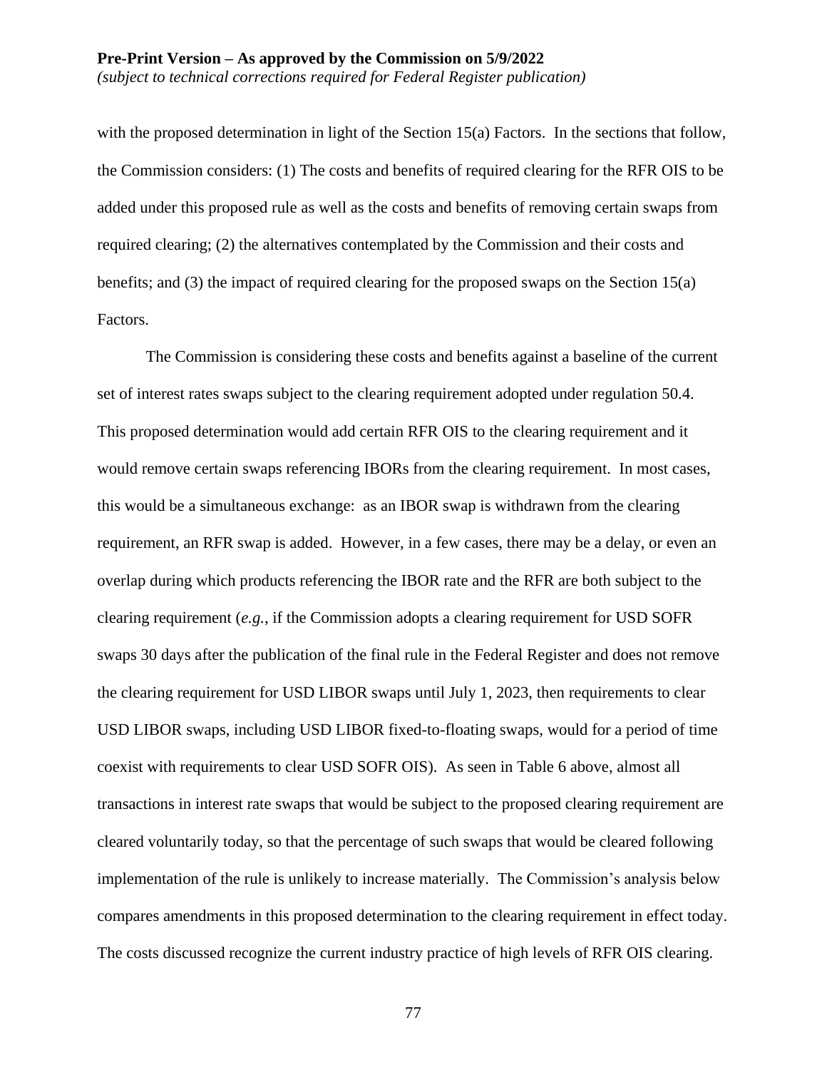with the proposed determination in light of the Section 15(a) Factors. In the sections that follow, the Commission considers: (1) The costs and benefits of required clearing for the RFR OIS to be added under this proposed rule as well as the costs and benefits of removing certain swaps from required clearing; (2) the alternatives contemplated by the Commission and their costs and benefits; and (3) the impact of required clearing for the proposed swaps on the Section 15(a) Factors.

The Commission is considering these costs and benefits against a baseline of the current set of interest rates swaps subject to the clearing requirement adopted under regulation 50.4. This proposed determination would add certain RFR OIS to the clearing requirement and it would remove certain swaps referencing IBORs from the clearing requirement. In most cases, this would be a simultaneous exchange: as an IBOR swap is withdrawn from the clearing requirement, an RFR swap is added. However, in a few cases, there may be a delay, or even an overlap during which products referencing the IBOR rate and the RFR are both subject to the clearing requirement (*e.g.*, if the Commission adopts a clearing requirement for USD SOFR swaps 30 days after the publication of the final rule in the Federal Register and does not remove the clearing requirement for USD LIBOR swaps until July 1, 2023, then requirements to clear USD LIBOR swaps, including USD LIBOR fixed-to-floating swaps, would for a period of time coexist with requirements to clear USD SOFR OIS). As seen in Table 6 above, almost all transactions in interest rate swaps that would be subject to the proposed clearing requirement are cleared voluntarily today, so that the percentage of such swaps that would be cleared following implementation of the rule is unlikely to increase materially. The Commission's analysis below compares amendments in this proposed determination to the clearing requirement in effect today. The costs discussed recognize the current industry practice of high levels of RFR OIS clearing.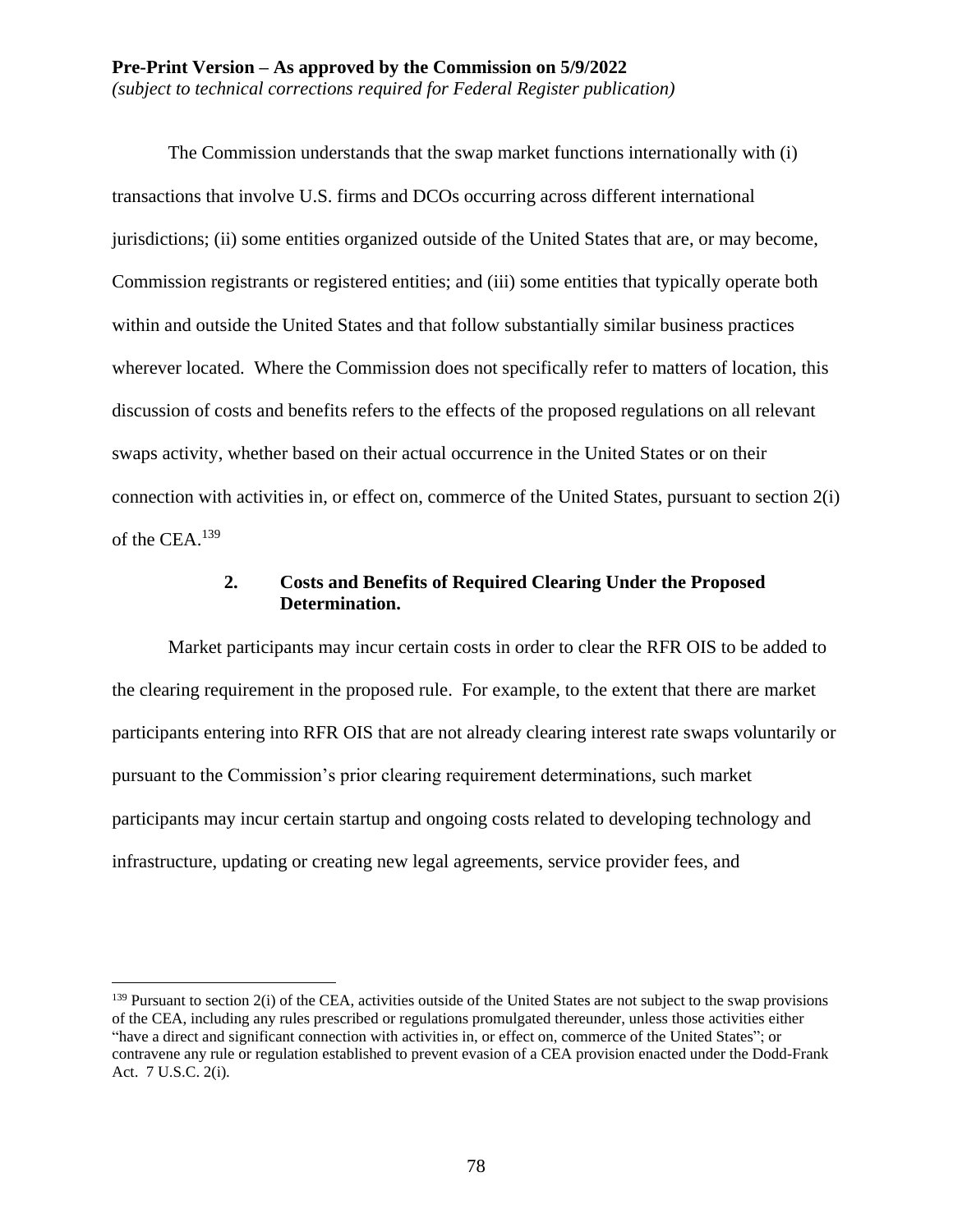The Commission understands that the swap market functions internationally with (i) transactions that involve U.S. firms and DCOs occurring across different international jurisdictions; (ii) some entities organized outside of the United States that are, or may become, Commission registrants or registered entities; and (iii) some entities that typically operate both within and outside the United States and that follow substantially similar business practices wherever located. Where the Commission does not specifically refer to matters of location, this discussion of costs and benefits refers to the effects of the proposed regulations on all relevant swaps activity, whether based on their actual occurrence in the United States or on their connection with activities in, or effect on, commerce of the United States, pursuant to section 2(i) of the CEA.[139]

### 2. Costs and Benefits of Required Clearing Under the Proposed Determination.

Market participants may incur certain costs in order to clear the RFR OIS to be added to the clearing requirement in the proposed rule. For example, to the extent that there are market participants entering into RFR OIS that are not already clearing interest rate swaps voluntarily or pursuant to the Commission's prior clearing requirement determinations, such market participants may incur certain startup and ongoing costs related to developing technology and infrastructure, updating or creating new legal agreements, service provider fees, and

[139] Pursuant to section 2(i) of the CEA, activities outside of the United States are not subject to the swap provisions of the CEA, including any rules prescribed or regulations promulgated thereunder, unless those activities either "have a direct and significant connection with activities in, or effect on, commerce of the United States"; or contravene any rule or regulation established to prevent evasion of a CEA provision enacted under the Dodd-Frank Act. 7 U.S.C. 2(i).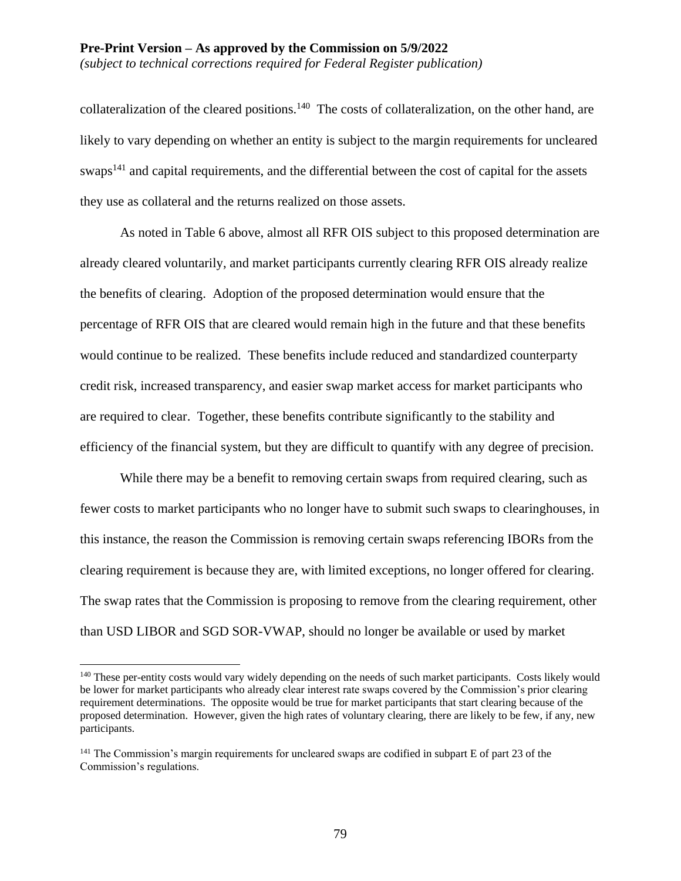collateralization of the cleared positions.[140] The costs of collateralization, on the other hand, are likely to vary depending on whether an entity is subject to the margin requirements for uncleared swaps[141] and capital requirements, and the differential between the cost of capital for the assets they use as collateral and the returns realized on those assets.

As noted in Table 6 above, almost all RFR OIS subject to this proposed determination are already cleared voluntarily, and market participants currently clearing RFR OIS already realize the benefits of clearing. Adoption of the proposed determination would ensure that the percentage of RFR OIS that are cleared would remain high in the future and that these benefits would continue to be realized. These benefits include reduced and standardized counterparty credit risk, increased transparency, and easier swap market access for market participants who are required to clear. Together, these benefits contribute significantly to the stability and efficiency of the financial system, but they are difficult to quantify with any degree of precision.

While there may be a benefit to removing certain swaps from required clearing, such as fewer costs to market participants who no longer have to submit such swaps to clearinghouses, in this instance, the reason the Commission is removing certain swaps referencing IBORs from the clearing requirement is because they are, with limited exceptions, no longer offered for clearing. The swap rates that the Commission is proposing to remove from the clearing requirement, other than USD LIBOR and SGD SOR-VWAP, should no longer be available or used by market

[140] These per-entity costs would vary widely depending on the needs of such market participants. Costs likely would be lower for market participants who already clear interest rate swaps covered by the Commission's prior clearing requirement determinations. The opposite would be true for market participants that start clearing because of the proposed determination. However, given the high rates of voluntary clearing, there are likely to be few, if any, new participants.

[141] The Commission's margin requirements for uncleared swaps are codified in subpart E of part 23 of the Commission's regulations.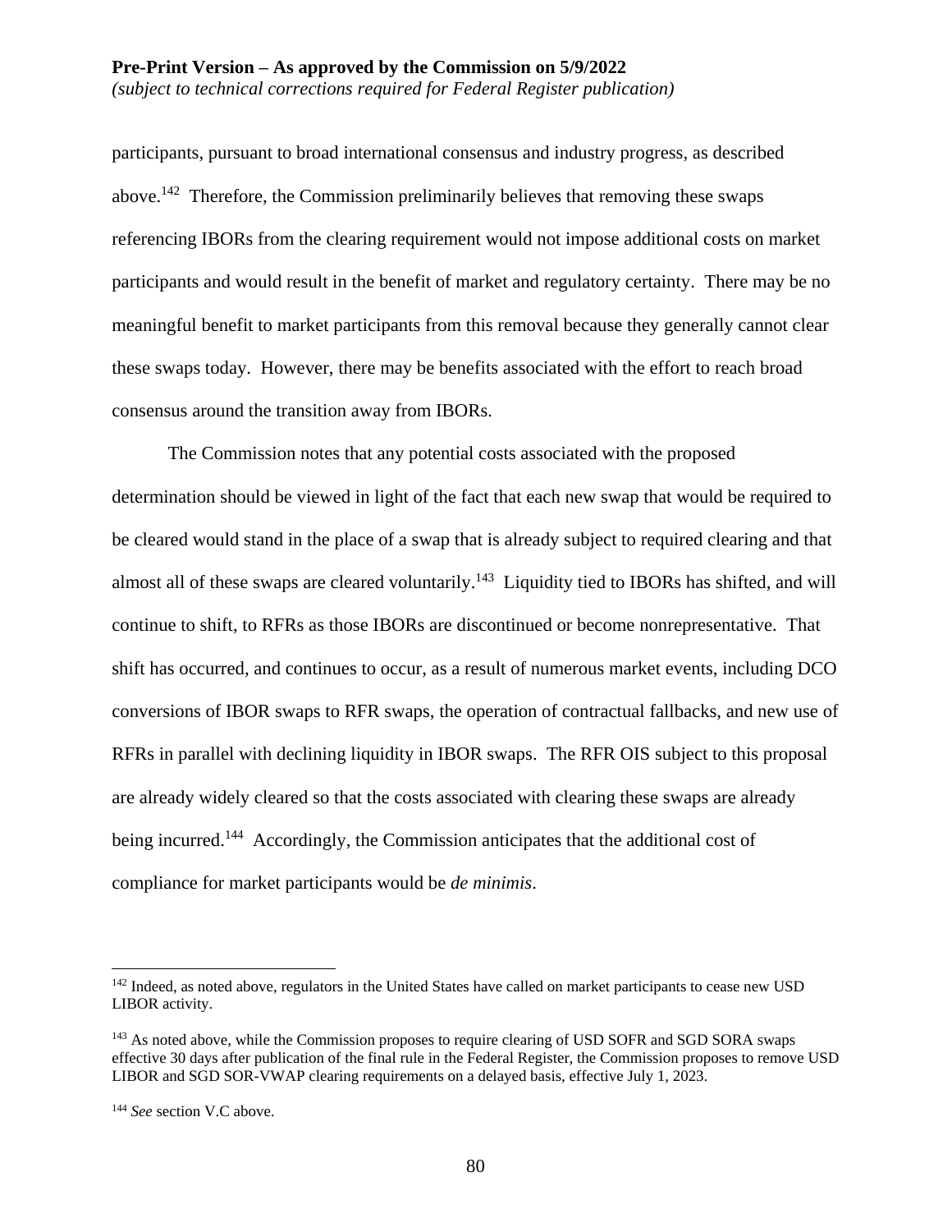participants, pursuant to broad international consensus and industry progress, as described above.[142] Therefore, the Commission preliminarily believes that removing these swaps referencing IBORs from the clearing requirement would not impose additional costs on market participants and would result in the benefit of market and regulatory certainty. There may be no meaningful benefit to market participants from this removal because they generally cannot clear these swaps today. However, there may be benefits associated with the effort to reach broad consensus around the transition away from IBORs.

The Commission notes that any potential costs associated with the proposed determination should be viewed in light of the fact that each new swap that would be required to be cleared would stand in the place of a swap that is already subject to required clearing and that almost all of these swaps are cleared voluntarily.[143] Liquidity tied to IBORs has shifted, and will continue to shift, to RFRs as those IBORs are discontinued or become nonrepresentative. That shift has occurred, and continues to occur, as a result of numerous market events, including DCO conversions of IBOR swaps to RFR swaps, the operation of contractual fallbacks, and new use of RFRs in parallel with declining liquidity in IBOR swaps. The RFR OIS subject to this proposal are already widely cleared so that the costs associated with clearing these swaps are already being incurred.[144] Accordingly, the Commission anticipates that the additional cost of compliance for market participants would be *de minimis*.

---

[142] Indeed, as noted above, regulators in the United States have called on market participants to cease new USD LIBOR activity.

[143] As noted above, while the Commission proposes to require clearing of USD SOFR and SGD SORA swaps effective 30 days after publication of the final rule in the Federal Register, the Commission proposes to remove USD LIBOR and SGD SOR-VWAP clearing requirements on a delayed basis, effective July 1, 2023.

[144] *See* section V.C above.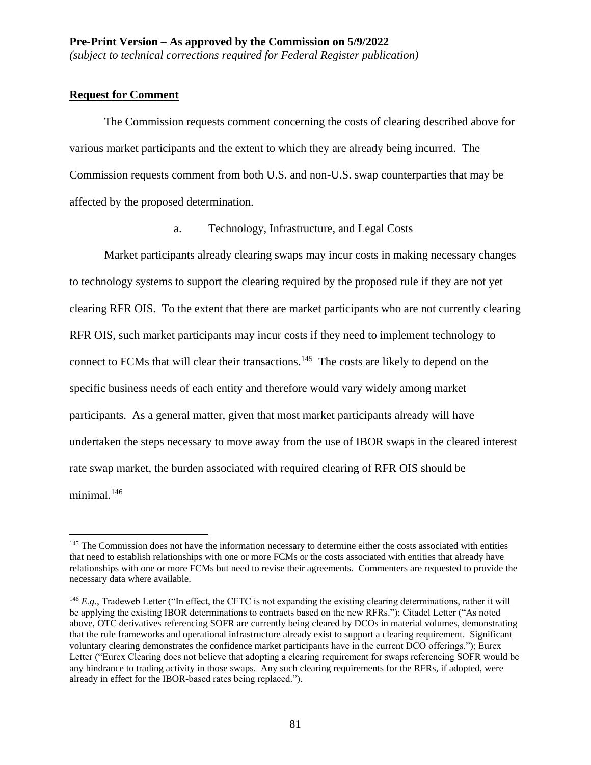**Request for Comment**

The Commission requests comment concerning the costs of clearing described above for various market participants and the extent to which they are already being incurred. The Commission requests comment from both U.S. and non-U.S. swap counterparties that may be affected by the proposed determination.

a. Technology, Infrastructure, and Legal Costs

Market participants already clearing swaps may incur costs in making necessary changes to technology systems to support the clearing required by the proposed rule if they are not yet clearing RFR OIS. To the extent that there are market participants who are not currently clearing RFR OIS, such market participants may incur costs if they need to implement technology to connect to FCMs that will clear their transactions.[145] The costs are likely to depend on the specific business needs of each entity and therefore would vary widely among market participants. As a general matter, given that most market participants already will have undertaken the steps necessary to move away from the use of IBOR swaps in the cleared interest rate swap market, the burden associated with required clearing of RFR OIS should be minimal.[146]

---

[145] The Commission does not have the information necessary to determine either the costs associated with entities that need to establish relationships with one or more FCMs or the costs associated with entities that already have relationships with one or more FCMs but need to revise their agreements. Commenters are requested to provide the necessary data where available.

[146] *E.g.*, Tradeweb Letter ("In effect, the CFTC is not expanding the existing clearing determinations, rather it will be applying the existing IBOR determinations to contracts based on the new RFRs."); Citadel Letter ("As noted above, OTC derivatives referencing SOFR are currently being cleared by DCOs in material volumes, demonstrating that the rule frameworks and operational infrastructure already exist to support a clearing requirement. Significant voluntary clearing demonstrates the confidence market participants have in the current DCO offerings."); Eurex Letter ("Eurex Clearing does not believe that adopting a clearing requirement for swaps referencing SOFR would be any hindrance to trading activity in those swaps. Any such clearing requirements for the RFRs, if adopted, were already in effect for the IBOR-based rates being replaced.").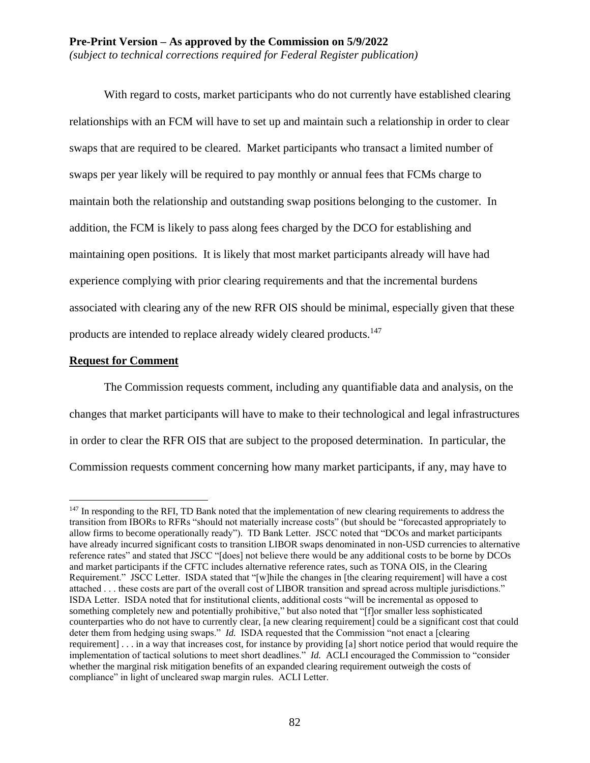With regard to costs, market participants who do not currently have established clearing relationships with an FCM will have to set up and maintain such a relationship in order to clear swaps that are required to be cleared. Market participants who transact a limited number of swaps per year likely will be required to pay monthly or annual fees that FCMs charge to maintain both the relationship and outstanding swap positions belonging to the customer. In addition, the FCM is likely to pass along fees charged by the DCO for establishing and maintaining open positions. It is likely that most market participants already will have had experience complying with prior clearing requirements and that the incremental burdens associated with clearing any of the new RFR OIS should be minimal, especially given that these products are intended to replace already widely cleared products.[147]

**Request for Comment**

The Commission requests comment, including any quantifiable data and analysis, on the changes that market participants will have to make to their technological and legal infrastructures in order to clear the RFR OIS that are subject to the proposed determination. In particular, the Commission requests comment concerning how many market participants, if any, may have to

---

[147] In responding to the RFI, TD Bank noted that the implementation of new clearing requirements to address the transition from IBORs to RFRs "should not materially increase costs" (but should be "forecasted appropriately to allow firms to become operationally ready"). TD Bank Letter. JSCC noted that "DCOs and market participants have already incurred significant costs to transition LIBOR swaps denominated in non-USD currencies to alternative reference rates" and stated that JSCC "[does] not believe there would be any additional costs to be borne by DCOs and market participants if the CFTC includes alternative reference rates, such as TONA OIS, in the Clearing Requirement." JSCC Letter. ISDA stated that "[w]hile the changes in [the clearing requirement] will have a cost attached . . . these costs are part of the overall cost of LIBOR transition and spread across multiple jurisdictions." ISDA Letter. ISDA noted that for institutional clients, additional costs "will be incremental as opposed to something completely new and potentially prohibitive," but also noted that "[f]or smaller less sophisticated counterparties who do not have to currently clear, [a new clearing requirement] could be a significant cost that could deter them from hedging using swaps." *Id.* ISDA requested that the Commission "not enact a [clearing requirement] . . . in a way that increases cost, for instance by providing [a] short notice period that would require the implementation of tactical solutions to meet short deadlines." *Id.* ACLI encouraged the Commission to "consider whether the marginal risk mitigation benefits of an expanded clearing requirement outweigh the costs of compliance" in light of uncleared swap margin rules. ACLI Letter.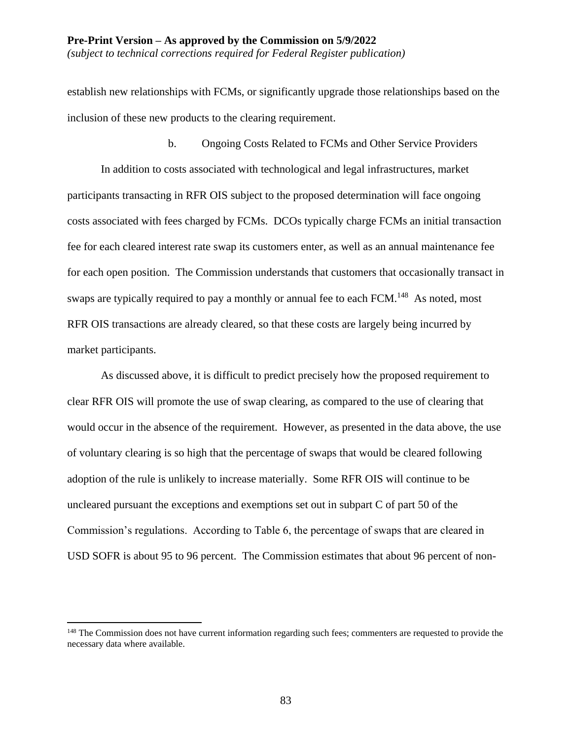establish new relationships with FCMs, or significantly upgrade those relationships based on the inclusion of these new products to the clearing requirement.

b. Ongoing Costs Related to FCMs and Other Service Providers

In addition to costs associated with technological and legal infrastructures, market participants transacting in RFR OIS subject to the proposed determination will face ongoing costs associated with fees charged by FCMs. DCOs typically charge FCMs an initial transaction fee for each cleared interest rate swap its customers enter, as well as an annual maintenance fee for each open position. The Commission understands that customers that occasionally transact in swaps are typically required to pay a monthly or annual fee to each FCM.[148] As noted, most RFR OIS transactions are already cleared, so that these costs are largely being incurred by market participants.

As discussed above, it is difficult to predict precisely how the proposed requirement to clear RFR OIS will promote the use of swap clearing, as compared to the use of clearing that would occur in the absence of the requirement. However, as presented in the data above, the use of voluntary clearing is so high that the percentage of swaps that would be cleared following adoption of the rule is unlikely to increase materially. Some RFR OIS will continue to be uncleared pursuant the exceptions and exemptions set out in subpart C of part 50 of the Commission's regulations. According to Table 6, the percentage of swaps that are cleared in USD SOFR is about 95 to 96 percent. The Commission estimates that about 96 percent of non-

[148] The Commission does not have current information regarding such fees; commenters are requested to provide the necessary data where available.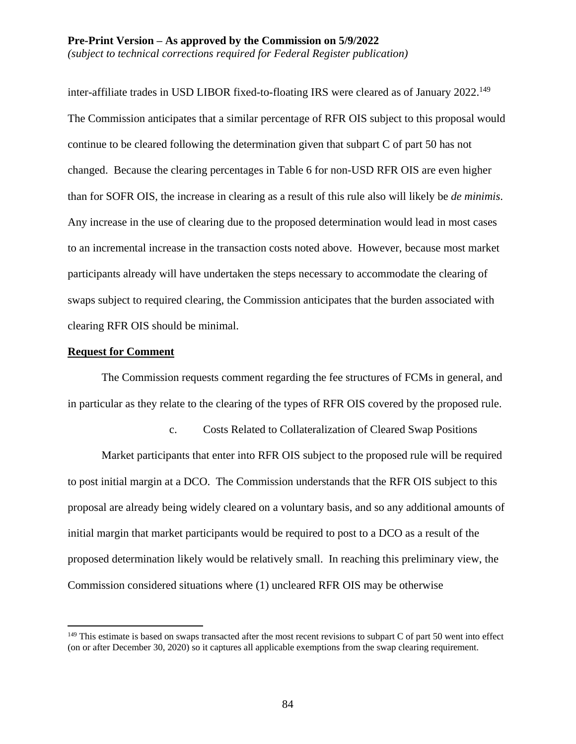inter-affiliate trades in USD LIBOR fixed-to-floating IRS were cleared as of January 2022.[149] The Commission anticipates that a similar percentage of RFR OIS subject to this proposal would continue to be cleared following the determination given that subpart C of part 50 has not changed. Because the clearing percentages in Table 6 for non-USD RFR OIS are even higher than for SOFR OIS, the increase in clearing as a result of this rule also will likely be *de minimis*. Any increase in the use of clearing due to the proposed determination would lead in most cases to an incremental increase in the transaction costs noted above. However, because most market participants already will have undertaken the steps necessary to accommodate the clearing of swaps subject to required clearing, the Commission anticipates that the burden associated with clearing RFR OIS should be minimal.

**Request for Comment**

The Commission requests comment regarding the fee structures of FCMs in general, and in particular as they relate to the clearing of the types of RFR OIS covered by the proposed rule.

c. Costs Related to Collateralization of Cleared Swap Positions

Market participants that enter into RFR OIS subject to the proposed rule will be required to post initial margin at a DCO. The Commission understands that the RFR OIS subject to this proposal are already being widely cleared on a voluntary basis, and so any additional amounts of initial margin that market participants would be required to post to a DCO as a result of the proposed determination likely would be relatively small. In reaching this preliminary view, the Commission considered situations where (1) uncleared RFR OIS may be otherwise

---

[149] This estimate is based on swaps transacted after the most recent revisions to subpart C of part 50 went into effect (on or after December 30, 2020) so it captures all applicable exemptions from the swap clearing requirement.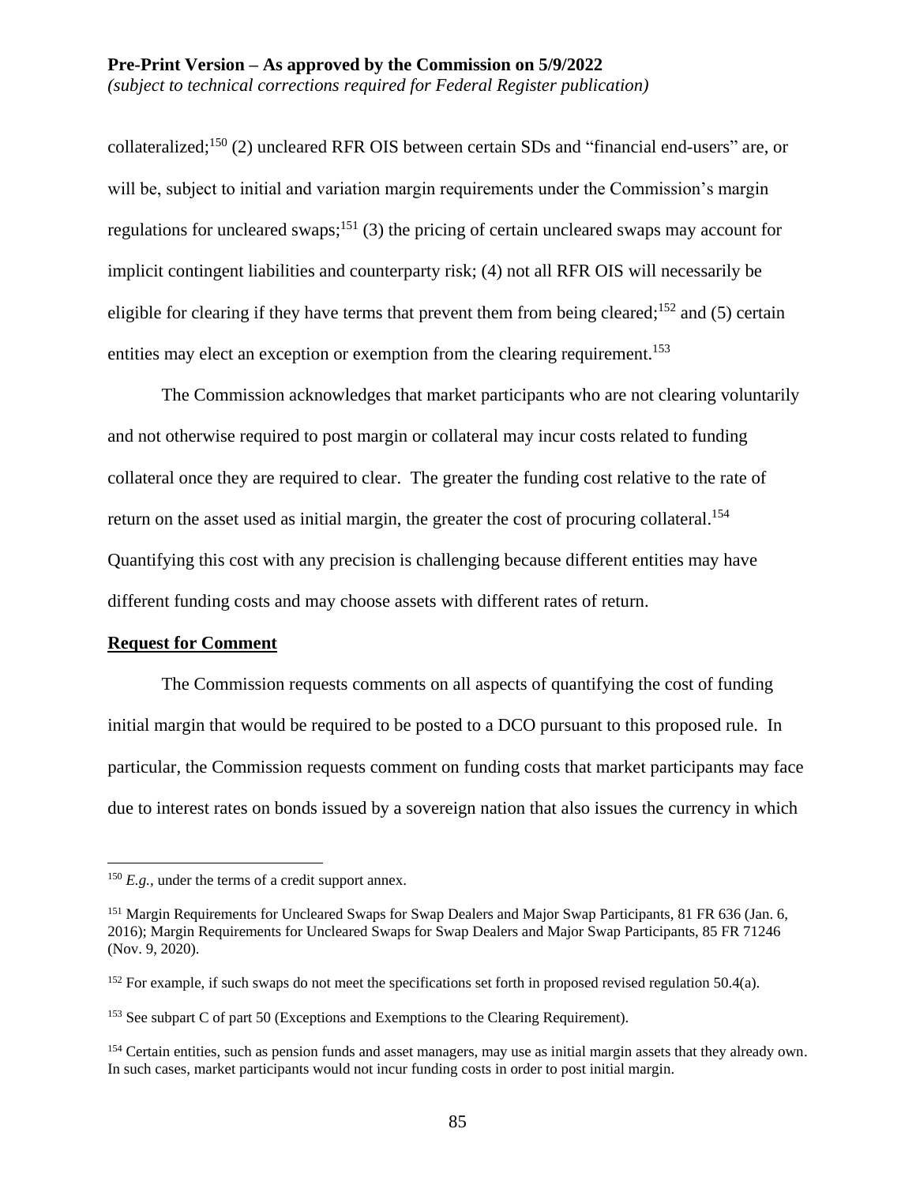collateralized;[150] (2) uncleared RFR OIS between certain SDs and "financial end-users" are, or will be, subject to initial and variation margin requirements under the Commission's margin regulations for uncleared swaps;[151] (3) the pricing of certain uncleared swaps may account for implicit contingent liabilities and counterparty risk; (4) not all RFR OIS will necessarily be eligible for clearing if they have terms that prevent them from being cleared;[152] and (5) certain entities may elect an exception or exemption from the clearing requirement.[153]

The Commission acknowledges that market participants who are not clearing voluntarily and not otherwise required to post margin or collateral may incur costs related to funding collateral once they are required to clear. The greater the funding cost relative to the rate of return on the asset used as initial margin, the greater the cost of procuring collateral.[154] Quantifying this cost with any precision is challenging because different entities may have different funding costs and may choose assets with different rates of return.

**Request for Comment**

The Commission requests comments on all aspects of quantifying the cost of funding initial margin that would be required to be posted to a DCO pursuant to this proposed rule. In particular, the Commission requests comment on funding costs that market participants may face due to interest rates on bonds issued by a sovereign nation that also issues the currency in which

---

[150] *E.g.*, under the terms of a credit support annex.

[151] Margin Requirements for Uncleared Swaps for Swap Dealers and Major Swap Participants, 81 FR 636 (Jan. 6, 2016); Margin Requirements for Uncleared Swaps for Swap Dealers and Major Swap Participants, 85 FR 71246 (Nov. 9, 2020).

[152] For example, if such swaps do not meet the specifications set forth in proposed revised regulation 50.4(a).

[153] See subpart C of part 50 (Exceptions and Exemptions to the Clearing Requirement).

[154] Certain entities, such as pension funds and asset managers, may use as initial margin assets that they already own. In such cases, market participants would not incur funding costs in order to post initial margin.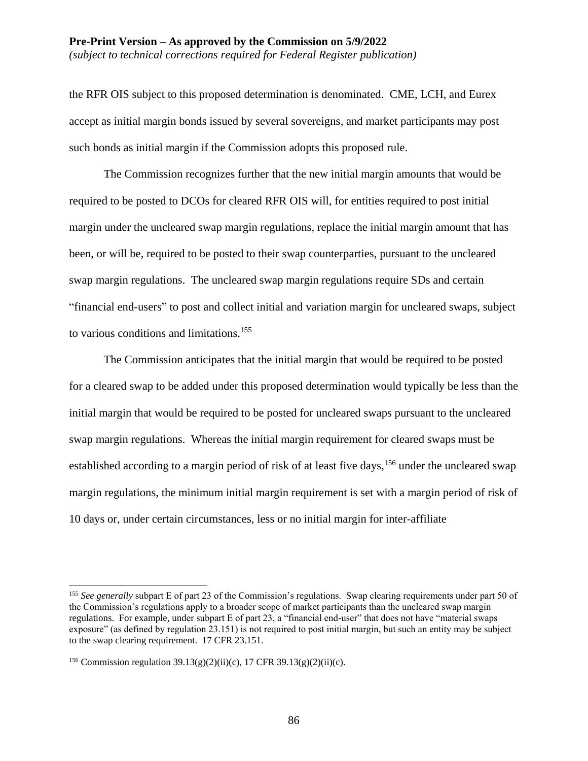the RFR OIS subject to this proposed determination is denominated. CME, LCH, and Eurex accept as initial margin bonds issued by several sovereigns, and market participants may post such bonds as initial margin if the Commission adopts this proposed rule.

The Commission recognizes further that the new initial margin amounts that would be required to be posted to DCOs for cleared RFR OIS will, for entities required to post initial margin under the uncleared swap margin regulations, replace the initial margin amount that has been, or will be, required to be posted to their swap counterparties, pursuant to the uncleared swap margin regulations. The uncleared swap margin regulations require SDs and certain "financial end-users" to post and collect initial and variation margin for uncleared swaps, subject to various conditions and limitations.[155]

The Commission anticipates that the initial margin that would be required to be posted for a cleared swap to be added under this proposed determination would typically be less than the initial margin that would be required to be posted for uncleared swaps pursuant to the uncleared swap margin regulations. Whereas the initial margin requirement for cleared swaps must be established according to a margin period of risk of at least five days,[156] under the uncleared swap margin regulations, the minimum initial margin requirement is set with a margin period of risk of 10 days or, under certain circumstances, less or no initial margin for inter-affiliate

---

[155] *See generally* subpart E of part 23 of the Commission's regulations. Swap clearing requirements under part 50 of the Commission's regulations apply to a broader scope of market participants than the uncleared swap margin regulations. For example, under subpart E of part 23, a "financial end-user" that does not have "material swaps exposure" (as defined by regulation 23.151) is not required to post initial margin, but such an entity may be subject to the swap clearing requirement. 17 CFR 23.151.

[156] Commission regulation 39.13(g)(2)(ii)(c), 17 CFR 39.13(g)(2)(ii)(c).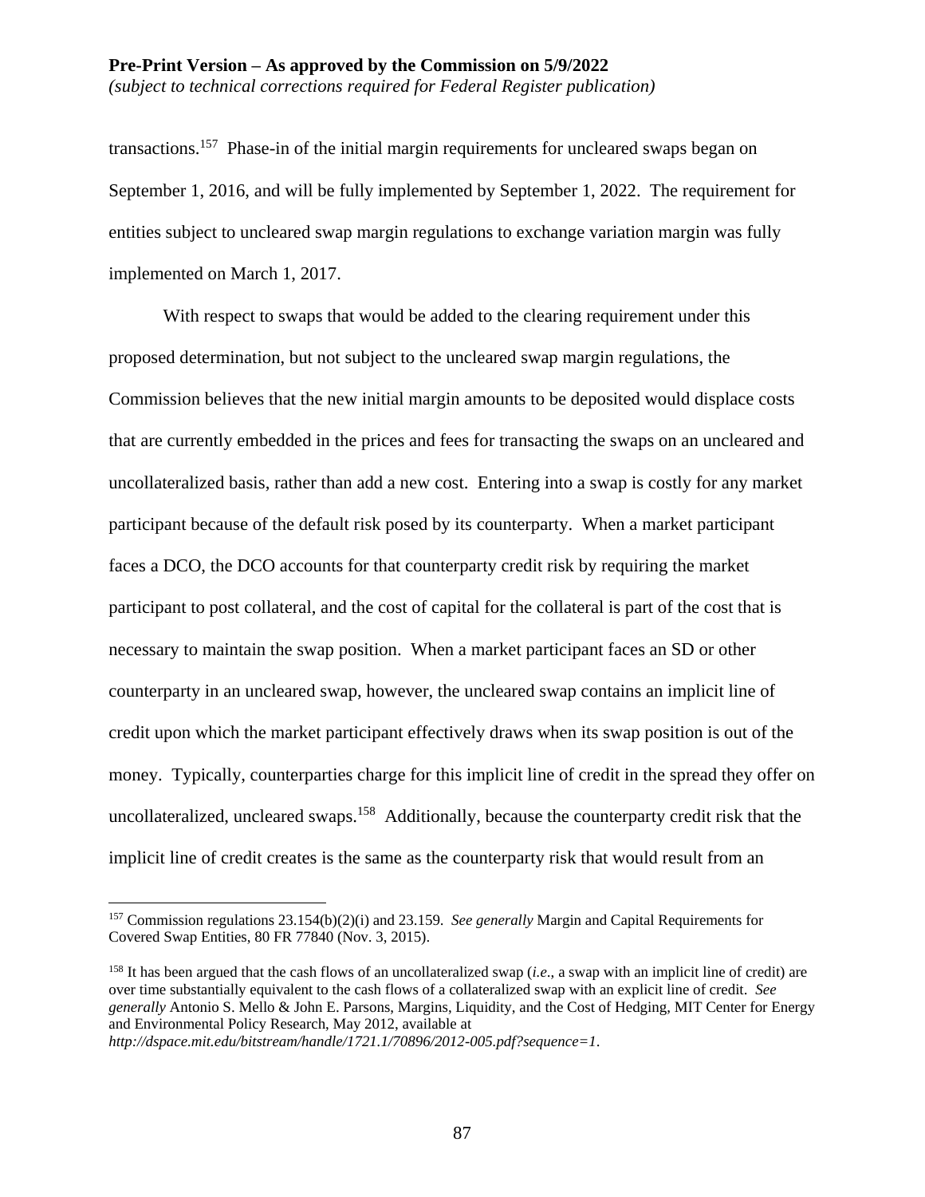transactions.[157] Phase-in of the initial margin requirements for uncleared swaps began on September 1, 2016, and will be fully implemented by September 1, 2022. The requirement for entities subject to uncleared swap margin regulations to exchange variation margin was fully implemented on March 1, 2017.

With respect to swaps that would be added to the clearing requirement under this proposed determination, but not subject to the uncleared swap margin regulations, the Commission believes that the new initial margin amounts to be deposited would displace costs that are currently embedded in the prices and fees for transacting the swaps on an uncleared and uncollateralized basis, rather than add a new cost. Entering into a swap is costly for any market participant because of the default risk posed by its counterparty. When a market participant faces a DCO, the DCO accounts for that counterparty credit risk by requiring the market participant to post collateral, and the cost of capital for the collateral is part of the cost that is necessary to maintain the swap position. When a market participant faces an SD or other counterparty in an uncleared swap, however, the uncleared swap contains an implicit line of credit upon which the market participant effectively draws when its swap position is out of the money. Typically, counterparties charge for this implicit line of credit in the spread they offer on uncollateralized, uncleared swaps.[158] Additionally, because the counterparty credit risk that the implicit line of credit creates is the same as the counterparty risk that would result from an

---

[157] Commission regulations 23.154(b)(2)(i) and 23.159. *See generally* Margin and Capital Requirements for Covered Swap Entities, 80 FR 77840 (Nov. 3, 2015).

[158] It has been argued that the cash flows of an uncollateralized swap (*i.e*., a swap with an implicit line of credit) are over time substantially equivalent to the cash flows of a collateralized swap with an explicit line of credit. *See generally* Antonio S. Mello & John E. Parsons, Margins, Liquidity, and the Cost of Hedging, MIT Center for Energy and Environmental Policy Research, May 2012, available at *http://dspace.mit.edu/bitstream/handle/1721.1/70896/2012-005.pdf?sequence=1*.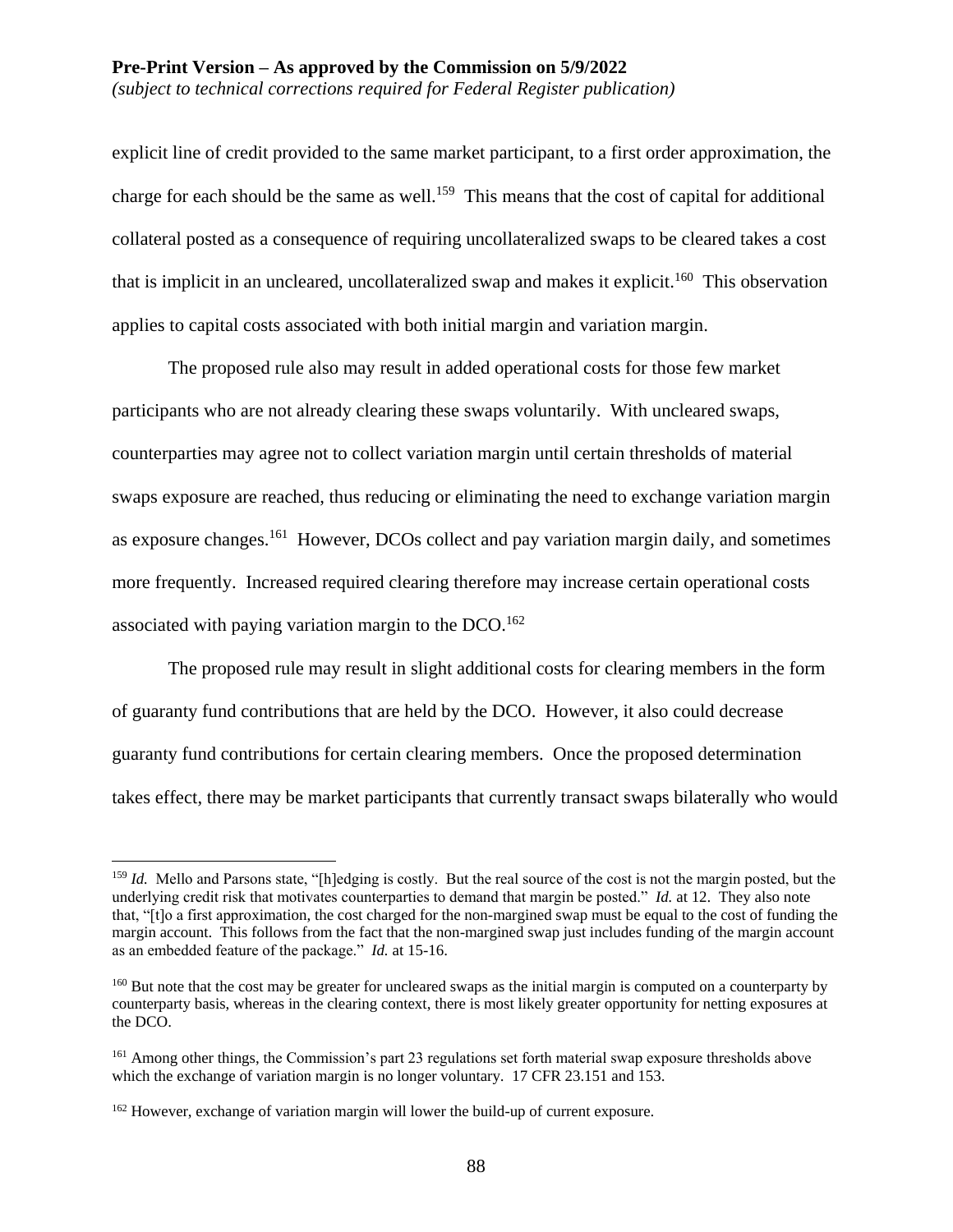explicit line of credit provided to the same market participant, to a first order approximation, the charge for each should be the same as well.[159] This means that the cost of capital for additional collateral posted as a consequence of requiring uncollateralized swaps to be cleared takes a cost that is implicit in an uncleared, uncollateralized swap and makes it explicit.[160] This observation applies to capital costs associated with both initial margin and variation margin.

The proposed rule also may result in added operational costs for those few market participants who are not already clearing these swaps voluntarily. With uncleared swaps, counterparties may agree not to collect variation margin until certain thresholds of material swaps exposure are reached, thus reducing or eliminating the need to exchange variation margin as exposure changes.[161] However, DCOs collect and pay variation margin daily, and sometimes more frequently. Increased required clearing therefore may increase certain operational costs associated with paying variation margin to the DCO.[162]

The proposed rule may result in slight additional costs for clearing members in the form of guaranty fund contributions that are held by the DCO. However, it also could decrease guaranty fund contributions for certain clearing members. Once the proposed determination takes effect, there may be market participants that currently transact swaps bilaterally who would

---

[159] *Id.* Mello and Parsons state, "[h]edging is costly. But the real source of the cost is not the margin posted, but the underlying credit risk that motivates counterparties to demand that margin be posted." *Id.* at 12. They also note that, "[t]o a first approximation, the cost charged for the non-margined swap must be equal to the cost of funding the margin account. This follows from the fact that the non-margined swap just includes funding of the margin account as an embedded feature of the package." *Id.* at 15-16.

[160] But note that the cost may be greater for uncleared swaps as the initial margin is computed on a counterparty by counterparty basis, whereas in the clearing context, there is most likely greater opportunity for netting exposures at the DCO.

[161] Among other things, the Commission's part 23 regulations set forth material swap exposure thresholds above which the exchange of variation margin is no longer voluntary. 17 CFR 23.151 and 153.

[162] However, exchange of variation margin will lower the build-up of current exposure.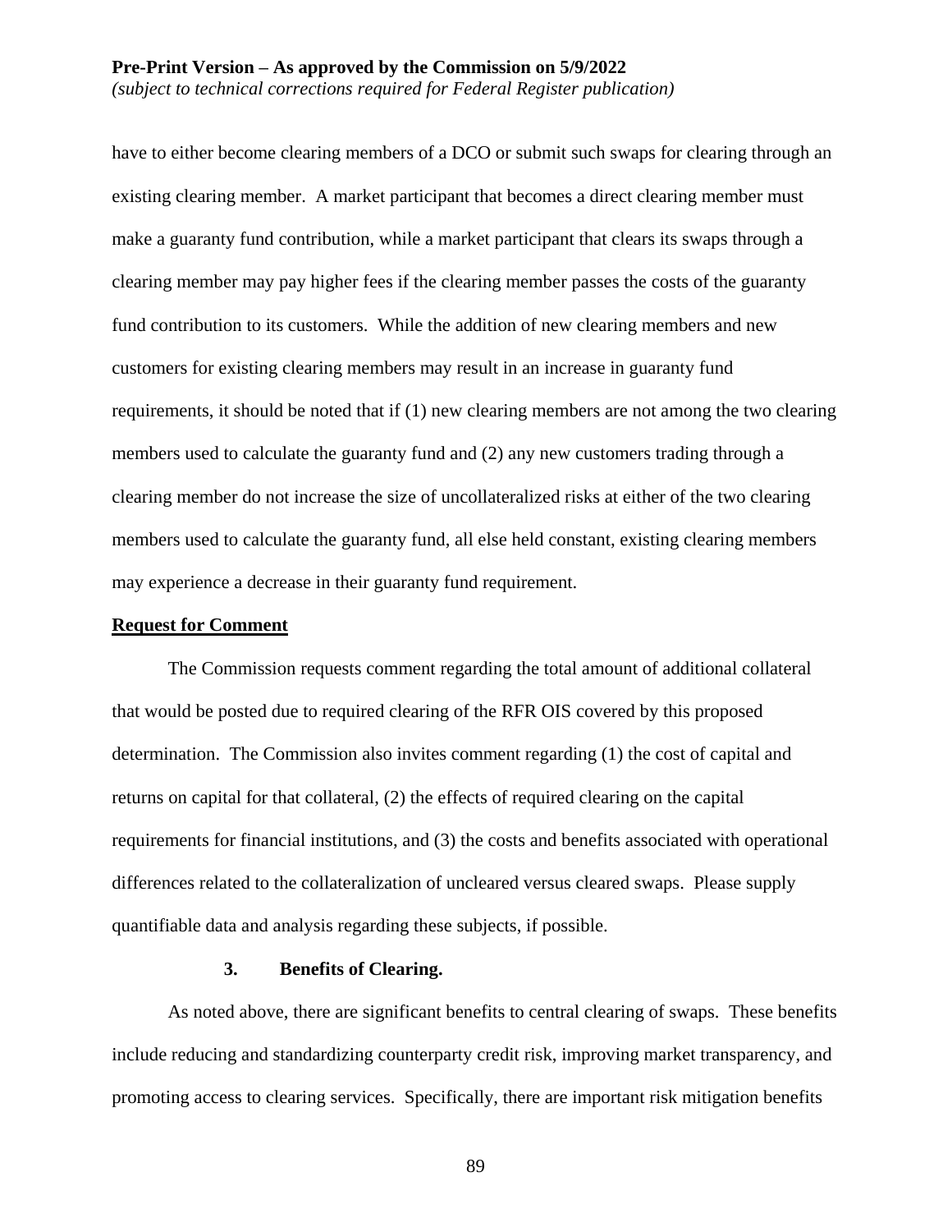have to either become clearing members of a DCO or submit such swaps for clearing through an existing clearing member. A market participant that becomes a direct clearing member must make a guaranty fund contribution, while a market participant that clears its swaps through a clearing member may pay higher fees if the clearing member passes the costs of the guaranty fund contribution to its customers. While the addition of new clearing members and new customers for existing clearing members may result in an increase in guaranty fund requirements, it should be noted that if (1) new clearing members are not among the two clearing members used to calculate the guaranty fund and (2) any new customers trading through a clearing member do not increase the size of uncollateralized risks at either of the two clearing members used to calculate the guaranty fund, all else held constant, existing clearing members may experience a decrease in their guaranty fund requirement.

**Request for Comment**

The Commission requests comment regarding the total amount of additional collateral that would be posted due to required clearing of the RFR OIS covered by this proposed determination. The Commission also invites comment regarding (1) the cost of capital and returns on capital for that collateral, (2) the effects of required clearing on the capital requirements for financial institutions, and (3) the costs and benefits associated with operational differences related to the collateralization of uncleared versus cleared swaps. Please supply quantifiable data and analysis regarding these subjects, if possible.

### 3. Benefits of Clearing.

As noted above, there are significant benefits to central clearing of swaps. These benefits include reducing and standardizing counterparty credit risk, improving market transparency, and promoting access to clearing services. Specifically, there are important risk mitigation benefits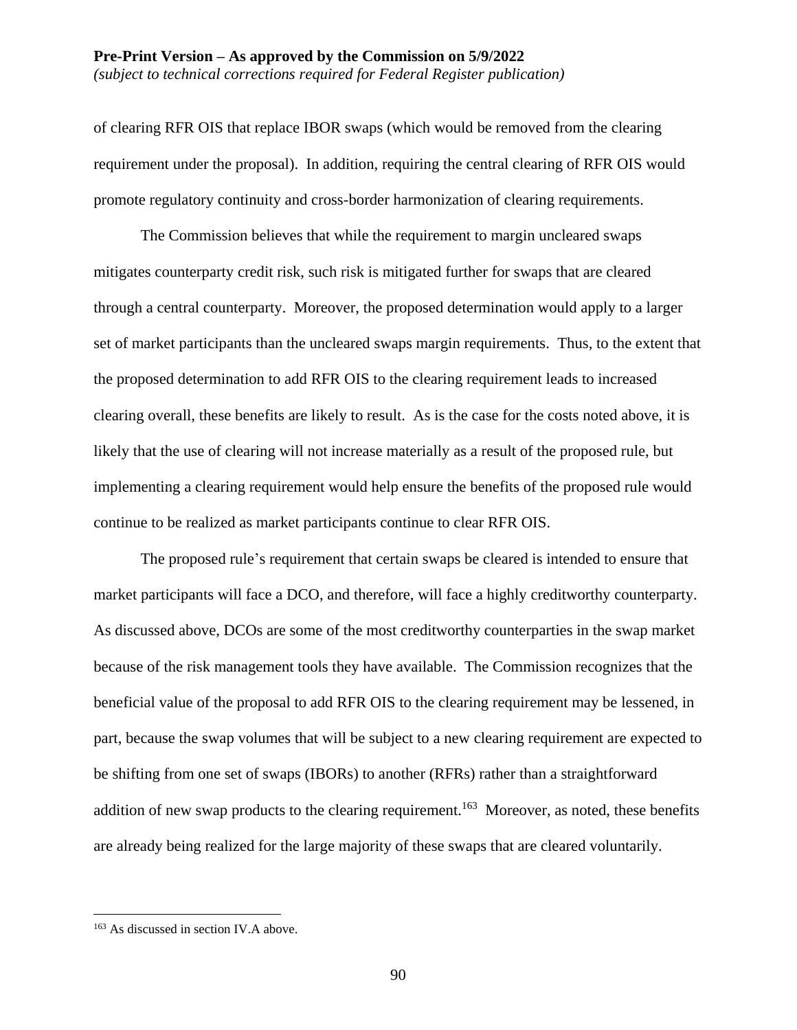of clearing RFR OIS that replace IBOR swaps (which would be removed from the clearing requirement under the proposal). In addition, requiring the central clearing of RFR OIS would promote regulatory continuity and cross-border harmonization of clearing requirements.

The Commission believes that while the requirement to margin uncleared swaps mitigates counterparty credit risk, such risk is mitigated further for swaps that are cleared through a central counterparty. Moreover, the proposed determination would apply to a larger set of market participants than the uncleared swaps margin requirements. Thus, to the extent that the proposed determination to add RFR OIS to the clearing requirement leads to increased clearing overall, these benefits are likely to result. As is the case for the costs noted above, it is likely that the use of clearing will not increase materially as a result of the proposed rule, but implementing a clearing requirement would help ensure the benefits of the proposed rule would continue to be realized as market participants continue to clear RFR OIS.

The proposed rule's requirement that certain swaps be cleared is intended to ensure that market participants will face a DCO, and therefore, will face a highly creditworthy counterparty. As discussed above, DCOs are some of the most creditworthy counterparties in the swap market because of the risk management tools they have available. The Commission recognizes that the beneficial value of the proposal to add RFR OIS to the clearing requirement may be lessened, in part, because the swap volumes that will be subject to a new clearing requirement are expected to be shifting from one set of swaps (IBORs) to another (RFRs) rather than a straightforward addition of new swap products to the clearing requirement.[163] Moreover, as noted, these benefits are already being realized for the large majority of these swaps that are cleared voluntarily.

---

[163] As discussed in section IV.A above.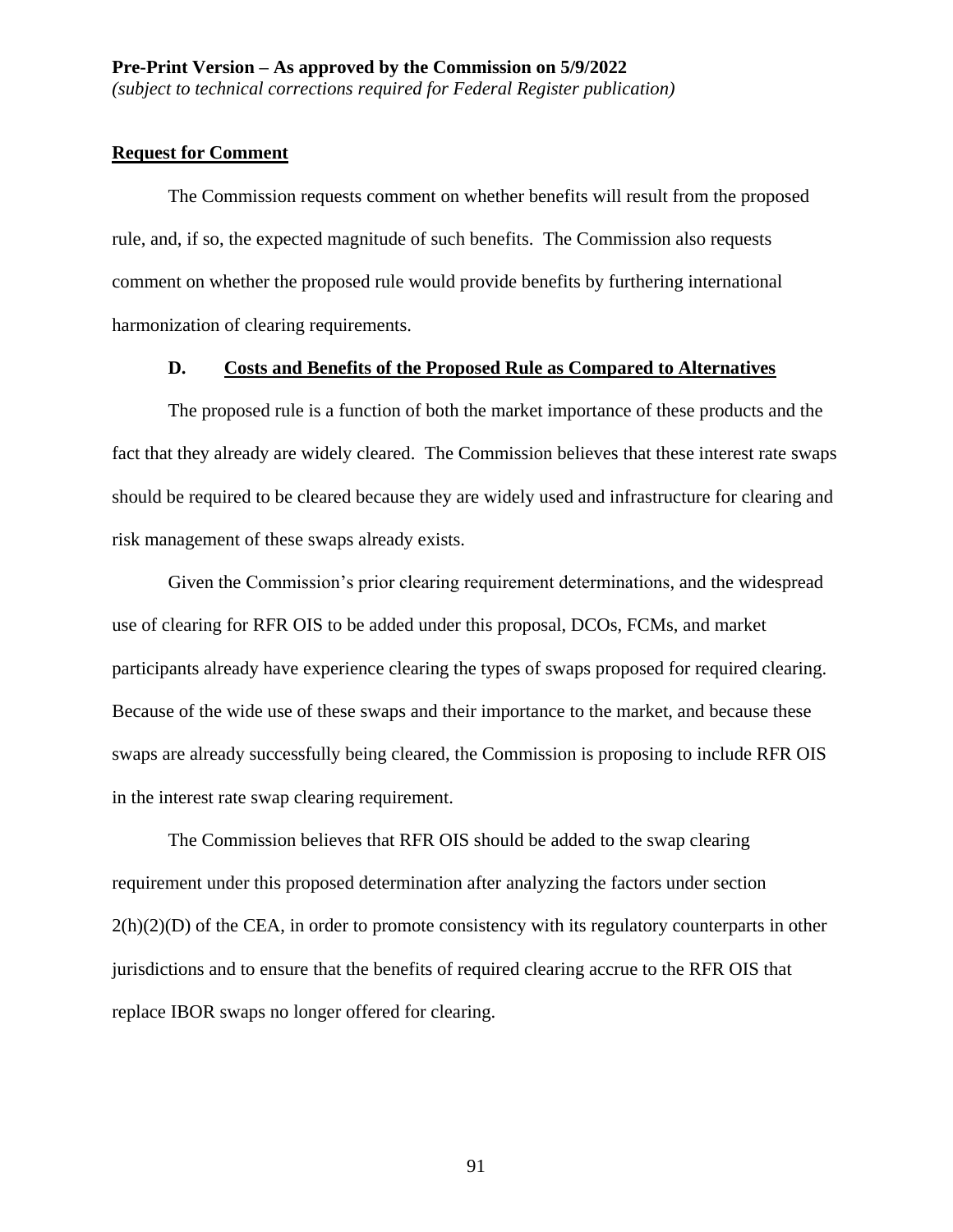**Request for Comment**

The Commission requests comment on whether benefits will result from the proposed rule, and, if so, the expected magnitude of such benefits. The Commission also requests comment on whether the proposed rule would provide benefits by furthering international harmonization of clearing requirements.

### D. Costs and Benefits of the Proposed Rule as Compared to Alternatives

The proposed rule is a function of both the market importance of these products and the fact that they already are widely cleared. The Commission believes that these interest rate swaps should be required to be cleared because they are widely used and infrastructure for clearing and risk management of these swaps already exists.

Given the Commission's prior clearing requirement determinations, and the widespread use of clearing for RFR OIS to be added under this proposal, DCOs, FCMs, and market participants already have experience clearing the types of swaps proposed for required clearing. Because of the wide use of these swaps and their importance to the market, and because these swaps are already successfully being cleared, the Commission is proposing to include RFR OIS in the interest rate swap clearing requirement.

The Commission believes that RFR OIS should be added to the swap clearing requirement under this proposed determination after analyzing the factors under section 2(h)(2)(D) of the CEA, in order to promote consistency with its regulatory counterparts in other jurisdictions and to ensure that the benefits of required clearing accrue to the RFR OIS that replace IBOR swaps no longer offered for clearing.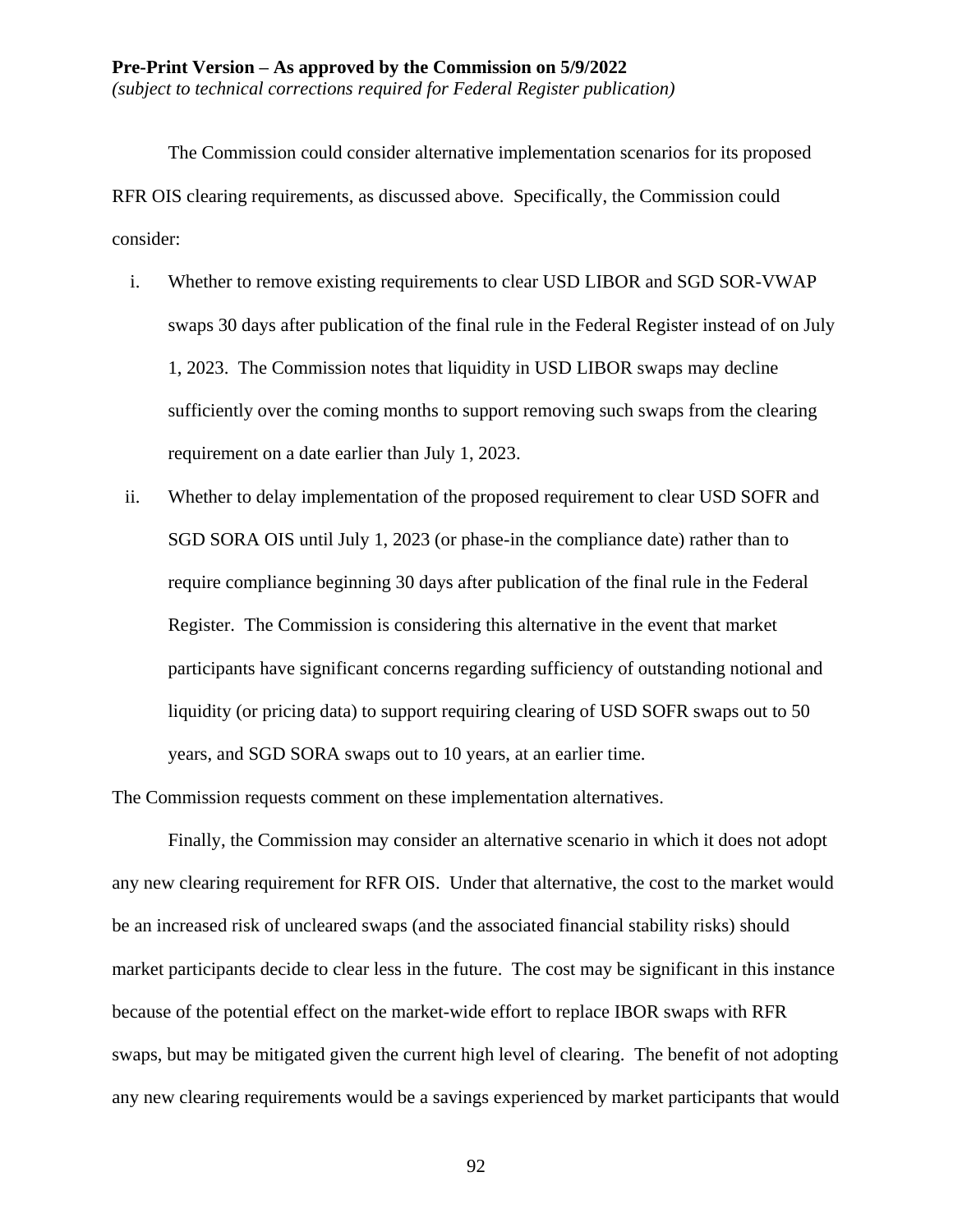The Commission could consider alternative implementation scenarios for its proposed RFR OIS clearing requirements, as discussed above. Specifically, the Commission could consider:

i. Whether to remove existing requirements to clear USD LIBOR and SGD SOR-VWAP swaps 30 days after publication of the final rule in the Federal Register instead of on July 1, 2023. The Commission notes that liquidity in USD LIBOR swaps may decline sufficiently over the coming months to support removing such swaps from the clearing requirement on a date earlier than July 1, 2023.

ii. Whether to delay implementation of the proposed requirement to clear USD SOFR and SGD SORA OIS until July 1, 2023 (or phase-in the compliance date) rather than to require compliance beginning 30 days after publication of the final rule in the Federal Register. The Commission is considering this alternative in the event that market participants have significant concerns regarding sufficiency of outstanding notional and liquidity (or pricing data) to support requiring clearing of USD SOFR swaps out to 50 years, and SGD SORA swaps out to 10 years, at an earlier time.

The Commission requests comment on these implementation alternatives.

Finally, the Commission may consider an alternative scenario in which it does not adopt any new clearing requirement for RFR OIS. Under that alternative, the cost to the market would be an increased risk of uncleared swaps (and the associated financial stability risks) should market participants decide to clear less in the future. The cost may be significant in this instance because of the potential effect on the market-wide effort to replace IBOR swaps with RFR swaps, but may be mitigated given the current high level of clearing. The benefit of not adopting any new clearing requirements would be a savings experienced by market participants that would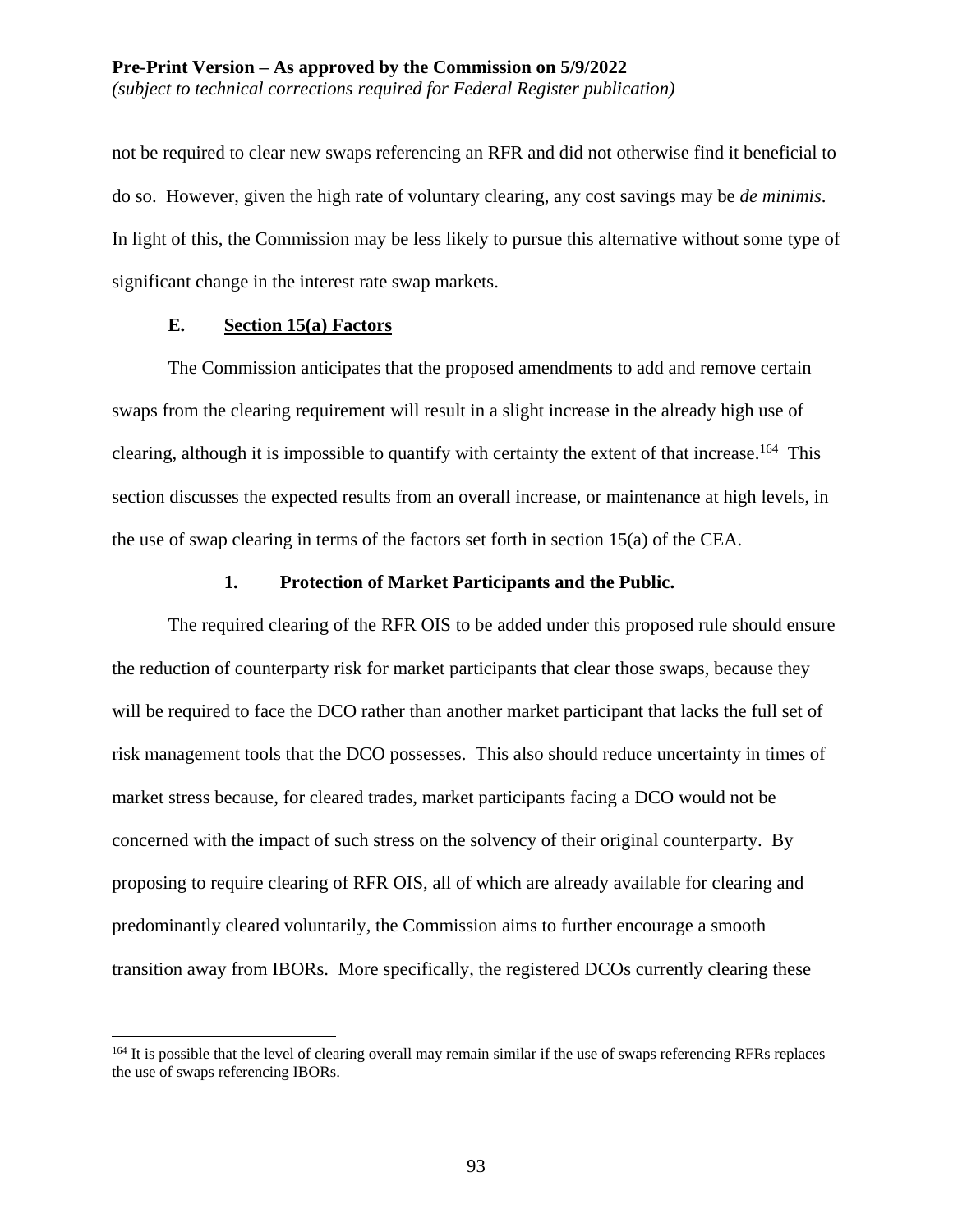not be required to clear new swaps referencing an RFR and did not otherwise find it beneficial to do so. However, given the high rate of voluntary clearing, any cost savings may be *de minimis*. In light of this, the Commission may be less likely to pursue this alternative without some type of significant change in the interest rate swap markets.

### E. Section 15(a) Factors

The Commission anticipates that the proposed amendments to add and remove certain swaps from the clearing requirement will result in a slight increase in the already high use of clearing, although it is impossible to quantify with certainty the extent of that increase.[164] This section discusses the expected results from an overall increase, or maintenance at high levels, in the use of swap clearing in terms of the factors set forth in section 15(a) of the CEA.

#### 1. Protection of Market Participants and the Public.

The required clearing of the RFR OIS to be added under this proposed rule should ensure the reduction of counterparty risk for market participants that clear those swaps, because they will be required to face the DCO rather than another market participant that lacks the full set of risk management tools that the DCO possesses. This also should reduce uncertainty in times of market stress because, for cleared trades, market participants facing a DCO would not be concerned with the impact of such stress on the solvency of their original counterparty. By proposing to require clearing of RFR OIS, all of which are already available for clearing and predominantly cleared voluntarily, the Commission aims to further encourage a smooth transition away from IBORs. More specifically, the registered DCOs currently clearing these

[164] It is possible that the level of clearing overall may remain similar if the use of swaps referencing RFRs replaces the use of swaps referencing IBORs.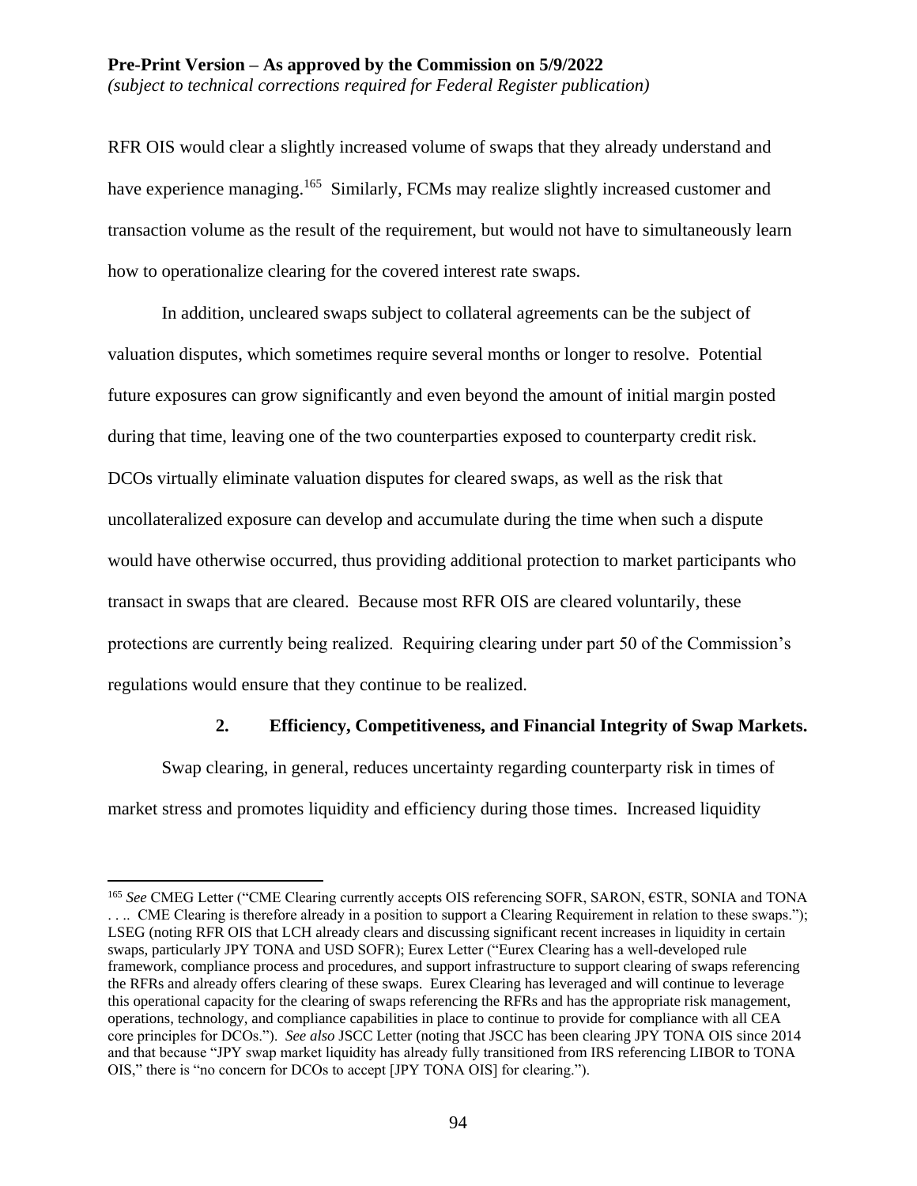RFR OIS would clear a slightly increased volume of swaps that they already understand and have experience managing.[165] Similarly, FCMs may realize slightly increased customer and transaction volume as the result of the requirement, but would not have to simultaneously learn how to operationalize clearing for the covered interest rate swaps.

In addition, uncleared swaps subject to collateral agreements can be the subject of valuation disputes, which sometimes require several months or longer to resolve. Potential future exposures can grow significantly and even beyond the amount of initial margin posted during that time, leaving one of the two counterparties exposed to counterparty credit risk. DCOs virtually eliminate valuation disputes for cleared swaps, as well as the risk that uncollateralized exposure can develop and accumulate during the time when such a dispute would have otherwise occurred, thus providing additional protection to market participants who transact in swaps that are cleared. Because most RFR OIS are cleared voluntarily, these protections are currently being realized. Requiring clearing under part 50 of the Commission's regulations would ensure that they continue to be realized.

### 2. Efficiency, Competitiveness, and Financial Integrity of Swap Markets.

Swap clearing, in general, reduces uncertainty regarding counterparty risk in times of market stress and promotes liquidity and efficiency during those times. Increased liquidity

---

[165] *See* CMEG Letter ("CME Clearing currently accepts OIS referencing SOFR, SARON, €STR, SONIA and TONA . . .. CME Clearing is therefore already in a position to support a Clearing Requirement in relation to these swaps."); LSEG (noting RFR OIS that LCH already clears and discussing significant recent increases in liquidity in certain swaps, particularly JPY TONA and USD SOFR); Eurex Letter ("Eurex Clearing has a well-developed rule framework, compliance process and procedures, and support infrastructure to support clearing of swaps referencing the RFRs and already offers clearing of these swaps. Eurex Clearing has leveraged and will continue to leverage this operational capacity for the clearing of swaps referencing the RFRs and has the appropriate risk management, operations, technology, and compliance capabilities in place to continue to provide for compliance with all CEA core principles for DCOs."). *See also* JSCC Letter (noting that JSCC has been clearing JPY TONA OIS since 2014 and that because "JPY swap market liquidity has already fully transitioned from IRS referencing LIBOR to TONA OIS," there is "no concern for DCOs to accept [JPY TONA OIS] for clearing.").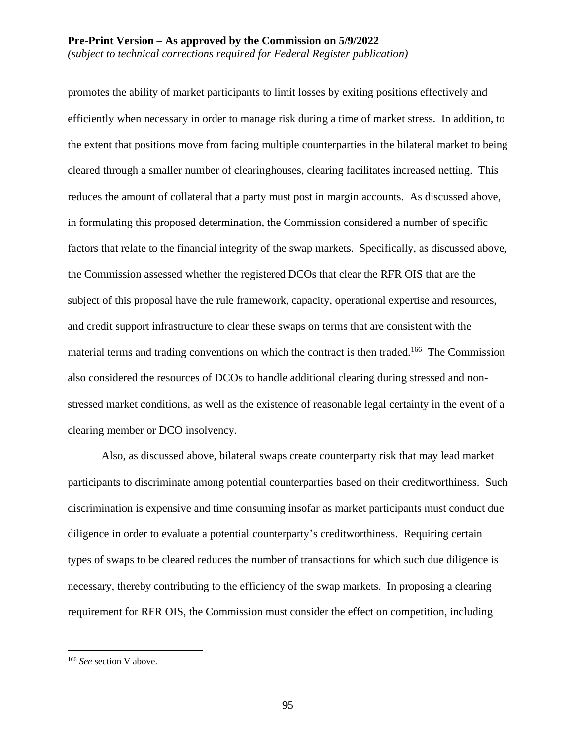promotes the ability of market participants to limit losses by exiting positions effectively and efficiently when necessary in order to manage risk during a time of market stress. In addition, to the extent that positions move from facing multiple counterparties in the bilateral market to being cleared through a smaller number of clearinghouses, clearing facilitates increased netting. This reduces the amount of collateral that a party must post in margin accounts. As discussed above, in formulating this proposed determination, the Commission considered a number of specific factors that relate to the financial integrity of the swap markets. Specifically, as discussed above, the Commission assessed whether the registered DCOs that clear the RFR OIS that are the subject of this proposal have the rule framework, capacity, operational expertise and resources, and credit support infrastructure to clear these swaps on terms that are consistent with the material terms and trading conventions on which the contract is then traded.[166] The Commission also considered the resources of DCOs to handle additional clearing during stressed and non-stressed market conditions, as well as the existence of reasonable legal certainty in the event of a clearing member or DCO insolvency.

Also, as discussed above, bilateral swaps create counterparty risk that may lead market participants to discriminate among potential counterparties based on their creditworthiness. Such discrimination is expensive and time consuming insofar as market participants must conduct due diligence in order to evaluate a potential counterparty's creditworthiness. Requiring certain types of swaps to be cleared reduces the number of transactions for which such due diligence is necessary, thereby contributing to the efficiency of the swap markets. In proposing a clearing requirement for RFR OIS, the Commission must consider the effect on competition, including

[166] *See* section V above.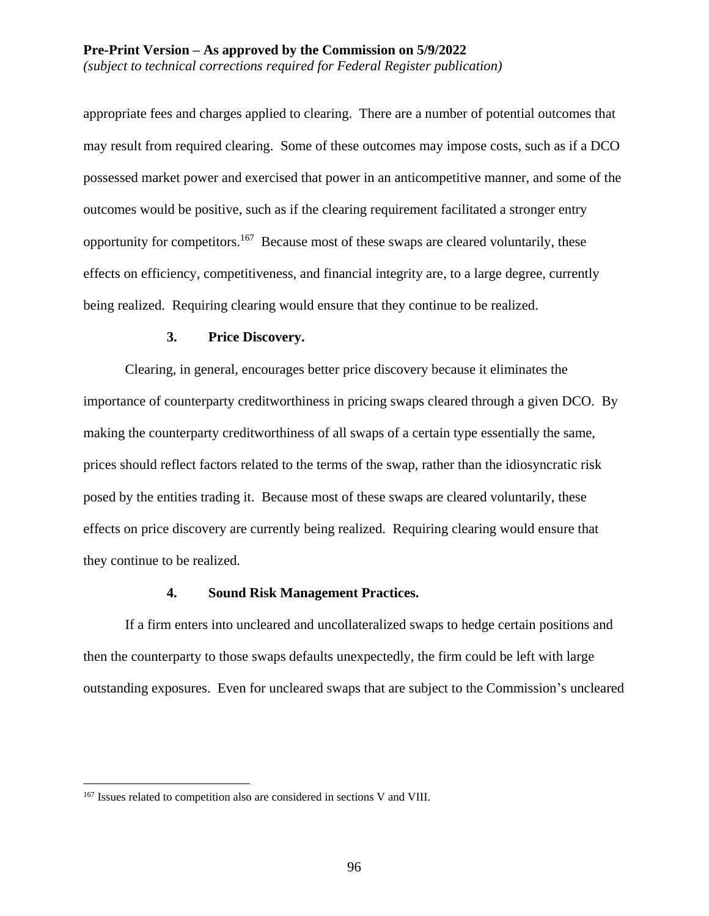appropriate fees and charges applied to clearing. There are a number of potential outcomes that may result from required clearing. Some of these outcomes may impose costs, such as if a DCO possessed market power and exercised that power in an anticompetitive manner, and some of the outcomes would be positive, such as if the clearing requirement facilitated a stronger entry opportunity for competitors.[167] Because most of these swaps are cleared voluntarily, these effects on efficiency, competitiveness, and financial integrity are, to a large degree, currently being realized. Requiring clearing would ensure that they continue to be realized.

### 3. Price Discovery.

Clearing, in general, encourages better price discovery because it eliminates the importance of counterparty creditworthiness in pricing swaps cleared through a given DCO. By making the counterparty creditworthiness of all swaps of a certain type essentially the same, prices should reflect factors related to the terms of the swap, rather than the idiosyncratic risk posed by the entities trading it. Because most of these swaps are cleared voluntarily, these effects on price discovery are currently being realized. Requiring clearing would ensure that they continue to be realized.

### 4. Sound Risk Management Practices.

If a firm enters into uncleared and uncollateralized swaps to hedge certain positions and then the counterparty to those swaps defaults unexpectedly, the firm could be left with large outstanding exposures. Even for uncleared swaps that are subject to the Commission's uncleared

---

[167] Issues related to competition also are considered in sections V and VIII.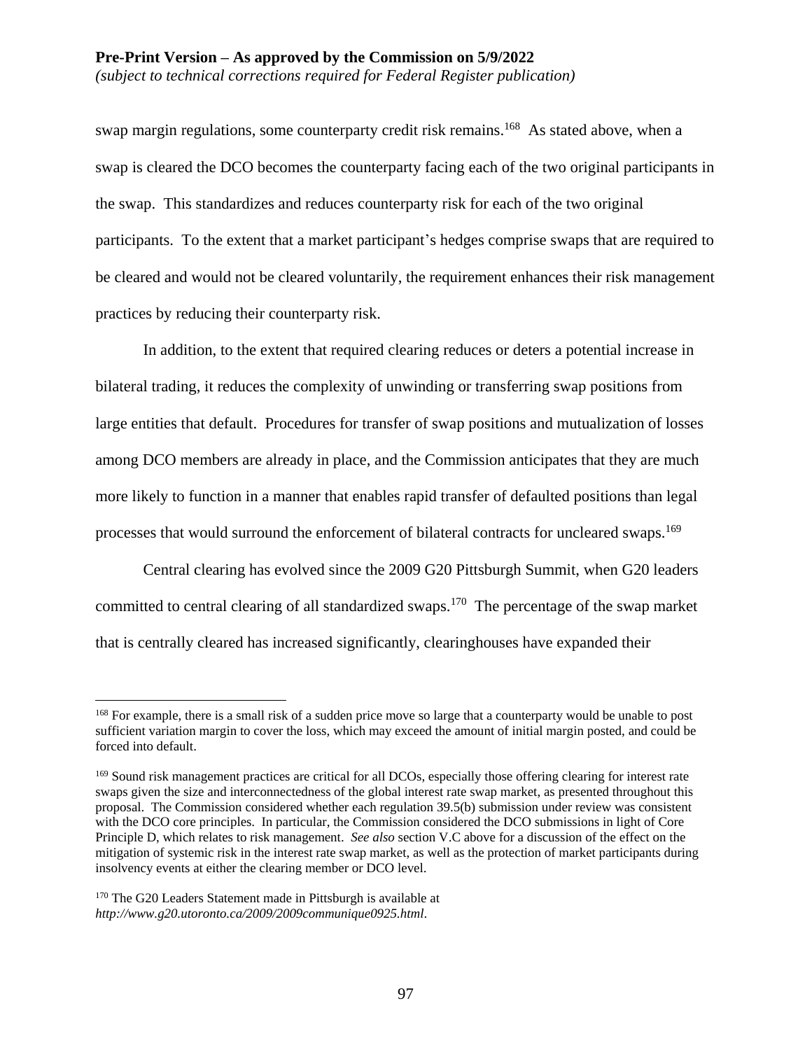swap margin regulations, some counterparty credit risk remains.[168] As stated above, when a swap is cleared the DCO becomes the counterparty facing each of the two original participants in the swap. This standardizes and reduces counterparty risk for each of the two original participants. To the extent that a market participant's hedges comprise swaps that are required to be cleared and would not be cleared voluntarily, the requirement enhances their risk management practices by reducing their counterparty risk.

In addition, to the extent that required clearing reduces or deters a potential increase in bilateral trading, it reduces the complexity of unwinding or transferring swap positions from large entities that default. Procedures for transfer of swap positions and mutualization of losses among DCO members are already in place, and the Commission anticipates that they are much more likely to function in a manner that enables rapid transfer of defaulted positions than legal processes that would surround the enforcement of bilateral contracts for uncleared swaps.[169]

Central clearing has evolved since the 2009 G20 Pittsburgh Summit, when G20 leaders committed to central clearing of all standardized swaps.[170] The percentage of the swap market that is centrally cleared has increased significantly, clearinghouses have expanded their

---

[168] For example, there is a small risk of a sudden price move so large that a counterparty would be unable to post sufficient variation margin to cover the loss, which may exceed the amount of initial margin posted, and could be forced into default.

[169] Sound risk management practices are critical for all DCOs, especially those offering clearing for interest rate swaps given the size and interconnectedness of the global interest rate swap market, as presented throughout this proposal. The Commission considered whether each regulation 39.5(b) submission under review was consistent with the DCO core principles. In particular, the Commission considered the DCO submissions in light of Core Principle D, which relates to risk management. *See also* section V.C above for a discussion of the effect on the mitigation of systemic risk in the interest rate swap market, as well as the protection of market participants during insolvency events at either the clearing member or DCO level.

[170] The G20 Leaders Statement made in Pittsburgh is available at *http://www.g20.utoronto.ca/2009/2009communique0925.html*.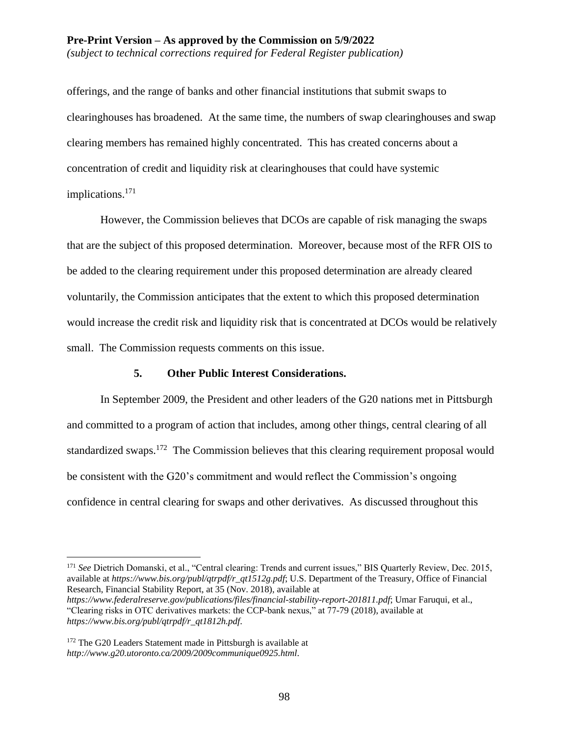offerings, and the range of banks and other financial institutions that submit swaps to clearinghouses has broadened. At the same time, the numbers of swap clearinghouses and swap clearing members has remained highly concentrated. This has created concerns about a concentration of credit and liquidity risk at clearinghouses that could have systemic implications.[171]

However, the Commission believes that DCOs are capable of risk managing the swaps that are the subject of this proposed determination. Moreover, because most of the RFR OIS to be added to the clearing requirement under this proposed determination are already cleared voluntarily, the Commission anticipates that the extent to which this proposed determination would increase the credit risk and liquidity risk that is concentrated at DCOs would be relatively small. The Commission requests comments on this issue.

### 5. Other Public Interest Considerations.

In September 2009, the President and other leaders of the G20 nations met in Pittsburgh and committed to a program of action that includes, among other things, central clearing of all standardized swaps.[172] The Commission believes that this clearing requirement proposal would be consistent with the G20's commitment and would reflect the Commission's ongoing confidence in central clearing for swaps and other derivatives. As discussed throughout this

---

[171] *See* Dietrich Domanski, et al., "Central clearing: Trends and current issues," BIS Quarterly Review, Dec. 2015, available at *https://www.bis.org/publ/qtrpdf/r_qt1512g.pdf*; U.S. Department of the Treasury, Office of Financial Research, Financial Stability Report, at 35 (Nov. 2018), available at *https://www.federalreserve.gov/publications/files/financial-stability-report-201811.pdf*; Umar Faruqui, et al., "Clearing risks in OTC derivatives markets: the CCP-bank nexus," at 77-79 (2018), available at *https://www.bis.org/publ/qtrpdf/r_qt1812h.pdf*.

[172] The G20 Leaders Statement made in Pittsburgh is available at *http://www.g20.utoronto.ca/2009/2009communique0925.html*.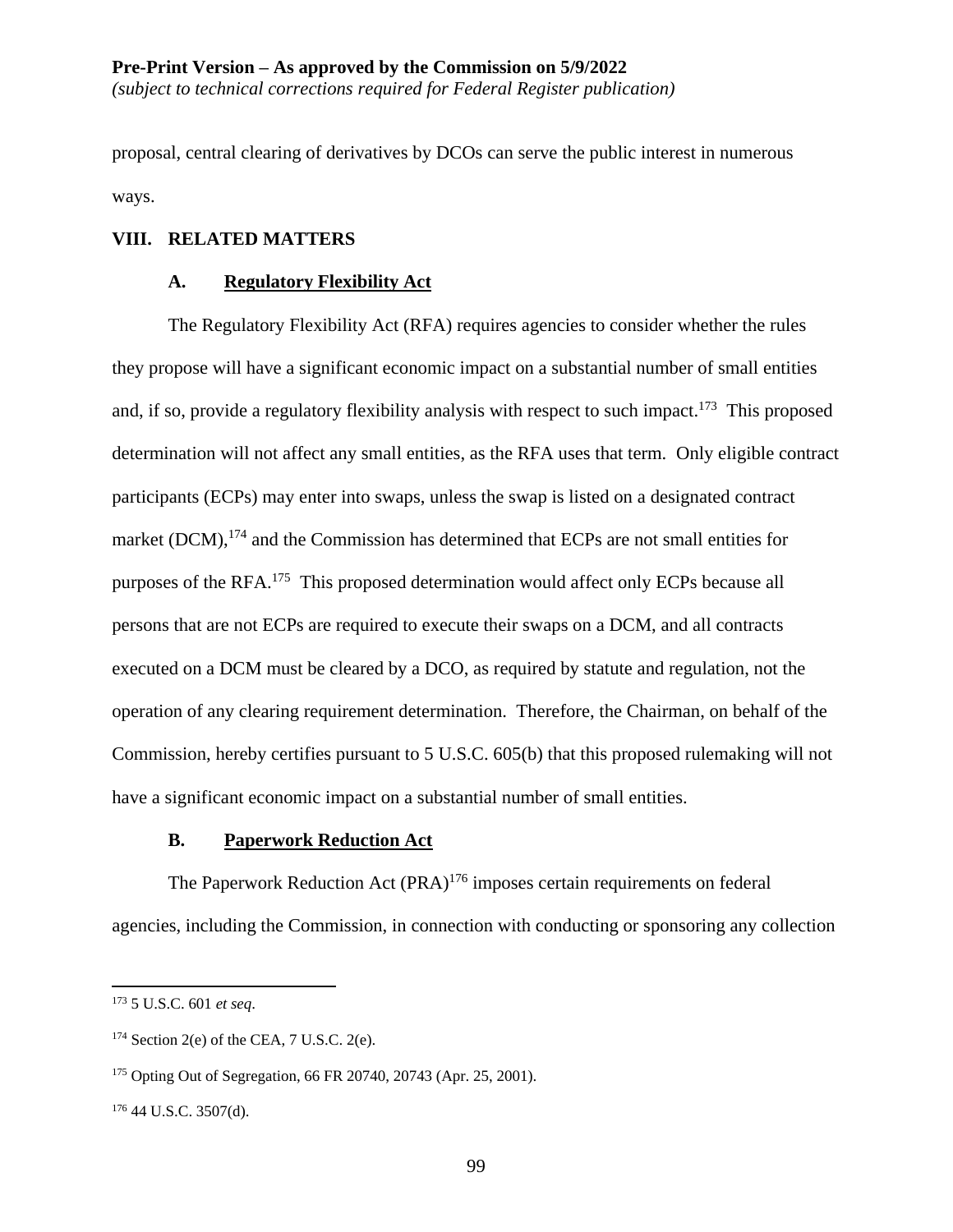proposal, central clearing of derivatives by DCOs can serve the public interest in numerous ways.

## VIII. RELATED MATTERS

### A. Regulatory Flexibility Act

The Regulatory Flexibility Act (RFA) requires agencies to consider whether the rules they propose will have a significant economic impact on a substantial number of small entities and, if so, provide a regulatory flexibility analysis with respect to such impact.[173] This proposed determination will not affect any small entities, as the RFA uses that term. Only eligible contract participants (ECPs) may enter into swaps, unless the swap is listed on a designated contract market (DCM),[174] and the Commission has determined that ECPs are not small entities for purposes of the RFA.[175] This proposed determination would affect only ECPs because all persons that are not ECPs are required to execute their swaps on a DCM, and all contracts executed on a DCM must be cleared by a DCO, as required by statute and regulation, not the operation of any clearing requirement determination. Therefore, the Chairman, on behalf of the Commission, hereby certifies pursuant to 5 U.S.C. 605(b) that this proposed rulemaking will not have a significant economic impact on a substantial number of small entities.

### B. Paperwork Reduction Act

The Paperwork Reduction Act (PRA)[176] imposes certain requirements on federal agencies, including the Commission, in connection with conducting or sponsoring any collection

---

[173] 5 U.S.C. 601 *et seq*.

[174] Section 2(e) of the CEA, 7 U.S.C. 2(e).

[175] Opting Out of Segregation, 66 FR 20740, 20743 (Apr. 25, 2001).

[176] 44 U.S.C. 3507(d).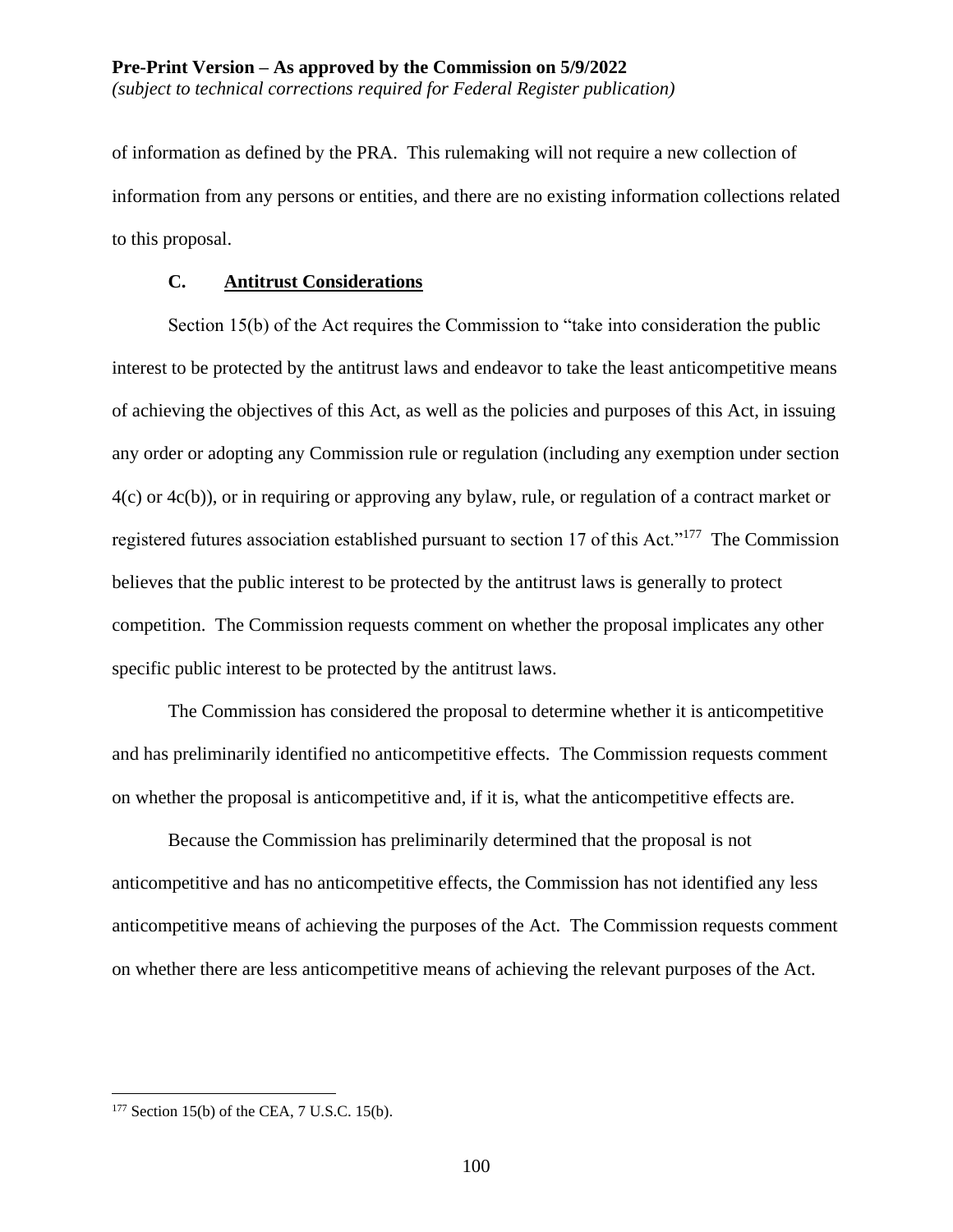of information as defined by the PRA. This rulemaking will not require a new collection of information from any persons or entities, and there are no existing information collections related to this proposal.

### C. Antitrust Considerations

Section 15(b) of the Act requires the Commission to "take into consideration the public interest to be protected by the antitrust laws and endeavor to take the least anticompetitive means of achieving the objectives of this Act, as well as the policies and purposes of this Act, in issuing any order or adopting any Commission rule or regulation (including any exemption under section 4(c) or 4c(b)), or in requiring or approving any bylaw, rule, or regulation of a contract market or registered futures association established pursuant to section 17 of this Act."[177] The Commission believes that the public interest to be protected by the antitrust laws is generally to protect competition. The Commission requests comment on whether the proposal implicates any other specific public interest to be protected by the antitrust laws.

The Commission has considered the proposal to determine whether it is anticompetitive and has preliminarily identified no anticompetitive effects. The Commission requests comment on whether the proposal is anticompetitive and, if it is, what the anticompetitive effects are.

Because the Commission has preliminarily determined that the proposal is not anticompetitive and has no anticompetitive effects, the Commission has not identified any less anticompetitive means of achieving the purposes of the Act. The Commission requests comment on whether there are less anticompetitive means of achieving the relevant purposes of the Act.

---

[177] Section 15(b) of the CEA, 7 U.S.C. 15(b).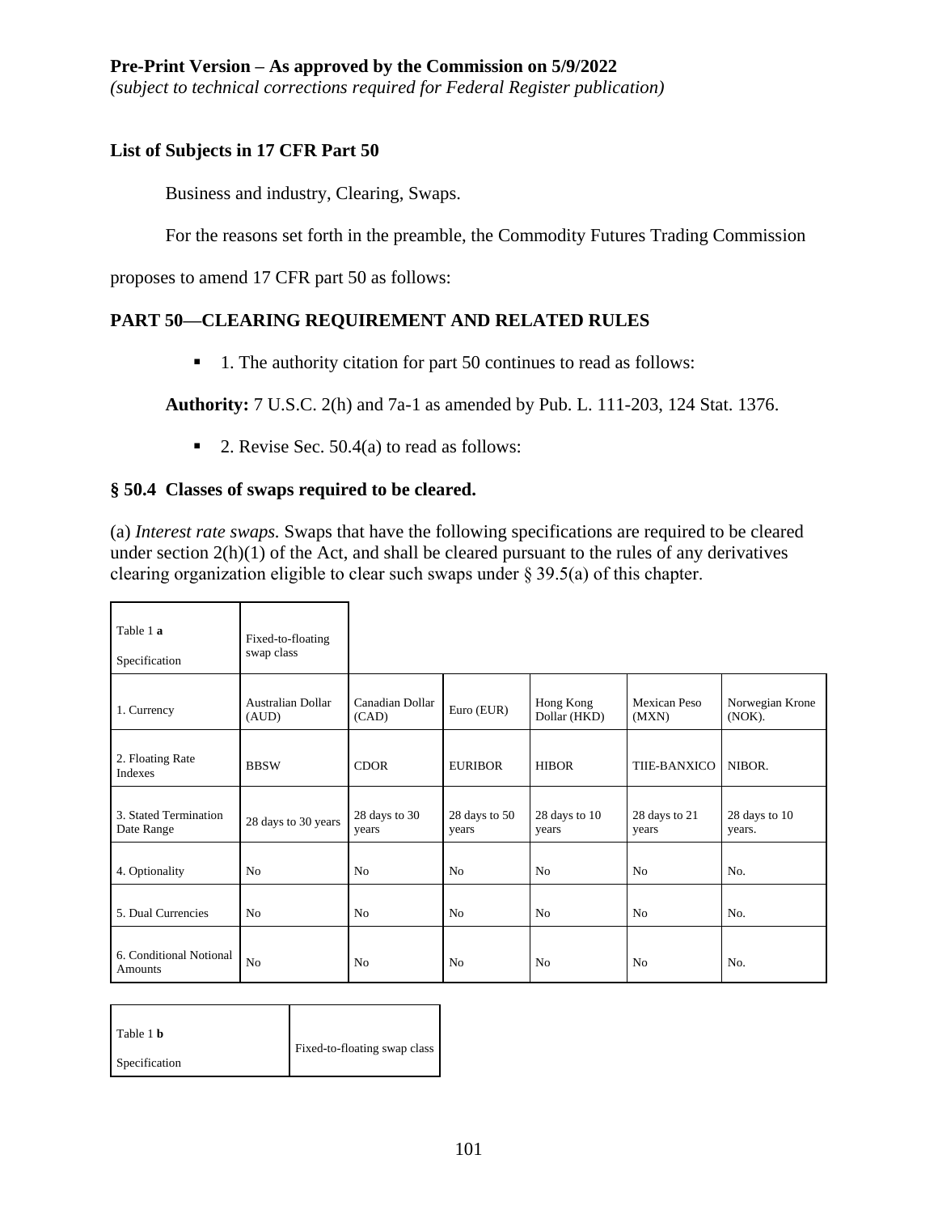**Pre-Print Version – As approved by the Commission on 5/9/2022**
*(subject to technical corrections required for Federal Register publication)*

**List of Subjects in 17 CFR Part 50**

Business and industry, Clearing, Swaps.

For the reasons set forth in the preamble, the Commodity Futures Trading Commission proposes to amend 17 CFR part 50 as follows:

## PART 50—CLEARING REQUIREMENT AND RELATED RULES

- 1. The authority citation for part 50 continues to read as follows:

**Authority:** 7 U.S.C. 2(h) and 7a-1 as amended by Pub. L. 111-203, 124 Stat. 1376.

- 2. Revise Sec. 50.4(a) to read as follows:

### § 50.4 Classes of swaps required to be cleared.

(a) *Interest rate swaps.* Swaps that have the following specifications are required to be cleared under section 2(h)(1) of the Act, and shall be cleared pursuant to the rules of any derivatives clearing organization eligible to clear such swaps under § 39.5(a) of this chapter.

| Table 1 **a**<br>Specification | Fixed-to-floating swap class | | | | | |
|---|---|---|---|---|---|---|
| 1. Currency | Australian Dollar (AUD) | Canadian Dollar (CAD) | Euro (EUR) | Hong Kong Dollar (HKD) | Mexican Peso (MXN) | Norwegian Krone (NOK). |
| 2. Floating Rate Indexes | BBSW | CDOR | EURIBOR | HIBOR | TIIE-BANXICO | NIBOR. |
| 3. Stated Termination Date Range | 28 days to 30 years | 28 days to 30 years | 28 days to 50 years | 28 days to 10 years | 28 days to 21 years | 28 days to 10 years. |
| 4. Optionality | No | No | No | No | No | No. |
| 5. Dual Currencies | No | No | No | No | No | No. |
| 6. Conditional Notional Amounts | No | No | No | No | No | No. |

| Table 1 **b**<br>Specification | Fixed-to-floating swap class |
|---|---|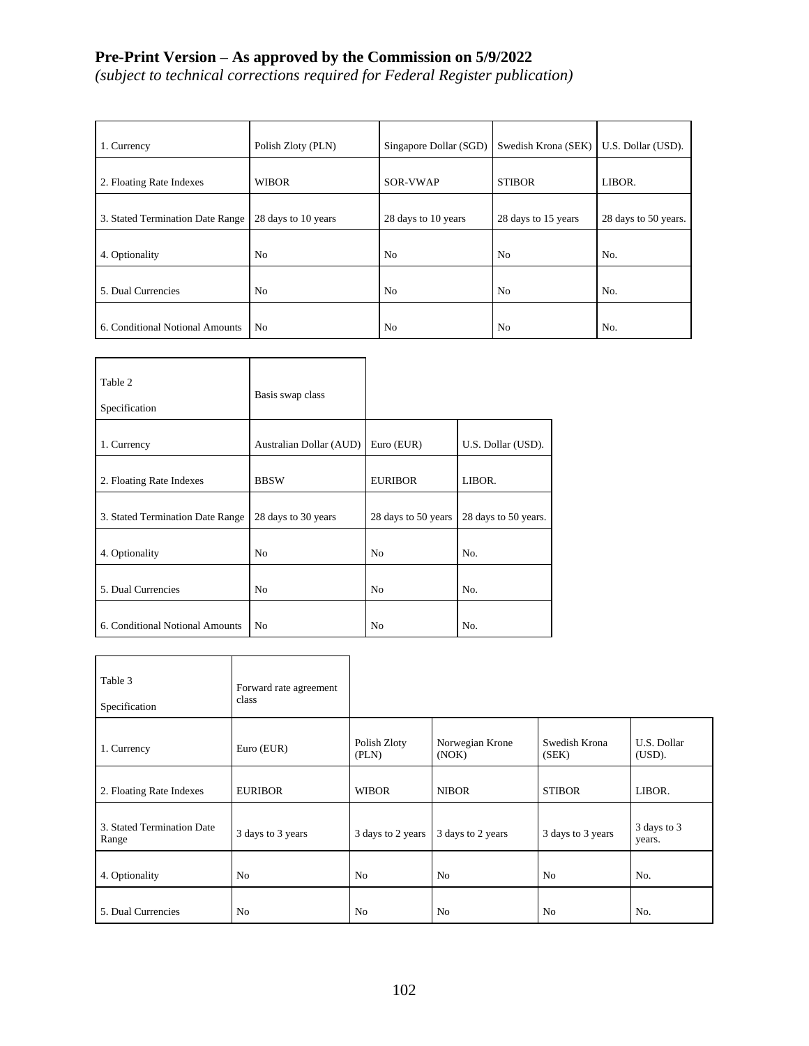**Pre-Print Version – As approved by the Commission on 5/9/2022**
*(subject to technical corrections required for Federal Register publication)*

| | | | | |
|---|---|---|---|---|
| 1. Currency | Polish Zloty (PLN) | Singapore Dollar (SGD) | Swedish Krona (SEK) | U.S. Dollar (USD). |
| 2. Floating Rate Indexes | WIBOR | SOR-VWAP | STIBOR | LIBOR. |
| 3. Stated Termination Date Range | 28 days to 10 years | 28 days to 10 years | 28 days to 15 years | 28 days to 50 years. |
| 4. Optionality | No | No | No | No. |
| 5. Dual Currencies | No | No | No | No. |
| 6. Conditional Notional Amounts | No | No | No | No. |

| Table 2<br>Specification | Basis swap class | | |
|---|---|---|---|
| 1. Currency | Australian Dollar (AUD) | Euro (EUR) | U.S. Dollar (USD). |
| 2. Floating Rate Indexes | BBSW | EURIBOR | LIBOR. |
| 3. Stated Termination Date Range | 28 days to 30 years | 28 days to 50 years | 28 days to 50 years. |
| 4. Optionality | No | No | No. |
| 5. Dual Currencies | No | No | No. |
| 6. Conditional Notional Amounts | No | No | No. |

| Table 3<br>Specification | Forward rate agreement class | | | | |
|---|---|---|---|---|---|
| 1. Currency | Euro (EUR) | Polish Zloty (PLN) | Norwegian Krone (NOK) | Swedish Krona (SEK) | U.S. Dollar (USD). |
| 2. Floating Rate Indexes | EURIBOR | WIBOR | NIBOR | STIBOR | LIBOR. |
| 3. Stated Termination Date Range | 3 days to 3 years | 3 days to 2 years | 3 days to 2 years | 3 days to 3 years | 3 days to 3 years. |
| 4. Optionality | No | No | No | No | No. |
| 5. Dual Currencies | No | No | No | No | No. |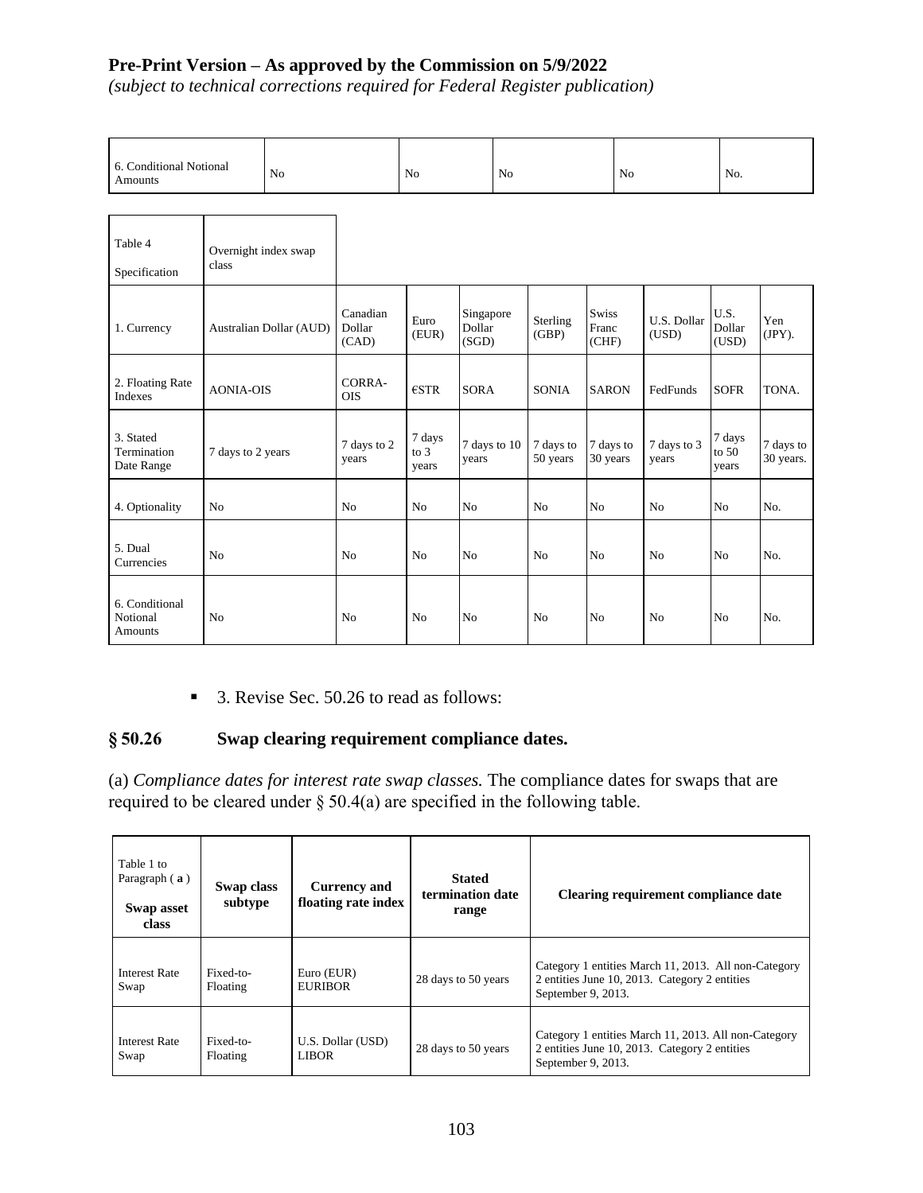Pre-Print Version – As approved by the Commission on 5/9/2022

*(subject to technical corrections required for Federal Register publication)*

| 6. Conditional Notional Amounts | No | No | No | No | No. |
|---|---|---|---|---|---|

| Table 4 Specification | Overnight index swap class | | | | | | | | |
|---|---|---|---|---|---|---|---|---|---|
| 1. Currency | Australian Dollar (AUD) | Canadian Dollar (CAD) | Euro (EUR) | Singapore Dollar (SGD) | Sterling (GBP) | Swiss Franc (CHF) | U.S. Dollar (USD) | U.S. Dollar (USD) | Yen (JPY). |
| 2. Floating Rate Indexes | AONIA-OIS | CORRA-OIS | €STR | SORA | SONIA | SARON | FedFunds | SOFR | TONA. |
| 3. Stated Termination Date Range | 7 days to 2 years | 7 days to 2 years | 7 days to 3 years | 7 days to 10 years | 7 days to 50 years | 7 days to 30 years | 7 days to 3 years | 7 days to 50 years | 7 days to 30 years. |
| 4. Optionality | No | No | No | No | No | No | No | No | No. |
| 5. Dual Currencies | No | No | No | No | No | No | No | No | No. |
| 6. Conditional Notional Amounts | No | No | No | No | No | No | No | No | No. |

- 3. Revise Sec. 50.26 to read as follows:

## § 50.26 Swap clearing requirement compliance dates.

(a) *Compliance dates for interest rate swap classes.* The compliance dates for swaps that are required to be cleared under § 50.4(a) are specified in the following table.

| Table 1 to Paragraph ( **a** ) **Swap asset class** | **Swap class subtype** | **Currency and floating rate index** | **Stated termination date range** | **Clearing requirement compliance date** |
|---|---|---|---|---|
| Interest Rate Swap | Fixed-to-Floating | Euro (EUR) EURIBOR | 28 days to 50 years | Category 1 entities March 11, 2013. All non-Category 2 entities June 10, 2013. Category 2 entities September 9, 2013. |
| Interest Rate Swap | Fixed-to-Floating | U.S. Dollar (USD) LIBOR | 28 days to 50 years | Category 1 entities March 11, 2013. All non-Category 2 entities June 10, 2013. Category 2 entities September 9, 2013. |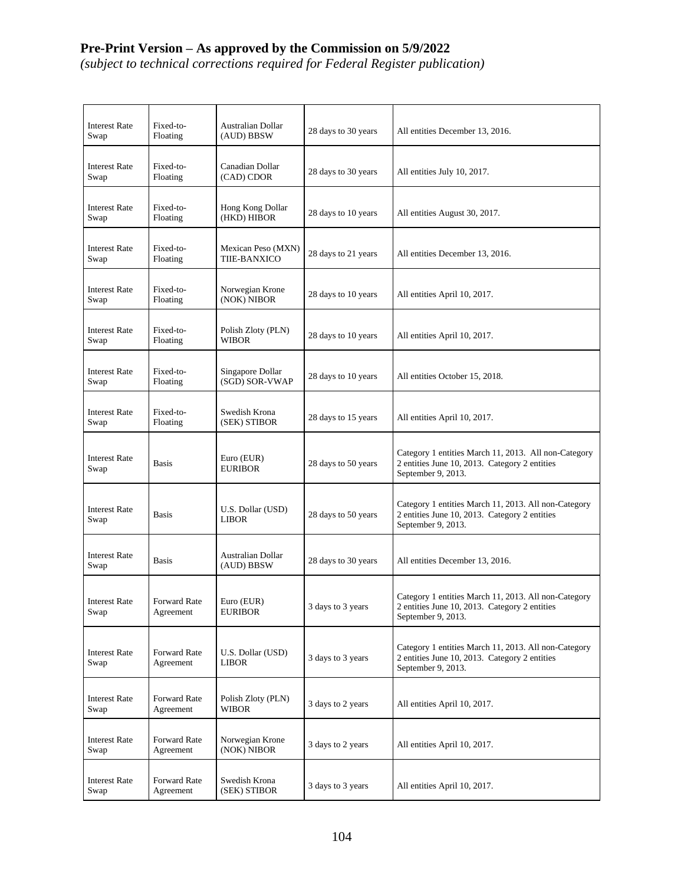**Pre-Print Version – As approved by the Commission on 5/9/2022**
*(subject to technical corrections required for Federal Register publication)*

| | | | | |
|---|---|---|---|---|
| Interest Rate Swap | Fixed-to-Floating | Australian Dollar (AUD) BBSW | 28 days to 30 years | All entities December 13, 2016. |
| Interest Rate Swap | Fixed-to-Floating | Canadian Dollar (CAD) CDOR | 28 days to 30 years | All entities July 10, 2017. |
| Interest Rate Swap | Fixed-to-Floating | Hong Kong Dollar (HKD) HIBOR | 28 days to 10 years | All entities August 30, 2017. |
| Interest Rate Swap | Fixed-to-Floating | Mexican Peso (MXN) TIIE-BANXICO | 28 days to 21 years | All entities December 13, 2016. |
| Interest Rate Swap | Fixed-to-Floating | Norwegian Krone (NOK) NIBOR | 28 days to 10 years | All entities April 10, 2017. |
| Interest Rate Swap | Fixed-to-Floating | Polish Zloty (PLN) WIBOR | 28 days to 10 years | All entities April 10, 2017. |
| Interest Rate Swap | Fixed-to-Floating | Singapore Dollar (SGD) SOR-VWAP | 28 days to 10 years | All entities October 15, 2018. |
| Interest Rate Swap | Fixed-to-Floating | Swedish Krona (SEK) STIBOR | 28 days to 15 years | All entities April 10, 2017. |
| Interest Rate Swap | Basis | Euro (EUR) EURIBOR | 28 days to 50 years | Category 1 entities March 11, 2013. All non-Category 2 entities June 10, 2013. Category 2 entities September 9, 2013. |
| Interest Rate Swap | Basis | U.S. Dollar (USD) LIBOR | 28 days to 50 years | Category 1 entities March 11, 2013. All non-Category 2 entities June 10, 2013. Category 2 entities September 9, 2013. |
| Interest Rate Swap | Basis | Australian Dollar (AUD) BBSW | 28 days to 30 years | All entities December 13, 2016. |
| Interest Rate Swap | Forward Rate Agreement | Euro (EUR) EURIBOR | 3 days to 3 years | Category 1 entities March 11, 2013. All non-Category 2 entities June 10, 2013. Category 2 entities September 9, 2013. |
| Interest Rate Swap | Forward Rate Agreement | U.S. Dollar (USD) LIBOR | 3 days to 3 years | Category 1 entities March 11, 2013. All non-Category 2 entities June 10, 2013. Category 2 entities September 9, 2013. |
| Interest Rate Swap | Forward Rate Agreement | Polish Zloty (PLN) WIBOR | 3 days to 2 years | All entities April 10, 2017. |
| Interest Rate Swap | Forward Rate Agreement | Norwegian Krone (NOK) NIBOR | 3 days to 2 years | All entities April 10, 2017. |
| Interest Rate Swap | Forward Rate Agreement | Swedish Krona (SEK) STIBOR | 3 days to 3 years | All entities April 10, 2017. |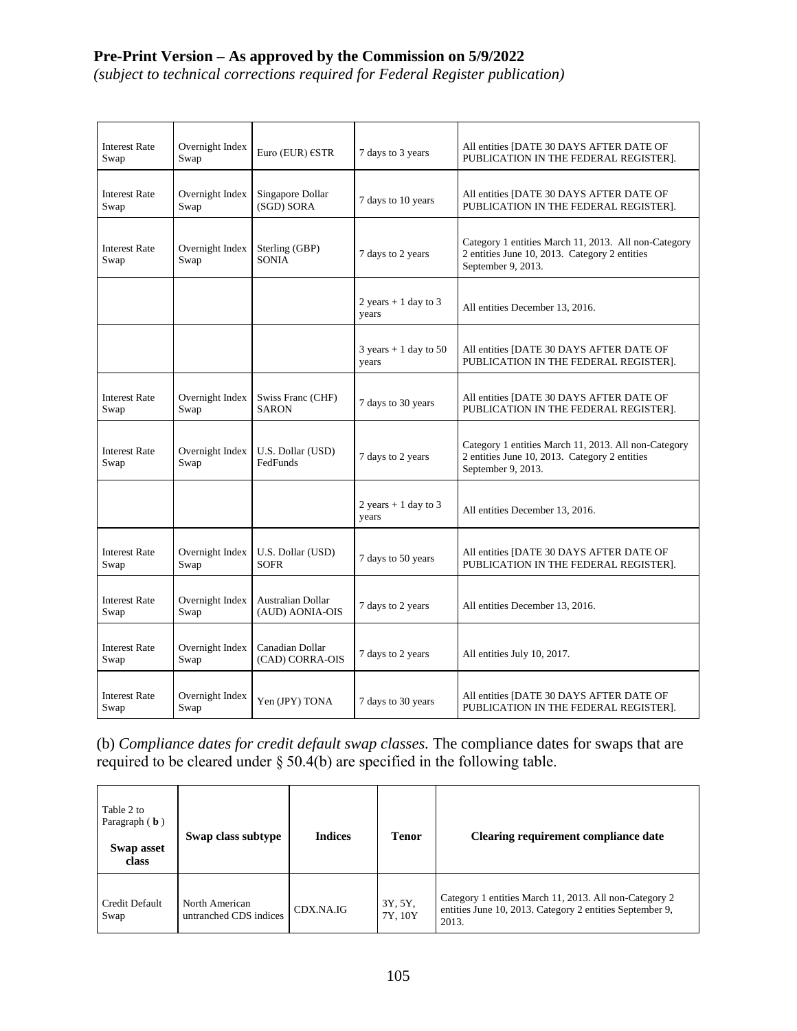**Pre-Print Version – As approved by the Commission on 5/9/2022**
*(subject to technical corrections required for Federal Register publication)*

| | | | | |
|---|---|---|---|---|
| Interest Rate Swap | Overnight Index Swap | Euro (EUR) €STR | 7 days to 3 years | All entities [DATE 30 DAYS AFTER DATE OF PUBLICATION IN THE FEDERAL REGISTER]. |
| Interest Rate Swap | Overnight Index Swap | Singapore Dollar (SGD) SORA | 7 days to 10 years | All entities [DATE 30 DAYS AFTER DATE OF PUBLICATION IN THE FEDERAL REGISTER]. |
| Interest Rate Swap | Overnight Index Swap | Sterling (GBP) SONIA | 7 days to 2 years | Category 1 entities March 11, 2013. All non-Category 2 entities June 10, 2013. Category 2 entities September 9, 2013. |
| | | | 2 years + 1 day to 3 years | All entities December 13, 2016. |
| | | | 3 years + 1 day to 50 years | All entities [DATE 30 DAYS AFTER DATE OF PUBLICATION IN THE FEDERAL REGISTER]. |
| Interest Rate Swap | Overnight Index Swap | Swiss Franc (CHF) SARON | 7 days to 30 years | All entities [DATE 30 DAYS AFTER DATE OF PUBLICATION IN THE FEDERAL REGISTER]. |
| Interest Rate Swap | Overnight Index Swap | U.S. Dollar (USD) FedFunds | 7 days to 2 years | Category 1 entities March 11, 2013. All non-Category 2 entities June 10, 2013. Category 2 entities September 9, 2013. |
| | | | 2 years + 1 day to 3 years | All entities December 13, 2016. |
| Interest Rate Swap | Overnight Index Swap | U.S. Dollar (USD) SOFR | 7 days to 50 years | All entities [DATE 30 DAYS AFTER DATE OF PUBLICATION IN THE FEDERAL REGISTER]. |
| Interest Rate Swap | Overnight Index Swap | Australian Dollar (AUD) AONIA-OIS | 7 days to 2 years | All entities December 13, 2016. |
| Interest Rate Swap | Overnight Index Swap | Canadian Dollar (CAD) CORRA-OIS | 7 days to 2 years | All entities July 10, 2017. |
| Interest Rate Swap | Overnight Index Swap | Yen (JPY) TONA | 7 days to 30 years | All entities [DATE 30 DAYS AFTER DATE OF PUBLICATION IN THE FEDERAL REGISTER]. |

(b) *Compliance dates for credit default swap classes.* The compliance dates for swaps that are required to be cleared under § 50.4(b) are specified in the following table.

| Table 2 to Paragraph ( **b** ) **Swap asset class** | **Swap class subtype** | **Indices** | **Tenor** | **Clearing requirement compliance date** |
|---|---|---|---|---|
| Credit Default Swap | North American untranched CDS indices | CDX.NA.IG | 3Y, 5Y, 7Y, 10Y | Category 1 entities March 11, 2013. All non-Category 2 entities June 10, 2013. Category 2 entities September 9, 2013. |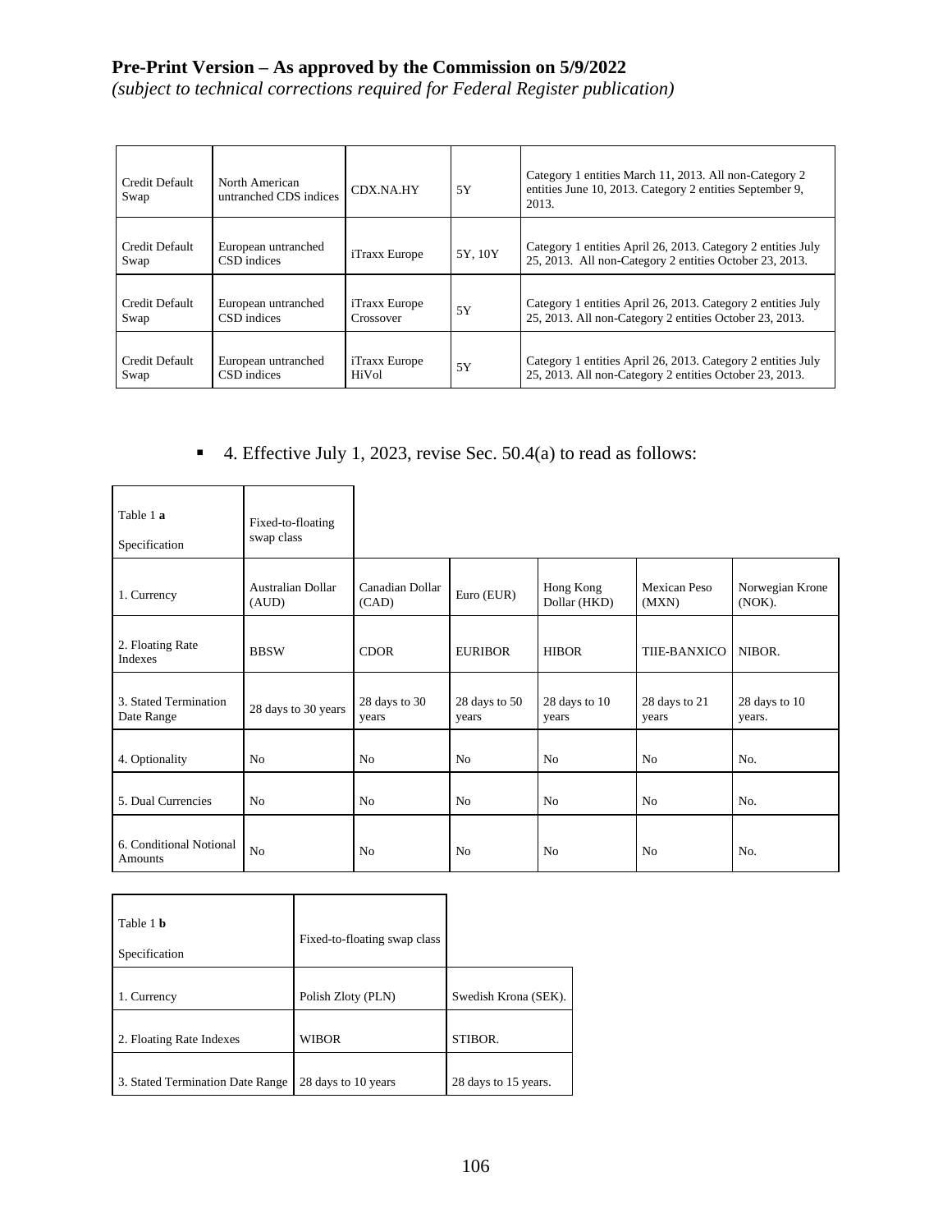| Credit Default Swap | North American untranched CDS indices | CDX.NA.HY | 5Y | Category 1 entities March 11, 2013. All non-Category 2 entities June 10, 2013. Category 2 entities September 9, 2013. |
|---|---|---|---|---|
| Credit Default Swap | European untranched CSD indices | iTraxx Europe | 5Y, 10Y | Category 1 entities April 26, 2013. Category 2 entities July 25, 2013. All non-Category 2 entities October 23, 2013. |
| Credit Default Swap | European untranched CSD indices | iTraxx Europe Crossover | 5Y | Category 1 entities April 26, 2013. Category 2 entities July 25, 2013. All non-Category 2 entities October 23, 2013. |
| Credit Default Swap | European untranched CSD indices | iTraxx Europe HiVol | 5Y | Category 1 entities April 26, 2013. Category 2 entities July 25, 2013. All non-Category 2 entities October 23, 2013. |

- 4. Effective July 1, 2023, revise Sec. 50.4(a) to read as follows:

| Table 1 **a** Specification | Fixed-to-floating swap class | | | | | |
|---|---|---|---|---|---|---|
| 1. Currency | Australian Dollar (AUD) | Canadian Dollar (CAD) | Euro (EUR) | Hong Kong Dollar (HKD) | Mexican Peso (MXN) | Norwegian Krone (NOK). |
| 2. Floating Rate Indexes | BBSW | CDOR | EURIBOR | HIBOR | TIIE-BANXICO | NIBOR. |
| 3. Stated Termination Date Range | 28 days to 30 years | 28 days to 30 years | 28 days to 50 years | 28 days to 10 years | 28 days to 21 years | 28 days to 10 years. |
| 4. Optionality | No | No | No | No | No | No. |
| 5. Dual Currencies | No | No | No | No | No | No. |
| 6. Conditional Notional Amounts | No | No | No | No | No | No. |

| Table 1 **b** Specification | Fixed-to-floating swap class | |
|---|---|---|
| 1. Currency | Polish Zloty (PLN) | Swedish Krona (SEK). |
| 2. Floating Rate Indexes | WIBOR | STIBOR. |
| 3. Stated Termination Date Range | 28 days to 10 years | 28 days to 15 years. |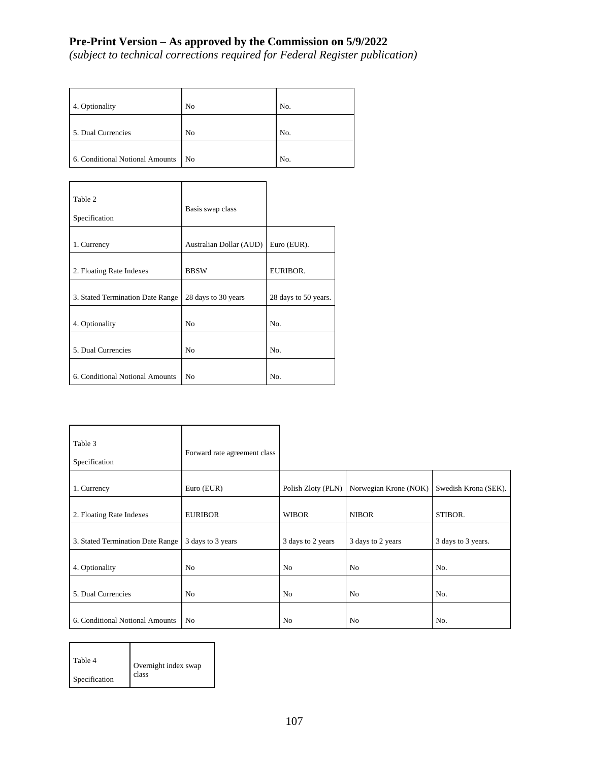**Pre-Print Version – As approved by the Commission on 5/9/2022**
*(subject to technical corrections required for Federal Register publication)*

| | | |
|---|---|---|
| 4. Optionality | No | No. |
| 5. Dual Currencies | No | No. |
| 6. Conditional Notional Amounts | No | No. |

| Table 2 Specification | Basis swap class | |
|---|---|---|
| 1. Currency | Australian Dollar (AUD) | Euro (EUR). |
| 2. Floating Rate Indexes | BBSW | EURIBOR. |
| 3. Stated Termination Date Range | 28 days to 30 years | 28 days to 50 years. |
| 4. Optionality | No | No. |
| 5. Dual Currencies | No | No. |
| 6. Conditional Notional Amounts | No | No. |

| Table 3 Specification | Forward rate agreement class | | | |
|---|---|---|---|---|
| 1. Currency | Euro (EUR) | Polish Zloty (PLN) | Norwegian Krone (NOK) | Swedish Krona (SEK). |
| 2. Floating Rate Indexes | EURIBOR | WIBOR | NIBOR | STIBOR. |
| 3. Stated Termination Date Range | 3 days to 3 years | 3 days to 2 years | 3 days to 2 years | 3 days to 3 years. |
| 4. Optionality | No | No | No | No. |
| 5. Dual Currencies | No | No | No | No. |
| 6. Conditional Notional Amounts | No | No | No | No. |

| Table 4 Specification | Overnight index swap class |
|---|---|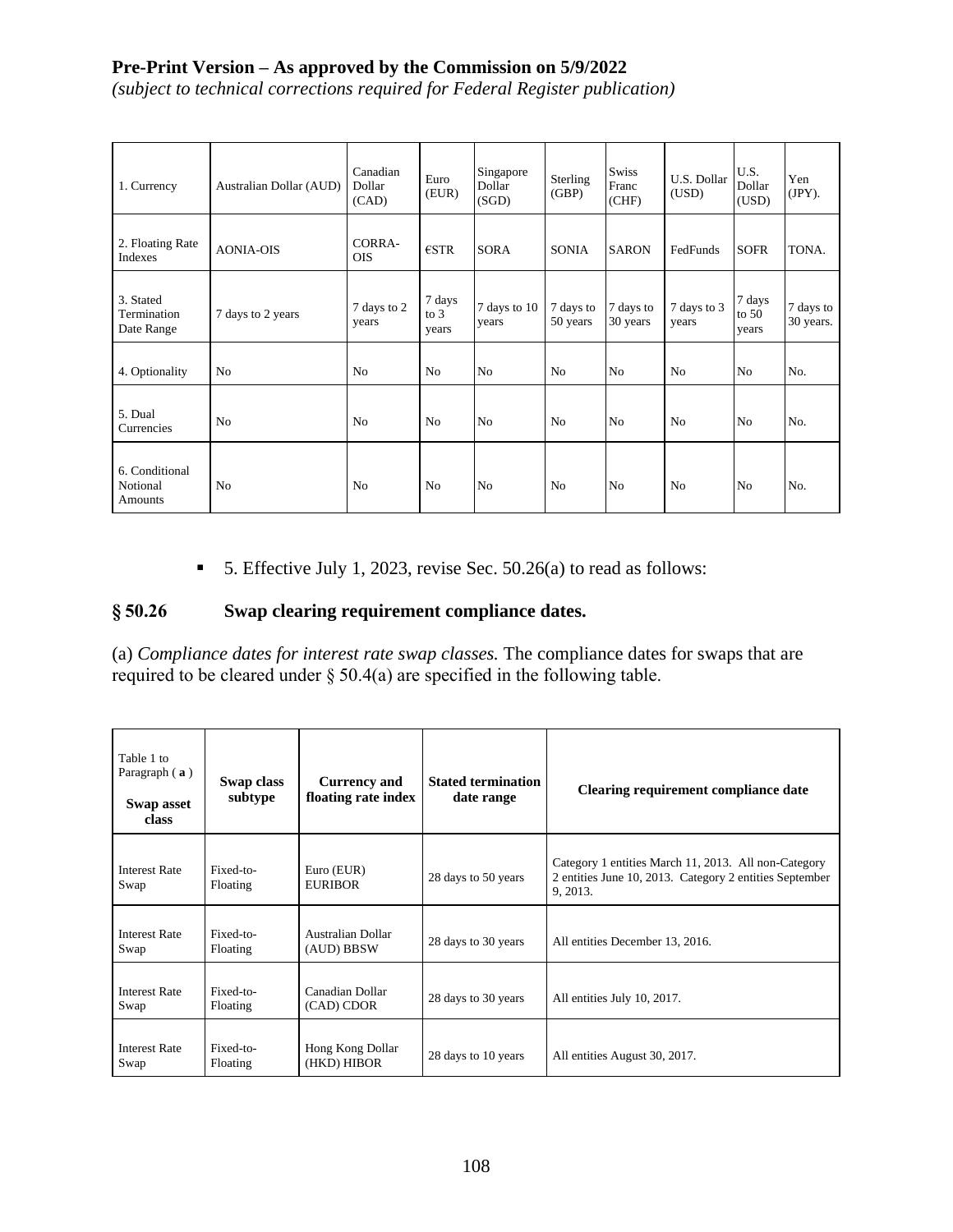**Pre-Print Version – As approved by the Commission on 5/9/2022**
*(subject to technical corrections required for Federal Register publication)*

| 1. Currency | Australian Dollar (AUD) | Canadian Dollar (CAD) | Euro (EUR) | Singapore Dollar (SGD) | Sterling (GBP) | Swiss Franc (CHF) | U.S. Dollar (USD) | U.S. Dollar (USD) | Yen (JPY). |
|---|---|---|---|---|---|---|---|---|---|
| 2. Floating Rate Indexes | AONIA-OIS | CORRA-OIS | €STR | SORA | SONIA | SARON | FedFunds | SOFR | TONA. |
| 3. Stated Termination Date Range | 7 days to 2 years | 7 days to 2 years | 7 days to 3 years | 7 days to 10 years | 7 days to 50 years | 7 days to 30 years | 7 days to 3 years | 7 days to 50 years | 7 days to 30 years. |
| 4. Optionality | No | No | No | No | No | No | No | No | No. |
| 5. Dual Currencies | No | No | No | No | No | No | No | No | No. |
| 6. Conditional Notional Amounts | No | No | No | No | No | No | No | No | No. |

- 5. Effective July 1, 2023, revise Sec. 50.26(a) to read as follows:

## § 50.26 Swap clearing requirement compliance dates.

(a) *Compliance dates for interest rate swap classes.* The compliance dates for swaps that are required to be cleared under § 50.4(a) are specified in the following table.

| Table 1 to Paragraph ( **a** ) **Swap asset class** | **Swap class subtype** | **Currency and floating rate index** | **Stated termination date range** | **Clearing requirement compliance date** |
|---|---|---|---|---|
| Interest Rate Swap | Fixed-to-Floating | Euro (EUR) EURIBOR | 28 days to 50 years | Category 1 entities March 11, 2013. All non-Category 2 entities June 10, 2013. Category 2 entities September 9, 2013. |
| Interest Rate Swap | Fixed-to-Floating | Australian Dollar (AUD) BBSW | 28 days to 30 years | All entities December 13, 2016. |
| Interest Rate Swap | Fixed-to-Floating | Canadian Dollar (CAD) CDOR | 28 days to 30 years | All entities July 10, 2017. |
| Interest Rate Swap | Fixed-to-Floating | Hong Kong Dollar (HKD) HIBOR | 28 days to 10 years | All entities August 30, 2017. |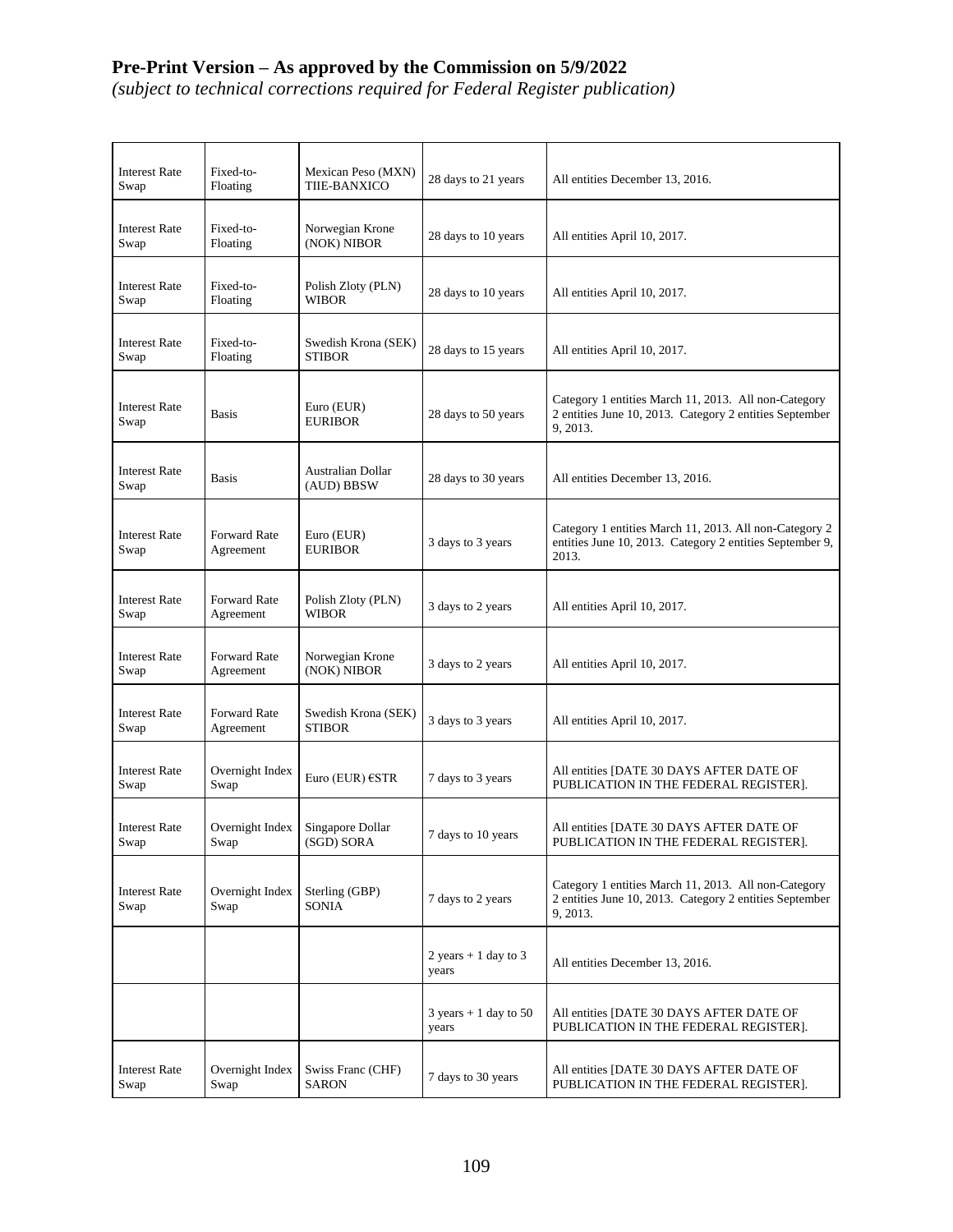**Pre-Print Version – As approved by the Commission on 5/9/2022**
*(subject to technical corrections required for Federal Register publication)*

| | | | | |
|---|---|---|---|---|
| Interest Rate Swap | Fixed-to-Floating | Mexican Peso (MXN) TIIE-BANXICO | 28 days to 21 years | All entities December 13, 2016. |
| Interest Rate Swap | Fixed-to-Floating | Norwegian Krone (NOK) NIBOR | 28 days to 10 years | All entities April 10, 2017. |
| Interest Rate Swap | Fixed-to-Floating | Polish Zloty (PLN) WIBOR | 28 days to 10 years | All entities April 10, 2017. |
| Interest Rate Swap | Fixed-to-Floating | Swedish Krona (SEK) STIBOR | 28 days to 15 years | All entities April 10, 2017. |
| Interest Rate Swap | Basis | Euro (EUR) EURIBOR | 28 days to 50 years | Category 1 entities March 11, 2013. All non-Category 2 entities June 10, 2013. Category 2 entities September 9, 2013. |
| Interest Rate Swap | Basis | Australian Dollar (AUD) BBSW | 28 days to 30 years | All entities December 13, 2016. |
| Interest Rate Swap | Forward Rate Agreement | Euro (EUR) EURIBOR | 3 days to 3 years | Category 1 entities March 11, 2013. All non-Category 2 entities June 10, 2013. Category 2 entities September 9, 2013. |
| Interest Rate Swap | Forward Rate Agreement | Polish Zloty (PLN) WIBOR | 3 days to 2 years | All entities April 10, 2017. |
| Interest Rate Swap | Forward Rate Agreement | Norwegian Krone (NOK) NIBOR | 3 days to 2 years | All entities April 10, 2017. |
| Interest Rate Swap | Forward Rate Agreement | Swedish Krona (SEK) STIBOR | 3 days to 3 years | All entities April 10, 2017. |
| Interest Rate Swap | Overnight Index Swap | Euro (EUR) €STR | 7 days to 3 years | All entities [DATE 30 DAYS AFTER DATE OF PUBLICATION IN THE FEDERAL REGISTER]. |
| Interest Rate Swap | Overnight Index Swap | Singapore Dollar (SGD) SORA | 7 days to 10 years | All entities [DATE 30 DAYS AFTER DATE OF PUBLICATION IN THE FEDERAL REGISTER]. |
| Interest Rate Swap | Overnight Index Swap | Sterling (GBP) SONIA | 7 days to 2 years | Category 1 entities March 11, 2013. All non-Category 2 entities June 10, 2013. Category 2 entities September 9, 2013. |
| | | | 2 years + 1 day to 3 years | All entities December 13, 2016. |
| | | | 3 years + 1 day to 50 years | All entities [DATE 30 DAYS AFTER DATE OF PUBLICATION IN THE FEDERAL REGISTER]. |
| Interest Rate Swap | Overnight Index Swap | Swiss Franc (CHF) SARON | 7 days to 30 years | All entities [DATE 30 DAYS AFTER DATE OF PUBLICATION IN THE FEDERAL REGISTER]. |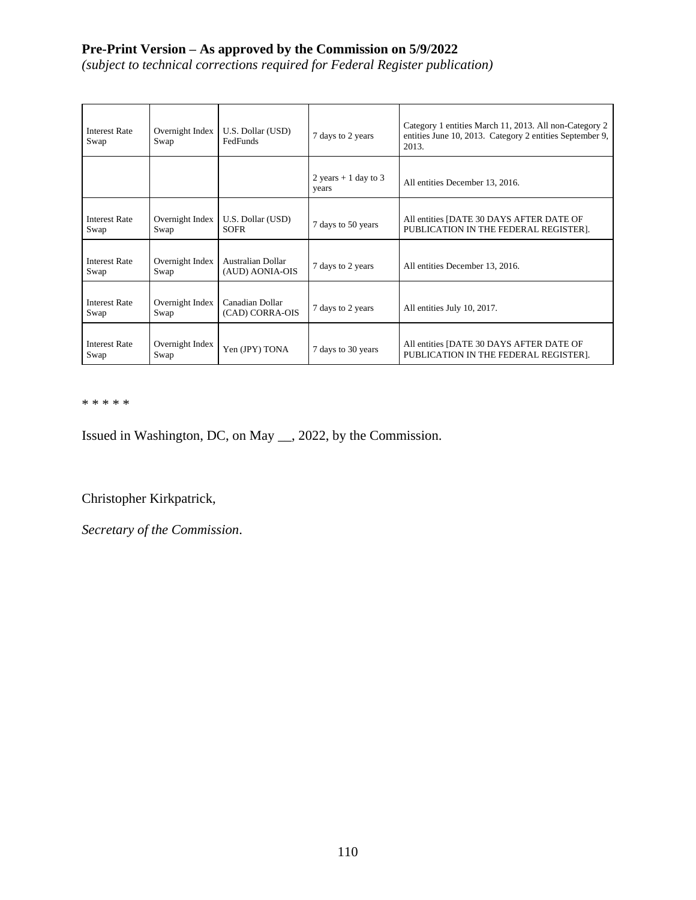**Pre-Print Version – As approved by the Commission on 5/9/2022**
*(subject to technical corrections required for Federal Register publication)*

| | | | | |
|---|---|---|---|---|
| Interest Rate Swap | Overnight Index Swap | U.S. Dollar (USD) FedFunds | 7 days to 2 years | Category 1 entities March 11, 2013. All non-Category 2 entities June 10, 2013. Category 2 entities September 9, 2013. |
| | | | 2 years + 1 day to 3 years | All entities December 13, 2016. |
| Interest Rate Swap | Overnight Index Swap | U.S. Dollar (USD) SOFR | 7 days to 50 years | All entities [DATE 30 DAYS AFTER DATE OF PUBLICATION IN THE FEDERAL REGISTER]. |
| Interest Rate Swap | Overnight Index Swap | Australian Dollar (AUD) AONIA-OIS | 7 days to 2 years | All entities December 13, 2016. |
| Interest Rate Swap | Overnight Index Swap | Canadian Dollar (CAD) CORRA-OIS | 7 days to 2 years | All entities July 10, 2017. |
| Interest Rate Swap | Overnight Index Swap | Yen (JPY) TONA | 7 days to 30 years | All entities [DATE 30 DAYS AFTER DATE OF PUBLICATION IN THE FEDERAL REGISTER]. |

\* \* \* \* \*

Issued in Washington, DC, on May __, 2022, by the Commission.

Christopher Kirkpatrick,

*Secretary of the Commission*.